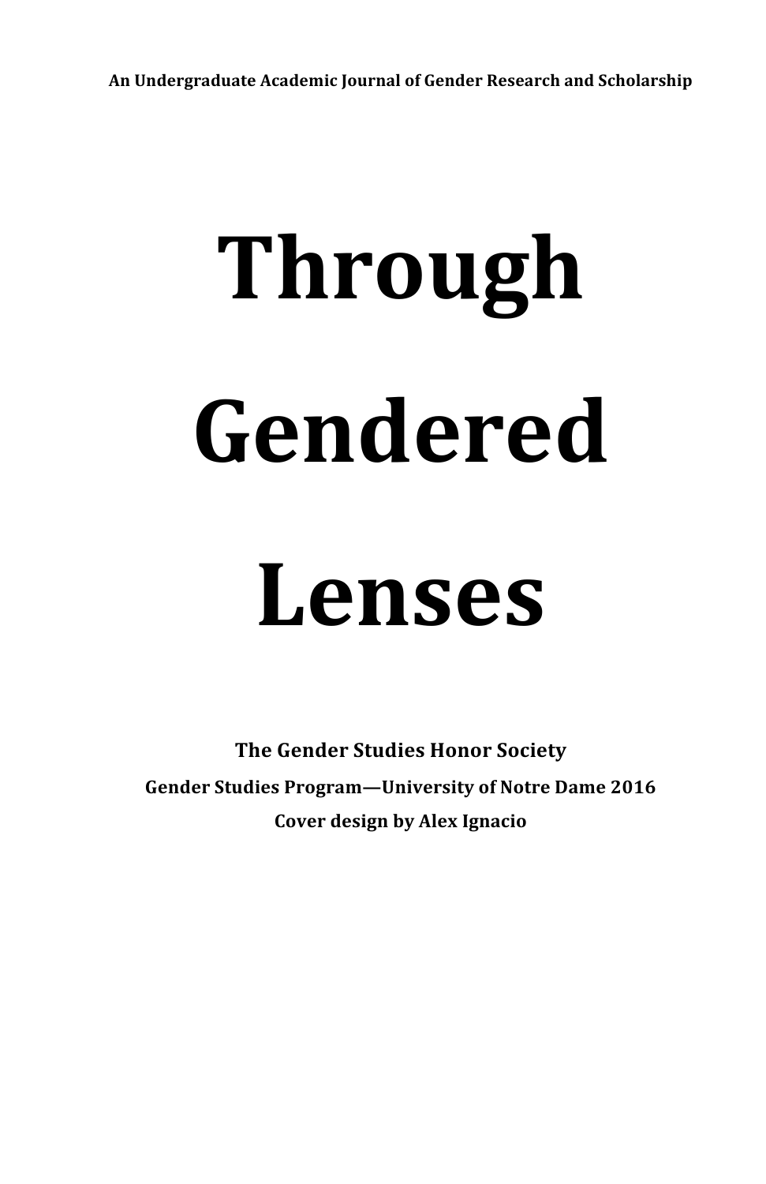**An Undergraduate Academic Journal of Gender Research and Scholarship**

# Through Gendered Lenses

**The Gender Studies Honor Society**

**Gender Studies Program—University of Notre Dame 2016**

**Cover design by Alex Ignacio**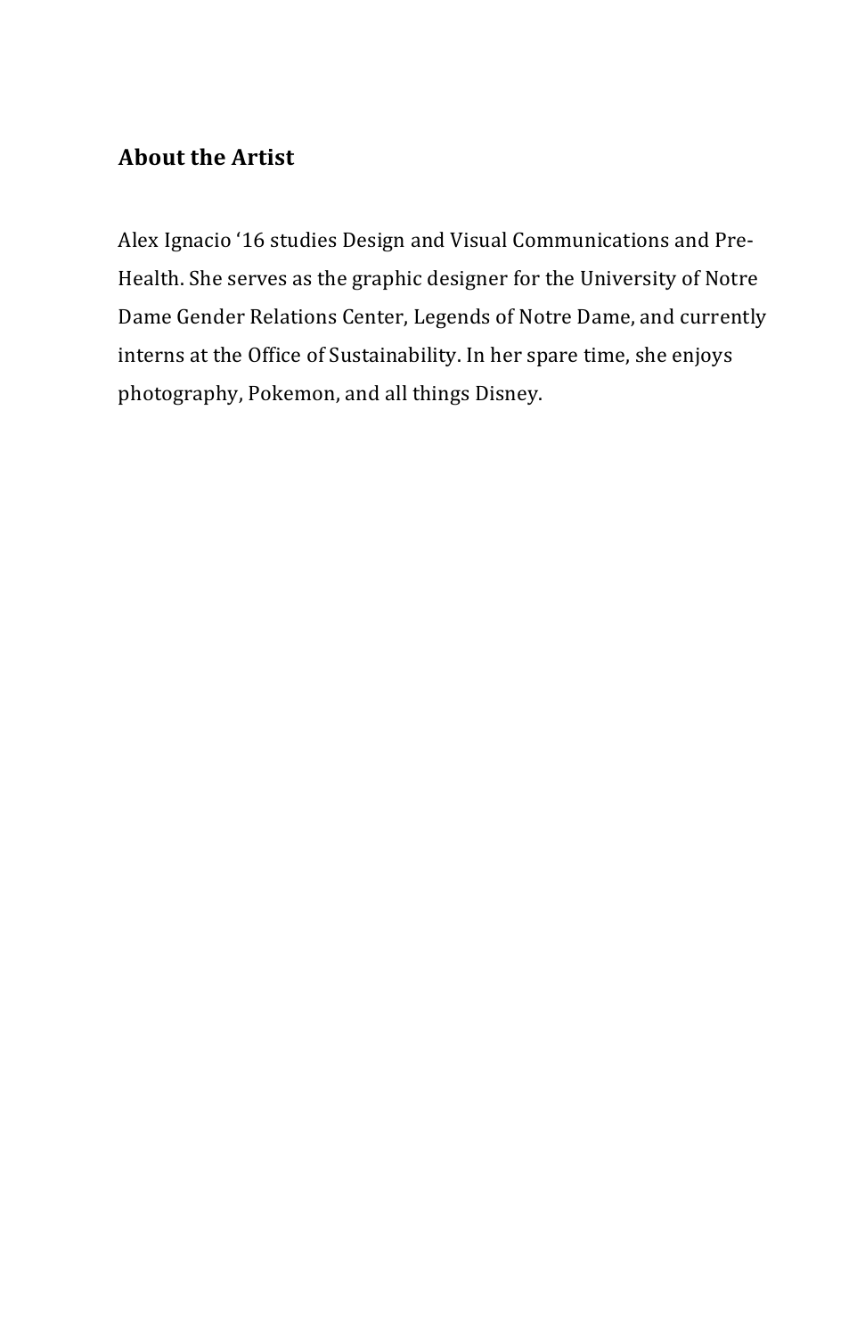## About the Artist

Alex Ignacio '16 studies Design and Visual Communications and Pre-Health. She serves as the graphic designer for the University of Notre Dame Gender Relations Center, Legends of Notre Dame, and currently interns at the Office of Sustainability. In her spare time, she enjoys photography, Pokemon, and all things Disney.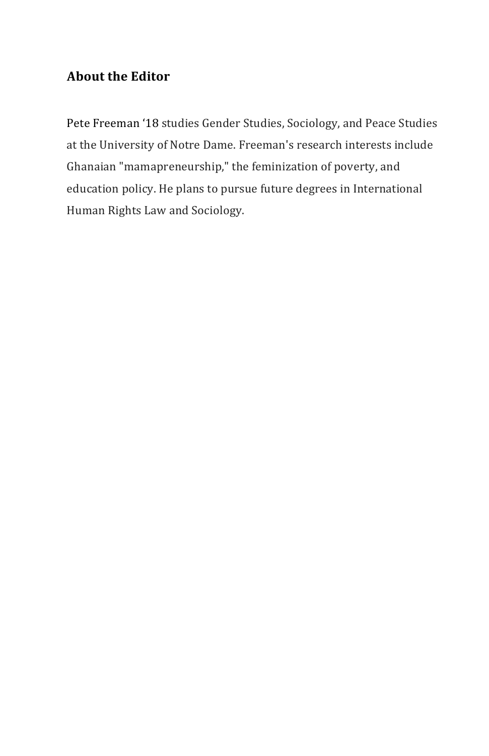## About the Editor

Pete Freeman ‘18 studies Gender Studies, Sociology, and Peace Studies at the University of Notre Dame. Freeman's research interests include Ghanaian "mamapreneurship," the feminization of poverty, and education policy. He plans to pursue future degrees in International Human Rights Law and Sociology.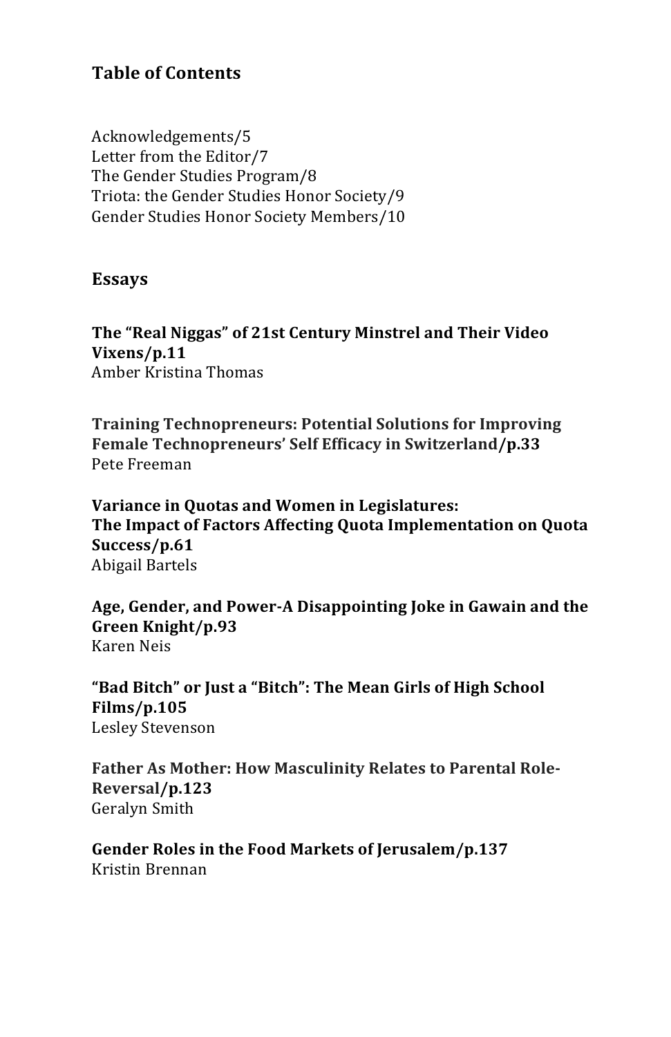## Table of Contents

Acknowledgements/5
Letter from the Editor/7
The Gender Studies Program/8
Triota: the Gender Studies Honor Society/9
Gender Studies Honor Society Members/10

## Essays

**The "Real Niggas" of 21st Century Minstrel and Their Video Vixens/p.11**
Amber Kristina Thomas

**Training Technopreneurs: Potential Solutions for Improving Female Technopreneurs' Self Efficacy in Switzerland/p.33**
Pete Freeman

**Variance in Quotas and Women in Legislatures: The Impact of Factors Affecting Quota Implementation on Quota Success/p.61**
Abigail Bartels

**Age, Gender, and Power-A Disappointing Joke in Gawain and the Green Knight/p.93**
Karen Neis

**"Bad Bitch" or Just a "Bitch": The Mean Girls of High School Films/p.105**
Lesley Stevenson

**Father As Mother: How Masculinity Relates to Parental Role-Reversal/p.123**
Geralyn Smith

**Gender Roles in the Food Markets of Jerusalem/p.137**
Kristin Brennan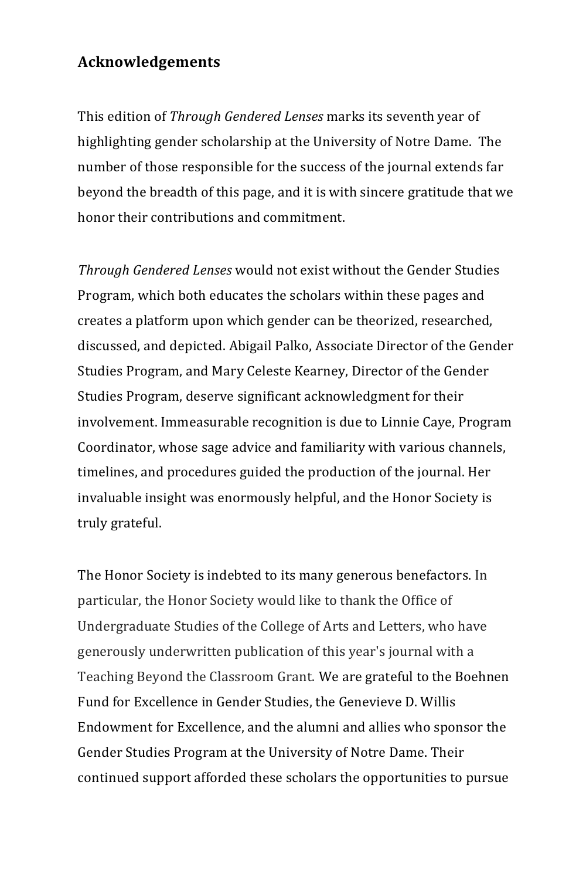## Acknowledgements

This edition of *Through Gendered Lenses* marks its seventh year of highlighting gender scholarship at the University of Notre Dame. The number of those responsible for the success of the journal extends far beyond the breadth of this page, and it is with sincere gratitude that we honor their contributions and commitment.

*Through Gendered Lenses* would not exist without the Gender Studies Program, which both educates the scholars within these pages and creates a platform upon which gender can be theorized, researched, discussed, and depicted. Abigail Palko, Associate Director of the Gender Studies Program, and Mary Celeste Kearney, Director of the Gender Studies Program, deserve significant acknowledgment for their involvement. Immeasurable recognition is due to Linnie Caye, Program Coordinator, whose sage advice and familiarity with various channels, timelines, and procedures guided the production of the journal. Her invaluable insight was enormously helpful, and the Honor Society is truly grateful.

The Honor Society is indebted to its many generous benefactors. In particular, the Honor Society would like to thank the Office of Undergraduate Studies of the College of Arts and Letters, who have generously underwritten publication of this year's journal with a Teaching Beyond the Classroom Grant. We are grateful to the Boehnen Fund for Excellence in Gender Studies, the Genevieve D. Willis Endowment for Excellence, and the alumni and allies who sponsor the Gender Studies Program at the University of Notre Dame. Their continued support afforded these scholars the opportunities to pursue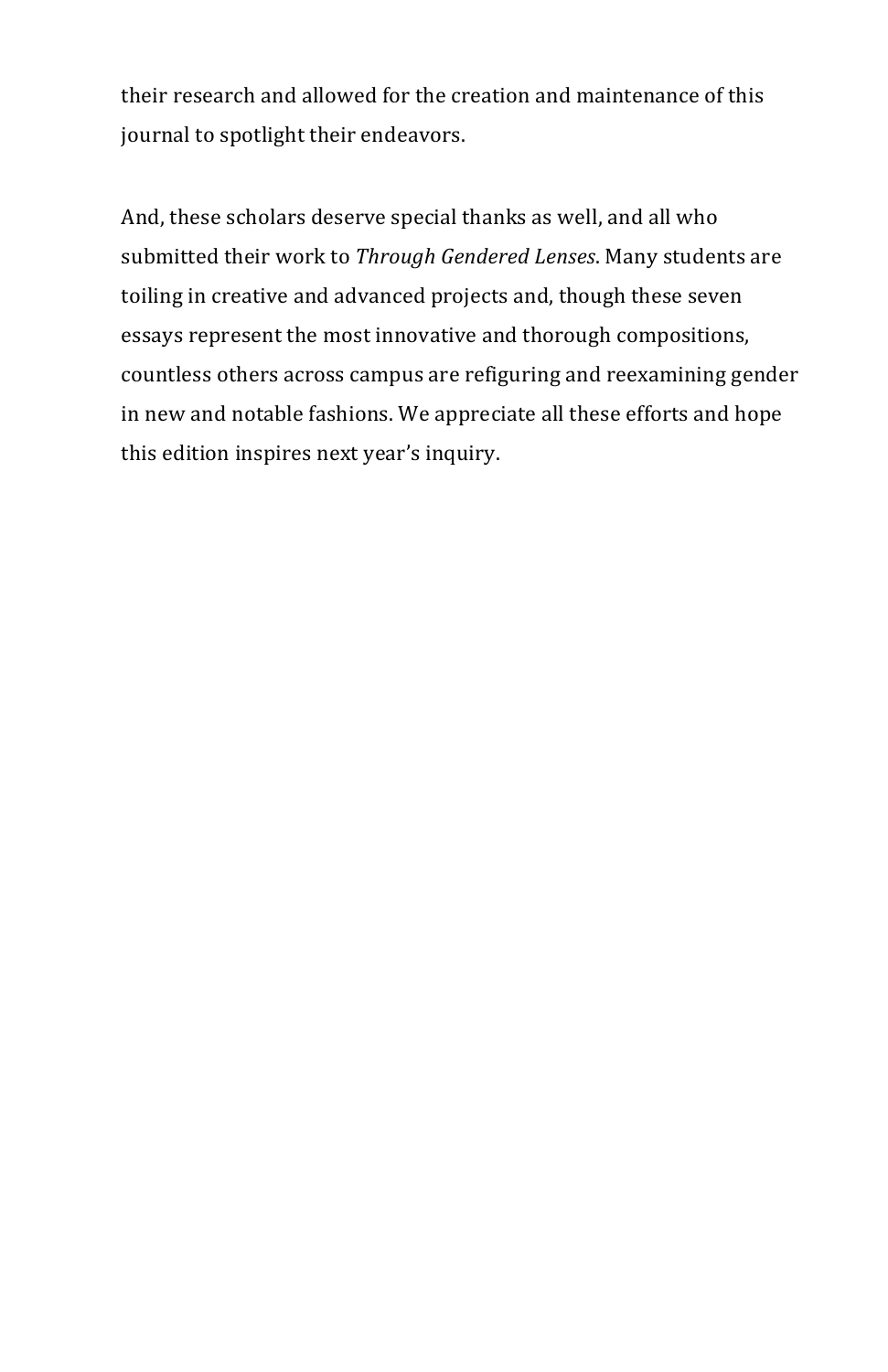their research and allowed for the creation and maintenance of this journal to spotlight their endeavors.

And, these scholars deserve special thanks as well, and all who submitted their work to *Through Gendered Lenses*. Many students are toiling in creative and advanced projects and, though these seven essays represent the most innovative and thorough compositions, countless others across campus are refiguring and reexamining gender in new and notable fashions. We appreciate all these efforts and hope this edition inspires next year's inquiry.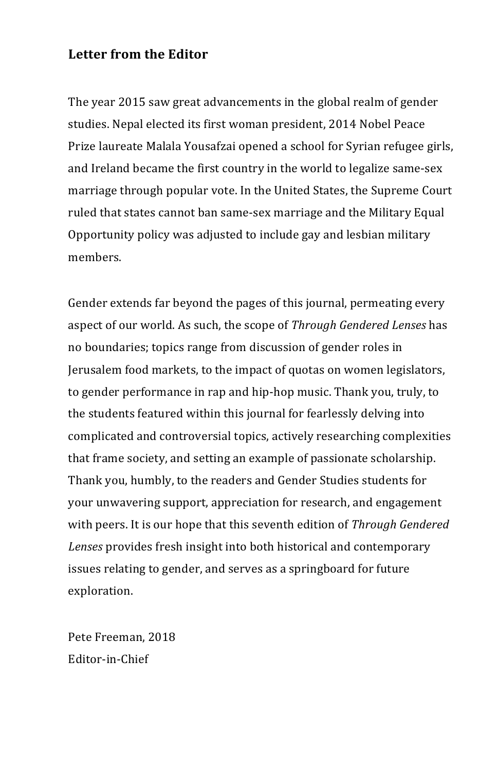## Letter from the Editor

The year 2015 saw great advancements in the global realm of gender studies. Nepal elected its first woman president, 2014 Nobel Peace Prize laureate Malala Yousafzai opened a school for Syrian refugee girls, and Ireland became the first country in the world to legalize same-sex marriage through popular vote. In the United States, the Supreme Court ruled that states cannot ban same-sex marriage and the Military Equal Opportunity policy was adjusted to include gay and lesbian military members.

Gender extends far beyond the pages of this journal, permeating every aspect of our world. As such, the scope of *Through Gendered Lenses* has no boundaries; topics range from discussion of gender roles in Jerusalem food markets, to the impact of quotas on women legislators, to gender performance in rap and hip-hop music. Thank you, truly, to the students featured within this journal for fearlessly delving into complicated and controversial topics, actively researching complexities that frame society, and setting an example of passionate scholarship. Thank you, humbly, to the readers and Gender Studies students for your unwavering support, appreciation for research, and engagement with peers. It is our hope that this seventh edition of *Through Gendered Lenses* provides fresh insight into both historical and contemporary issues relating to gender, and serves as a springboard for future exploration.

Pete Freeman, 2018
Editor-in-Chief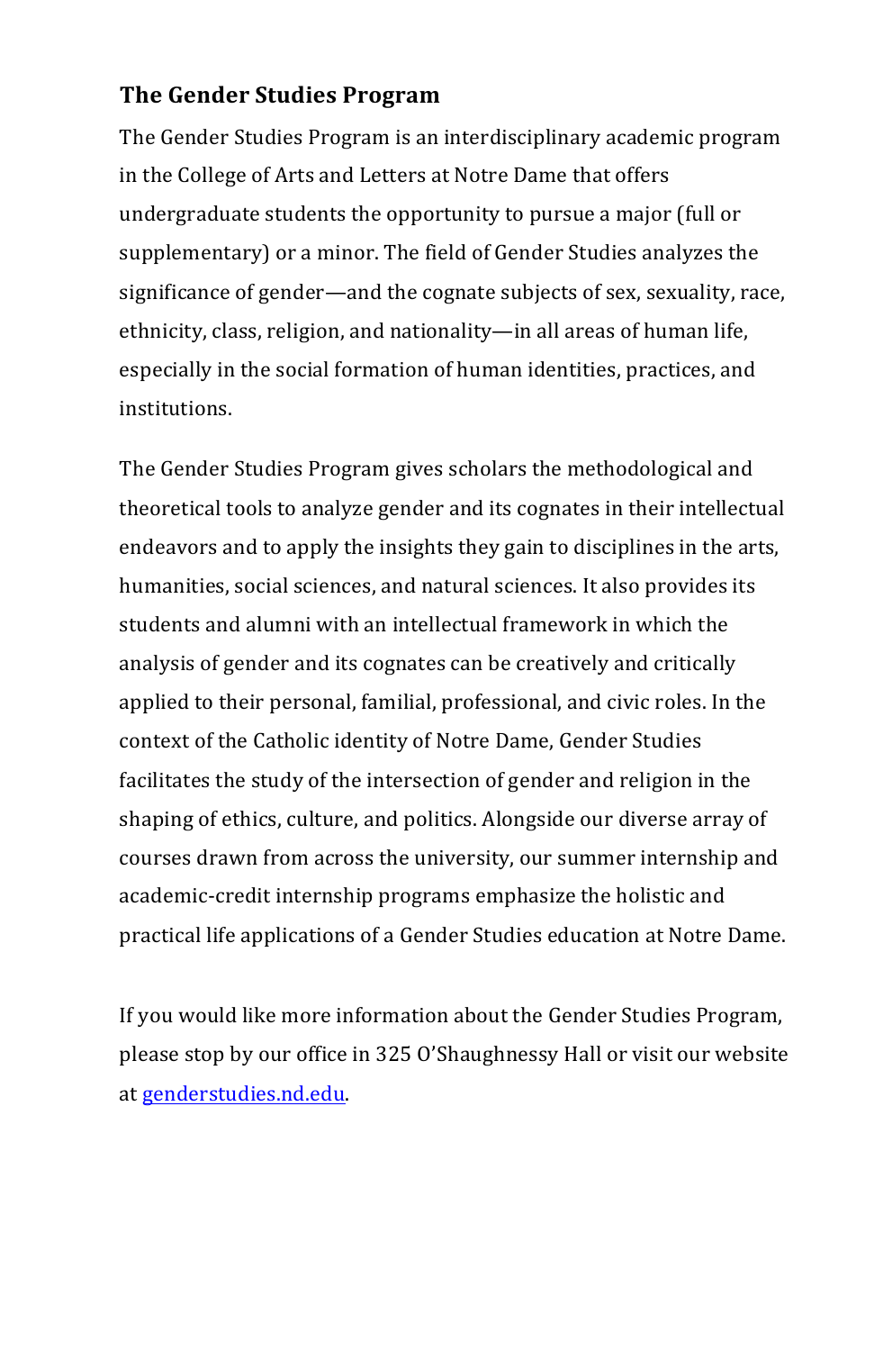## The Gender Studies Program

The Gender Studies Program is an interdisciplinary academic program in the College of Arts and Letters at Notre Dame that offers undergraduate students the opportunity to pursue a major (full or supplementary) or a minor. The field of Gender Studies analyzes the significance of gender—and the cognate subjects of sex, sexuality, race, ethnicity, class, religion, and nationality—in all areas of human life, especially in the social formation of human identities, practices, and institutions.

The Gender Studies Program gives scholars the methodological and theoretical tools to analyze gender and its cognates in their intellectual endeavors and to apply the insights they gain to disciplines in the arts, humanities, social sciences, and natural sciences. It also provides its students and alumni with an intellectual framework in which the analysis of gender and its cognates can be creatively and critically applied to their personal, familial, professional, and civic roles. In the context of the Catholic identity of Notre Dame, Gender Studies facilitates the study of the intersection of gender and religion in the shaping of ethics, culture, and politics. Alongside our diverse array of courses drawn from across the university, our summer internship and academic-credit internship programs emphasize the holistic and practical life applications of a Gender Studies education at Notre Dame.

If you would like more information about the Gender Studies Program, please stop by our office in 325 O'Shaughnessy Hall or visit our website at [genderstudies.nd.edu](genderstudies.nd.edu).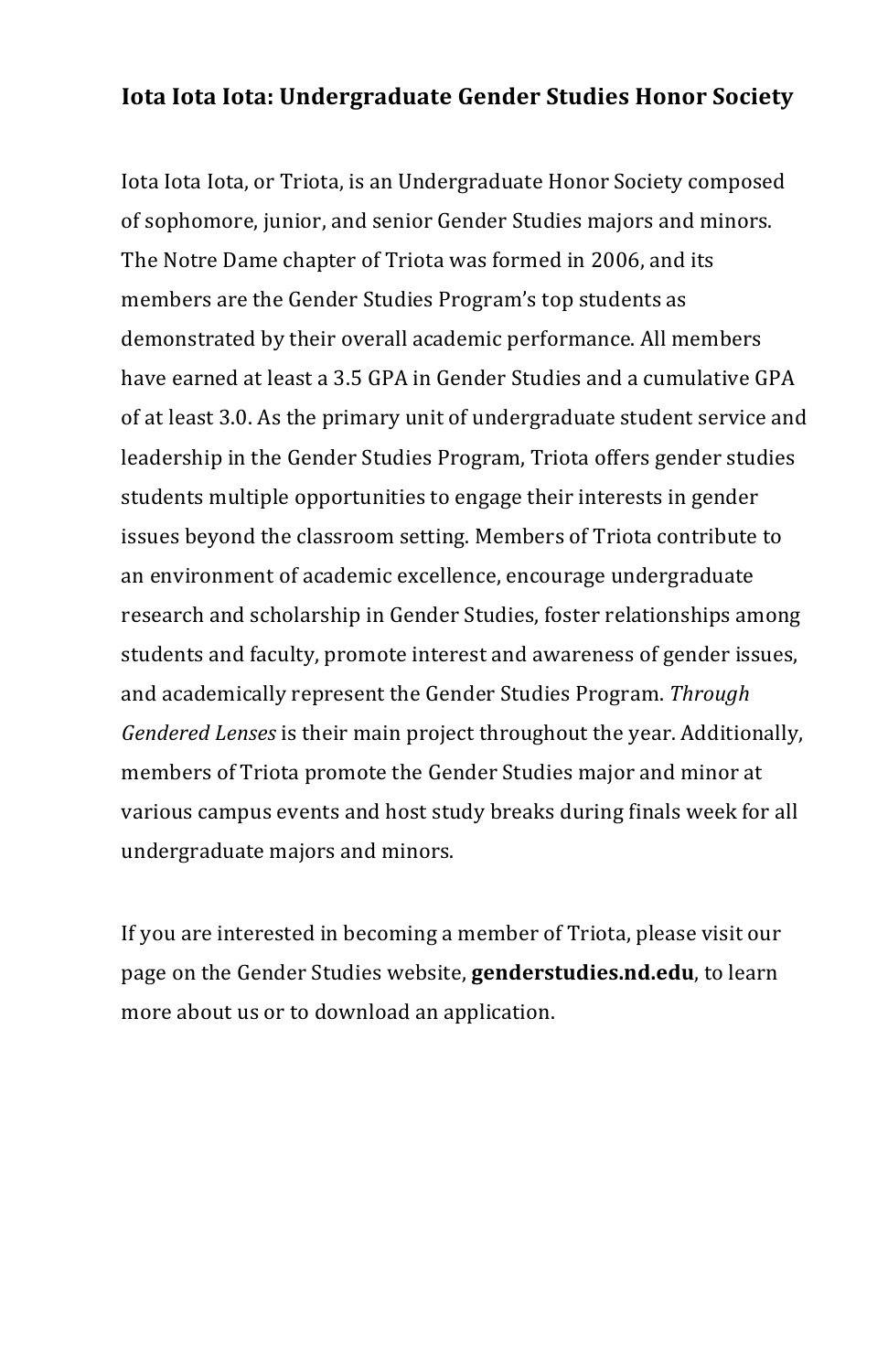## Iota Iota Iota: Undergraduate Gender Studies Honor Society

Iota Iota Iota, or Triota, is an Undergraduate Honor Society composed of sophomore, junior, and senior Gender Studies majors and minors. The Notre Dame chapter of Triota was formed in 2006, and its members are the Gender Studies Program's top students as demonstrated by their overall academic performance. All members have earned at least a 3.5 GPA in Gender Studies and a cumulative GPA of at least 3.0. As the primary unit of undergraduate student service and leadership in the Gender Studies Program, Triota offers gender studies students multiple opportunities to engage their interests in gender issues beyond the classroom setting. Members of Triota contribute to an environment of academic excellence, encourage undergraduate research and scholarship in Gender Studies, foster relationships among students and faculty, promote interest and awareness of gender issues, and academically represent the Gender Studies Program. *Through Gendered Lenses* is their main project throughout the year. Additionally, members of Triota promote the Gender Studies major and minor at various campus events and host study breaks during finals week for all undergraduate majors and minors.

If you are interested in becoming a member of Triota, please visit our page on the Gender Studies website, **genderstudies.nd.edu**, to learn more about us or to download an application.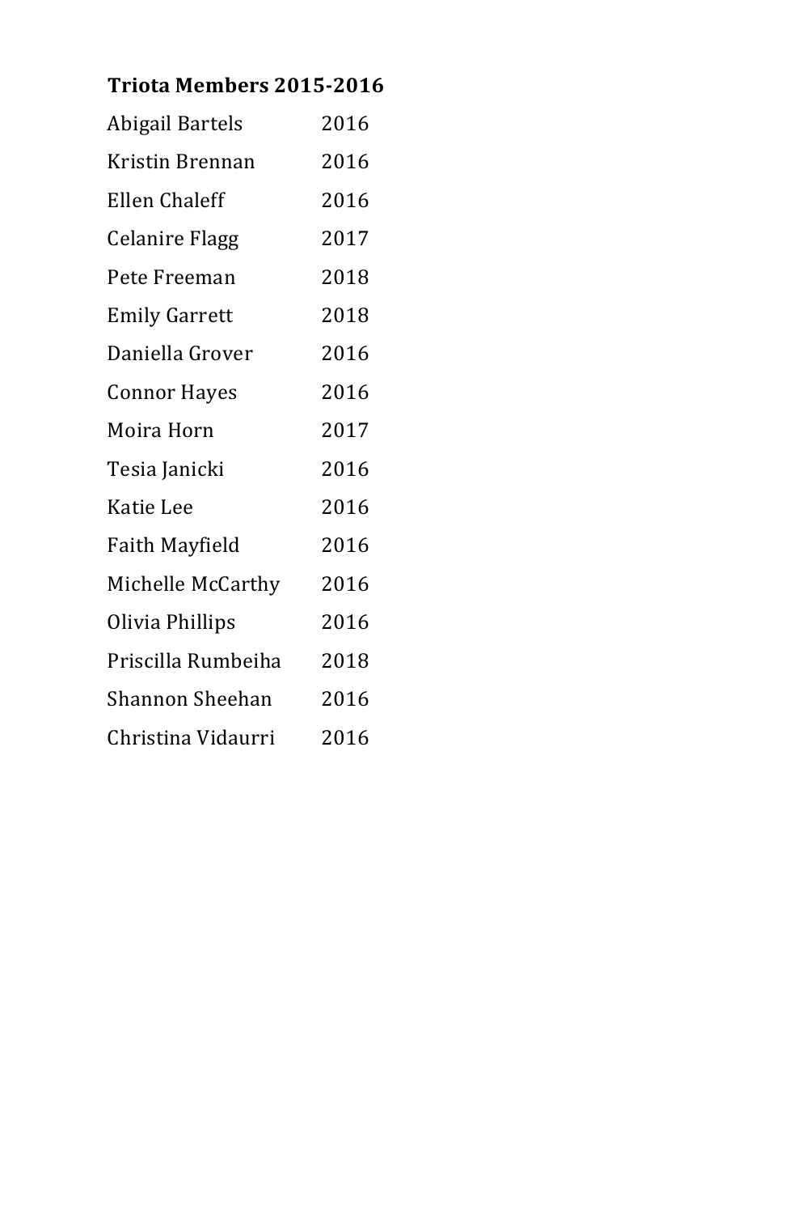**Triota Members 2015-2016**

| | |
|---|---|
| Abigail Bartels | 2016 |
| Kristin Brennan | 2016 |
| Ellen Chaleff | 2016 |
| Celanire Flagg | 2017 |
| Pete Freeman | 2018 |
| Emily Garrett | 2018 |
| Daniella Grover | 2016 |
| Connor Hayes | 2016 |
| Moira Horn | 2017 |
| Tesia Janicki | 2016 |
| Katie Lee | 2016 |
| Faith Mayfield | 2016 |
| Michelle McCarthy | 2016 |
| Olivia Phillips | 2016 |
| Priscilla Rumbeiha | 2018 |
| Shannon Sheehan | 2016 |
| Christina Vidaurri | 2016 |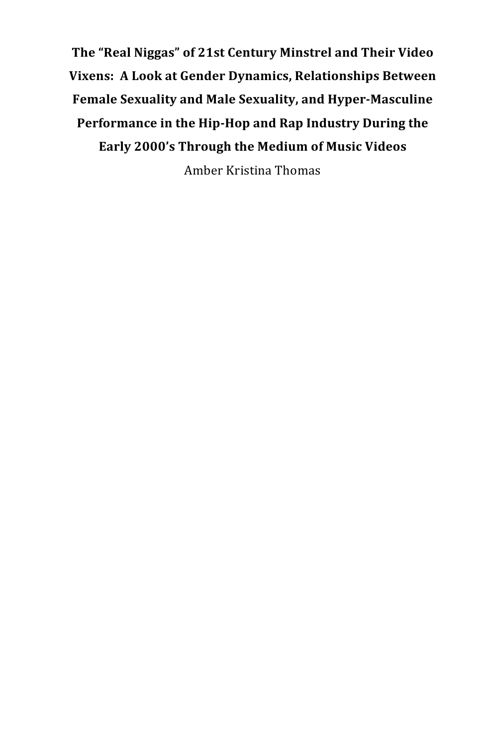**The "Real Niggas" of 21st Century Minstrel and Their Video Vixens: A Look at Gender Dynamics, Relationships Between Female Sexuality and Male Sexuality, and Hyper-Masculine Performance in the Hip-Hop and Rap Industry During the Early 2000's Through the Medium of Music Videos**

Amber Kristina Thomas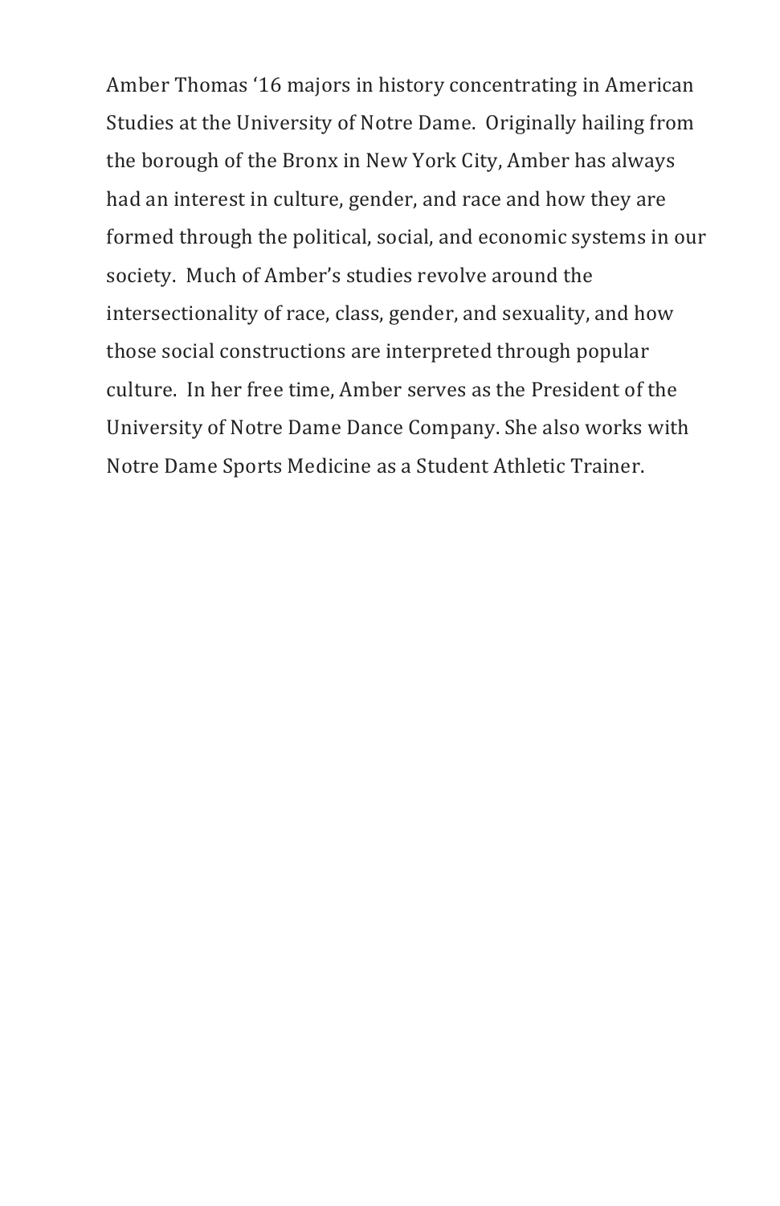Amber Thomas '16 majors in history concentrating in American Studies at the University of Notre Dame. Originally hailing from the borough of the Bronx in New York City, Amber has always had an interest in culture, gender, and race and how they are formed through the political, social, and economic systems in our society. Much of Amber's studies revolve around the intersectionality of race, class, gender, and sexuality, and how those social constructions are interpreted through popular culture. In her free time, Amber serves as the President of the University of Notre Dame Dance Company. She also works with Notre Dame Sports Medicine as a Student Athletic Trainer.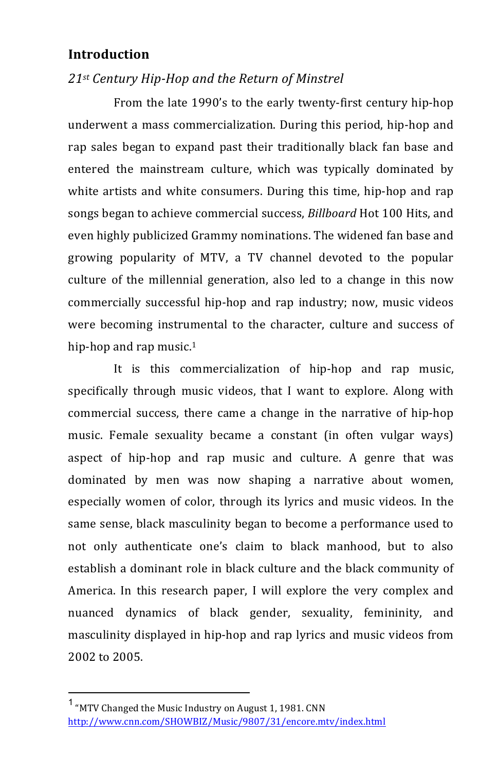## Introduction

### *21st Century Hip-Hop and the Return of Minstrel*

From the late 1990's to the early twenty-first century hip-hop underwent a mass commercialization. During this period, hip-hop and rap sales began to expand past their traditionally black fan base and entered the mainstream culture, which was typically dominated by white artists and white consumers. During this time, hip-hop and rap songs began to achieve commercial success, *Billboard* Hot 100 Hits, and even highly publicized Grammy nominations. The widened fan base and growing popularity of MTV, a TV channel devoted to the popular culture of the millennial generation, also led to a change in this now commercially successful hip-hop and rap industry; now, music videos were becoming instrumental to the character, culture and success of hip-hop and rap music.[1]

It is this commercialization of hip-hop and rap music, specifically through music videos, that I want to explore. Along with commercial success, there came a change in the narrative of hip-hop music. Female sexuality became a constant (in often vulgar ways) aspect of hip-hop and rap music and culture. A genre that was dominated by men was now shaping a narrative about women, especially women of color, through its lyrics and music videos. In the same sense, black masculinity began to become a performance used to not only authenticate one's claim to black manhood, but to also establish a dominant role in black culture and the black community of America. In this research paper, I will explore the very complex and nuanced dynamics of black gender, sexuality, femininity, and masculinity displayed in hip-hop and rap lyrics and music videos from 2002 to 2005.

---

[1] "MTV Changed the Music Industry on August 1, 1981. CNN http://www.cnn.com/SHOWBIZ/Music/9807/31/encore.mtv/index.html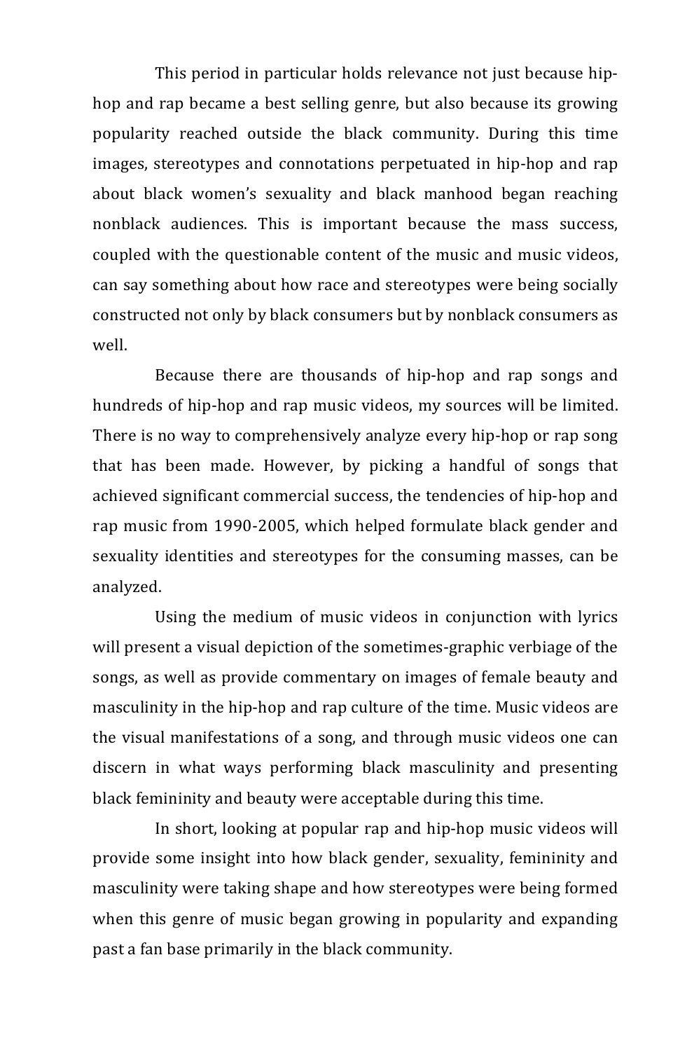This period in particular holds relevance not just because hip-hop and rap became a best selling genre, but also because its growing popularity reached outside the black community. During this time images, stereotypes and connotations perpetuated in hip-hop and rap about black women's sexuality and black manhood began reaching nonblack audiences. This is important because the mass success, coupled with the questionable content of the music and music videos, can say something about how race and stereotypes were being socially constructed not only by black consumers but by nonblack consumers as well.

Because there are thousands of hip-hop and rap songs and hundreds of hip-hop and rap music videos, my sources will be limited. There is no way to comprehensively analyze every hip-hop or rap song that has been made. However, by picking a handful of songs that achieved significant commercial success, the tendencies of hip-hop and rap music from 1990-2005, which helped formulate black gender and sexuality identities and stereotypes for the consuming masses, can be analyzed.

Using the medium of music videos in conjunction with lyrics will present a visual depiction of the sometimes-graphic verbiage of the songs, as well as provide commentary on images of female beauty and masculinity in the hip-hop and rap culture of the time. Music videos are the visual manifestations of a song, and through music videos one can discern in what ways performing black masculinity and presenting black femininity and beauty were acceptable during this time.

In short, looking at popular rap and hip-hop music videos will provide some insight into how black gender, sexuality, femininity and masculinity were taking shape and how stereotypes were being formed when this genre of music began growing in popularity and expanding past a fan base primarily in the black community.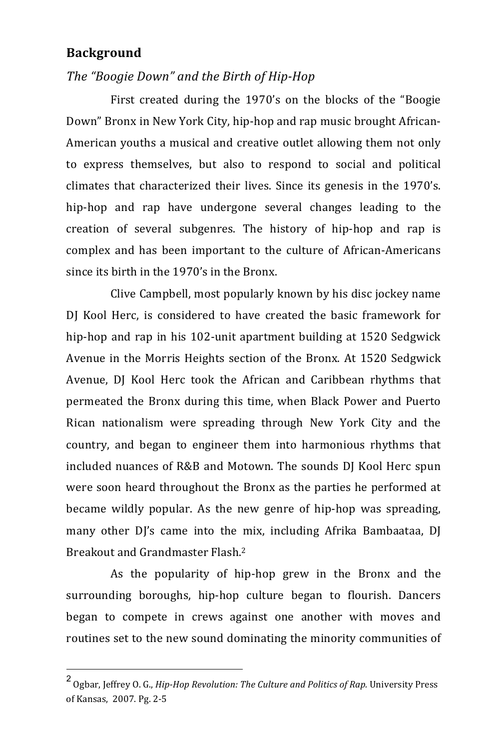## Background

*The "Boogie Down" and the Birth of Hip-Hop*

First created during the 1970's on the blocks of the "Boogie Down" Bronx in New York City, hip-hop and rap music brought African-American youths a musical and creative outlet allowing them not only to express themselves, but also to respond to social and political climates that characterized their lives. Since its genesis in the 1970's. hip-hop and rap have undergone several changes leading to the creation of several subgenres. The history of hip-hop and rap is complex and has been important to the culture of African-Americans since its birth in the 1970's in the Bronx.

Clive Campbell, most popularly known by his disc jockey name DJ Kool Herc, is considered to have created the basic framework for hip-hop and rap in his 102-unit apartment building at 1520 Sedgwick Avenue in the Morris Heights section of the Bronx. At 1520 Sedgwick Avenue, DJ Kool Herc took the African and Caribbean rhythms that permeated the Bronx during this time, when Black Power and Puerto Rican nationalism were spreading through New York City and the country, and began to engineer them into harmonious rhythms that included nuances of R&B and Motown. The sounds DJ Kool Herc spun were soon heard throughout the Bronx as the parties he performed at became wildly popular. As the new genre of hip-hop was spreading, many other DJ's came into the mix, including Afrika Bambaataa, DJ Breakout and Grandmaster Flash.[2]

As the popularity of hip-hop grew in the Bronx and the surrounding boroughs, hip-hop culture began to flourish. Dancers began to compete in crews against one another with moves and routines set to the new sound dominating the minority communities of

---

[2] Ogbar, Jeffrey O. G., *Hip-Hop Revolution: The Culture and Politics of Rap.* University Press of Kansas, 2007. Pg. 2-5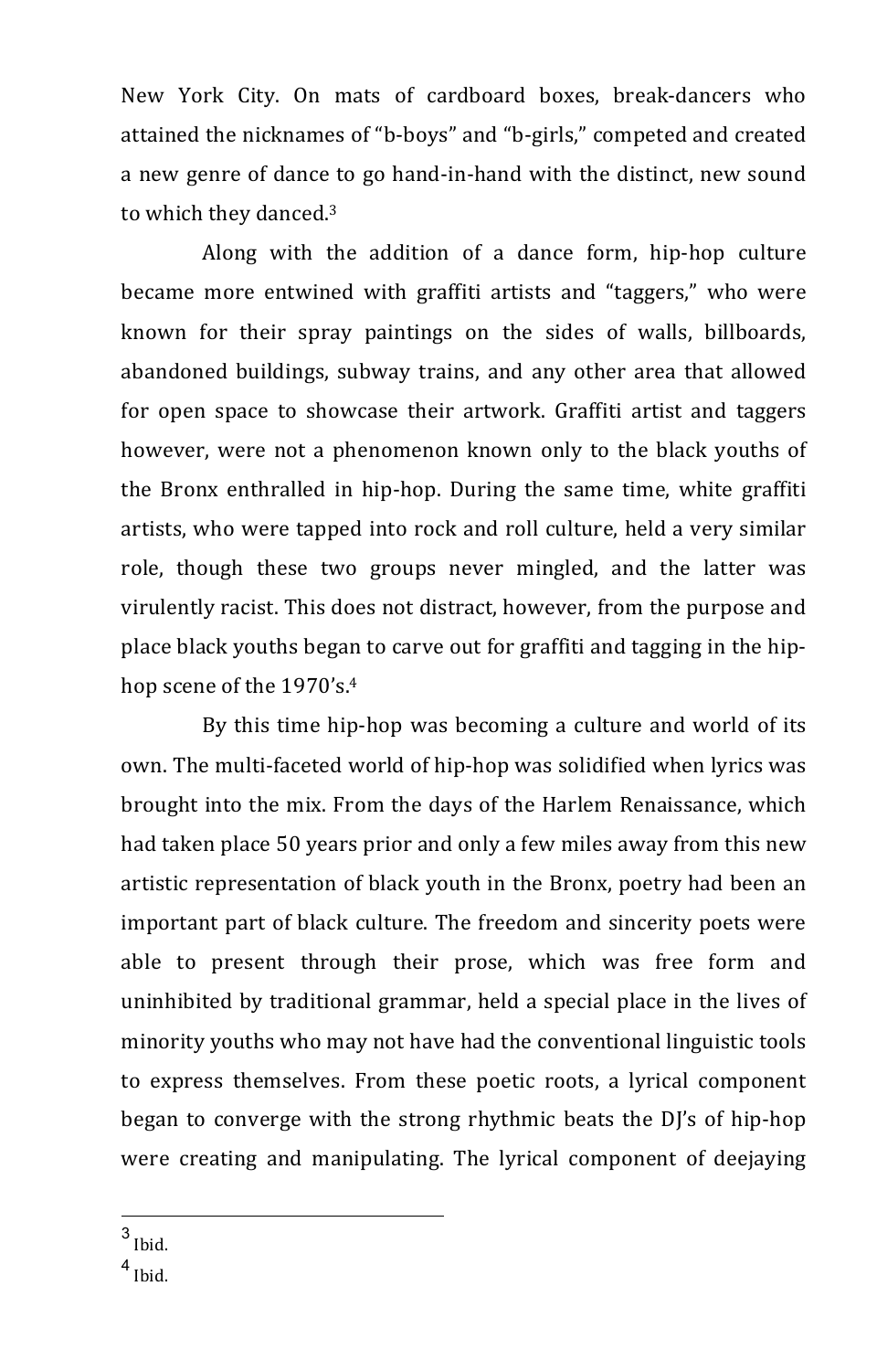New York City. On mats of cardboard boxes, break-dancers who attained the nicknames of "b-boys" and "b-girls," competed and created a new genre of dance to go hand-in-hand with the distinct, new sound to which they danced.[3]

Along with the addition of a dance form, hip-hop culture became more entwined with graffiti artists and "taggers," who were known for their spray paintings on the sides of walls, billboards, abandoned buildings, subway trains, and any other area that allowed for open space to showcase their artwork. Graffiti artist and taggers however, were not a phenomenon known only to the black youths of the Bronx enthralled in hip-hop. During the same time, white graffiti artists, who were tapped into rock and roll culture, held a very similar role, though these two groups never mingled, and the latter was virulently racist. This does not distract, however, from the purpose and place black youths began to carve out for graffiti and tagging in the hip-hop scene of the 1970's.[4]

By this time hip-hop was becoming a culture and world of its own. The multi-faceted world of hip-hop was solidified when lyrics was brought into the mix. From the days of the Harlem Renaissance, which had taken place 50 years prior and only a few miles away from this new artistic representation of black youth in the Bronx, poetry had been an important part of black culture. The freedom and sincerity poets were able to present through their prose, which was free form and uninhibited by traditional grammar, held a special place in the lives of minority youths who may not have had the conventional linguistic tools to express themselves. From these poetic roots, a lyrical component began to converge with the strong rhythmic beats the DJ's of hip-hop were creating and manipulating. The lyrical component of deejaying

---

[3] Ibid.

[4] Ibid.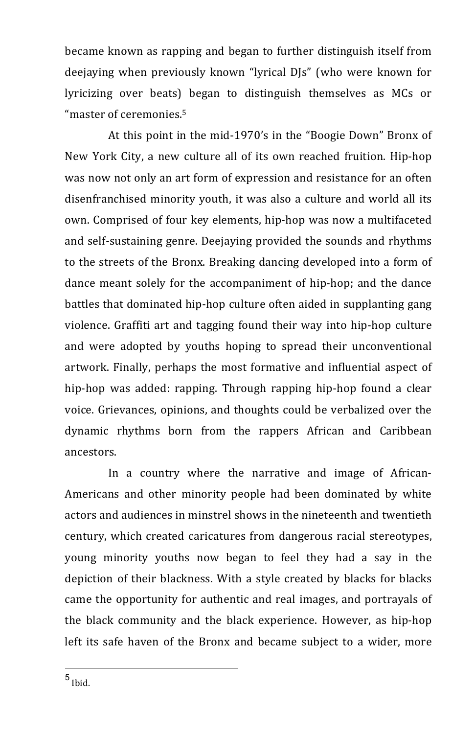became known as rapping and began to further distinguish itself from deejaying when previously known "lyrical DJs" (who were known for lyricizing over beats) began to distinguish themselves as MCs or "master of ceremonies.[5]

At this point in the mid-1970's in the "Boogie Down" Bronx of New York City, a new culture all of its own reached fruition. Hip-hop was now not only an art form of expression and resistance for an often disenfranchised minority youth, it was also a culture and world all its own. Comprised of four key elements, hip-hop was now a multifaceted and self-sustaining genre. Deejaying provided the sounds and rhythms to the streets of the Bronx. Breaking dancing developed into a form of dance meant solely for the accompaniment of hip-hop; and the dance battles that dominated hip-hop culture often aided in supplanting gang violence. Graffiti art and tagging found their way into hip-hop culture and were adopted by youths hoping to spread their unconventional artwork. Finally, perhaps the most formative and influential aspect of hip-hop was added: rapping. Through rapping hip-hop found a clear voice. Grievances, opinions, and thoughts could be verbalized over the dynamic rhythms born from the rappers African and Caribbean ancestors.

In a country where the narrative and image of African-Americans and other minority people had been dominated by white actors and audiences in minstrel shows in the nineteenth and twentieth century, which created caricatures from dangerous racial stereotypes, young minority youths now began to feel they had a say in the depiction of their blackness. With a style created by blacks for blacks came the opportunity for authentic and real images, and portrayals of the black community and the black experience. However, as hip-hop left its safe haven of the Bronx and became subject to a wider, more

---

[5] Ibid.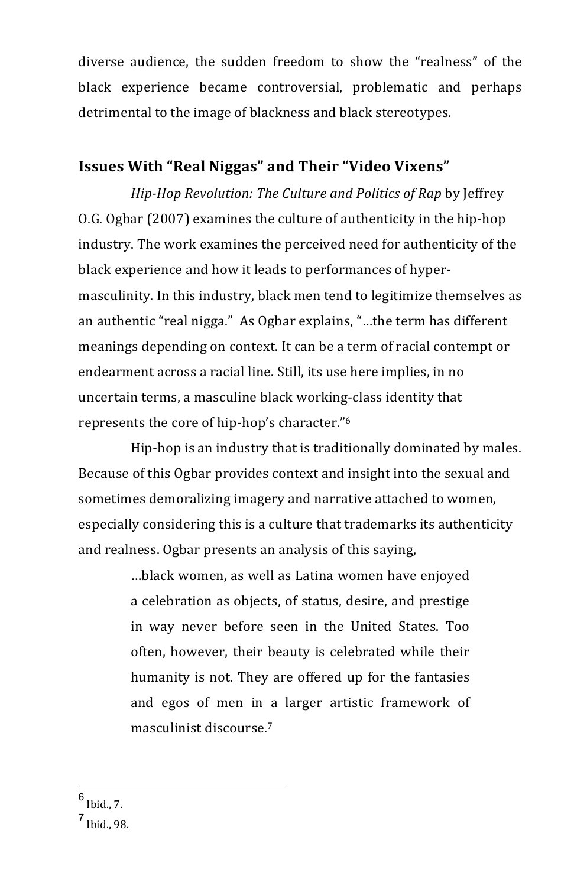diverse audience, the sudden freedom to show the "realness" of the black experience became controversial, problematic and perhaps detrimental to the image of blackness and black stereotypes.

## Issues With "Real Niggas" and Their "Video Vixens"

*Hip-Hop Revolution: The Culture and Politics of Rap* by Jeffrey O.G. Ogbar (2007) examines the culture of authenticity in the hip-hop industry. The work examines the perceived need for authenticity of the black experience and how it leads to performances of hyper-masculinity. In this industry, black men tend to legitimize themselves as an authentic "real nigga." As Ogbar explains, "…the term has different meanings depending on context. It can be a term of racial contempt or endearment across a racial line. Still, its use here implies, in no uncertain terms, a masculine black working-class identity that represents the core of hip-hop's character."[6]

Hip-hop is an industry that is traditionally dominated by males. Because of this Ogbar provides context and insight into the sexual and sometimes demoralizing imagery and narrative attached to women, especially considering this is a culture that trademarks its authenticity and realness. Ogbar presents an analysis of this saying,

> …black women, as well as Latina women have enjoyed a celebration as objects, of status, desire, and prestige in way never before seen in the United States. Too often, however, their beauty is celebrated while their humanity is not. They are offered up for the fantasies and egos of men in a larger artistic framework of masculinist discourse.[7]

---

[6] Ibid., 7.

[7] Ibid., 98.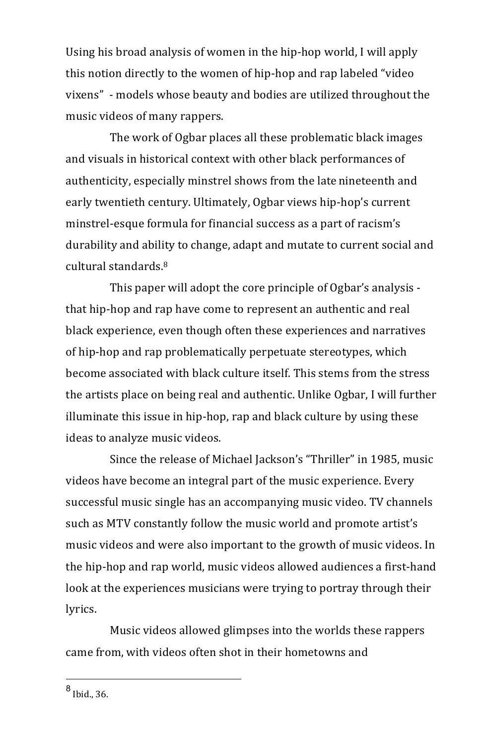Using his broad analysis of women in the hip-hop world, I will apply this notion directly to the women of hip-hop and rap labeled "video vixens" - models whose beauty and bodies are utilized throughout the music videos of many rappers.

The work of Ogbar places all these problematic black images and visuals in historical context with other black performances of authenticity, especially minstrel shows from the late nineteenth and early twentieth century. Ultimately, Ogbar views hip-hop's current minstrel-esque formula for financial success as a part of racism's durability and ability to change, adapt and mutate to current social and cultural standards.[8]

This paper will adopt the core principle of Ogbar's analysis - that hip-hop and rap have come to represent an authentic and real black experience, even though often these experiences and narratives of hip-hop and rap problematically perpetuate stereotypes, which become associated with black culture itself. This stems from the stress the artists place on being real and authentic. Unlike Ogbar, I will further illuminate this issue in hip-hop, rap and black culture by using these ideas to analyze music videos.

Since the release of Michael Jackson's "Thriller" in 1985, music videos have become an integral part of the music experience. Every successful music single has an accompanying music video. TV channels such as MTV constantly follow the music world and promote artist's music videos and were also important to the growth of music videos. In the hip-hop and rap world, music videos allowed audiences a first-hand look at the experiences musicians were trying to portray through their lyrics.

Music videos allowed glimpses into the worlds these rappers came from, with videos often shot in their hometowns and

---

[8] Ibid., 36.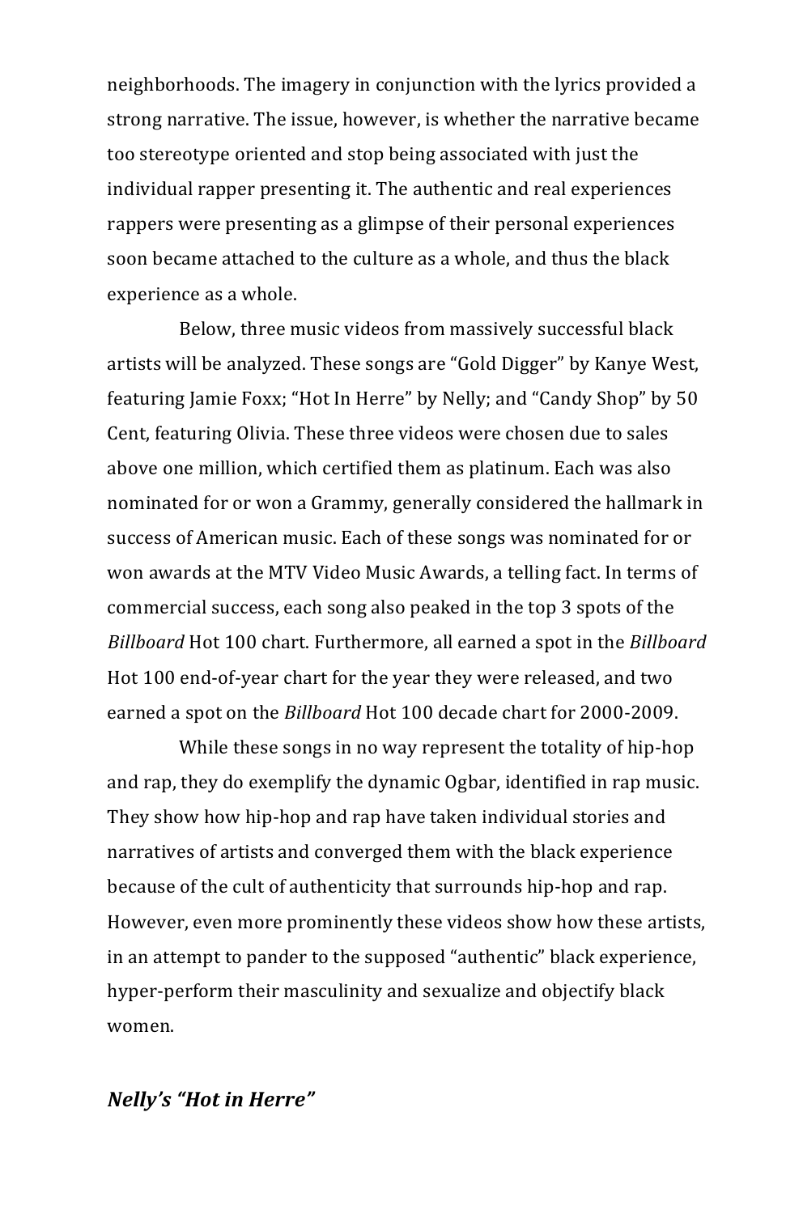neighborhoods. The imagery in conjunction with the lyrics provided a strong narrative. The issue, however, is whether the narrative became too stereotype oriented and stop being associated with just the individual rapper presenting it. The authentic and real experiences rappers were presenting as a glimpse of their personal experiences soon became attached to the culture as a whole, and thus the black experience as a whole.

Below, three music videos from massively successful black artists will be analyzed. These songs are "Gold Digger" by Kanye West, featuring Jamie Foxx; "Hot In Herre" by Nelly; and "Candy Shop" by 50 Cent, featuring Olivia. These three videos were chosen due to sales above one million, which certified them as platinum. Each was also nominated for or won a Grammy, generally considered the hallmark in success of American music. Each of these songs was nominated for or won awards at the MTV Video Music Awards, a telling fact. In terms of commercial success, each song also peaked in the top 3 spots of the *Billboard* Hot 100 chart. Furthermore, all earned a spot in the *Billboard* Hot 100 end-of-year chart for the year they were released, and two earned a spot on the *Billboard* Hot 100 decade chart for 2000-2009.

While these songs in no way represent the totality of hip-hop and rap, they do exemplify the dynamic Ogbar, identified in rap music. They show how hip-hop and rap have taken individual stories and narratives of artists and converged them with the black experience because of the cult of authenticity that surrounds hip-hop and rap. However, even more prominently these videos show how these artists, in an attempt to pander to the supposed "authentic" black experience, hyper-perform their masculinity and sexualize and objectify black women.

### *Nelly's "Hot in Herre"*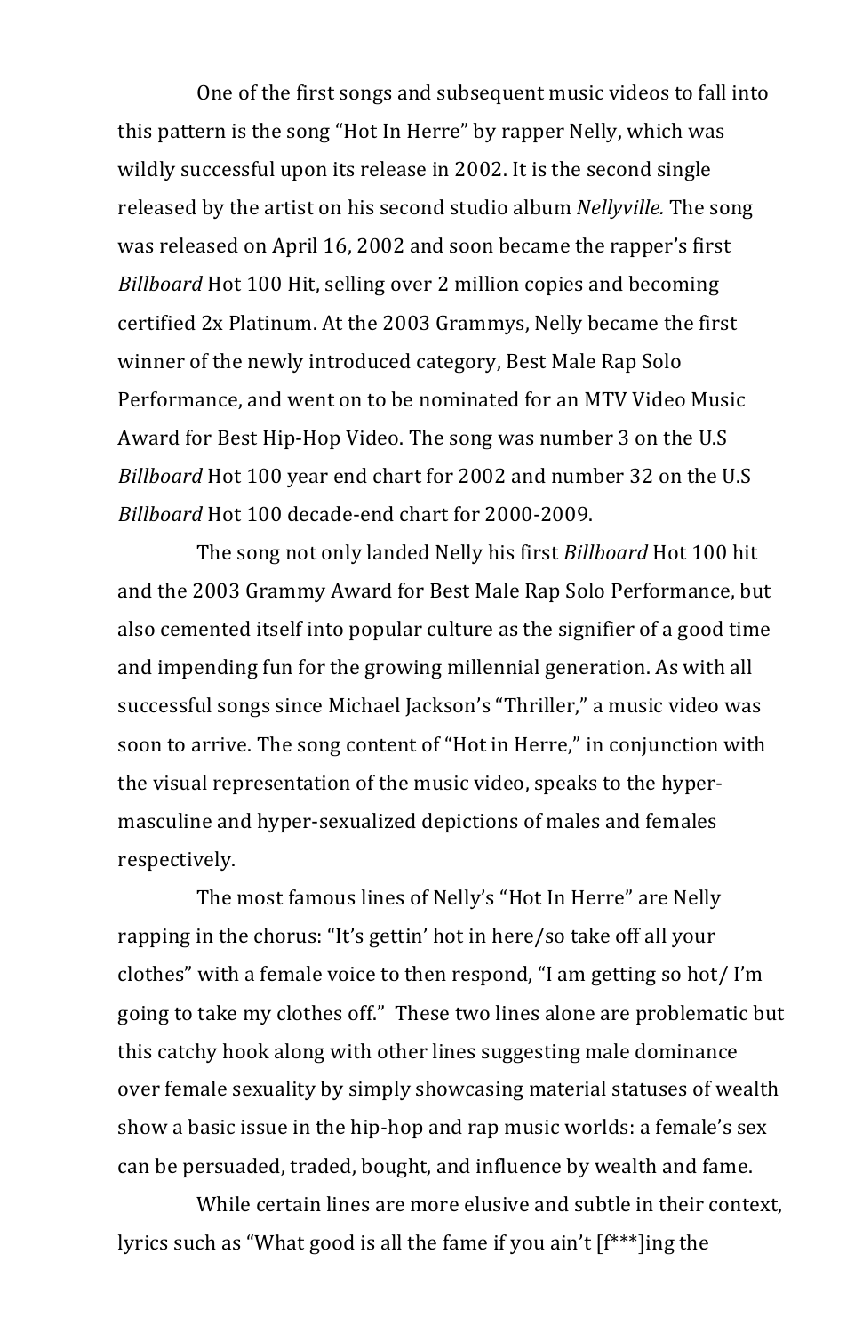One of the first songs and subsequent music videos to fall into this pattern is the song "Hot In Herre" by rapper Nelly, which was wildly successful upon its release in 2002. It is the second single released by the artist on his second studio album *Nellyville.* The song was released on April 16, 2002 and soon became the rapper's first *Billboard* Hot 100 Hit, selling over 2 million copies and becoming certified 2x Platinum. At the 2003 Grammys, Nelly became the first winner of the newly introduced category, Best Male Rap Solo Performance, and went on to be nominated for an MTV Video Music Award for Best Hip-Hop Video. The song was number 3 on the U.S *Billboard* Hot 100 year end chart for 2002 and number 32 on the U.S *Billboard* Hot 100 decade-end chart for 2000-2009.

The song not only landed Nelly his first *Billboard* Hot 100 hit and the 2003 Grammy Award for Best Male Rap Solo Performance, but also cemented itself into popular culture as the signifier of a good time and impending fun for the growing millennial generation. As with all successful songs since Michael Jackson's "Thriller," a music video was soon to arrive. The song content of "Hot in Herre," in conjunction with the visual representation of the music video, speaks to the hyper-masculine and hyper-sexualized depictions of males and females respectively.

The most famous lines of Nelly's "Hot In Herre" are Nelly rapping in the chorus: "It's gettin' hot in here/so take off all your clothes" with a female voice to then respond, "I am getting so hot/ I'm going to take my clothes off." These two lines alone are problematic but this catchy hook along with other lines suggesting male dominance over female sexuality by simply showcasing material statuses of wealth show a basic issue in the hip-hop and rap music worlds: a female's sex can be persuaded, traded, bought, and influence by wealth and fame.

While certain lines are more elusive and subtle in their context, lyrics such as "What good is all the fame if you ain't [f***]ing the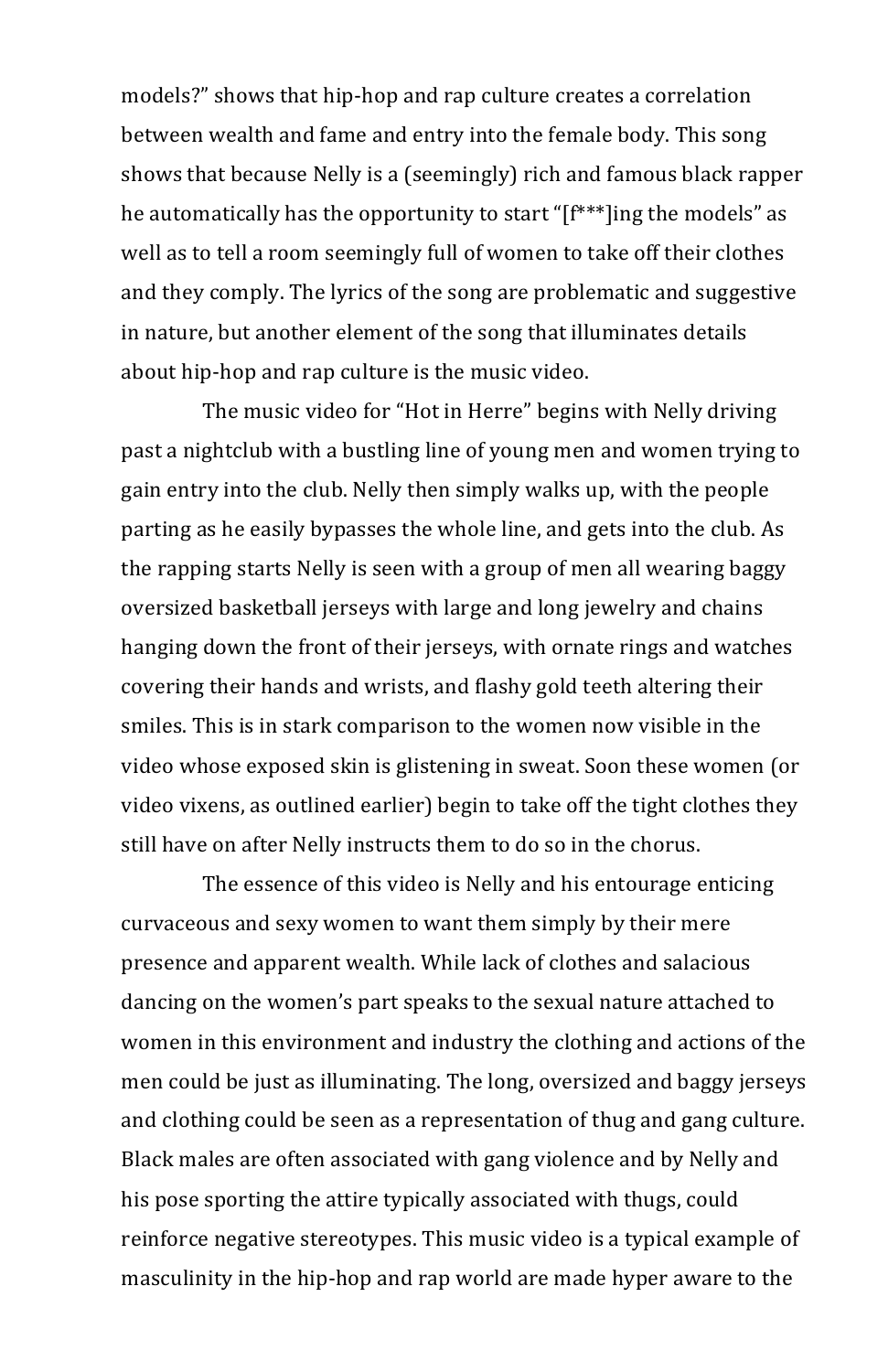models?" shows that hip-hop and rap culture creates a correlation between wealth and fame and entry into the female body. This song shows that because Nelly is a (seemingly) rich and famous black rapper he automatically has the opportunity to start "[f***]ing the models" as well as to tell a room seemingly full of women to take off their clothes and they comply. The lyrics of the song are problematic and suggestive in nature, but another element of the song that illuminates details about hip-hop and rap culture is the music video.

The music video for "Hot in Herre" begins with Nelly driving past a nightclub with a bustling line of young men and women trying to gain entry into the club. Nelly then simply walks up, with the people parting as he easily bypasses the whole line, and gets into the club. As the rapping starts Nelly is seen with a group of men all wearing baggy oversized basketball jerseys with large and long jewelry and chains hanging down the front of their jerseys, with ornate rings and watches covering their hands and wrists, and flashy gold teeth altering their smiles. This is in stark comparison to the women now visible in the video whose exposed skin is glistening in sweat. Soon these women (or video vixens, as outlined earlier) begin to take off the tight clothes they still have on after Nelly instructs them to do so in the chorus.

The essence of this video is Nelly and his entourage enticing curvaceous and sexy women to want them simply by their mere presence and apparent wealth. While lack of clothes and salacious dancing on the women's part speaks to the sexual nature attached to women in this environment and industry the clothing and actions of the men could be just as illuminating. The long, oversized and baggy jerseys and clothing could be seen as a representation of thug and gang culture. Black males are often associated with gang violence and by Nelly and his pose sporting the attire typically associated with thugs, could reinforce negative stereotypes. This music video is a typical example of masculinity in the hip-hop and rap world are made hyper aware to the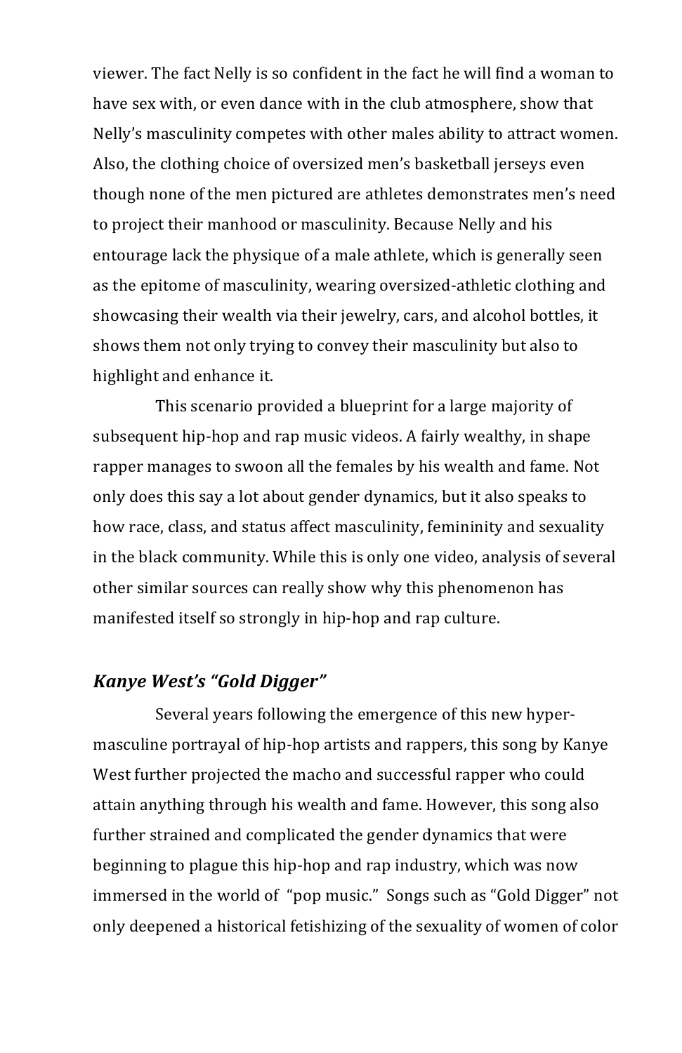viewer. The fact Nelly is so confident in the fact he will find a woman to have sex with, or even dance with in the club atmosphere, show that Nelly's masculinity competes with other males ability to attract women. Also, the clothing choice of oversized men's basketball jerseys even though none of the men pictured are athletes demonstrates men's need to project their manhood or masculinity. Because Nelly and his entourage lack the physique of a male athlete, which is generally seen as the epitome of masculinity, wearing oversized-athletic clothing and showcasing their wealth via their jewelry, cars, and alcohol bottles, it shows them not only trying to convey their masculinity but also to highlight and enhance it.

This scenario provided a blueprint for a large majority of subsequent hip-hop and rap music videos. A fairly wealthy, in shape rapper manages to swoon all the females by his wealth and fame. Not only does this say a lot about gender dynamics, but it also speaks to how race, class, and status affect masculinity, femininity and sexuality in the black community. While this is only one video, analysis of several other similar sources can really show why this phenomenon has manifested itself so strongly in hip-hop and rap culture.

### *Kanye West's "Gold Digger"*

Several years following the emergence of this new hyper-masculine portrayal of hip-hop artists and rappers, this song by Kanye West further projected the macho and successful rapper who could attain anything through his wealth and fame. However, this song also further strained and complicated the gender dynamics that were beginning to plague this hip-hop and rap industry, which was now immersed in the world of "pop music." Songs such as "Gold Digger" not only deepened a historical fetishizing of the sexuality of women of color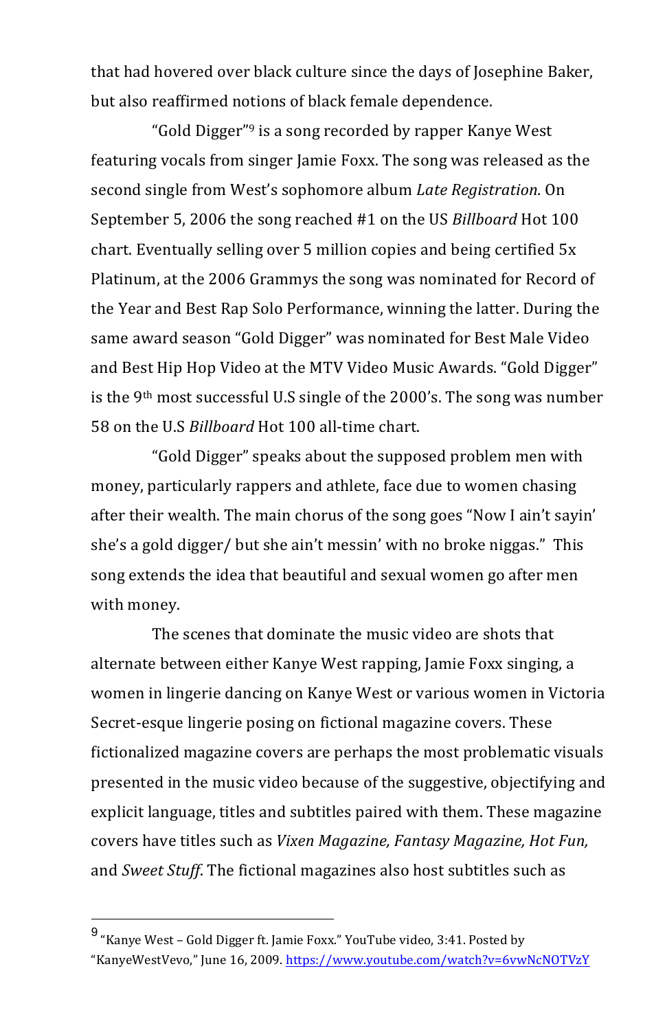that had hovered over black culture since the days of Josephine Baker, but also reaffirmed notions of black female dependence.

"Gold Digger"[9] is a song recorded by rapper Kanye West featuring vocals from singer Jamie Foxx. The song was released as the second single from West's sophomore album *Late Registration.* On September 5, 2006 the song reached #1 on the US *Billboard* Hot 100 chart. Eventually selling over 5 million copies and being certified 5x Platinum, at the 2006 Grammys the song was nominated for Record of the Year and Best Rap Solo Performance, winning the latter. During the same award season "Gold Digger" was nominated for Best Male Video and Best Hip Hop Video at the MTV Video Music Awards. "Gold Digger" is the 9th most successful U.S single of the 2000's. The song was number 58 on the U.S *Billboard* Hot 100 all-time chart.

"Gold Digger" speaks about the supposed problem men with money, particularly rappers and athlete, face due to women chasing after their wealth. The main chorus of the song goes "Now I ain't sayin' she's a gold digger/ but she ain't messin' with no broke niggas." This song extends the idea that beautiful and sexual women go after men with money.

The scenes that dominate the music video are shots that alternate between either Kanye West rapping, Jamie Foxx singing, a women in lingerie dancing on Kanye West or various women in Victoria Secret-esque lingerie posing on fictional magazine covers. These fictionalized magazine covers are perhaps the most problematic visuals presented in the music video because of the suggestive, objectifying and explicit language, titles and subtitles paired with them. These magazine covers have titles such as *Vixen Magazine, Fantasy Magazine, Hot Fun,* and *Sweet Stuff.* The fictional magazines also host subtitles such as

---

[9] "Kanye West – Gold Digger ft. Jamie Foxx." YouTube video, 3:41. Posted by "KanyeWestVevo," June 16, 2009. https://www.youtube.com/watch?v=6vwNcNOTVzY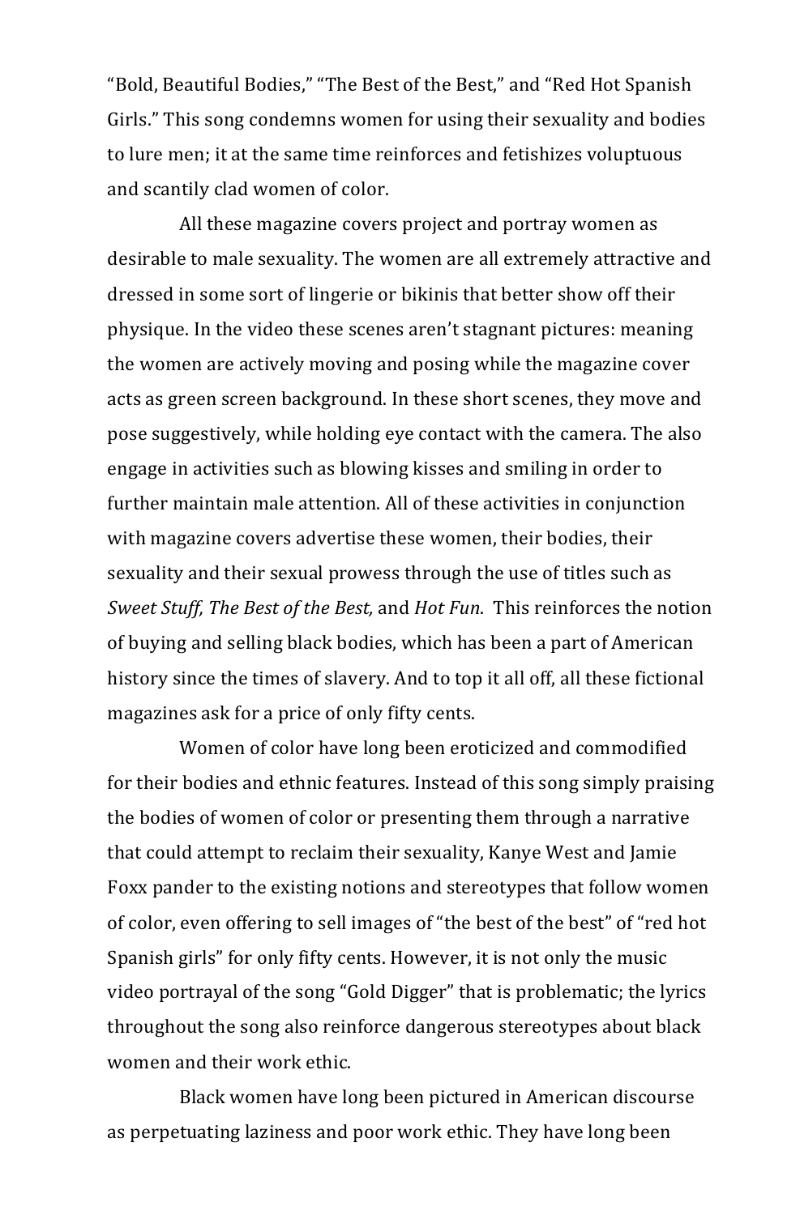"Bold, Beautiful Bodies," "The Best of the Best," and "Red Hot Spanish Girls." This song condemns women for using their sexuality and bodies to lure men; it at the same time reinforces and fetishizes voluptuous and scantily clad women of color.

All these magazine covers project and portray women as desirable to male sexuality. The women are all extremely attractive and dressed in some sort of lingerie or bikinis that better show off their physique. In the video these scenes aren't stagnant pictures: meaning the women are actively moving and posing while the magazine cover acts as green screen background. In these short scenes, they move and pose suggestively, while holding eye contact with the camera. The also engage in activities such as blowing kisses and smiling in order to further maintain male attention. All of these activities in conjunction with magazine covers advertise these women, their bodies, their sexuality and their sexual prowess through the use of titles such as *Sweet Stuff, The Best of the Best,* and *Hot Fun*. This reinforces the notion of buying and selling black bodies, which has been a part of American history since the times of slavery. And to top it all off, all these fictional magazines ask for a price of only fifty cents.

Women of color have long been eroticized and commodified for their bodies and ethnic features. Instead of this song simply praising the bodies of women of color or presenting them through a narrative that could attempt to reclaim their sexuality, Kanye West and Jamie Foxx pander to the existing notions and stereotypes that follow women of color, even offering to sell images of "the best of the best" of "red hot Spanish girls" for only fifty cents. However, it is not only the music video portrayal of the song "Gold Digger" that is problematic; the lyrics throughout the song also reinforce dangerous stereotypes about black women and their work ethic.

Black women have long been pictured in American discourse as perpetuating laziness and poor work ethic. They have long been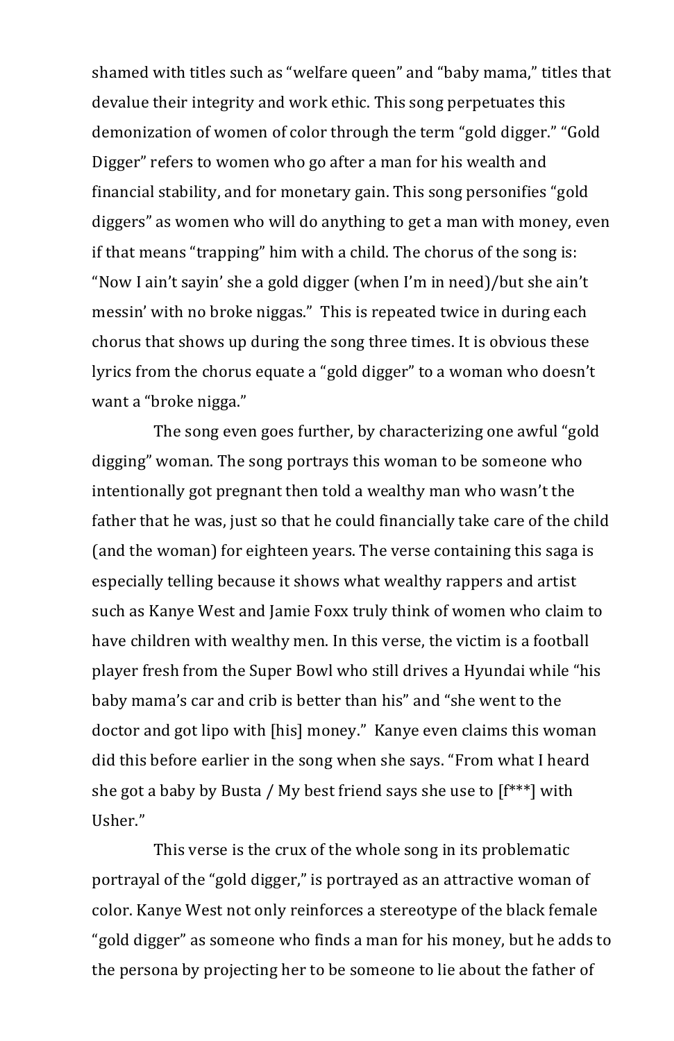shamed with titles such as "welfare queen" and "baby mama," titles that devalue their integrity and work ethic. This song perpetuates this demonization of women of color through the term "gold digger." "Gold Digger" refers to women who go after a man for his wealth and financial stability, and for monetary gain. This song personifies "gold diggers" as women who will do anything to get a man with money, even if that means "trapping" him with a child. The chorus of the song is: "Now I ain't sayin' she a gold digger (when I'm in need)/but she ain't messin' with no broke niggas." This is repeated twice in during each chorus that shows up during the song three times. It is obvious these lyrics from the chorus equate a "gold digger" to a woman who doesn't want a "broke nigga."

The song even goes further, by characterizing one awful "gold digging" woman. The song portrays this woman to be someone who intentionally got pregnant then told a wealthy man who wasn't the father that he was, just so that he could financially take care of the child (and the woman) for eighteen years. The verse containing this saga is especially telling because it shows what wealthy rappers and artist such as Kanye West and Jamie Foxx truly think of women who claim to have children with wealthy men. In this verse, the victim is a football player fresh from the Super Bowl who still drives a Hyundai while "his baby mama's car and crib is better than his" and "she went to the doctor and got lipo with [his] money." Kanye even claims this woman did this before earlier in the song when she says. "From what I heard she got a baby by Busta / My best friend says she use to [f***] with Usher."

This verse is the crux of the whole song in its problematic portrayal of the "gold digger," is portrayed as an attractive woman of color. Kanye West not only reinforces a stereotype of the black female "gold digger" as someone who finds a man for his money, but he adds to the persona by projecting her to be someone to lie about the father of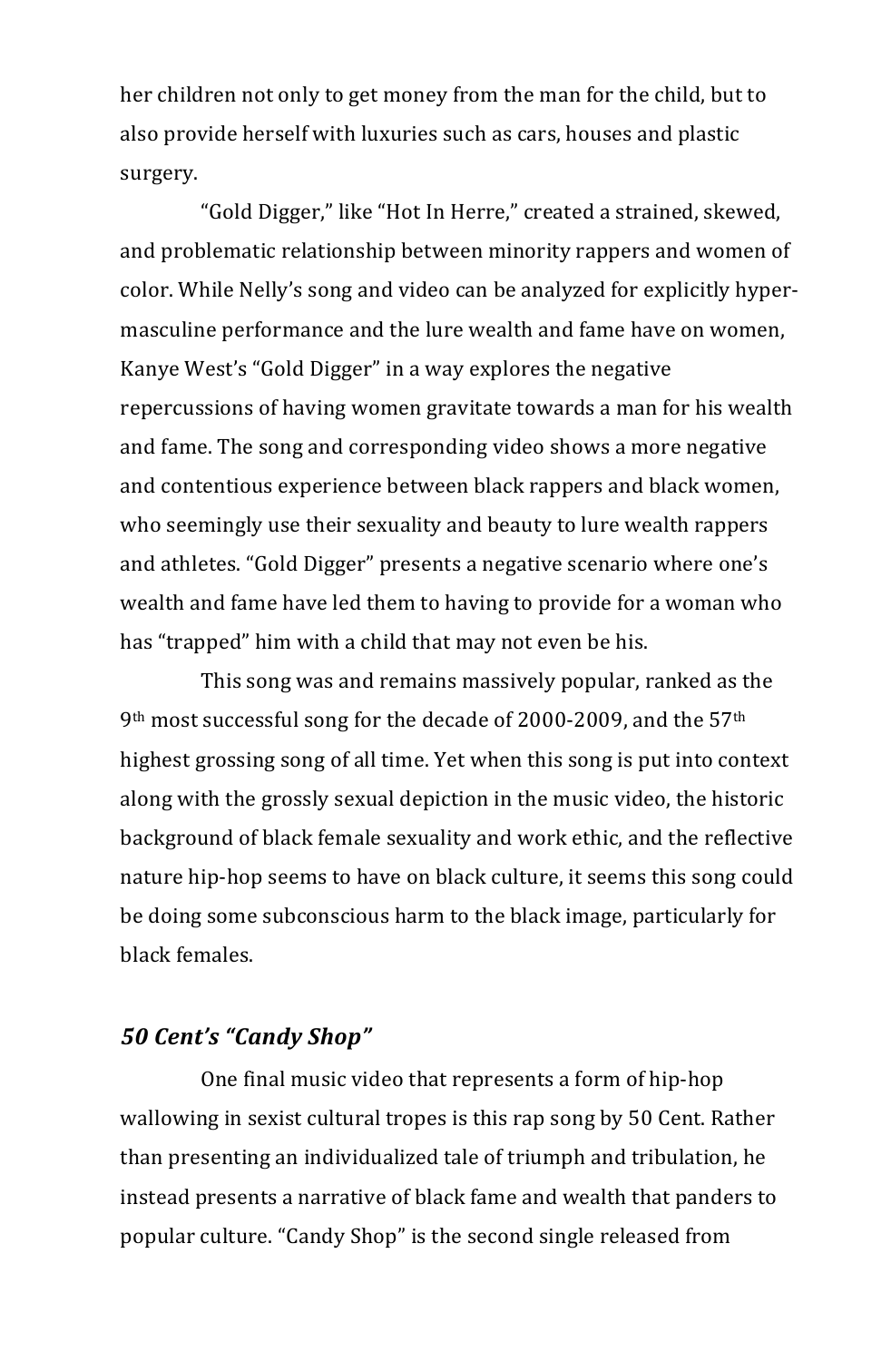her children not only to get money from the man for the child, but to also provide herself with luxuries such as cars, houses and plastic surgery.

"Gold Digger," like "Hot In Herre," created a strained, skewed, and problematic relationship between minority rappers and women of color. While Nelly's song and video can be analyzed for explicitly hyper-masculine performance and the lure wealth and fame have on women, Kanye West's "Gold Digger" in a way explores the negative repercussions of having women gravitate towards a man for his wealth and fame. The song and corresponding video shows a more negative and contentious experience between black rappers and black women, who seemingly use their sexuality and beauty to lure wealth rappers and athletes. "Gold Digger" presents a negative scenario where one's wealth and fame have led them to having to provide for a woman who has "trapped" him with a child that may not even be his.

This song was and remains massively popular, ranked as the 9th most successful song for the decade of 2000-2009, and the 57th highest grossing song of all time. Yet when this song is put into context along with the grossly sexual depiction in the music video, the historic background of black female sexuality and work ethic, and the reflective nature hip-hop seems to have on black culture, it seems this song could be doing some subconscious harm to the black image, particularly for black females.

### *50 Cent's "Candy Shop"*

One final music video that represents a form of hip-hop wallowing in sexist cultural tropes is this rap song by 50 Cent. Rather than presenting an individualized tale of triumph and tribulation, he instead presents a narrative of black fame and wealth that panders to popular culture. "Candy Shop" is the second single released from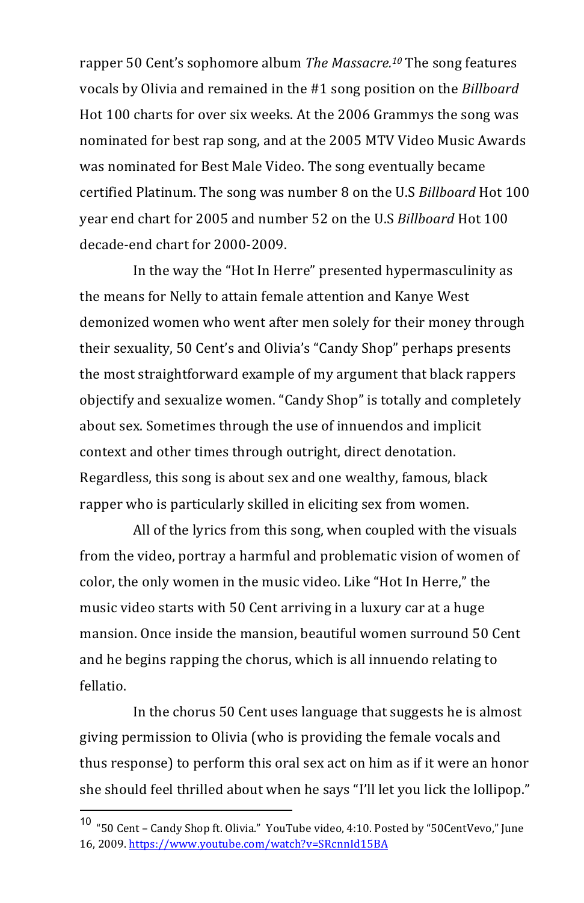rapper 50 Cent's sophomore album *The Massacre.*[10] The song features vocals by Olivia and remained in the #1 song position on the *Billboard* Hot 100 charts for over six weeks. At the 2006 Grammys the song was nominated for best rap song, and at the 2005 MTV Video Music Awards was nominated for Best Male Video. The song eventually became certified Platinum. The song was number 8 on the U.S *Billboard* Hot 100 year end chart for 2005 and number 52 on the U.S *Billboard* Hot 100 decade-end chart for 2000-2009.

In the way the "Hot In Herre" presented hypermasculinity as the means for Nelly to attain female attention and Kanye West demonized women who went after men solely for their money through their sexuality, 50 Cent's and Olivia's "Candy Shop" perhaps presents the most straightforward example of my argument that black rappers objectify and sexualize women. "Candy Shop" is totally and completely about sex. Sometimes through the use of innuendos and implicit context and other times through outright, direct denotation. Regardless, this song is about sex and one wealthy, famous, black rapper who is particularly skilled in eliciting sex from women.

All of the lyrics from this song, when coupled with the visuals from the video, portray a harmful and problematic vision of women of color, the only women in the music video. Like "Hot In Herre," the music video starts with 50 Cent arriving in a luxury car at a huge mansion. Once inside the mansion, beautiful women surround 50 Cent and he begins rapping the chorus, which is all innuendo relating to fellatio.

In the chorus 50 Cent uses language that suggests he is almost giving permission to Olivia (who is providing the female vocals and thus response) to perform this oral sex act on him as if it were an honor she should feel thrilled about when he says "I'll let you lick the lollipop."

---

[10] "50 Cent – Candy Shop ft. Olivia." YouTube video, 4:10. Posted by "50CentVevo," June 16, 2009. https://www.youtube.com/watch?v=SRcnnId15BA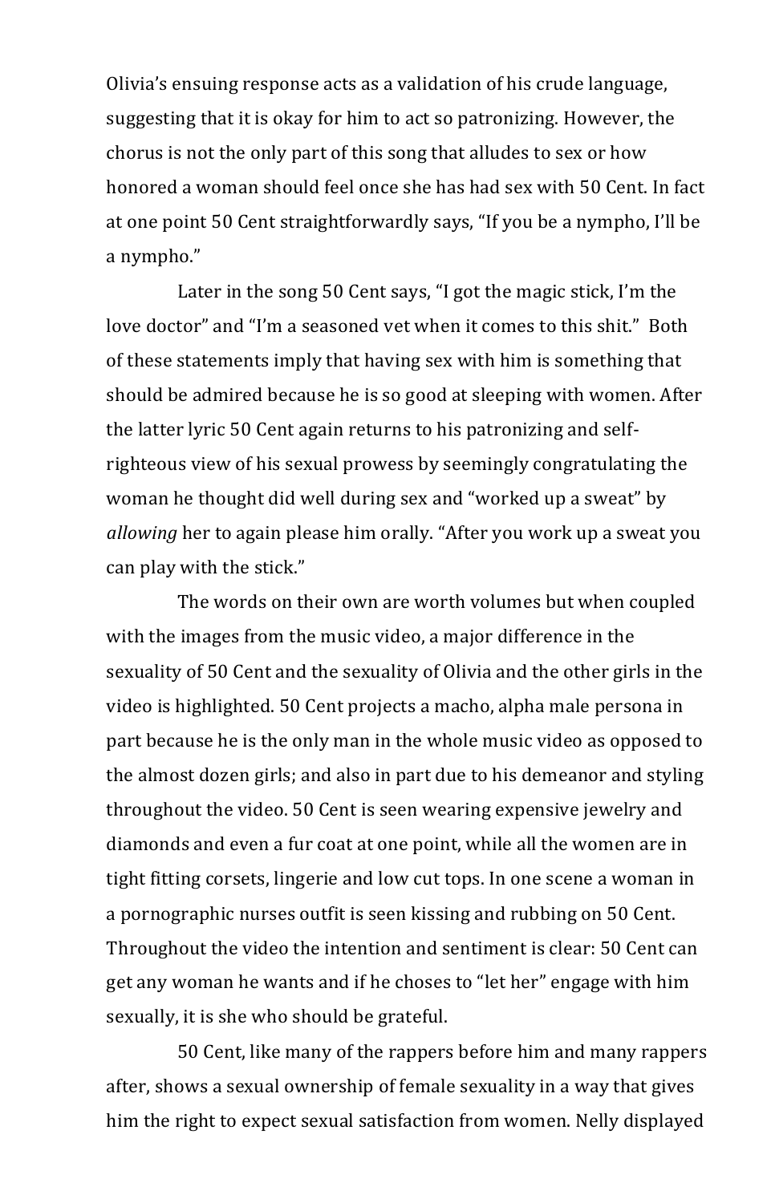Olivia's ensuing response acts as a validation of his crude language, suggesting that it is okay for him to act so patronizing. However, the chorus is not the only part of this song that alludes to sex or how honored a woman should feel once she has had sex with 50 Cent. In fact at one point 50 Cent straightforwardly says, "If you be a nympho, I'll be a nympho."

Later in the song 50 Cent says, "I got the magic stick, I'm the love doctor" and "I'm a seasoned vet when it comes to this shit." Both of these statements imply that having sex with him is something that should be admired because he is so good at sleeping with women. After the latter lyric 50 Cent again returns to his patronizing and self-righteous view of his sexual prowess by seemingly congratulating the woman he thought did well during sex and "worked up a sweat" by *allowing* her to again please him orally. "After you work up a sweat you can play with the stick."

The words on their own are worth volumes but when coupled with the images from the music video, a major difference in the sexuality of 50 Cent and the sexuality of Olivia and the other girls in the video is highlighted. 50 Cent projects a macho, alpha male persona in part because he is the only man in the whole music video as opposed to the almost dozen girls; and also in part due to his demeanor and styling throughout the video. 50 Cent is seen wearing expensive jewelry and diamonds and even a fur coat at one point, while all the women are in tight fitting corsets, lingerie and low cut tops. In one scene a woman in a pornographic nurses outfit is seen kissing and rubbing on 50 Cent. Throughout the video the intention and sentiment is clear: 50 Cent can get any woman he wants and if he choses to "let her" engage with him sexually, it is she who should be grateful.

50 Cent, like many of the rappers before him and many rappers after, shows a sexual ownership of female sexuality in a way that gives him the right to expect sexual satisfaction from women. Nelly displayed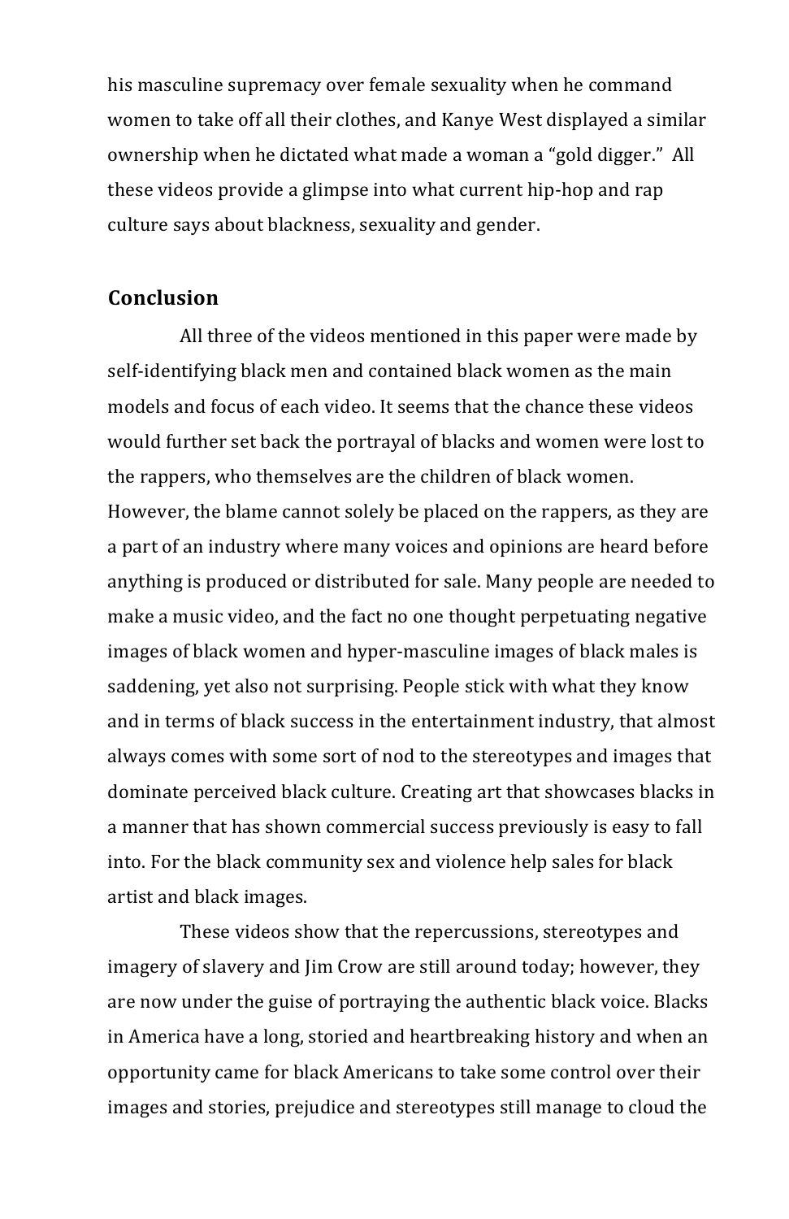his masculine supremacy over female sexuality when he command women to take off all their clothes, and Kanye West displayed a similar ownership when he dictated what made a woman a "gold digger." All these videos provide a glimpse into what current hip-hop and rap culture says about blackness, sexuality and gender.

## Conclusion

All three of the videos mentioned in this paper were made by self-identifying black men and contained black women as the main models and focus of each video. It seems that the chance these videos would further set back the portrayal of blacks and women were lost to the rappers, who themselves are the children of black women. However, the blame cannot solely be placed on the rappers, as they are a part of an industry where many voices and opinions are heard before anything is produced or distributed for sale. Many people are needed to make a music video, and the fact no one thought perpetuating negative images of black women and hyper-masculine images of black males is saddening, yet also not surprising. People stick with what they know and in terms of black success in the entertainment industry, that almost always comes with some sort of nod to the stereotypes and images that dominate perceived black culture. Creating art that showcases blacks in a manner that has shown commercial success previously is easy to fall into. For the black community sex and violence help sales for black artist and black images.

These videos show that the repercussions, stereotypes and imagery of slavery and Jim Crow are still around today; however, they are now under the guise of portraying the authentic black voice. Blacks in America have a long, storied and heartbreaking history and when an opportunity came for black Americans to take some control over their images and stories, prejudice and stereotypes still manage to cloud the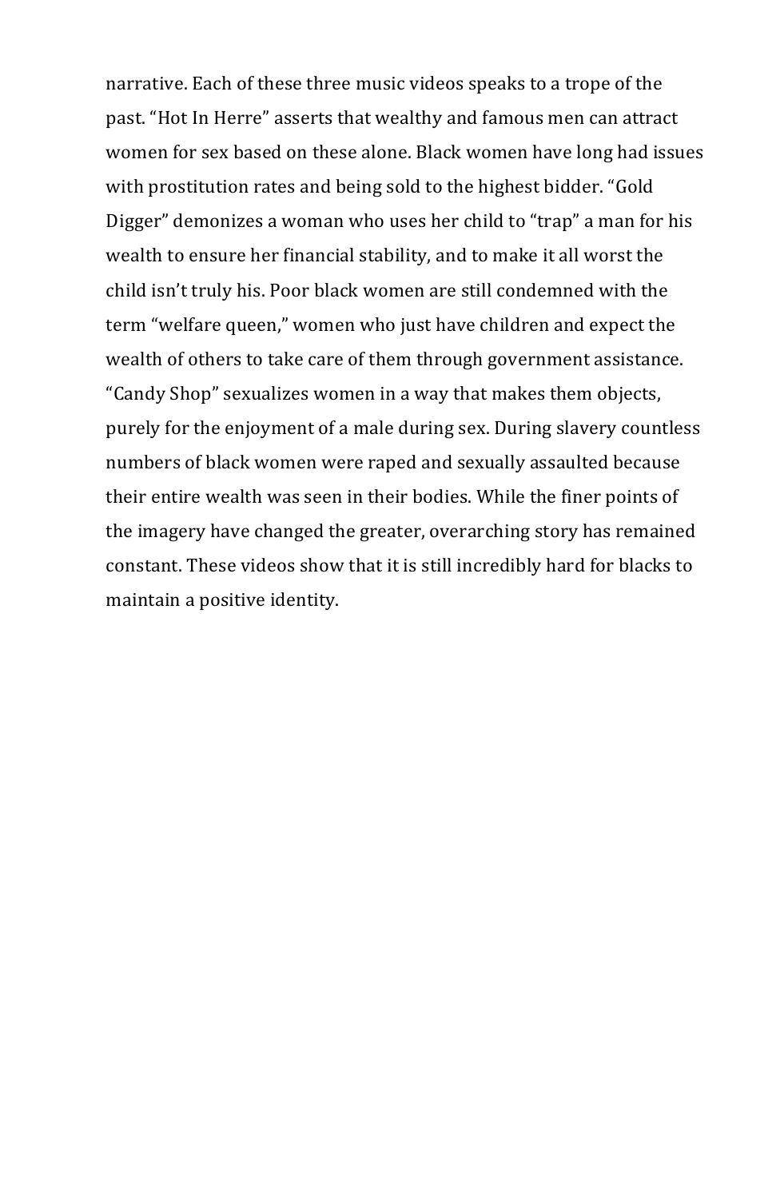narrative. Each of these three music videos speaks to a trope of the past. "Hot In Herre" asserts that wealthy and famous men can attract women for sex based on these alone. Black women have long had issues with prostitution rates and being sold to the highest bidder. "Gold Digger" demonizes a woman who uses her child to "trap" a man for his wealth to ensure her financial stability, and to make it all worst the child isn't truly his. Poor black women are still condemned with the term "welfare queen," women who just have children and expect the wealth of others to take care of them through government assistance. "Candy Shop" sexualizes women in a way that makes them objects, purely for the enjoyment of a male during sex. During slavery countless numbers of black women were raped and sexually assaulted because their entire wealth was seen in their bodies. While the finer points of the imagery have changed the greater, overarching story has remained constant. These videos show that it is still incredibly hard for blacks to maintain a positive identity.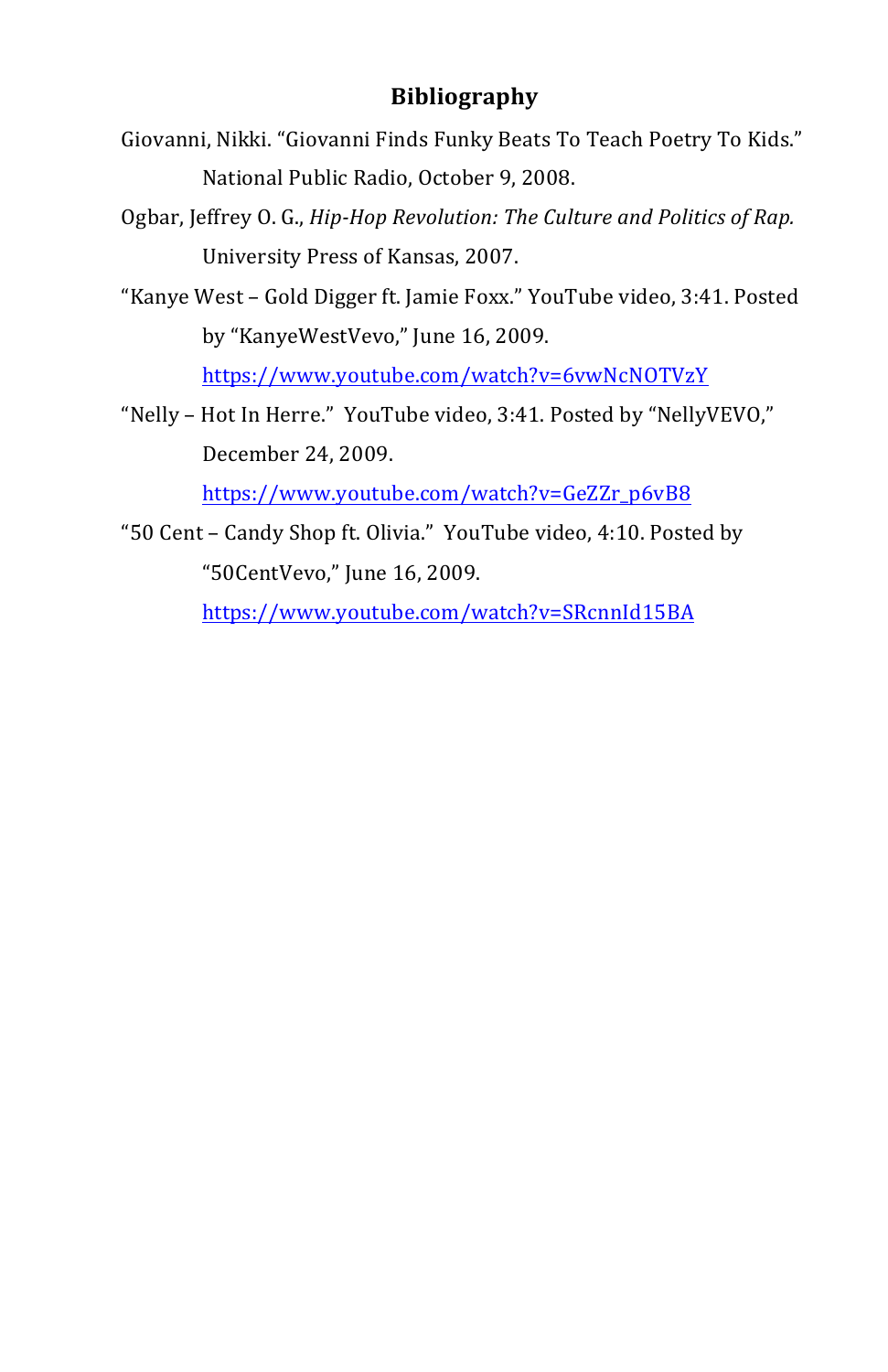## Bibliography

Giovanni, Nikki. "Giovanni Finds Funky Beats To Teach Poetry To Kids." National Public Radio, October 9, 2008.

Ogbar, Jeffrey O. G., *Hip-Hop Revolution: The Culture and Politics of Rap.* University Press of Kansas, 2007.

"Kanye West – Gold Digger ft. Jamie Foxx." YouTube video, 3:41. Posted by "KanyeWestVevo," June 16, 2009. https://www.youtube.com/watch?v=6vwNcNOTVzY

"Nelly – Hot In Herre." YouTube video, 3:41. Posted by "NellyVEVO," December 24, 2009. https://www.youtube.com/watch?v=GeZZr_p6vB8

"50 Cent – Candy Shop ft. Olivia." YouTube video, 4:10. Posted by "50CentVevo," June 16, 2009. https://www.youtube.com/watch?v=SRcnnId15BA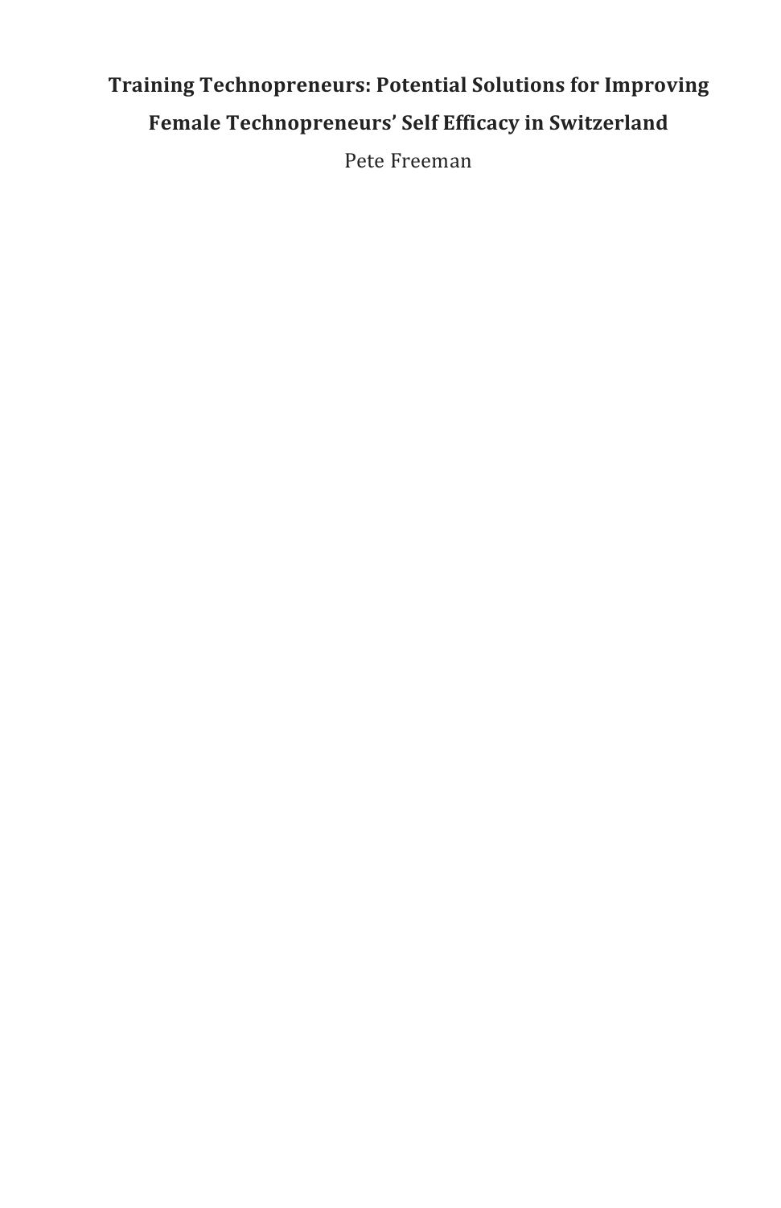# Training Technopreneurs: Potential Solutions for Improving Female Technopreneurs' Self Efficacy in Switzerland

Pete Freeman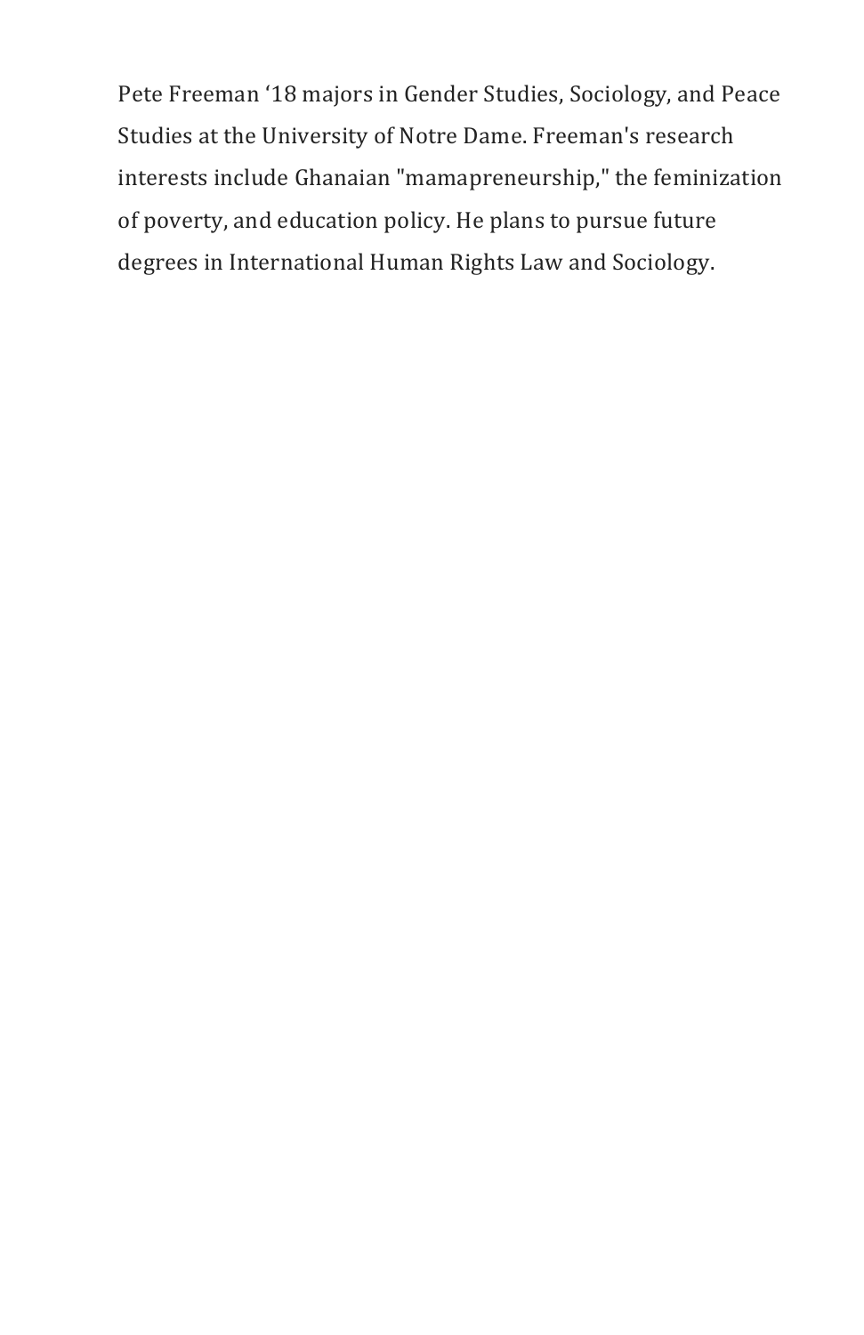Pete Freeman ‘18 majors in Gender Studies, Sociology, and Peace Studies at the University of Notre Dame. Freeman's research interests include Ghanaian "mamapreneurship," the feminization of poverty, and education policy. He plans to pursue future degrees in International Human Rights Law and Sociology.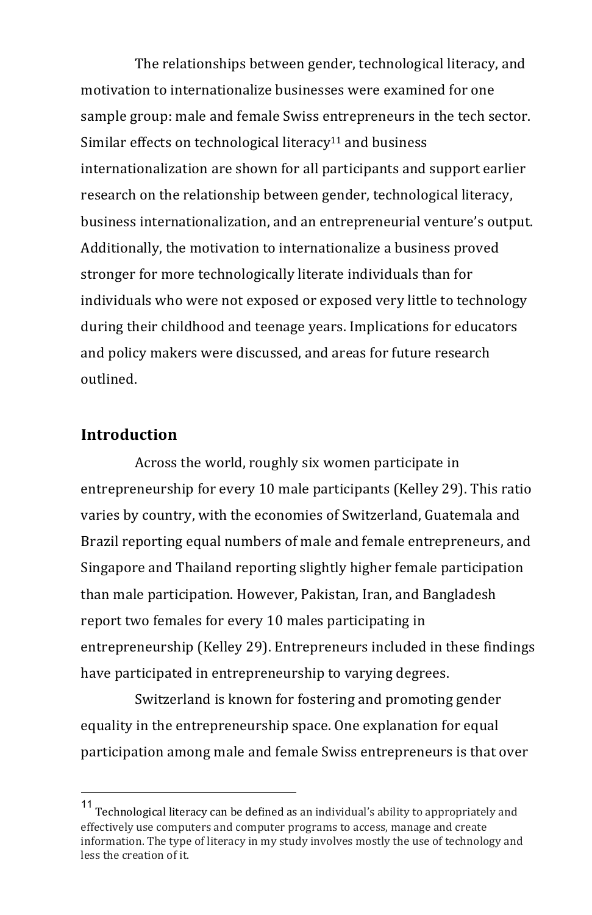The relationships between gender, technological literacy, and motivation to internationalize businesses were examined for one sample group: male and female Swiss entrepreneurs in the tech sector. Similar effects on technological literacy[11] and business internationalization are shown for all participants and support earlier research on the relationship between gender, technological literacy, business internationalization, and an entrepreneurial venture's output. Additionally, the motivation to internationalize a business proved stronger for more technologically literate individuals than for individuals who were not exposed or exposed very little to technology during their childhood and teenage years. Implications for educators and policy makers were discussed, and areas for future research outlined.

## Introduction

Across the world, roughly six women participate in entrepreneurship for every 10 male participants (Kelley 29). This ratio varies by country, with the economies of Switzerland, Guatemala and Brazil reporting equal numbers of male and female entrepreneurs, and Singapore and Thailand reporting slightly higher female participation than male participation. However, Pakistan, Iran, and Bangladesh report two females for every 10 males participating in entrepreneurship (Kelley 29). Entrepreneurs included in these findings have participated in entrepreneurship to varying degrees.

Switzerland is known for fostering and promoting gender equality in the entrepreneurship space. One explanation for equal participation among male and female Swiss entrepreneurs is that over

[11] Technological literacy can be defined as an individual's ability to appropriately and effectively use computers and computer programs to access, manage and create information. The type of literacy in my study involves mostly the use of technology and less the creation of it.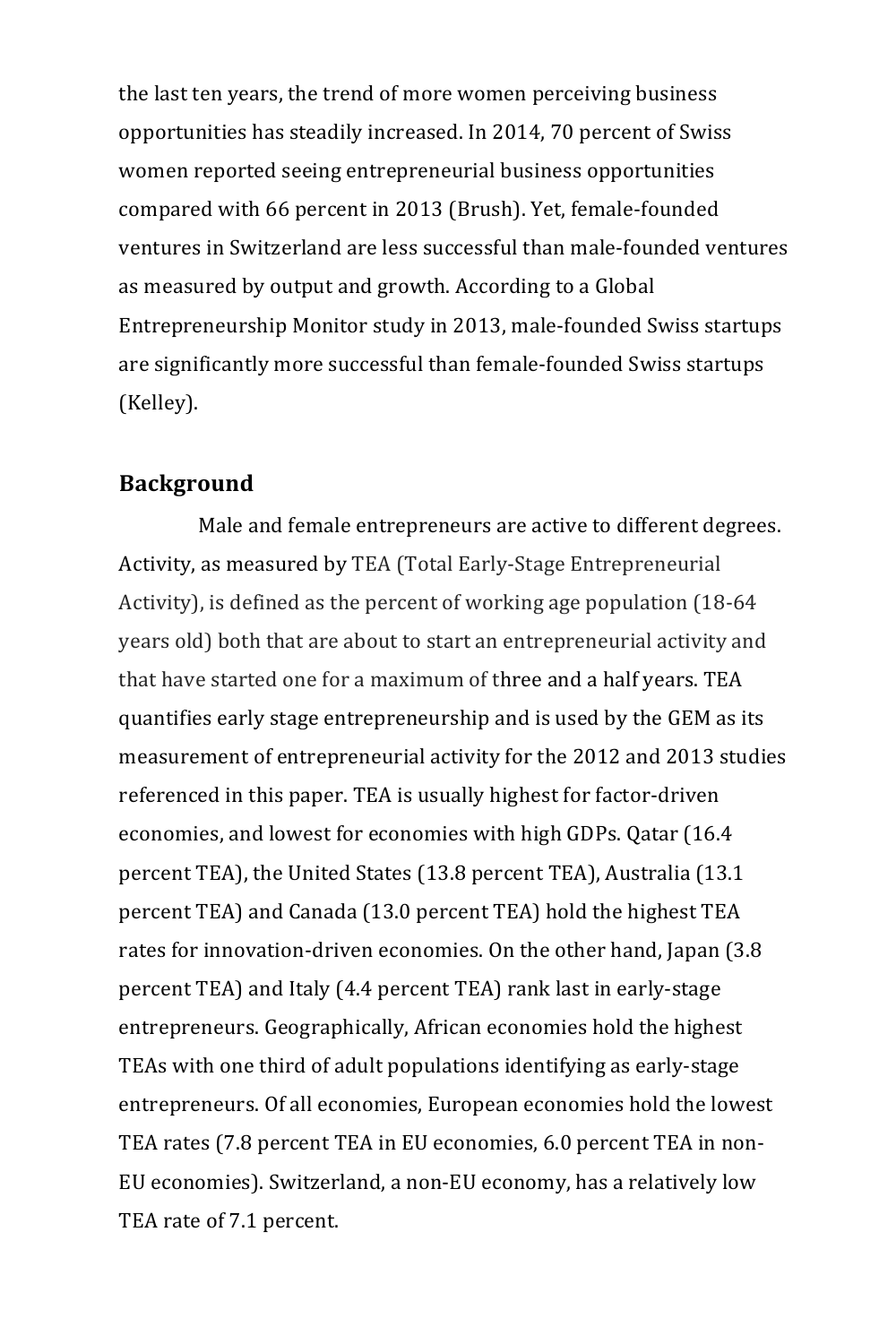the last ten years, the trend of more women perceiving business opportunities has steadily increased. In 2014, 70 percent of Swiss women reported seeing entrepreneurial business opportunities compared with 66 percent in 2013 (Brush). Yet, female-founded ventures in Switzerland are less successful than male-founded ventures as measured by output and growth. According to a Global Entrepreneurship Monitor study in 2013, male-founded Swiss startups are significantly more successful than female-founded Swiss startups (Kelley).

## Background

Male and female entrepreneurs are active to different degrees. Activity, as measured by TEA (Total Early-Stage Entrepreneurial Activity), is defined as the percent of working age population (18-64 years old) both that are about to start an entrepreneurial activity and that have started one for a maximum of three and a half years. TEA quantifies early stage entrepreneurship and is used by the GEM as its measurement of entrepreneurial activity for the 2012 and 2013 studies referenced in this paper. TEA is usually highest for factor-driven economies, and lowest for economies with high GDPs. Qatar (16.4 percent TEA), the United States (13.8 percent TEA), Australia (13.1 percent TEA) and Canada (13.0 percent TEA) hold the highest TEA rates for innovation-driven economies. On the other hand, Japan (3.8 percent TEA) and Italy (4.4 percent TEA) rank last in early-stage entrepreneurs. Geographically, African economies hold the highest TEAs with one third of adult populations identifying as early-stage entrepreneurs. Of all economies, European economies hold the lowest TEA rates (7.8 percent TEA in EU economies, 6.0 percent TEA in non-EU economies). Switzerland, a non-EU economy, has a relatively low TEA rate of 7.1 percent.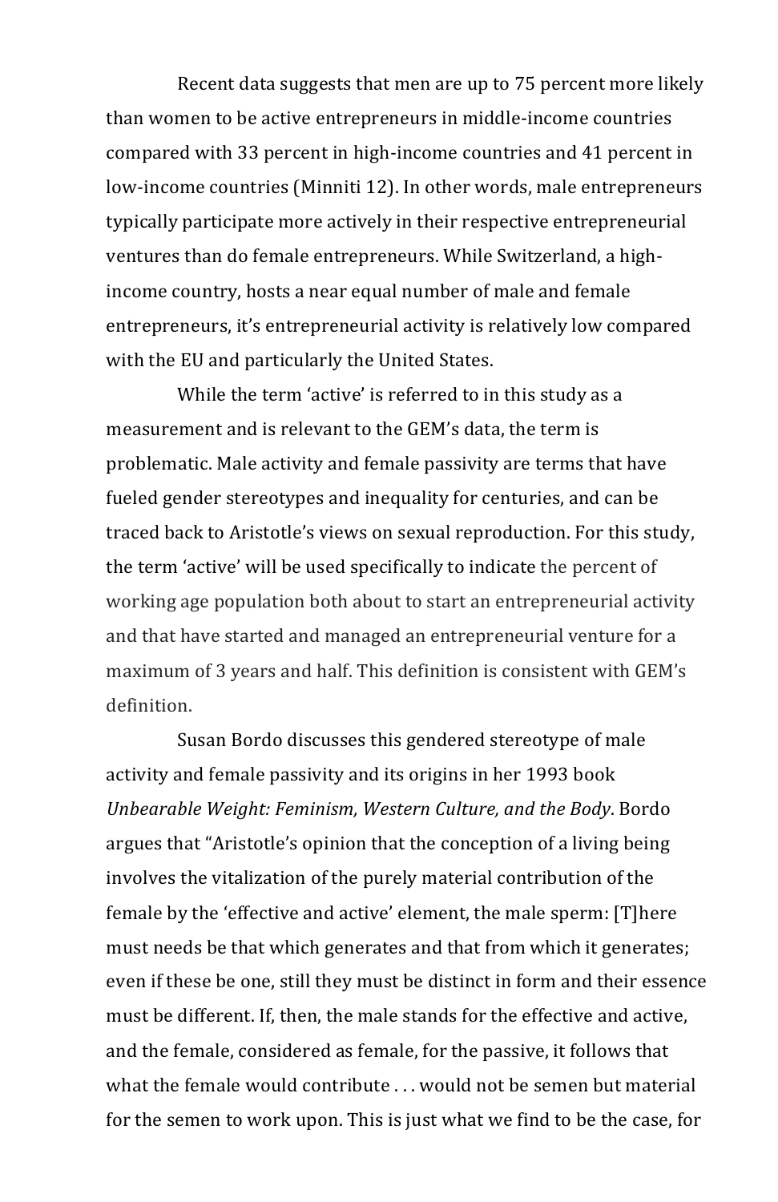Recent data suggests that men are up to 75 percent more likely than women to be active entrepreneurs in middle-income countries compared with 33 percent in high-income countries and 41 percent in low-income countries (Minniti 12). In other words, male entrepreneurs typically participate more actively in their respective entrepreneurial ventures than do female entrepreneurs. While Switzerland, a high-income country, hosts a near equal number of male and female entrepreneurs, it's entrepreneurial activity is relatively low compared with the EU and particularly the United States.

While the term 'active' is referred to in this study as a measurement and is relevant to the GEM's data, the term is problematic. Male activity and female passivity are terms that have fueled gender stereotypes and inequality for centuries, and can be traced back to Aristotle's views on sexual reproduction. For this study, the term 'active' will be used specifically to indicate the percent of working age population both about to start an entrepreneurial activity and that have started and managed an entrepreneurial venture for a maximum of 3 years and half. This definition is consistent with GEM's definition.

Susan Bordo discusses this gendered stereotype of male activity and female passivity and its origins in her 1993 book *Unbearable Weight: Feminism, Western Culture, and the Body*. Bordo argues that "Aristotle's opinion that the conception of a living being involves the vitalization of the purely material contribution of the female by the 'effective and active' element, the male sperm: [T]here must needs be that which generates and that from which it generates; even if these be one, still they must be distinct in form and their essence must be different. If, then, the male stands for the effective and active, and the female, considered as female, for the passive, it follows that what the female would contribute . . . would not be semen but material for the semen to work upon. This is just what we find to be the case, for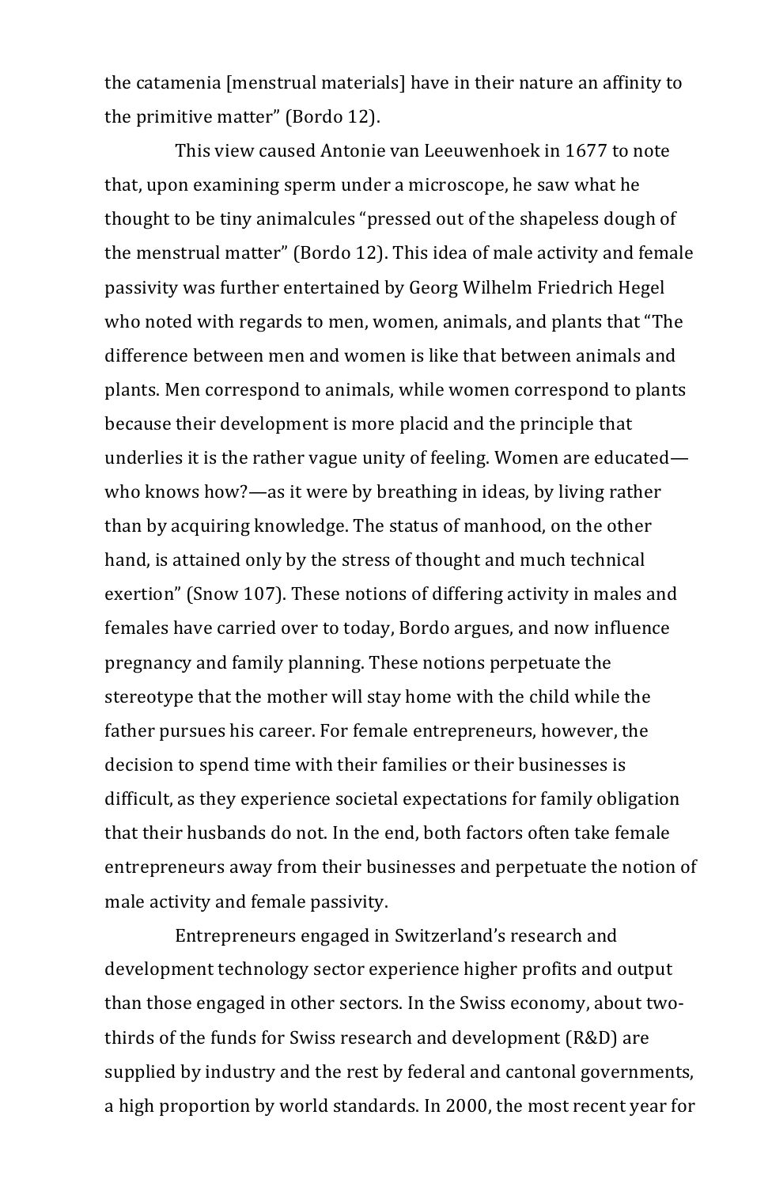the catamenia [menstrual materials] have in their nature an affinity to the primitive matter" (Bordo 12).

This view caused Antonie van Leeuwenhoek in 1677 to note that, upon examining sperm under a microscope, he saw what he thought to be tiny animalcules "pressed out of the shapeless dough of the menstrual matter" (Bordo 12). This idea of male activity and female passivity was further entertained by Georg Wilhelm Friedrich Hegel who noted with regards to men, women, animals, and plants that "The difference between men and women is like that between animals and plants. Men correspond to animals, while women correspond to plants because their development is more placid and the principle that underlies it is the rather vague unity of feeling. Women are educated—who knows how?—as it were by breathing in ideas, by living rather than by acquiring knowledge. The status of manhood, on the other hand, is attained only by the stress of thought and much technical exertion" (Snow 107). These notions of differing activity in males and females have carried over to today, Bordo argues, and now influence pregnancy and family planning. These notions perpetuate the stereotype that the mother will stay home with the child while the father pursues his career. For female entrepreneurs, however, the decision to spend time with their families or their businesses is difficult, as they experience societal expectations for family obligation that their husbands do not. In the end, both factors often take female entrepreneurs away from their businesses and perpetuate the notion of male activity and female passivity.

Entrepreneurs engaged in Switzerland's research and development technology sector experience higher profits and output than those engaged in other sectors. In the Swiss economy, about two-thirds of the funds for Swiss research and development (R&D) are supplied by industry and the rest by federal and cantonal governments, a high proportion by world standards. In 2000, the most recent year for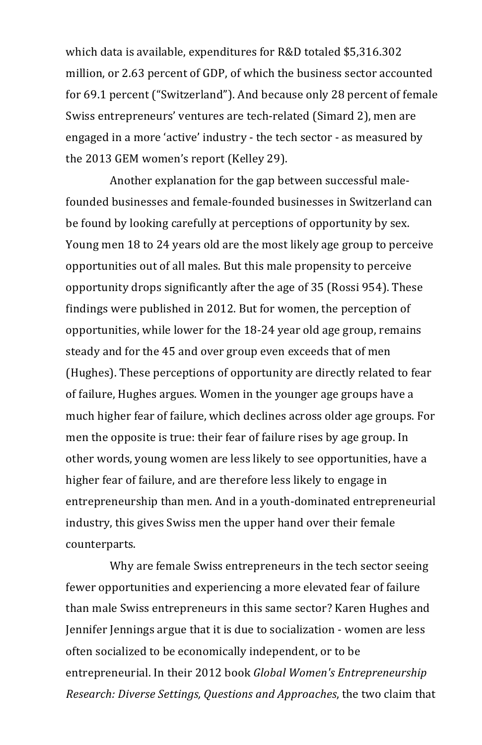which data is available, expenditures for R&D totaled $5,316.302 million, or 2.63 percent of GDP, of which the business sector accounted for 69.1 percent ("Switzerland"). And because only 28 percent of female Swiss entrepreneurs' ventures are tech-related (Simard 2), men are engaged in a more 'active' industry - the tech sector - as measured by the 2013 GEM women's report (Kelley 29).

Another explanation for the gap between successful male-founded businesses and female-founded businesses in Switzerland can be found by looking carefully at perceptions of opportunity by sex. Young men 18 to 24 years old are the most likely age group to perceive opportunities out of all males. But this male propensity to perceive opportunity drops significantly after the age of 35 (Rossi 954). These findings were published in 2012. But for women, the perception of opportunities, while lower for the 18-24 year old age group, remains steady and for the 45 and over group even exceeds that of men (Hughes). These perceptions of opportunity are directly related to fear of failure, Hughes argues. Women in the younger age groups have a much higher fear of failure, which declines across older age groups. For men the opposite is true: their fear of failure rises by age group. In other words, young women are less likely to see opportunities, have a higher fear of failure, and are therefore less likely to engage in entrepreneurship than men. And in a youth-dominated entrepreneurial industry, this gives Swiss men the upper hand over their female counterparts.

Why are female Swiss entrepreneurs in the tech sector seeing fewer opportunities and experiencing a more elevated fear of failure than male Swiss entrepreneurs in this same sector? Karen Hughes and Jennifer Jennings argue that it is due to socialization - women are less often socialized to be economically independent, or to be entrepreneurial. In their 2012 book *Global Women's Entrepreneurship Research: Diverse Settings, Questions and Approaches*, the two claim that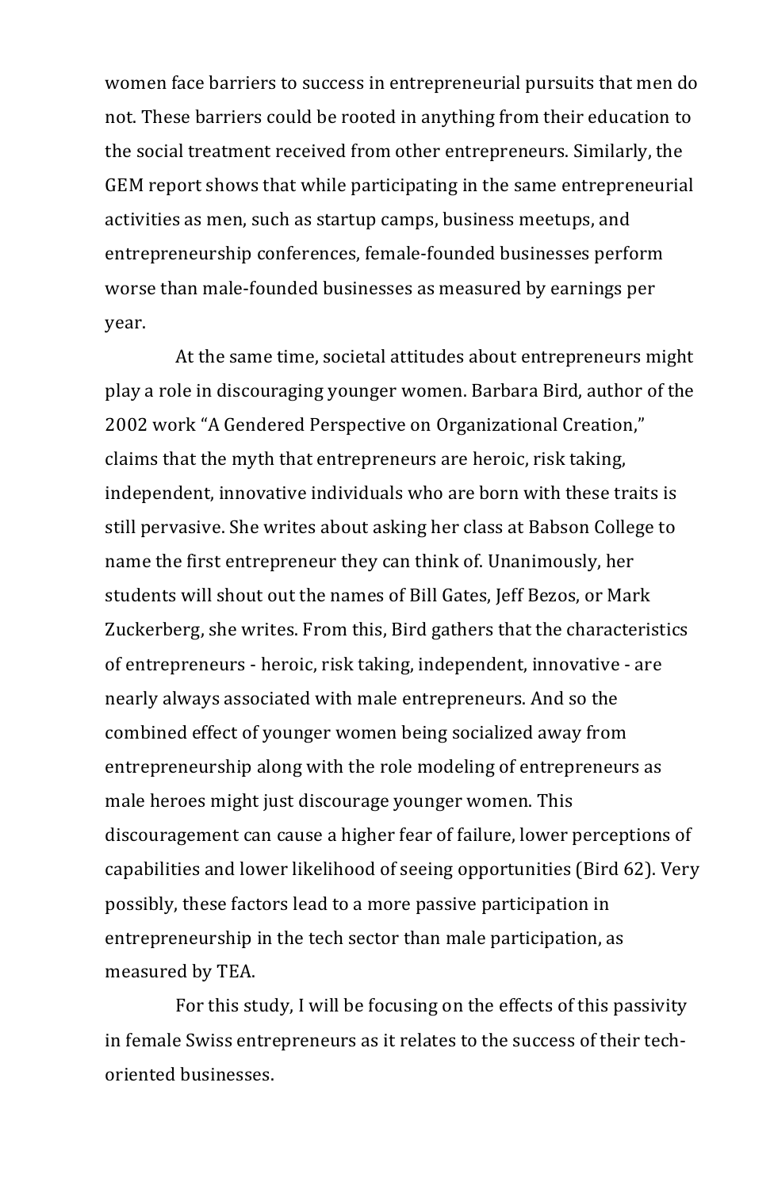women face barriers to success in entrepreneurial pursuits that men do not. These barriers could be rooted in anything from their education to the social treatment received from other entrepreneurs. Similarly, the GEM report shows that while participating in the same entrepreneurial activities as men, such as startup camps, business meetups, and entrepreneurship conferences, female-founded businesses perform worse than male-founded businesses as measured by earnings per year.

At the same time, societal attitudes about entrepreneurs might play a role in discouraging younger women. Barbara Bird, author of the 2002 work "A Gendered Perspective on Organizational Creation," claims that the myth that entrepreneurs are heroic, risk taking, independent, innovative individuals who are born with these traits is still pervasive. She writes about asking her class at Babson College to name the first entrepreneur they can think of. Unanimously, her students will shout out the names of Bill Gates, Jeff Bezos, or Mark Zuckerberg, she writes. From this, Bird gathers that the characteristics of entrepreneurs - heroic, risk taking, independent, innovative - are nearly always associated with male entrepreneurs. And so the combined effect of younger women being socialized away from entrepreneurship along with the role modeling of entrepreneurs as male heroes might just discourage younger women. This discouragement can cause a higher fear of failure, lower perceptions of capabilities and lower likelihood of seeing opportunities (Bird 62). Very possibly, these factors lead to a more passive participation in entrepreneurship in the tech sector than male participation, as measured by TEA.

For this study, I will be focusing on the effects of this passivity in female Swiss entrepreneurs as it relates to the success of their tech-oriented businesses.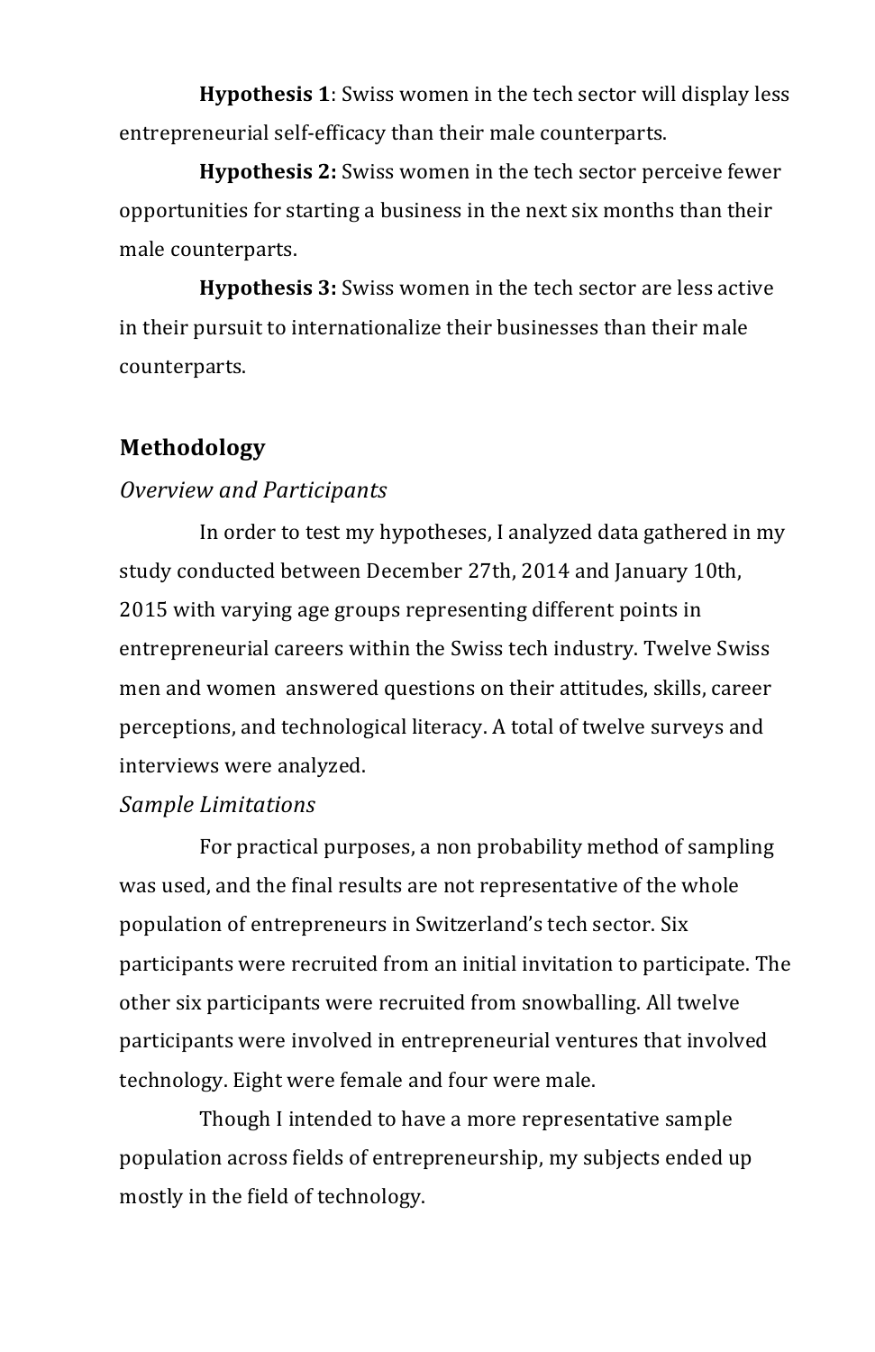**Hypothesis 1**: Swiss women in the tech sector will display less entrepreneurial self-efficacy than their male counterparts.

**Hypothesis 2:** Swiss women in the tech sector perceive fewer opportunities for starting a business in the next six months than their male counterparts.

**Hypothesis 3:** Swiss women in the tech sector are less active in their pursuit to internationalize their businesses than their male counterparts.

## Methodology

### *Overview and Participants*

In order to test my hypotheses, I analyzed data gathered in my study conducted between December 27th, 2014 and January 10th, 2015 with varying age groups representing different points in entrepreneurial careers within the Swiss tech industry. Twelve Swiss men and women answered questions on their attitudes, skills, career perceptions, and technological literacy. A total of twelve surveys and interviews were analyzed.

### *Sample Limitations*

For practical purposes, a non probability method of sampling was used, and the final results are not representative of the whole population of entrepreneurs in Switzerland's tech sector. Six participants were recruited from an initial invitation to participate. The other six participants were recruited from snowballing. All twelve participants were involved in entrepreneurial ventures that involved technology. Eight were female and four were male.

Though I intended to have a more representative sample population across fields of entrepreneurship, my subjects ended up mostly in the field of technology.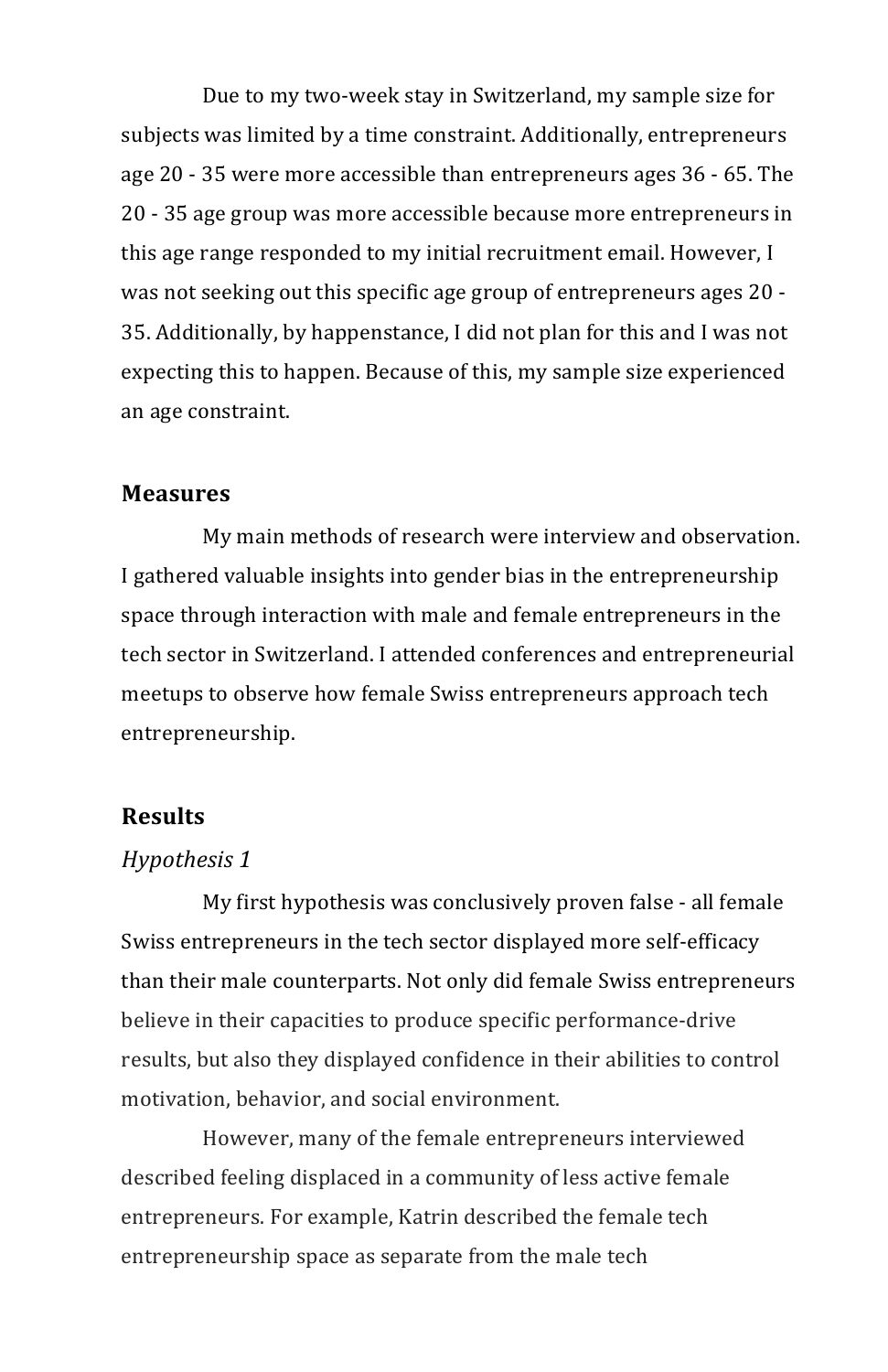Due to my two-week stay in Switzerland, my sample size for subjects was limited by a time constraint. Additionally, entrepreneurs age 20 - 35 were more accessible than entrepreneurs ages 36 - 65. The 20 - 35 age group was more accessible because more entrepreneurs in this age range responded to my initial recruitment email. However, I was not seeking out this specific age group of entrepreneurs ages 20 - 35. Additionally, by happenstance, I did not plan for this and I was not expecting this to happen. Because of this, my sample size experienced an age constraint.

## Measures

My main methods of research were interview and observation. I gathered valuable insights into gender bias in the entrepreneurship space through interaction with male and female entrepreneurs in the tech sector in Switzerland. I attended conferences and entrepreneurial meetups to observe how female Swiss entrepreneurs approach tech entrepreneurship.

## Results

### *Hypothesis 1*

My first hypothesis was conclusively proven false - all female Swiss entrepreneurs in the tech sector displayed more self-efficacy than their male counterparts. Not only did female Swiss entrepreneurs believe in their capacities to produce specific performance-drive results, but also they displayed confidence in their abilities to control motivation, behavior, and social environment.

However, many of the female entrepreneurs interviewed described feeling displaced in a community of less active female entrepreneurs. For example, Katrin described the female tech entrepreneurship space as separate from the male tech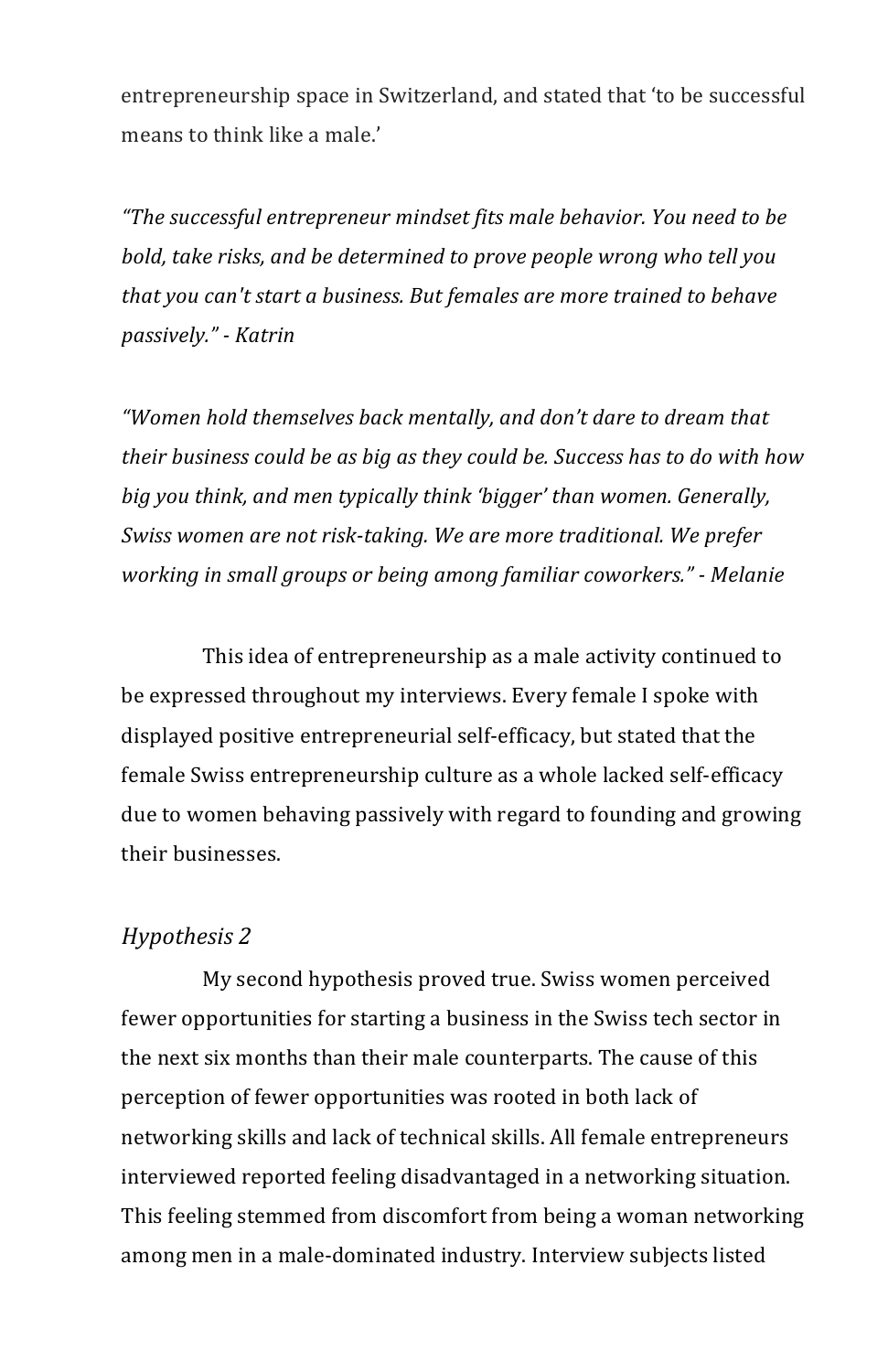entrepreneurship space in Switzerland, and stated that 'to be successful means to think like a male.'

*"The successful entrepreneur mindset fits male behavior. You need to be bold, take risks, and be determined to prove people wrong who tell you that you can't start a business. But females are more trained to behave passively." - Katrin*

*"Women hold themselves back mentally, and don't dare to dream that their business could be as big as they could be. Success has to do with how big you think, and men typically think 'bigger' than women. Generally, Swiss women are not risk-taking. We are more traditional. We prefer working in small groups or being among familiar coworkers." - Melanie*

This idea of entrepreneurship as a male activity continued to be expressed throughout my interviews. Every female I spoke with displayed positive entrepreneurial self-efficacy, but stated that the female Swiss entrepreneurship culture as a whole lacked self-efficacy due to women behaving passively with regard to founding and growing their businesses.

### *Hypothesis 2*

My second hypothesis proved true. Swiss women perceived fewer opportunities for starting a business in the Swiss tech sector in the next six months than their male counterparts. The cause of this perception of fewer opportunities was rooted in both lack of networking skills and lack of technical skills. All female entrepreneurs interviewed reported feeling disadvantaged in a networking situation. This feeling stemmed from discomfort from being a woman networking among men in a male-dominated industry. Interview subjects listed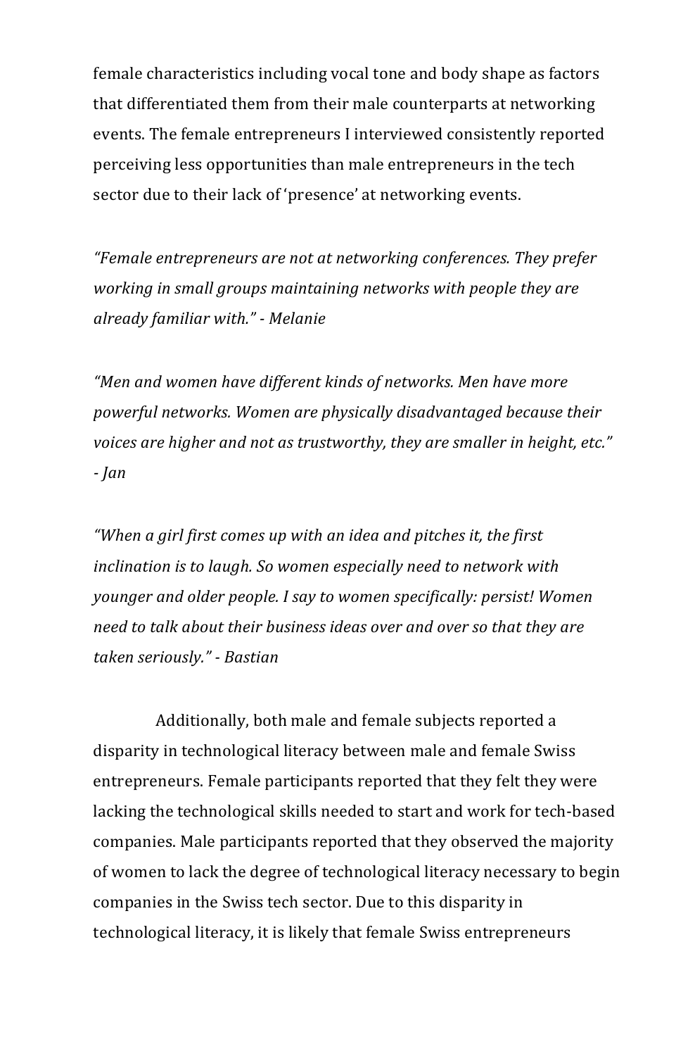female characteristics including vocal tone and body shape as factors that differentiated them from their male counterparts at networking events. The female entrepreneurs I interviewed consistently reported perceiving less opportunities than male entrepreneurs in the tech sector due to their lack of 'presence' at networking events.

*"Female entrepreneurs are not at networking conferences. They prefer working in small groups maintaining networks with people they are already familiar with." - Melanie*

*"Men and women have different kinds of networks. Men have more powerful networks. Women are physically disadvantaged because their voices are higher and not as trustworthy, they are smaller in height, etc." - Jan*

*"When a girl first comes up with an idea and pitches it, the first inclination is to laugh. So women especially need to network with younger and older people. I say to women specifically: persist! Women need to talk about their business ideas over and over so that they are taken seriously." - Bastian*

Additionally, both male and female subjects reported a disparity in technological literacy between male and female Swiss entrepreneurs. Female participants reported that they felt they were lacking the technological skills needed to start and work for tech-based companies. Male participants reported that they observed the majority of women to lack the degree of technological literacy necessary to begin companies in the Swiss tech sector. Due to this disparity in technological literacy, it is likely that female Swiss entrepreneurs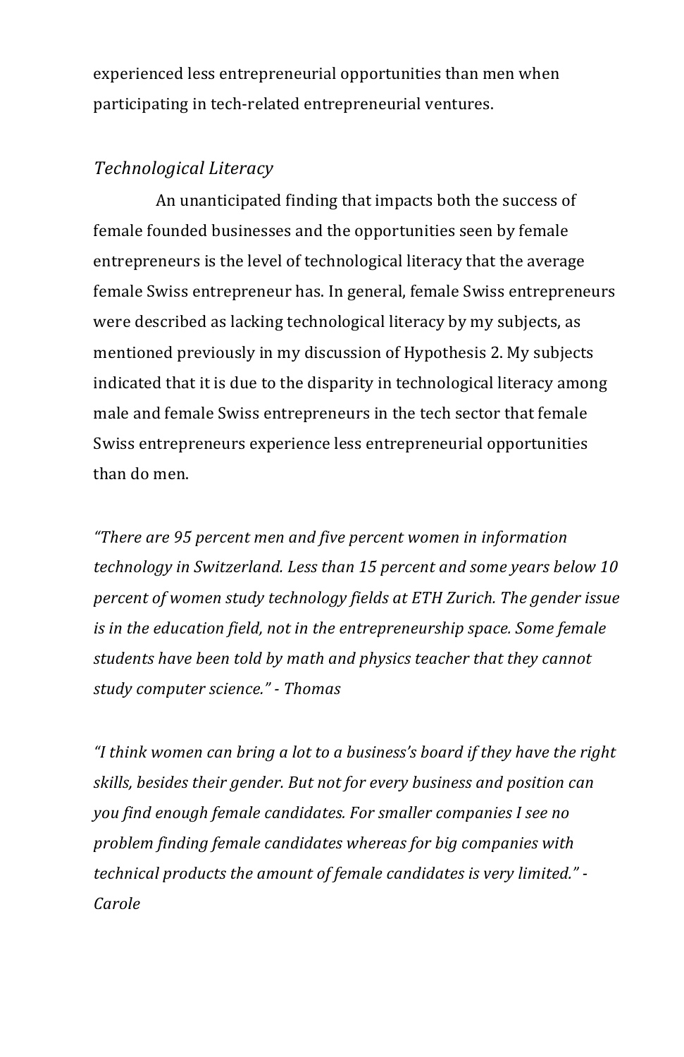experienced less entrepreneurial opportunities than men when participating in tech-related entrepreneurial ventures.

### *Technological Literacy*

An unanticipated finding that impacts both the success of female founded businesses and the opportunities seen by female entrepreneurs is the level of technological literacy that the average female Swiss entrepreneur has. In general, female Swiss entrepreneurs were described as lacking technological literacy by my subjects, as mentioned previously in my discussion of Hypothesis 2. My subjects indicated that it is due to the disparity in technological literacy among male and female Swiss entrepreneurs in the tech sector that female Swiss entrepreneurs experience less entrepreneurial opportunities than do men.

*"There are 95 percent men and five percent women in information technology in Switzerland. Less than 15 percent and some years below 10 percent of women study technology fields at ETH Zurich. The gender issue is in the education field, not in the entrepreneurship space. Some female students have been told by math and physics teacher that they cannot study computer science." - Thomas*

*"I think women can bring a lot to a business's board if they have the right skills, besides their gender. But not for every business and position can you find enough female candidates. For smaller companies I see no problem finding female candidates whereas for big companies with technical products the amount of female candidates is very limited." - Carole*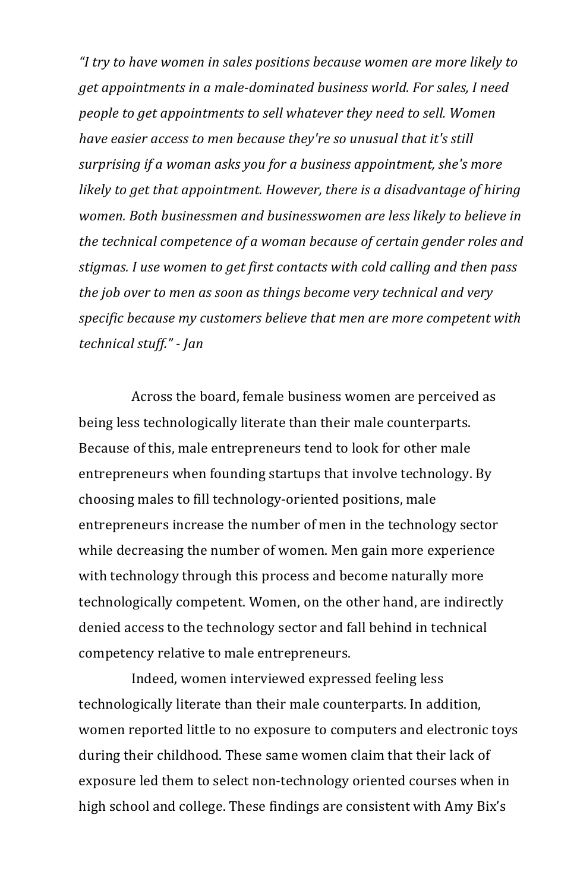*"I try to have women in sales positions because women are more likely to get appointments in a male-dominated business world. For sales, I need people to get appointments to sell whatever they need to sell. Women have easier access to men because they're so unusual that it's still surprising if a woman asks you for a business appointment, she's more likely to get that appointment. However, there is a disadvantage of hiring women. Both businessmen and businesswomen are less likely to believe in the technical competence of a woman because of certain gender roles and stigmas. I use women to get first contacts with cold calling and then pass the job over to men as soon as things become very technical and very specific because my customers believe that men are more competent with technical stuff." - Jan*

Across the board, female business women are perceived as being less technologically literate than their male counterparts. Because of this, male entrepreneurs tend to look for other male entrepreneurs when founding startups that involve technology. By choosing males to fill technology-oriented positions, male entrepreneurs increase the number of men in the technology sector while decreasing the number of women. Men gain more experience with technology through this process and become naturally more technologically competent. Women, on the other hand, are indirectly denied access to the technology sector and fall behind in technical competency relative to male entrepreneurs.

Indeed, women interviewed expressed feeling less technologically literate than their male counterparts. In addition, women reported little to no exposure to computers and electronic toys during their childhood. These same women claim that their lack of exposure led them to select non-technology oriented courses when in high school and college. These findings are consistent with Amy Bix's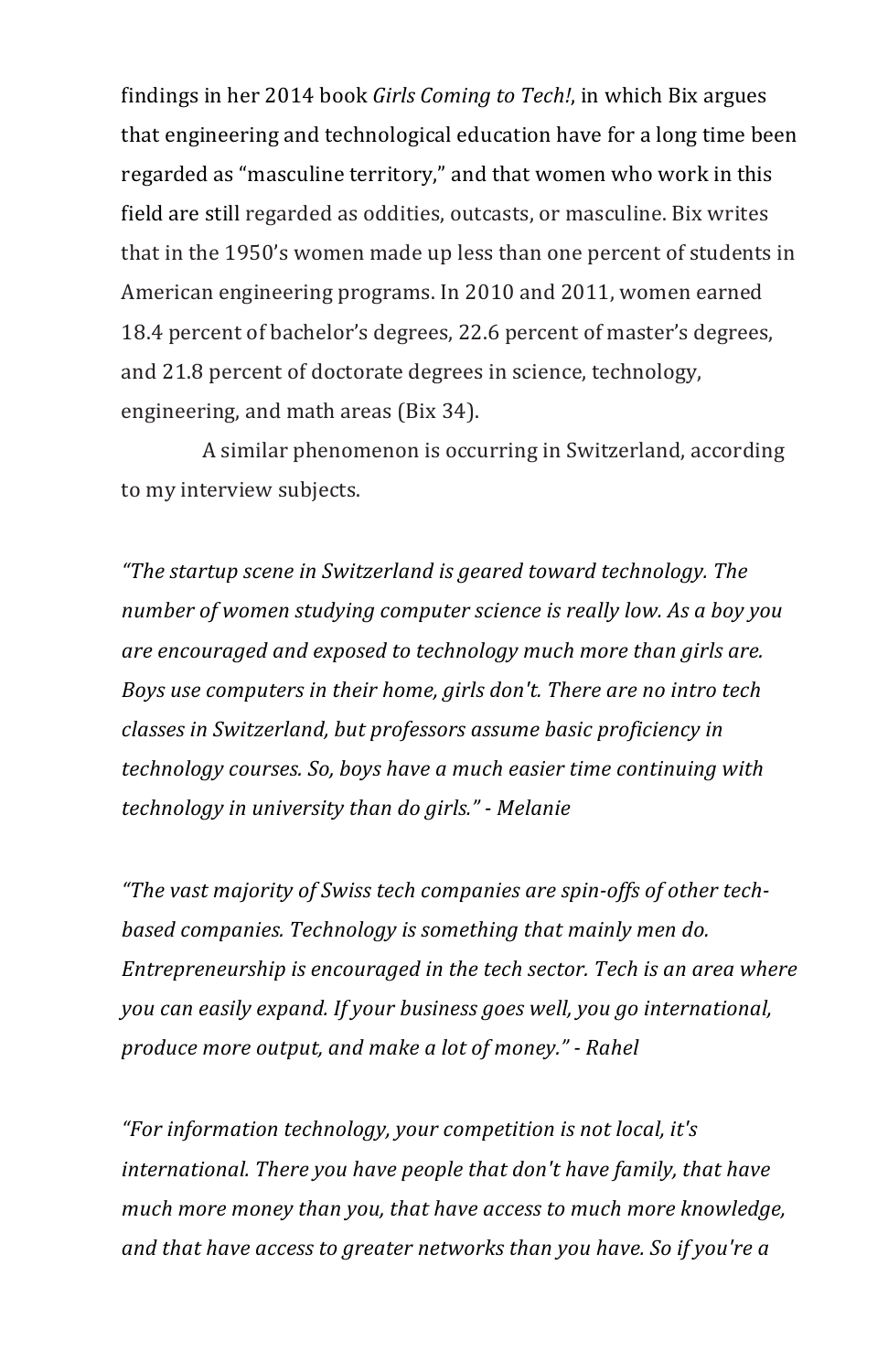findings in her 2014 book *Girls Coming to Tech!*, in which Bix argues that engineering and technological education have for a long time been regarded as "masculine territory," and that women who work in this field are still regarded as oddities, outcasts, or masculine. Bix writes that in the 1950's women made up less than one percent of students in American engineering programs. In 2010 and 2011, women earned 18.4 percent of bachelor's degrees, 22.6 percent of master's degrees, and 21.8 percent of doctorate degrees in science, technology, engineering, and math areas (Bix 34).

A similar phenomenon is occurring in Switzerland, according to my interview subjects.

*"The startup scene in Switzerland is geared toward technology. The number of women studying computer science is really low. As a boy you are encouraged and exposed to technology much more than girls are. Boys use computers in their home, girls don't. There are no intro tech classes in Switzerland, but professors assume basic proficiency in technology courses. So, boys have a much easier time continuing with technology in university than do girls." - Melanie*

*"The vast majority of Swiss tech companies are spin-offs of other tech-based companies. Technology is something that mainly men do. Entrepreneurship is encouraged in the tech sector. Tech is an area where you can easily expand. If your business goes well, you go international, produce more output, and make a lot of money." - Rahel*

*"For information technology, your competition is not local, it's international. There you have people that don't have family, that have much more money than you, that have access to much more knowledge, and that have access to greater networks than you have. So if you're a*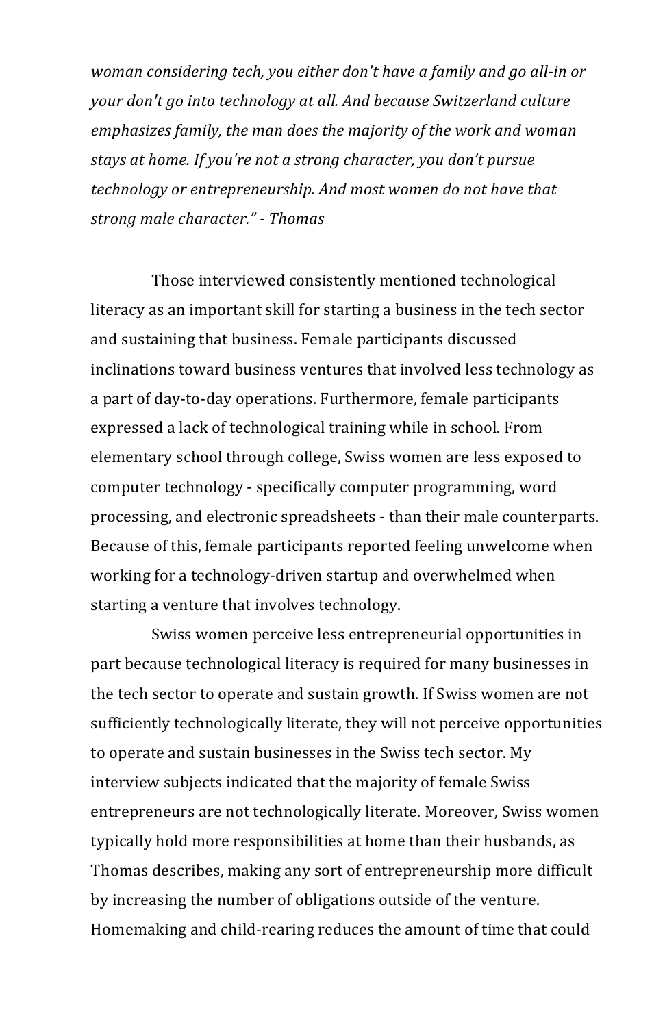*woman considering tech, you either don't have a family and go all-in or your don't go into technology at all. And because Switzerland culture emphasizes family, the man does the majority of the work and woman stays at home. If you're not a strong character, you don't pursue technology or entrepreneurship. And most women do not have that strong male character." - Thomas*

Those interviewed consistently mentioned technological literacy as an important skill for starting a business in the tech sector and sustaining that business. Female participants discussed inclinations toward business ventures that involved less technology as a part of day-to-day operations. Furthermore, female participants expressed a lack of technological training while in school. From elementary school through college, Swiss women are less exposed to computer technology - specifically computer programming, word processing, and electronic spreadsheets - than their male counterparts. Because of this, female participants reported feeling unwelcome when working for a technology-driven startup and overwhelmed when starting a venture that involves technology.

Swiss women perceive less entrepreneurial opportunities in part because technological literacy is required for many businesses in the tech sector to operate and sustain growth. If Swiss women are not sufficiently technologically literate, they will not perceive opportunities to operate and sustain businesses in the Swiss tech sector. My interview subjects indicated that the majority of female Swiss entrepreneurs are not technologically literate. Moreover, Swiss women typically hold more responsibilities at home than their husbands, as Thomas describes, making any sort of entrepreneurship more difficult by increasing the number of obligations outside of the venture. Homemaking and child-rearing reduces the amount of time that could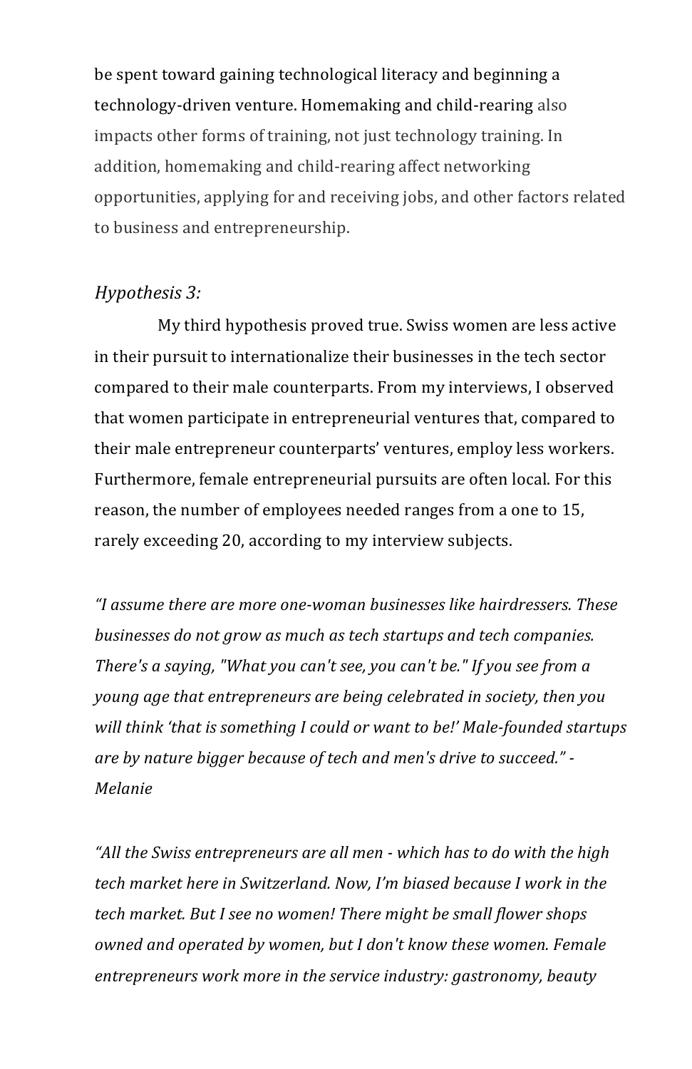be spent toward gaining technological literacy and beginning a technology-driven venture. Homemaking and child-rearing also impacts other forms of training, not just technology training. In addition, homemaking and child-rearing affect networking opportunities, applying for and receiving jobs, and other factors related to business and entrepreneurship.

*Hypothesis 3:*

My third hypothesis proved true. Swiss women are less active in their pursuit to internationalize their businesses in the tech sector compared to their male counterparts. From my interviews, I observed that women participate in entrepreneurial ventures that, compared to their male entrepreneur counterparts' ventures, employ less workers. Furthermore, female entrepreneurial pursuits are often local. For this reason, the number of employees needed ranges from a one to 15, rarely exceeding 20, according to my interview subjects.

*"I assume there are more one-woman businesses like hairdressers. These businesses do not grow as much as tech startups and tech companies. There's a saying, "What you can't see, you can't be." If you see from a young age that entrepreneurs are being celebrated in society, then you will think 'that is something I could or want to be!' Male-founded startups are by nature bigger because of tech and men's drive to succeed." - Melanie*

*"All the Swiss entrepreneurs are all men - which has to do with the high tech market here in Switzerland. Now, I'm biased because I work in the tech market. But I see no women! There might be small flower shops owned and operated by women, but I don't know these women. Female entrepreneurs work more in the service industry: gastronomy, beauty*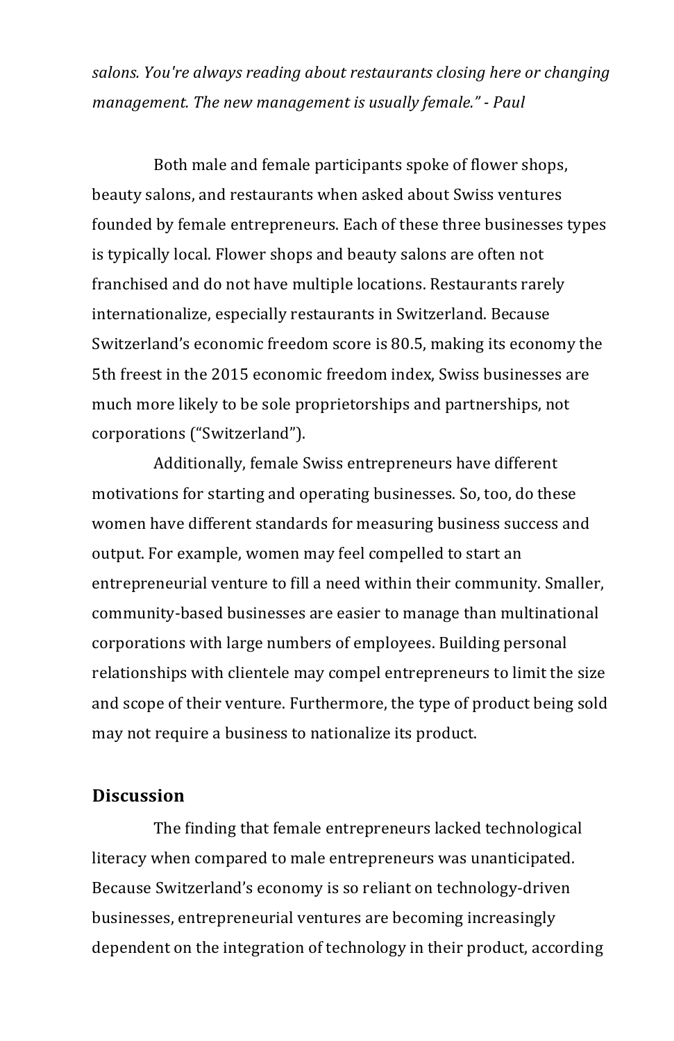*salons. You're always reading about restaurants closing here or changing management. The new management is usually female." - Paul*

Both male and female participants spoke of flower shops, beauty salons, and restaurants when asked about Swiss ventures founded by female entrepreneurs. Each of these three businesses types is typically local. Flower shops and beauty salons are often not franchised and do not have multiple locations. Restaurants rarely internationalize, especially restaurants in Switzerland. Because Switzerland's economic freedom score is 80.5, making its economy the 5th freest in the 2015 economic freedom index, Swiss businesses are much more likely to be sole proprietorships and partnerships, not corporations ("Switzerland").

Additionally, female Swiss entrepreneurs have different motivations for starting and operating businesses. So, too, do these women have different standards for measuring business success and output. For example, women may feel compelled to start an entrepreneurial venture to fill a need within their community. Smaller, community-based businesses are easier to manage than multinational corporations with large numbers of employees. Building personal relationships with clientele may compel entrepreneurs to limit the size and scope of their venture. Furthermore, the type of product being sold may not require a business to nationalize its product.

## Discussion

The finding that female entrepreneurs lacked technological literacy when compared to male entrepreneurs was unanticipated. Because Switzerland's economy is so reliant on technology-driven businesses, entrepreneurial ventures are becoming increasingly dependent on the integration of technology in their product, according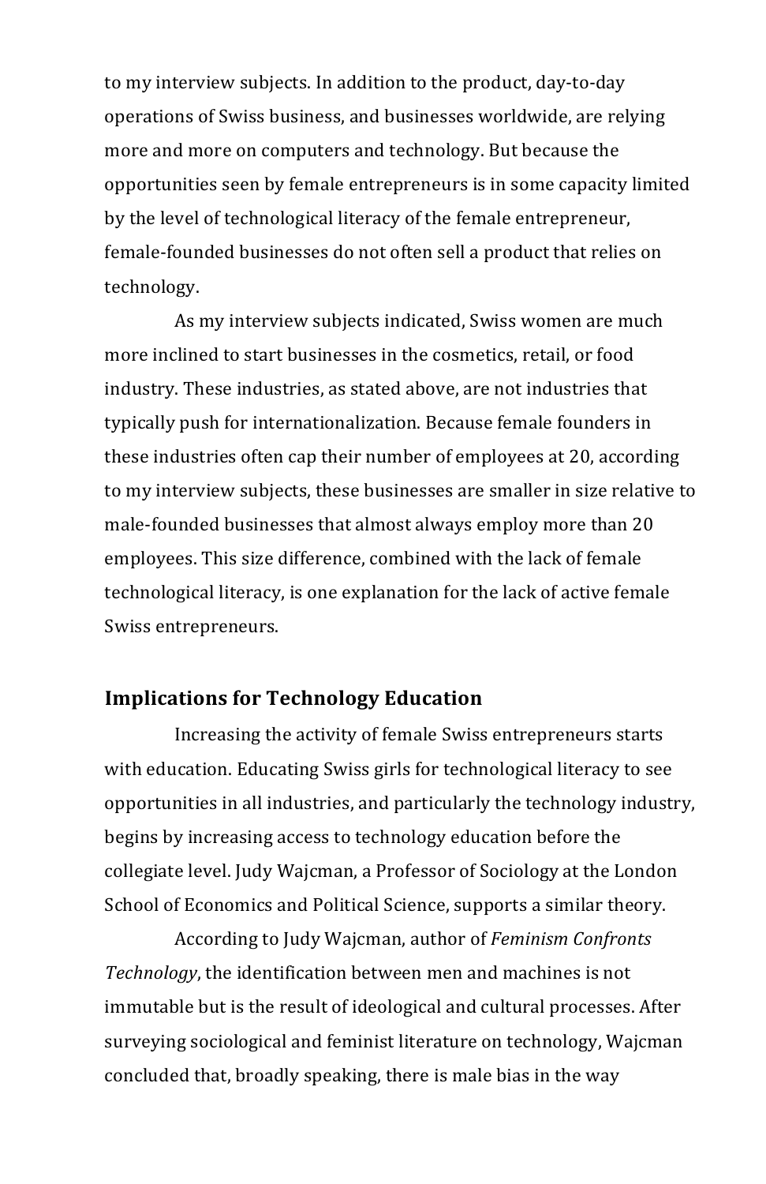to my interview subjects. In addition to the product, day-to-day operations of Swiss business, and businesses worldwide, are relying more and more on computers and technology. But because the opportunities seen by female entrepreneurs is in some capacity limited by the level of technological literacy of the female entrepreneur, female-founded businesses do not often sell a product that relies on technology.

As my interview subjects indicated, Swiss women are much more inclined to start businesses in the cosmetics, retail, or food industry. These industries, as stated above, are not industries that typically push for internationalization. Because female founders in these industries often cap their number of employees at 20, according to my interview subjects, these businesses are smaller in size relative to male-founded businesses that almost always employ more than 20 employees. This size difference, combined with the lack of female technological literacy, is one explanation for the lack of active female Swiss entrepreneurs.

## Implications for Technology Education

Increasing the activity of female Swiss entrepreneurs starts with education. Educating Swiss girls for technological literacy to see opportunities in all industries, and particularly the technology industry, begins by increasing access to technology education before the collegiate level. Judy Wajcman, a Professor of Sociology at the London School of Economics and Political Science, supports a similar theory.

According to Judy Wajcman, author of *Feminism Confronts Technology*, the identification between men and machines is not immutable but is the result of ideological and cultural processes. After surveying sociological and feminist literature on technology, Wajcman concluded that, broadly speaking, there is male bias in the way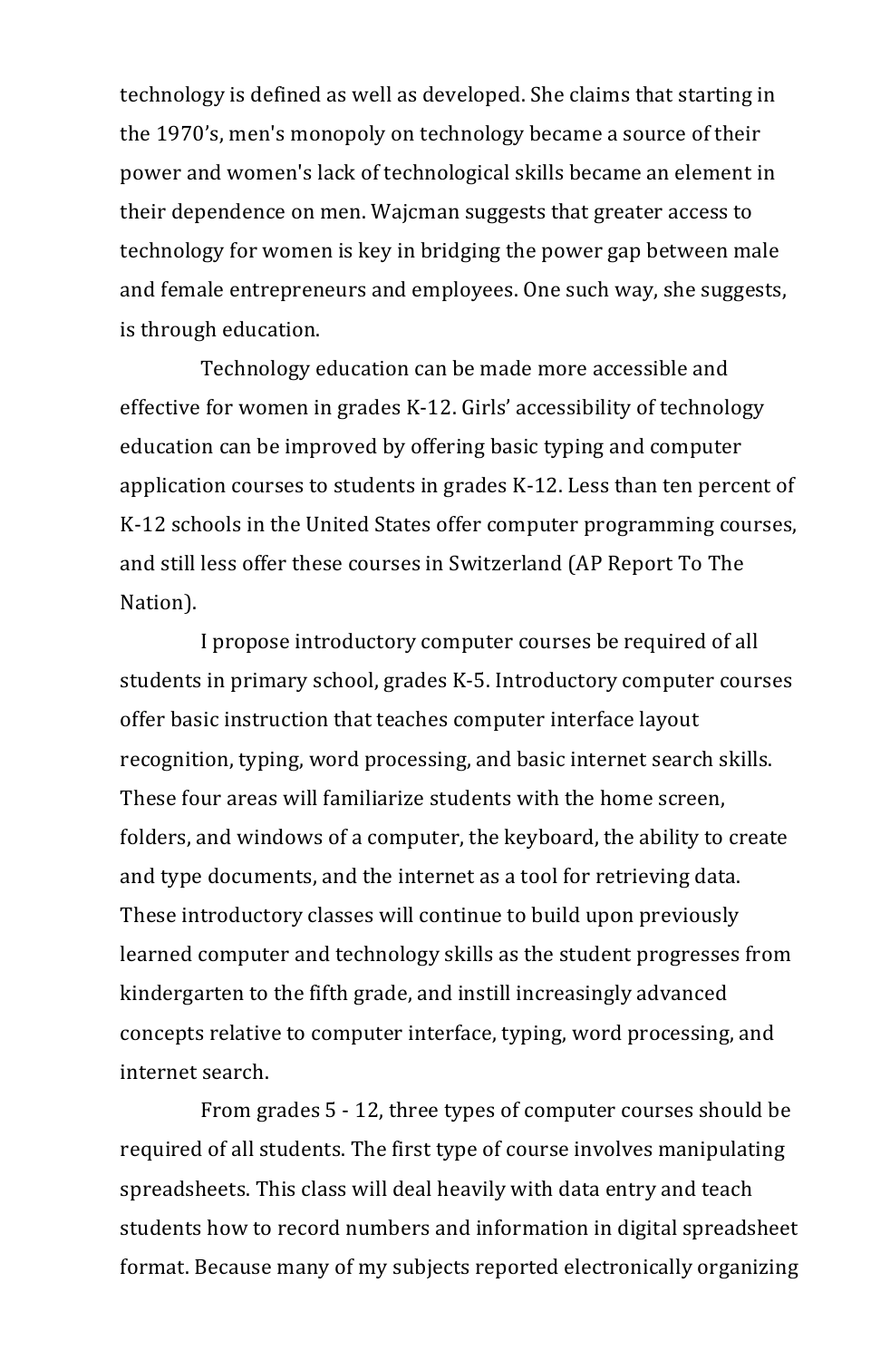technology is defined as well as developed. She claims that starting in the 1970's, men's monopoly on technology became a source of their power and women's lack of technological skills became an element in their dependence on men. Wajcman suggests that greater access to technology for women is key in bridging the power gap between male and female entrepreneurs and employees. One such way, she suggests, is through education.

Technology education can be made more accessible and effective for women in grades K-12. Girls' accessibility of technology education can be improved by offering basic typing and computer application courses to students in grades K-12. Less than ten percent of K-12 schools in the United States offer computer programming courses, and still less offer these courses in Switzerland (AP Report To The Nation).

I propose introductory computer courses be required of all students in primary school, grades K-5. Introductory computer courses offer basic instruction that teaches computer interface layout recognition, typing, word processing, and basic internet search skills. These four areas will familiarize students with the home screen, folders, and windows of a computer, the keyboard, the ability to create and type documents, and the internet as a tool for retrieving data. These introductory classes will continue to build upon previously learned computer and technology skills as the student progresses from kindergarten to the fifth grade, and instill increasingly advanced concepts relative to computer interface, typing, word processing, and internet search.

From grades 5 - 12, three types of computer courses should be required of all students. The first type of course involves manipulating spreadsheets. This class will deal heavily with data entry and teach students how to record numbers and information in digital spreadsheet format. Because many of my subjects reported electronically organizing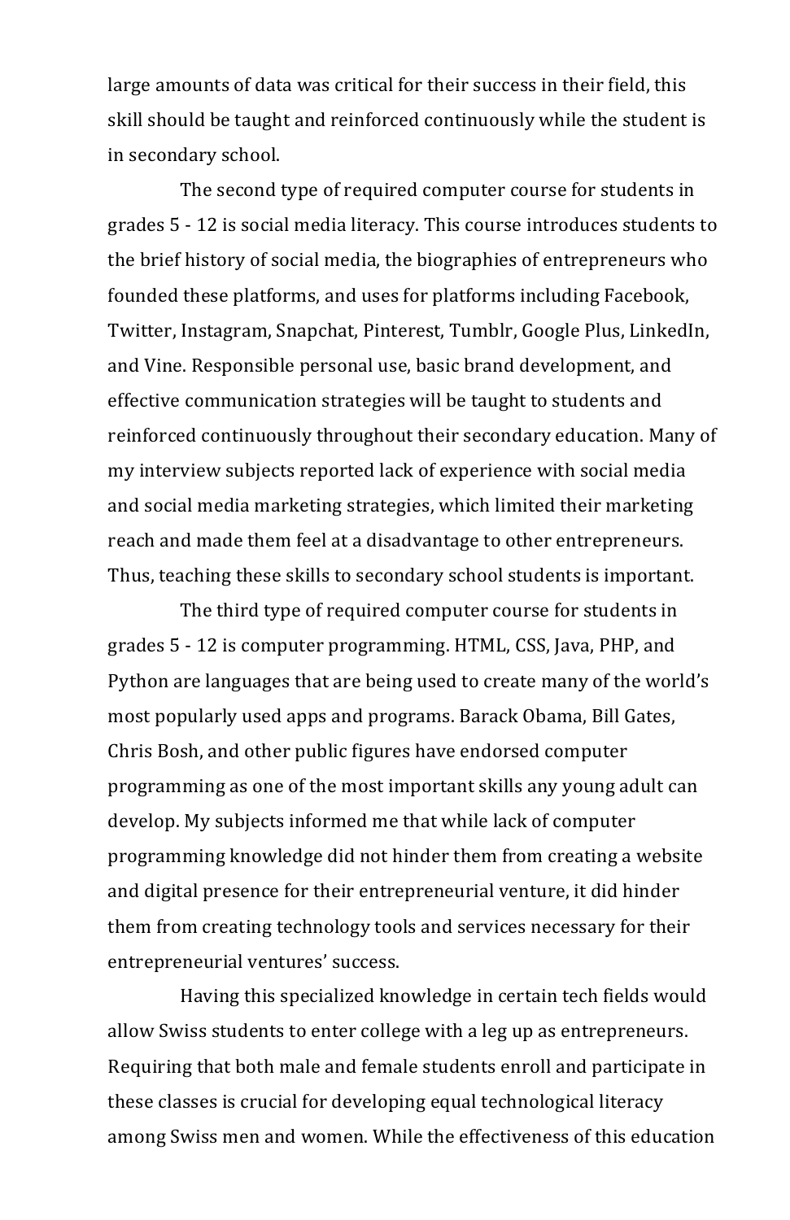large amounts of data was critical for their success in their field, this skill should be taught and reinforced continuously while the student is in secondary school.

The second type of required computer course for students in grades 5 - 12 is social media literacy. This course introduces students to the brief history of social media, the biographies of entrepreneurs who founded these platforms, and uses for platforms including Facebook, Twitter, Instagram, Snapchat, Pinterest, Tumblr, Google Plus, LinkedIn, and Vine. Responsible personal use, basic brand development, and effective communication strategies will be taught to students and reinforced continuously throughout their secondary education. Many of my interview subjects reported lack of experience with social media and social media marketing strategies, which limited their marketing reach and made them feel at a disadvantage to other entrepreneurs. Thus, teaching these skills to secondary school students is important.

The third type of required computer course for students in grades 5 - 12 is computer programming. HTML, CSS, Java, PHP, and Python are languages that are being used to create many of the world's most popularly used apps and programs. Barack Obama, Bill Gates, Chris Bosh, and other public figures have endorsed computer programming as one of the most important skills any young adult can develop. My subjects informed me that while lack of computer programming knowledge did not hinder them from creating a website and digital presence for their entrepreneurial venture, it did hinder them from creating technology tools and services necessary for their entrepreneurial ventures' success.

Having this specialized knowledge in certain tech fields would allow Swiss students to enter college with a leg up as entrepreneurs. Requiring that both male and female students enroll and participate in these classes is crucial for developing equal technological literacy among Swiss men and women. While the effectiveness of this education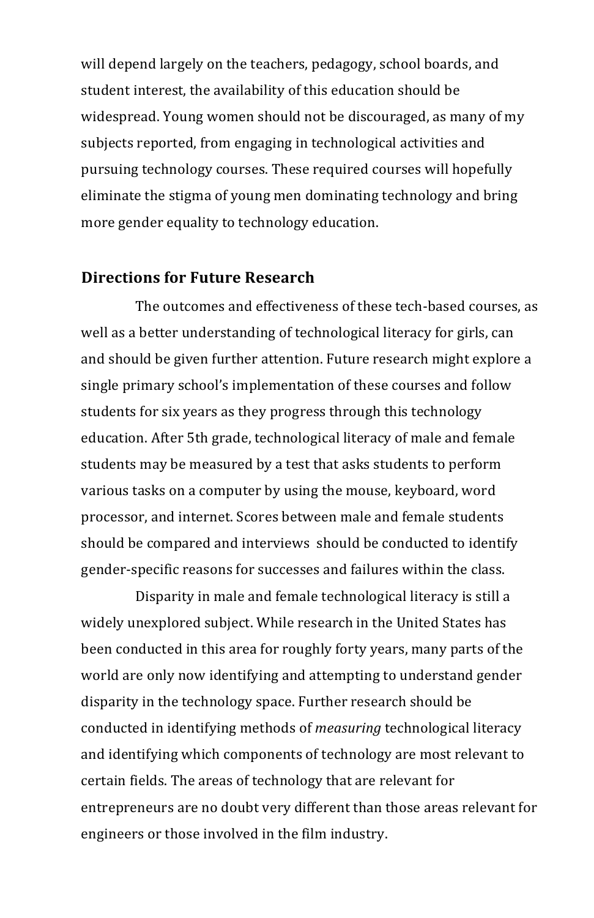will depend largely on the teachers, pedagogy, school boards, and student interest, the availability of this education should be widespread. Young women should not be discouraged, as many of my subjects reported, from engaging in technological activities and pursuing technology courses. These required courses will hopefully eliminate the stigma of young men dominating technology and bring more gender equality to technology education.

## Directions for Future Research

The outcomes and effectiveness of these tech-based courses, as well as a better understanding of technological literacy for girls, can and should be given further attention. Future research might explore a single primary school's implementation of these courses and follow students for six years as they progress through this technology education. After 5th grade, technological literacy of male and female students may be measured by a test that asks students to perform various tasks on a computer by using the mouse, keyboard, word processor, and internet. Scores between male and female students should be compared and interviews should be conducted to identify gender-specific reasons for successes and failures within the class.

Disparity in male and female technological literacy is still a widely unexplored subject. While research in the United States has been conducted in this area for roughly forty years, many parts of the world are only now identifying and attempting to understand gender disparity in the technology space. Further research should be conducted in identifying methods of *measuring* technological literacy and identifying which components of technology are most relevant to certain fields. The areas of technology that are relevant for entrepreneurs are no doubt very different than those areas relevant for engineers or those involved in the film industry.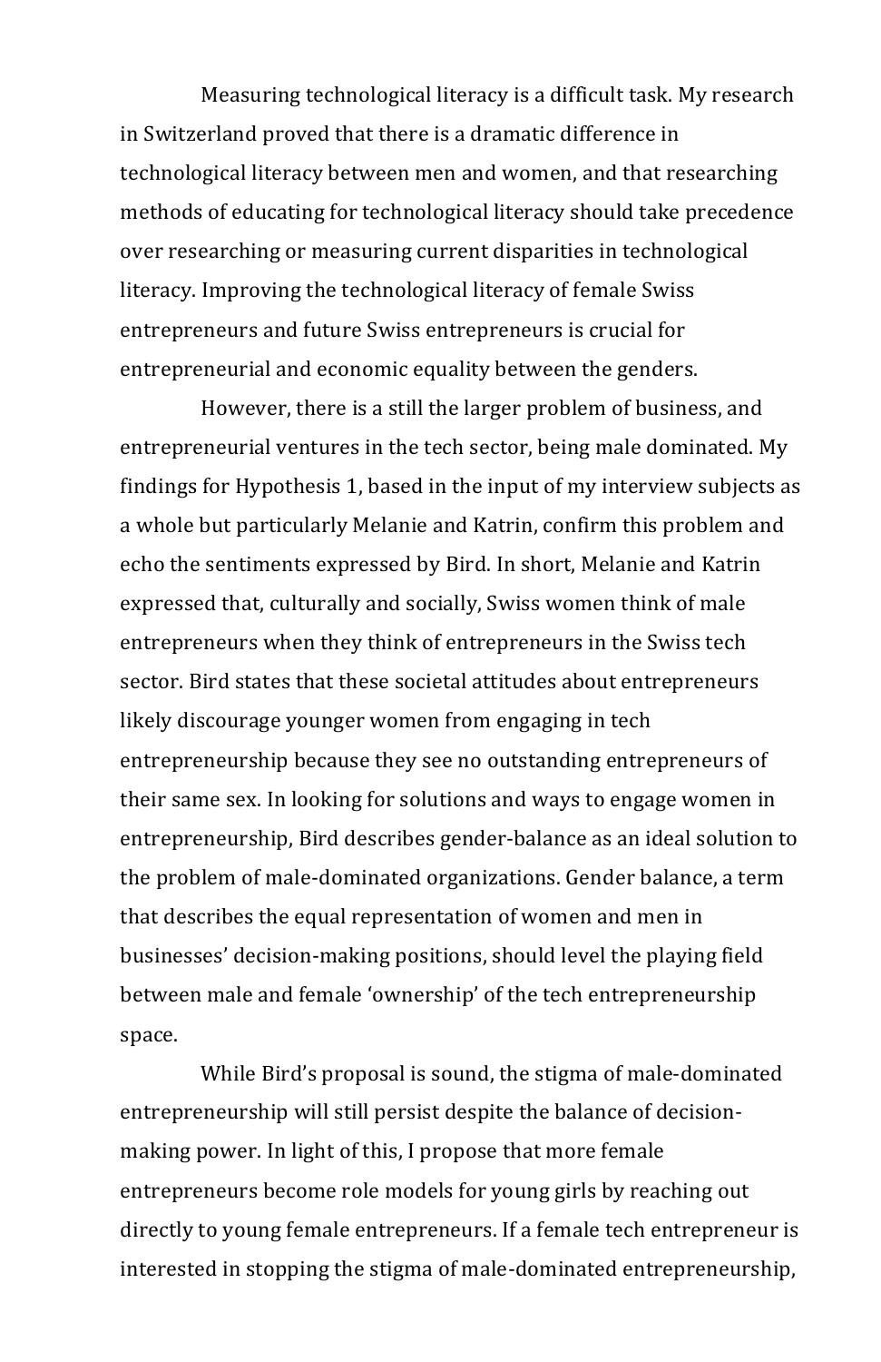Measuring technological literacy is a difficult task. My research in Switzerland proved that there is a dramatic difference in technological literacy between men and women, and that researching methods of educating for technological literacy should take precedence over researching or measuring current disparities in technological literacy. Improving the technological literacy of female Swiss entrepreneurs and future Swiss entrepreneurs is crucial for entrepreneurial and economic equality between the genders.

However, there is a still the larger problem of business, and entrepreneurial ventures in the tech sector, being male dominated. My findings for Hypothesis 1, based in the input of my interview subjects as a whole but particularly Melanie and Katrin, confirm this problem and echo the sentiments expressed by Bird. In short, Melanie and Katrin expressed that, culturally and socially, Swiss women think of male entrepreneurs when they think of entrepreneurs in the Swiss tech sector. Bird states that these societal attitudes about entrepreneurs likely discourage younger women from engaging in tech entrepreneurship because they see no outstanding entrepreneurs of their same sex. In looking for solutions and ways to engage women in entrepreneurship, Bird describes gender-balance as an ideal solution to the problem of male-dominated organizations. Gender balance, a term that describes the equal representation of women and men in businesses' decision-making positions, should level the playing field between male and female 'ownership' of the tech entrepreneurship space.

While Bird's proposal is sound, the stigma of male-dominated entrepreneurship will still persist despite the balance of decision-making power. In light of this, I propose that more female entrepreneurs become role models for young girls by reaching out directly to young female entrepreneurs. If a female tech entrepreneur is interested in stopping the stigma of male-dominated entrepreneurship,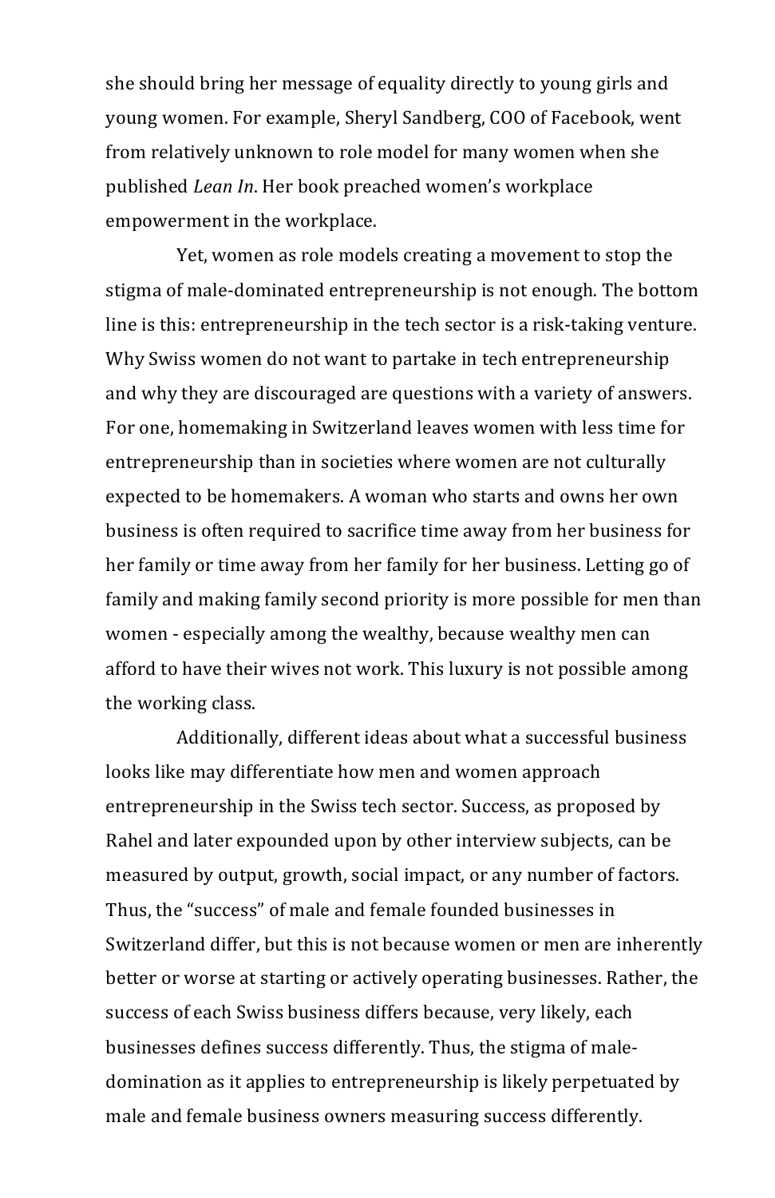she should bring her message of equality directly to young girls and young women. For example, Sheryl Sandberg, COO of Facebook, went from relatively unknown to role model for many women when she published *Lean In*. Her book preached women's workplace empowerment in the workplace.

Yet, women as role models creating a movement to stop the stigma of male-dominated entrepreneurship is not enough. The bottom line is this: entrepreneurship in the tech sector is a risk-taking venture. Why Swiss women do not want to partake in tech entrepreneurship and why they are discouraged are questions with a variety of answers. For one, homemaking in Switzerland leaves women with less time for entrepreneurship than in societies where women are not culturally expected to be homemakers. A woman who starts and owns her own business is often required to sacrifice time away from her business for her family or time away from her family for her business. Letting go of family and making family second priority is more possible for men than women - especially among the wealthy, because wealthy men can afford to have their wives not work. This luxury is not possible among the working class.

Additionally, different ideas about what a successful business looks like may differentiate how men and women approach entrepreneurship in the Swiss tech sector. Success, as proposed by Rahel and later expounded upon by other interview subjects, can be measured by output, growth, social impact, or any number of factors. Thus, the "success" of male and female founded businesses in Switzerland differ, but this is not because women or men are inherently better or worse at starting or actively operating businesses. Rather, the success of each Swiss business differs because, very likely, each businesses defines success differently. Thus, the stigma of male-domination as it applies to entrepreneurship is likely perpetuated by male and female business owners measuring success differently.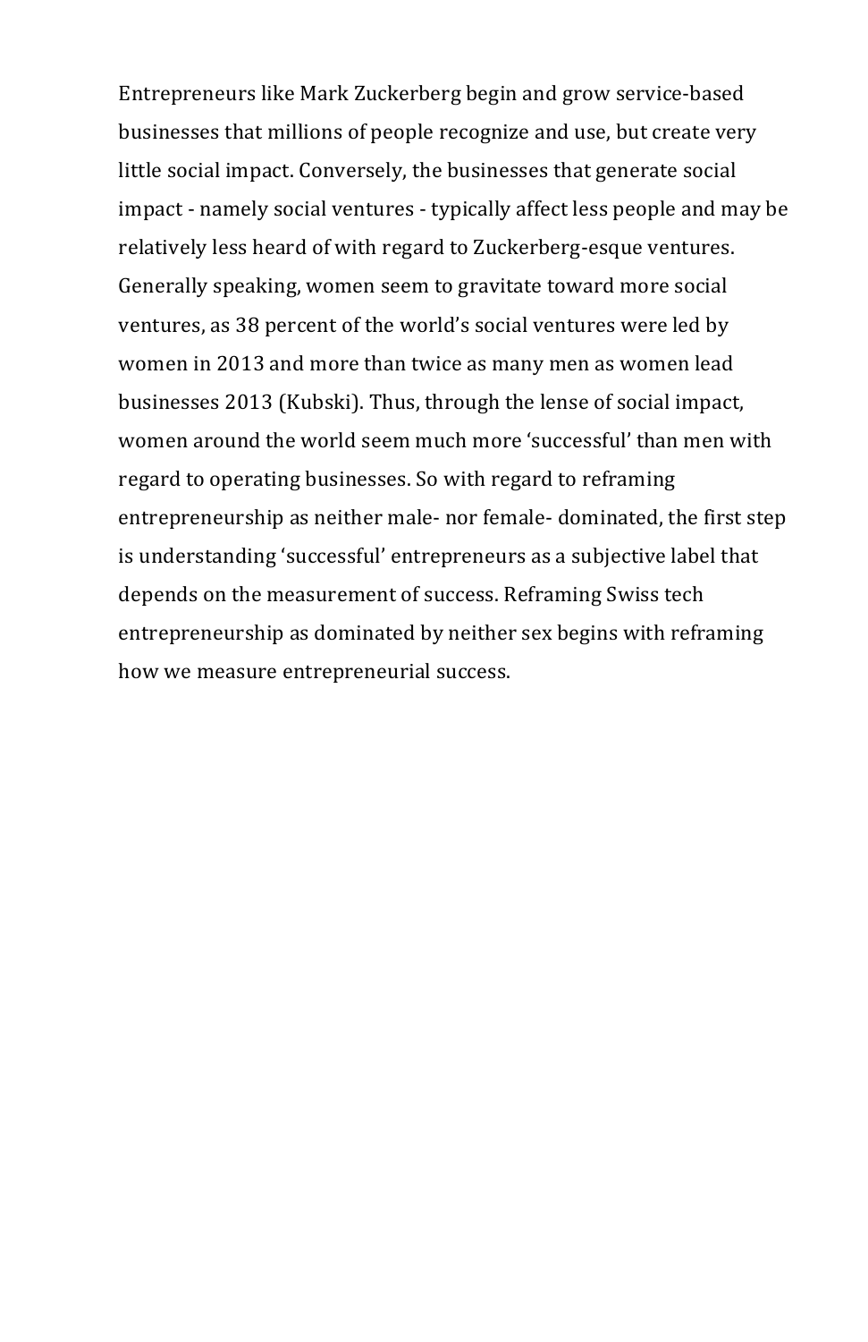Entrepreneurs like Mark Zuckerberg begin and grow service-based businesses that millions of people recognize and use, but create very little social impact. Conversely, the businesses that generate social impact - namely social ventures - typically affect less people and may be relatively less heard of with regard to Zuckerberg-esque ventures. Generally speaking, women seem to gravitate toward more social ventures, as 38 percent of the world's social ventures were led by women in 2013 and more than twice as many men as women lead businesses 2013 (Kubski). Thus, through the lense of social impact, women around the world seem much more 'successful' than men with regard to operating businesses. So with regard to reframing entrepreneurship as neither male- nor female- dominated, the first step is understanding 'successful' entrepreneurs as a subjective label that depends on the measurement of success. Reframing Swiss tech entrepreneurship as dominated by neither sex begins with reframing how we measure entrepreneurial success.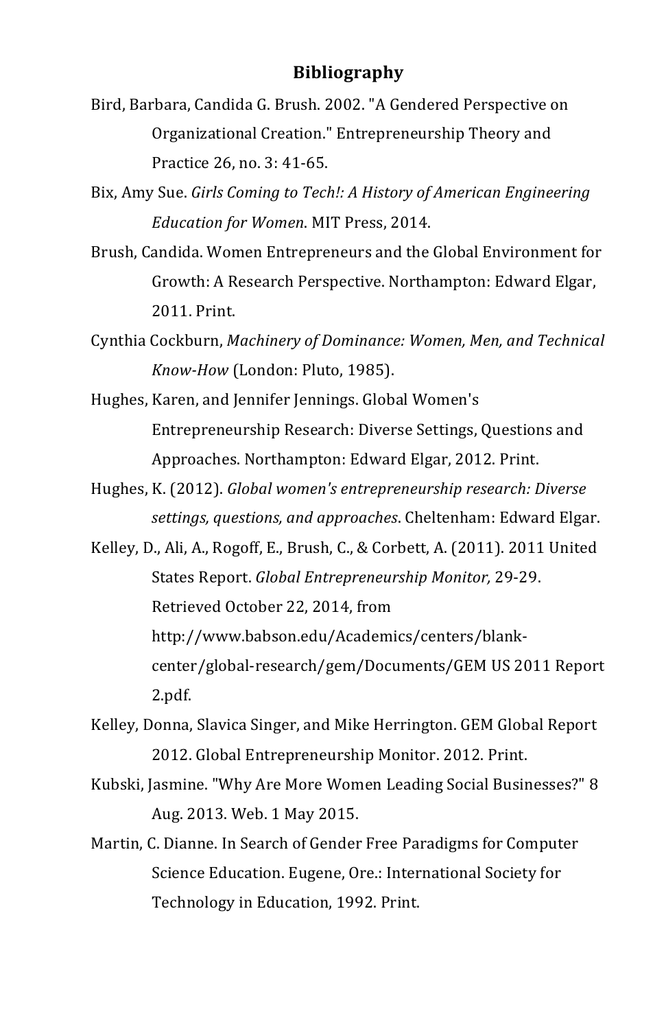# Bibliography

Bird, Barbara, Candida G. Brush. 2002. "A Gendered Perspective on Organizational Creation." Entrepreneurship Theory and Practice 26, no. 3: 41-65.

Bix, Amy Sue. *Girls Coming to Tech!: A History of American Engineering Education for Women*. MIT Press, 2014.

Brush, Candida. Women Entrepreneurs and the Global Environment for Growth: A Research Perspective. Northampton: Edward Elgar, 2011. Print.

Cynthia Cockburn, *Machinery of Dominance: Women, Men, and Technical Know-How* (London: Pluto, 1985).

Hughes, Karen, and Jennifer Jennings. Global Women's Entrepreneurship Research: Diverse Settings, Questions and Approaches. Northampton: Edward Elgar, 2012. Print.

Hughes, K. (2012). *Global women's entrepreneurship research: Diverse settings, questions, and approaches*. Cheltenham: Edward Elgar.

Kelley, D., Ali, A., Rogoff, E., Brush, C., & Corbett, A. (2011). 2011 United States Report. *Global Entrepreneurship Monitor,* 29-29. Retrieved October 22, 2014, from http://www.babson.edu/Academics/centers/blank-center/global-research/gem/Documents/GEM US 2011 Report 2.pdf.

Kelley, Donna, Slavica Singer, and Mike Herrington. GEM Global Report 2012. Global Entrepreneurship Monitor. 2012. Print.

Kubski, Jasmine. "Why Are More Women Leading Social Businesses?" 8 Aug. 2013. Web. 1 May 2015.

Martin, C. Dianne. In Search of Gender Free Paradigms for Computer Science Education. Eugene, Ore.: International Society for Technology in Education, 1992. Print.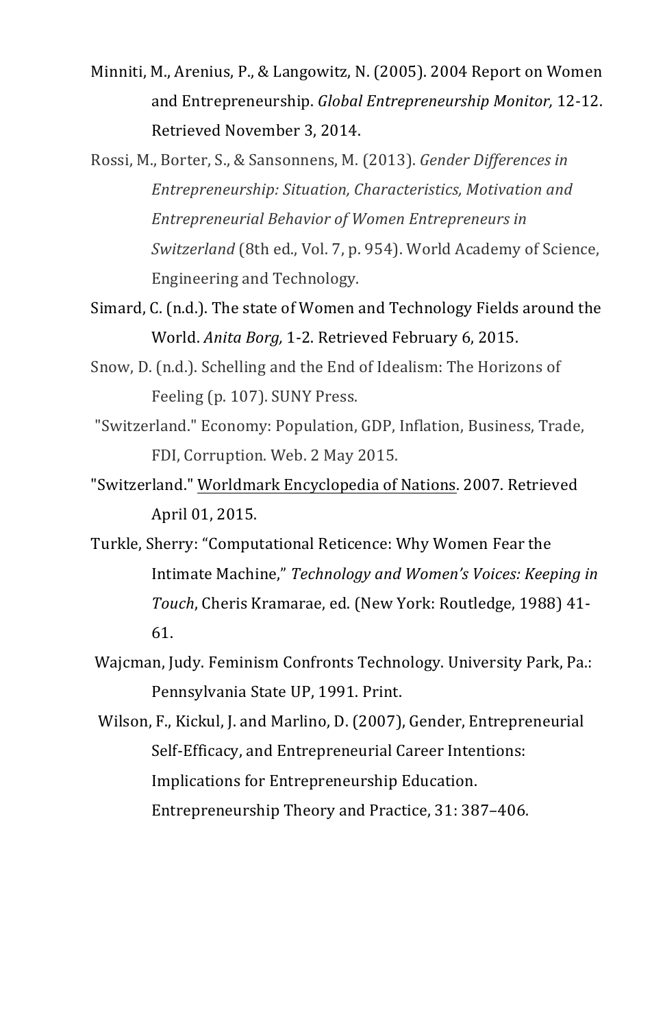Minniti, M., Arenius, P., & Langowitz, N. (2005). 2004 Report on Women and Entrepreneurship. *Global Entrepreneurship Monitor,* 12-12. Retrieved November 3, 2014.

Rossi, M., Borter, S., & Sansonnens, M. (2013). *Gender Differences in Entrepreneurship: Situation, Characteristics, Motivation and Entrepreneurial Behavior of Women Entrepreneurs in Switzerland* (8th ed., Vol. 7, p. 954). World Academy of Science, Engineering and Technology.

Simard, C. (n.d.). The state of Women and Technology Fields around the World. *Anita Borg,* 1-2. Retrieved February 6, 2015.

Snow, D. (n.d.). Schelling and the End of Idealism: The Horizons of Feeling (p. 107). SUNY Press.

"Switzerland." Economy: Population, GDP, Inflation, Business, Trade, FDI, Corruption. Web. 2 May 2015.

"Switzerland." <u>Worldmark Encyclopedia of Nations</u>. 2007. Retrieved April 01, 2015.

Turkle, Sherry: "Computational Reticence: Why Women Fear the Intimate Machine," *Technology and Women's Voices: Keeping in Touch*, Cheris Kramarae, ed. (New York: Routledge, 1988) 41-61.

Wajcman, Judy. Feminism Confronts Technology. University Park, Pa.: Pennsylvania State UP, 1991. Print.

Wilson, F., Kickul, J. and Marlino, D. (2007), Gender, Entrepreneurial Self-Efficacy, and Entrepreneurial Career Intentions: Implications for Entrepreneurship Education. Entrepreneurship Theory and Practice, 31: 387–406.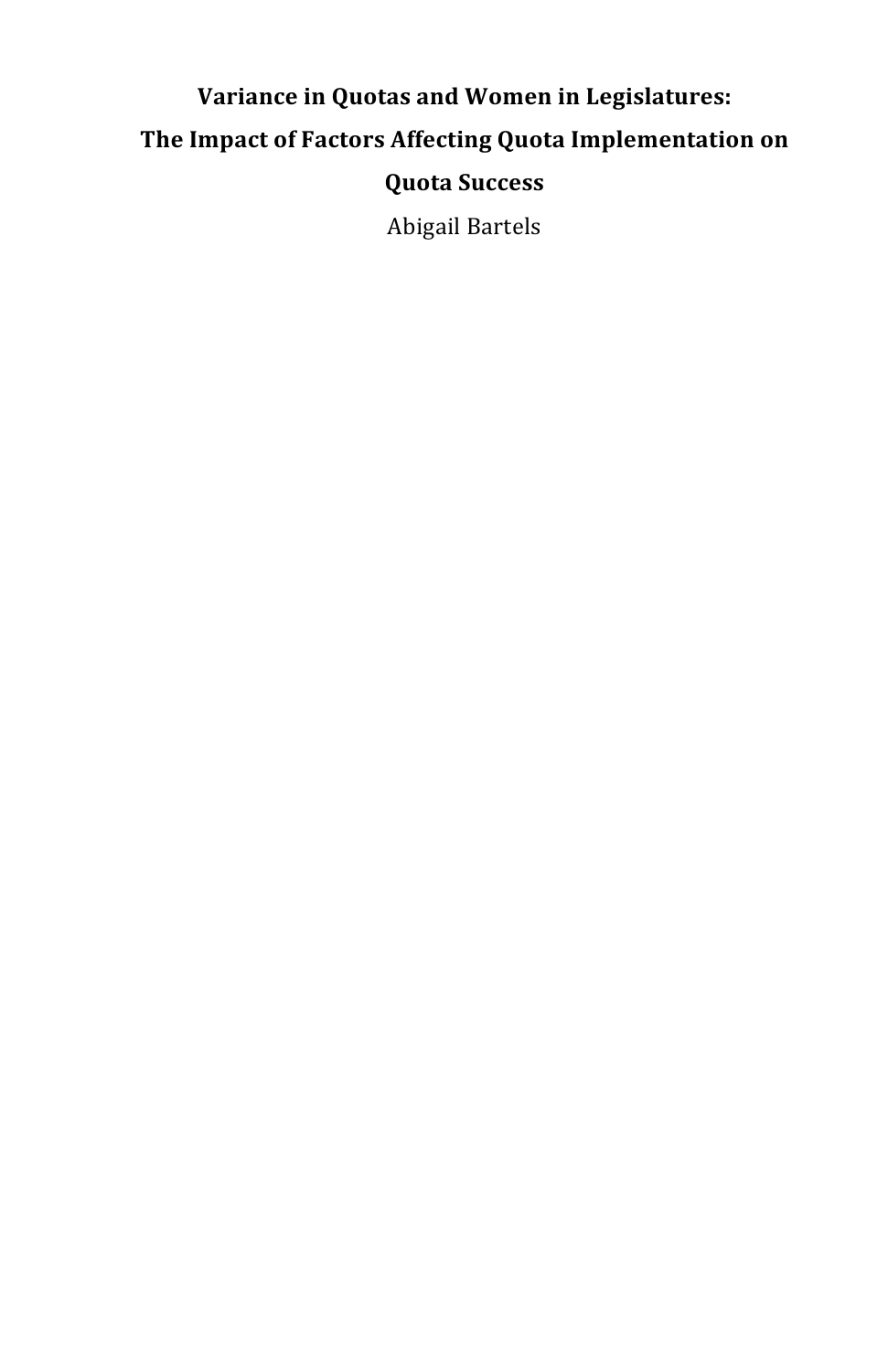# Variance in Quotas and Women in Legislatures: The Impact of Factors Affecting Quota Implementation on Quota Success

Abigail Bartels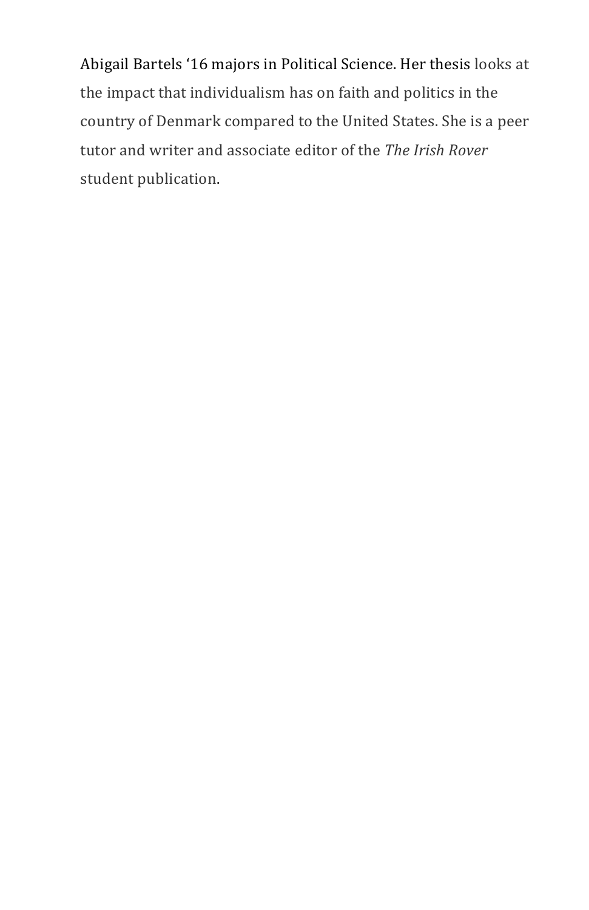Abigail Bartels '16 majors in Political Science. Her thesis looks at the impact that individualism has on faith and politics in the country of Denmark compared to the United States. She is a peer tutor and writer and associate editor of the *The Irish Rover* student publication.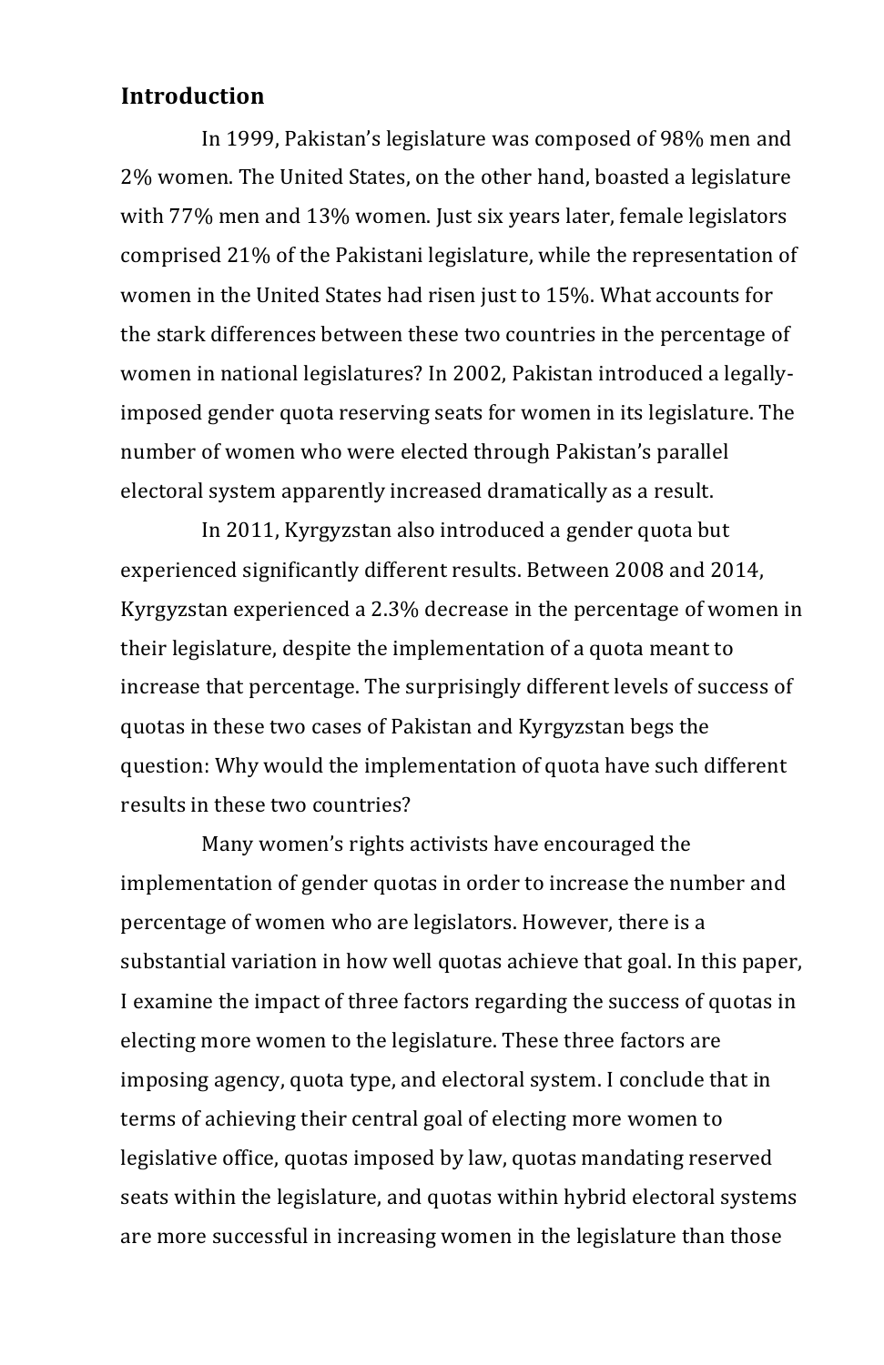## Introduction

In 1999, Pakistan's legislature was composed of 98% men and 2% women. The United States, on the other hand, boasted a legislature with 77% men and 13% women. Just six years later, female legislators comprised 21% of the Pakistani legislature, while the representation of women in the United States had risen just to 15%. What accounts for the stark differences between these two countries in the percentage of women in national legislatures? In 2002, Pakistan introduced a legally-imposed gender quota reserving seats for women in its legislature. The number of women who were elected through Pakistan's parallel electoral system apparently increased dramatically as a result.

In 2011, Kyrgyzstan also introduced a gender quota but experienced significantly different results. Between 2008 and 2014, Kyrgyzstan experienced a 2.3% decrease in the percentage of women in their legislature, despite the implementation of a quota meant to increase that percentage. The surprisingly different levels of success of quotas in these two cases of Pakistan and Kyrgyzstan begs the question: Why would the implementation of quota have such different results in these two countries?

Many women's rights activists have encouraged the implementation of gender quotas in order to increase the number and percentage of women who are legislators. However, there is a substantial variation in how well quotas achieve that goal. In this paper, I examine the impact of three factors regarding the success of quotas in electing more women to the legislature. These three factors are imposing agency, quota type, and electoral system. I conclude that in terms of achieving their central goal of electing more women to legislative office, quotas imposed by law, quotas mandating reserved seats within the legislature, and quotas within hybrid electoral systems are more successful in increasing women in the legislature than those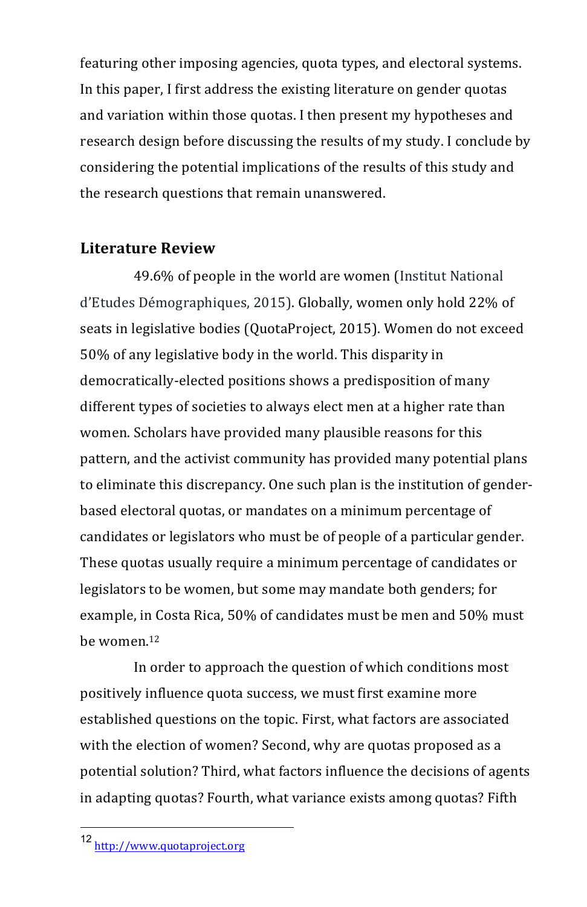featuring other imposing agencies, quota types, and electoral systems. In this paper, I first address the existing literature on gender quotas and variation within those quotas. I then present my hypotheses and research design before discussing the results of my study. I conclude by considering the potential implications of the results of this study and the research questions that remain unanswered.

## Literature Review

49.6% of people in the world are women (Institut National d'Etudes Démographiques, 2015). Globally, women only hold 22% of seats in legislative bodies (QuotaProject, 2015). Women do not exceed 50% of any legislative body in the world. This disparity in democratically-elected positions shows a predisposition of many different types of societies to always elect men at a higher rate than women. Scholars have provided many plausible reasons for this pattern, and the activist community has provided many potential plans to eliminate this discrepancy. One such plan is the institution of gender-based electoral quotas, or mandates on a minimum percentage of candidates or legislators who must be of people of a particular gender. These quotas usually require a minimum percentage of candidates or legislators to be women, but some may mandate both genders; for example, in Costa Rica, 50% of candidates must be men and 50% must be women.[12]

In order to approach the question of which conditions most positively influence quota success, we must first examine more established questions on the topic. First, what factors are associated with the election of women? Second, why are quotas proposed as a potential solution? Third, what factors influence the decisions of agents in adapting quotas? Fourth, what variance exists among quotas? Fifth

[12] http://www.quotaproject.org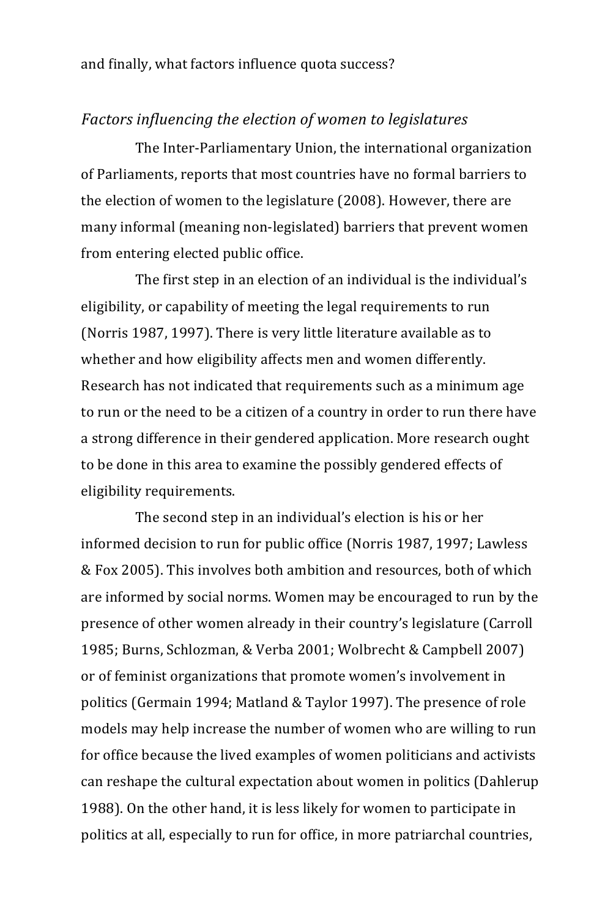and finally, what factors influence quota success?

### *Factors influencing the election of women to legislatures*

The Inter-Parliamentary Union, the international organization of Parliaments, reports that most countries have no formal barriers to the election of women to the legislature (2008). However, there are many informal (meaning non-legislated) barriers that prevent women from entering elected public office.

The first step in an election of an individual is the individual's eligibility, or capability of meeting the legal requirements to run (Norris 1987, 1997). There is very little literature available as to whether and how eligibility affects men and women differently. Research has not indicated that requirements such as a minimum age to run or the need to be a citizen of a country in order to run there have a strong difference in their gendered application. More research ought to be done in this area to examine the possibly gendered effects of eligibility requirements.

The second step in an individual's election is his or her informed decision to run for public office (Norris 1987, 1997; Lawless & Fox 2005). This involves both ambition and resources, both of which are informed by social norms. Women may be encouraged to run by the presence of other women already in their country's legislature (Carroll 1985; Burns, Schlozman, & Verba 2001; Wolbrecht & Campbell 2007) or of feminist organizations that promote women's involvement in politics (Germain 1994; Matland & Taylor 1997). The presence of role models may help increase the number of women who are willing to run for office because the lived examples of women politicians and activists can reshape the cultural expectation about women in politics (Dahlerup 1988). On the other hand, it is less likely for women to participate in politics at all, especially to run for office, in more patriarchal countries,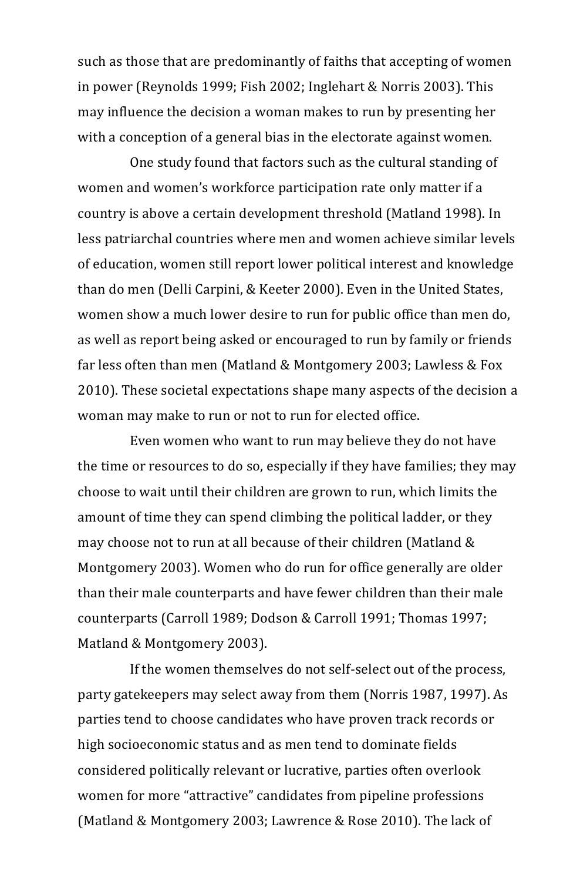such as those that are predominantly of faiths that accepting of women in power (Reynolds 1999; Fish 2002; Inglehart & Norris 2003). This may influence the decision a woman makes to run by presenting her with a conception of a general bias in the electorate against women.

One study found that factors such as the cultural standing of women and women's workforce participation rate only matter if a country is above a certain development threshold (Matland 1998). In less patriarchal countries where men and women achieve similar levels of education, women still report lower political interest and knowledge than do men (Delli Carpini, & Keeter 2000). Even in the United States, women show a much lower desire to run for public office than men do, as well as report being asked or encouraged to run by family or friends far less often than men (Matland & Montgomery 2003; Lawless & Fox 2010). These societal expectations shape many aspects of the decision a woman may make to run or not to run for elected office.

Even women who want to run may believe they do not have the time or resources to do so, especially if they have families; they may choose to wait until their children are grown to run, which limits the amount of time they can spend climbing the political ladder, or they may choose not to run at all because of their children (Matland & Montgomery 2003). Women who do run for office generally are older than their male counterparts and have fewer children than their male counterparts (Carroll 1989; Dodson & Carroll 1991; Thomas 1997; Matland & Montgomery 2003).

If the women themselves do not self-select out of the process, party gatekeepers may select away from them (Norris 1987, 1997). As parties tend to choose candidates who have proven track records or high socioeconomic status and as men tend to dominate fields considered politically relevant or lucrative, parties often overlook women for more "attractive" candidates from pipeline professions (Matland & Montgomery 2003; Lawrence & Rose 2010). The lack of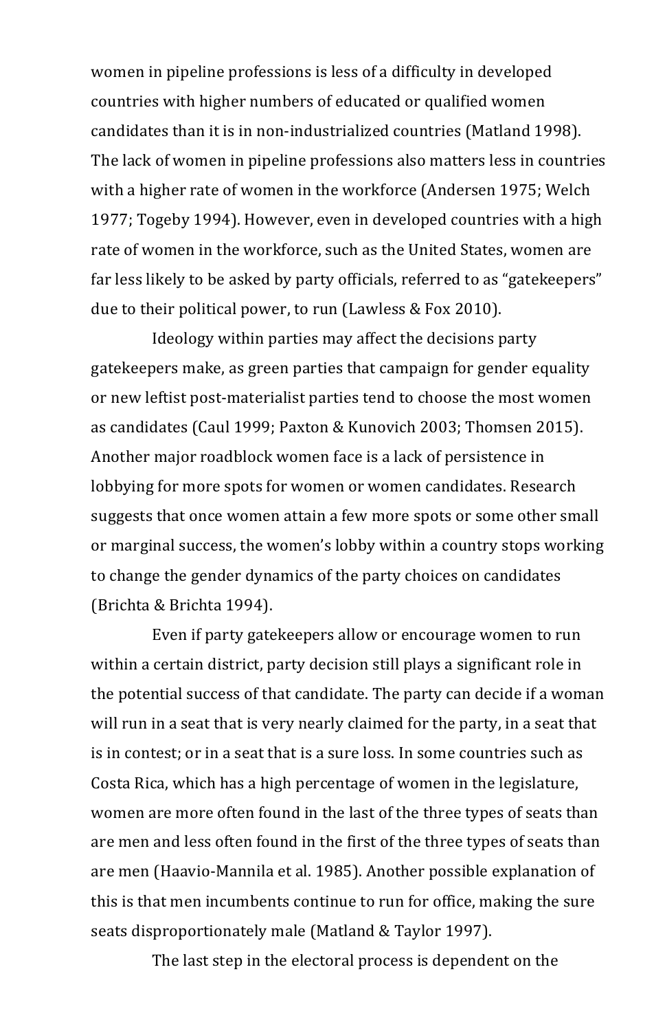women in pipeline professions is less of a difficulty in developed countries with higher numbers of educated or qualified women candidates than it is in non-industrialized countries (Matland 1998). The lack of women in pipeline professions also matters less in countries with a higher rate of women in the workforce (Andersen 1975; Welch 1977; Togeby 1994). However, even in developed countries with a high rate of women in the workforce, such as the United States, women are far less likely to be asked by party officials, referred to as "gatekeepers" due to their political power, to run (Lawless & Fox 2010).

Ideology within parties may affect the decisions party gatekeepers make, as green parties that campaign for gender equality or new leftist post-materialist parties tend to choose the most women as candidates (Caul 1999; Paxton & Kunovich 2003; Thomsen 2015). Another major roadblock women face is a lack of persistence in lobbying for more spots for women or women candidates. Research suggests that once women attain a few more spots or some other small or marginal success, the women's lobby within a country stops working to change the gender dynamics of the party choices on candidates (Brichta & Brichta 1994).

Even if party gatekeepers allow or encourage women to run within a certain district, party decision still plays a significant role in the potential success of that candidate. The party can decide if a woman will run in a seat that is very nearly claimed for the party, in a seat that is in contest; or in a seat that is a sure loss. In some countries such as Costa Rica, which has a high percentage of women in the legislature, women are more often found in the last of the three types of seats than are men and less often found in the first of the three types of seats than are men (Haavio-Mannila et al. 1985). Another possible explanation of this is that men incumbents continue to run for office, making the sure seats disproportionately male (Matland & Taylor 1997).

The last step in the electoral process is dependent on the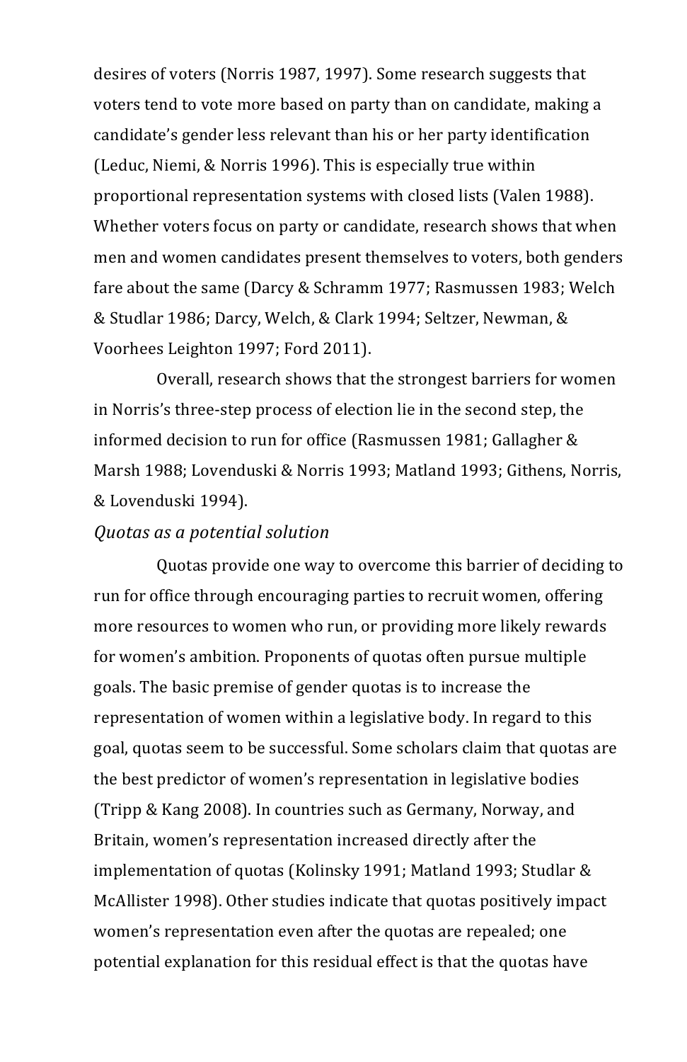desires of voters (Norris 1987, 1997). Some research suggests that voters tend to vote more based on party than on candidate, making a candidate's gender less relevant than his or her party identification (Leduc, Niemi, & Norris 1996). This is especially true within proportional representation systems with closed lists (Valen 1988). Whether voters focus on party or candidate, research shows that when men and women candidates present themselves to voters, both genders fare about the same (Darcy & Schramm 1977; Rasmussen 1983; Welch & Studlar 1986; Darcy, Welch, & Clark 1994; Seltzer, Newman, & Voorhees Leighton 1997; Ford 2011).

Overall, research shows that the strongest barriers for women in Norris's three-step process of election lie in the second step, the informed decision to run for office (Rasmussen 1981; Gallagher & Marsh 1988; Lovenduski & Norris 1993; Matland 1993; Githens, Norris, & Lovenduski 1994).

*Quotas as a potential solution*

Quotas provide one way to overcome this barrier of deciding to run for office through encouraging parties to recruit women, offering more resources to women who run, or providing more likely rewards for women's ambition. Proponents of quotas often pursue multiple goals. The basic premise of gender quotas is to increase the representation of women within a legislative body. In regard to this goal, quotas seem to be successful. Some scholars claim that quotas are the best predictor of women's representation in legislative bodies (Tripp & Kang 2008). In countries such as Germany, Norway, and Britain, women's representation increased directly after the implementation of quotas (Kolinsky 1991; Matland 1993; Studlar & McAllister 1998). Other studies indicate that quotas positively impact women's representation even after the quotas are repealed; one potential explanation for this residual effect is that the quotas have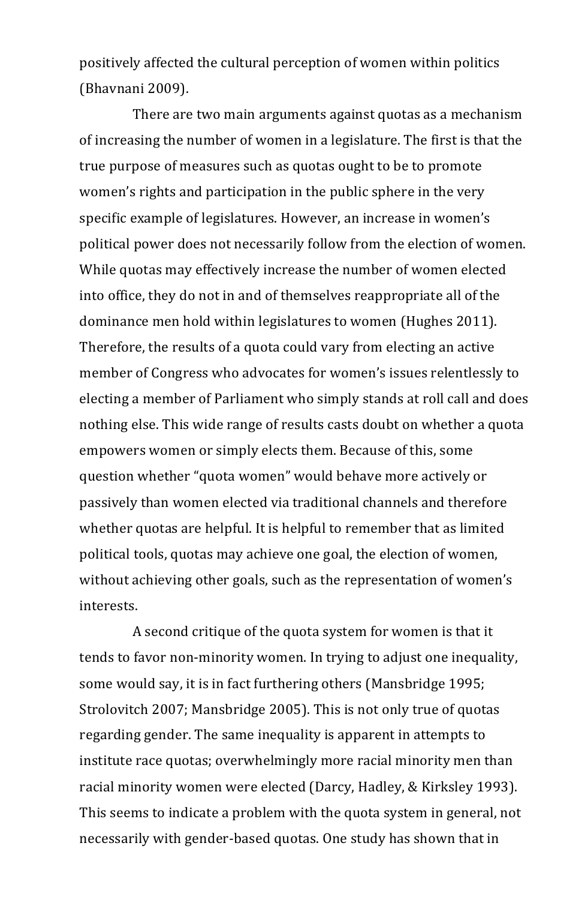positively affected the cultural perception of women within politics (Bhavnani 2009).

There are two main arguments against quotas as a mechanism of increasing the number of women in a legislature. The first is that the true purpose of measures such as quotas ought to be to promote women's rights and participation in the public sphere in the very specific example of legislatures. However, an increase in women's political power does not necessarily follow from the election of women. While quotas may effectively increase the number of women elected into office, they do not in and of themselves reappropriate all of the dominance men hold within legislatures to women (Hughes 2011). Therefore, the results of a quota could vary from electing an active member of Congress who advocates for women's issues relentlessly to electing a member of Parliament who simply stands at roll call and does nothing else. This wide range of results casts doubt on whether a quota empowers women or simply elects them. Because of this, some question whether "quota women" would behave more actively or passively than women elected via traditional channels and therefore whether quotas are helpful. It is helpful to remember that as limited political tools, quotas may achieve one goal, the election of women, without achieving other goals, such as the representation of women's interests.

A second critique of the quota system for women is that it tends to favor non-minority women. In trying to adjust one inequality, some would say, it is in fact furthering others (Mansbridge 1995; Strolovitch 2007; Mansbridge 2005). This is not only true of quotas regarding gender. The same inequality is apparent in attempts to institute race quotas; overwhelmingly more racial minority men than racial minority women were elected (Darcy, Hadley, & Kirksley 1993). This seems to indicate a problem with the quota system in general, not necessarily with gender-based quotas. One study has shown that in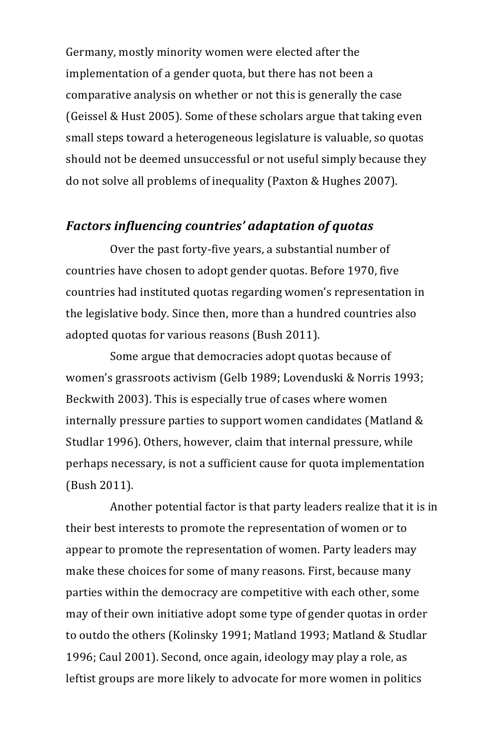Germany, mostly minority women were elected after the implementation of a gender quota, but there has not been a comparative analysis on whether or not this is generally the case (Geissel & Hust 2005). Some of these scholars argue that taking even small steps toward a heterogeneous legislature is valuable, so quotas should not be deemed unsuccessful or not useful simply because they do not solve all problems of inequality (Paxton & Hughes 2007).

### *Factors influencing countries' adaptation of quotas*

Over the past forty-five years, a substantial number of countries have chosen to adopt gender quotas. Before 1970, five countries had instituted quotas regarding women's representation in the legislative body. Since then, more than a hundred countries also adopted quotas for various reasons (Bush 2011).

Some argue that democracies adopt quotas because of women's grassroots activism (Gelb 1989; Lovenduski & Norris 1993; Beckwith 2003). This is especially true of cases where women internally pressure parties to support women candidates (Matland & Studlar 1996). Others, however, claim that internal pressure, while perhaps necessary, is not a sufficient cause for quota implementation (Bush 2011).

Another potential factor is that party leaders realize that it is in their best interests to promote the representation of women or to appear to promote the representation of women. Party leaders may make these choices for some of many reasons. First, because many parties within the democracy are competitive with each other, some may of their own initiative adopt some type of gender quotas in order to outdo the others (Kolinsky 1991; Matland 1993; Matland & Studlar 1996; Caul 2001). Second, once again, ideology may play a role, as leftist groups are more likely to advocate for more women in politics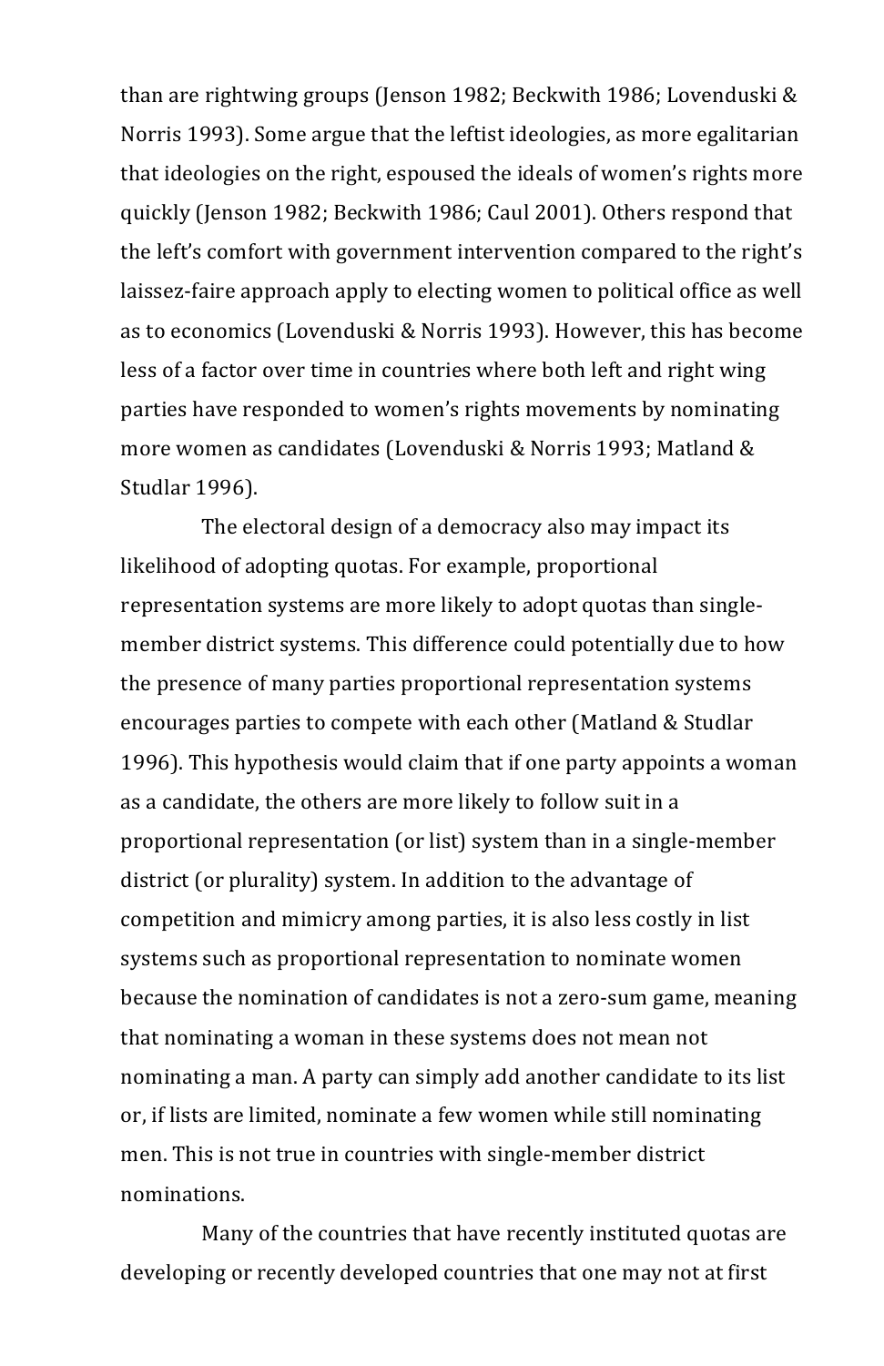than are rightwing groups (Jenson 1982; Beckwith 1986; Lovenduski & Norris 1993). Some argue that the leftist ideologies, as more egalitarian that ideologies on the right, espoused the ideals of women's rights more quickly (Jenson 1982; Beckwith 1986; Caul 2001). Others respond that the left's comfort with government intervention compared to the right's laissez-faire approach apply to electing women to political office as well as to economics (Lovenduski & Norris 1993). However, this has become less of a factor over time in countries where both left and right wing parties have responded to women's rights movements by nominating more women as candidates (Lovenduski & Norris 1993; Matland & Studlar 1996).

The electoral design of a democracy also may impact its likelihood of adopting quotas. For example, proportional representation systems are more likely to adopt quotas than single-member district systems. This difference could potentially due to how the presence of many parties proportional representation systems encourages parties to compete with each other (Matland & Studlar 1996). This hypothesis would claim that if one party appoints a woman as a candidate, the others are more likely to follow suit in a proportional representation (or list) system than in a single-member district (or plurality) system. In addition to the advantage of competition and mimicry among parties, it is also less costly in list systems such as proportional representation to nominate women because the nomination of candidates is not a zero-sum game, meaning that nominating a woman in these systems does not mean not nominating a man. A party can simply add another candidate to its list or, if lists are limited, nominate a few women while still nominating men. This is not true in countries with single-member district nominations.

Many of the countries that have recently instituted quotas are developing or recently developed countries that one may not at first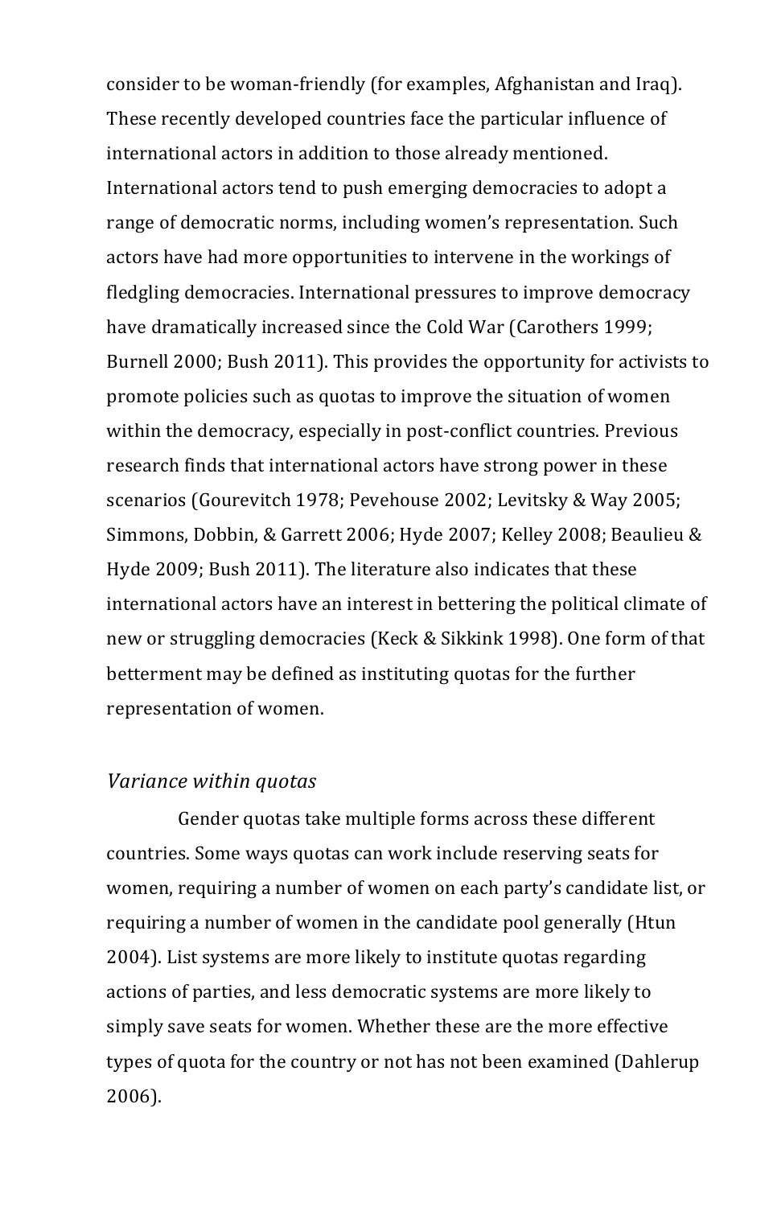consider to be woman-friendly (for examples, Afghanistan and Iraq). These recently developed countries face the particular influence of international actors in addition to those already mentioned. International actors tend to push emerging democracies to adopt a range of democratic norms, including women's representation. Such actors have had more opportunities to intervene in the workings of fledgling democracies. International pressures to improve democracy have dramatically increased since the Cold War (Carothers 1999; Burnell 2000; Bush 2011). This provides the opportunity for activists to promote policies such as quotas to improve the situation of women within the democracy, especially in post-conflict countries. Previous research finds that international actors have strong power in these scenarios (Gourevitch 1978; Pevehouse 2002; Levitsky & Way 2005; Simmons, Dobbin, & Garrett 2006; Hyde 2007; Kelley 2008; Beaulieu & Hyde 2009; Bush 2011). The literature also indicates that these international actors have an interest in bettering the political climate of new or struggling democracies (Keck & Sikkink 1998). One form of that betterment may be defined as instituting quotas for the further representation of women.

*Variance within quotas*

Gender quotas take multiple forms across these different countries. Some ways quotas can work include reserving seats for women, requiring a number of women on each party's candidate list, or requiring a number of women in the candidate pool generally (Htun 2004). List systems are more likely to institute quotas regarding actions of parties, and less democratic systems are more likely to simply save seats for women. Whether these are the more effective types of quota for the country or not has not been examined (Dahlerup 2006).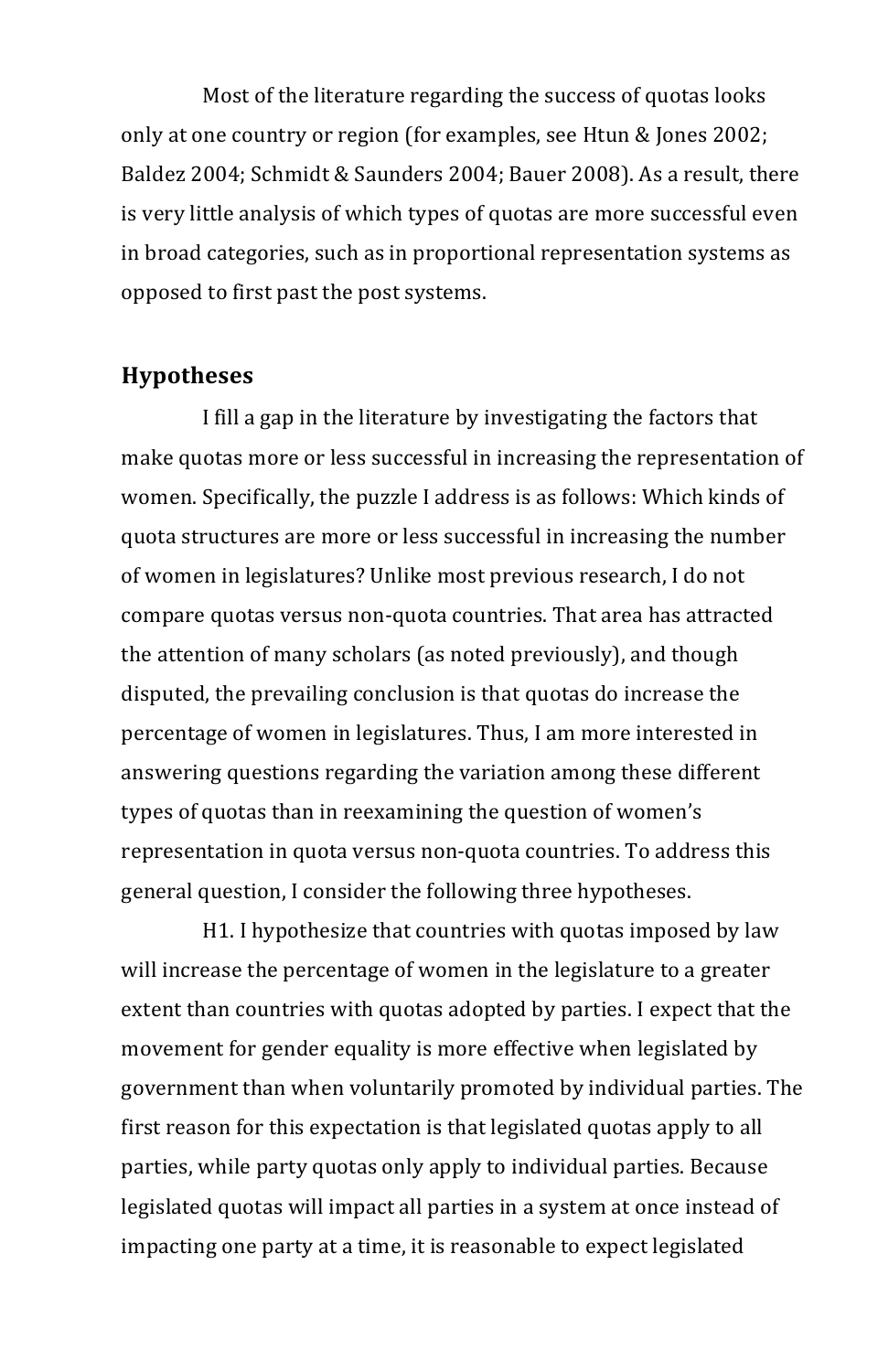Most of the literature regarding the success of quotas looks only at one country or region (for examples, see Htun & Jones 2002; Baldez 2004; Schmidt & Saunders 2004; Bauer 2008). As a result, there is very little analysis of which types of quotas are more successful even in broad categories, such as in proportional representation systems as opposed to first past the post systems.

## Hypotheses

I fill a gap in the literature by investigating the factors that make quotas more or less successful in increasing the representation of women. Specifically, the puzzle I address is as follows: Which kinds of quota structures are more or less successful in increasing the number of women in legislatures? Unlike most previous research, I do not compare quotas versus non-quota countries. That area has attracted the attention of many scholars (as noted previously), and though disputed, the prevailing conclusion is that quotas do increase the percentage of women in legislatures. Thus, I am more interested in answering questions regarding the variation among these different types of quotas than in reexamining the question of women's representation in quota versus non-quota countries. To address this general question, I consider the following three hypotheses.

H1. I hypothesize that countries with quotas imposed by law will increase the percentage of women in the legislature to a greater extent than countries with quotas adopted by parties. I expect that the movement for gender equality is more effective when legislated by government than when voluntarily promoted by individual parties. The first reason for this expectation is that legislated quotas apply to all parties, while party quotas only apply to individual parties. Because legislated quotas will impact all parties in a system at once instead of impacting one party at a time, it is reasonable to expect legislated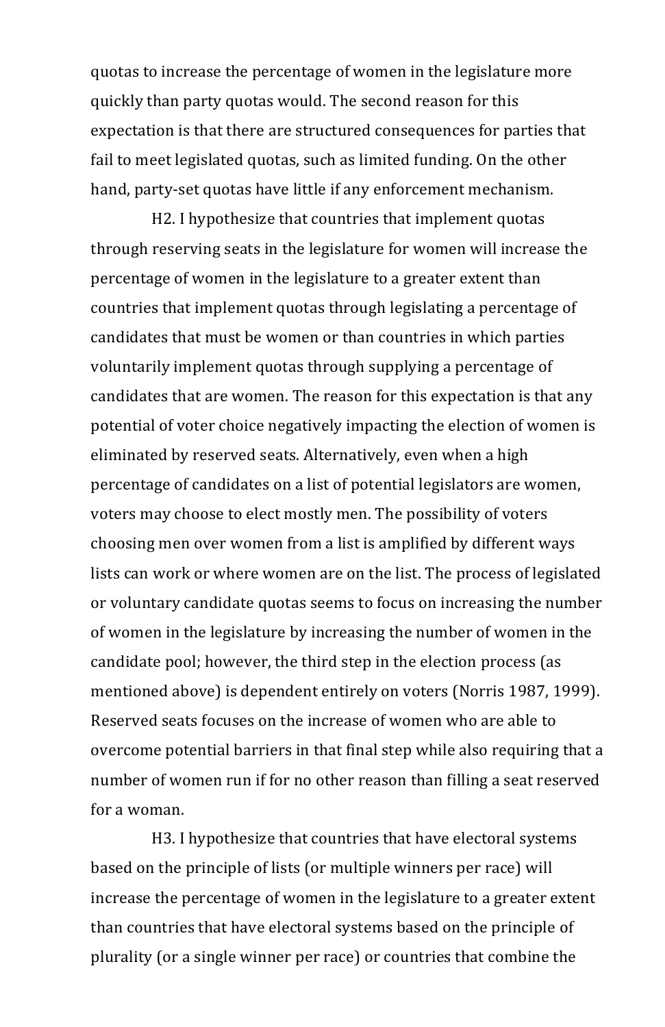quotas to increase the percentage of women in the legislature more quickly than party quotas would. The second reason for this expectation is that there are structured consequences for parties that fail to meet legislated quotas, such as limited funding. On the other hand, party-set quotas have little if any enforcement mechanism.

H2. I hypothesize that countries that implement quotas through reserving seats in the legislature for women will increase the percentage of women in the legislature to a greater extent than countries that implement quotas through legislating a percentage of candidates that must be women or than countries in which parties voluntarily implement quotas through supplying a percentage of candidates that are women. The reason for this expectation is that any potential of voter choice negatively impacting the election of women is eliminated by reserved seats. Alternatively, even when a high percentage of candidates on a list of potential legislators are women, voters may choose to elect mostly men. The possibility of voters choosing men over women from a list is amplified by different ways lists can work or where women are on the list. The process of legislated or voluntary candidate quotas seems to focus on increasing the number of women in the legislature by increasing the number of women in the candidate pool; however, the third step in the election process (as mentioned above) is dependent entirely on voters (Norris 1987, 1999). Reserved seats focuses on the increase of women who are able to overcome potential barriers in that final step while also requiring that a number of women run if for no other reason than filling a seat reserved for a woman.

H3. I hypothesize that countries that have electoral systems based on the principle of lists (or multiple winners per race) will increase the percentage of women in the legislature to a greater extent than countries that have electoral systems based on the principle of plurality (or a single winner per race) or countries that combine the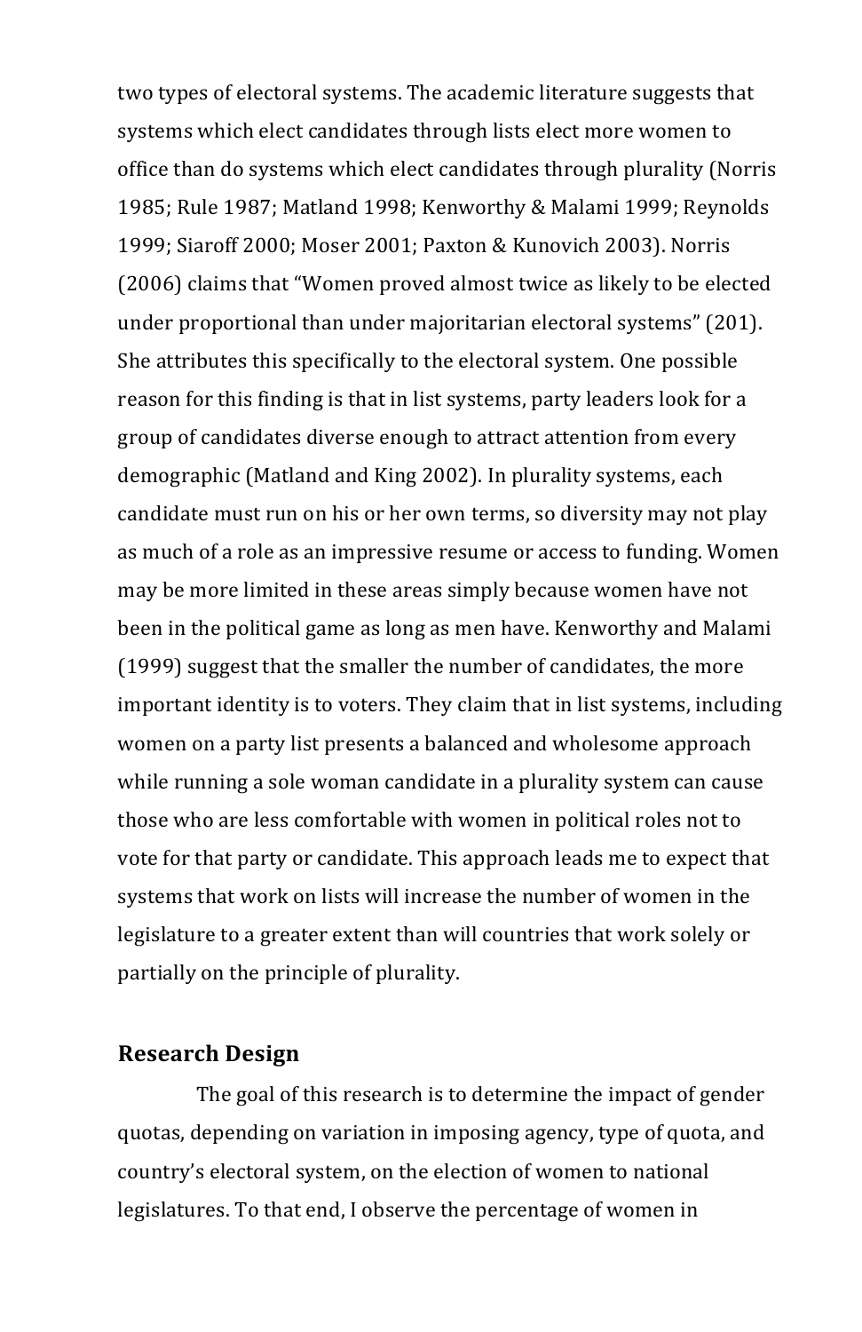two types of electoral systems. The academic literature suggests that systems which elect candidates through lists elect more women to office than do systems which elect candidates through plurality (Norris 1985; Rule 1987; Matland 1998; Kenworthy & Malami 1999; Reynolds 1999; Siaroff 2000; Moser 2001; Paxton & Kunovich 2003). Norris (2006) claims that "Women proved almost twice as likely to be elected under proportional than under majoritarian electoral systems" (201). She attributes this specifically to the electoral system. One possible reason for this finding is that in list systems, party leaders look for a group of candidates diverse enough to attract attention from every demographic (Matland and King 2002). In plurality systems, each candidate must run on his or her own terms, so diversity may not play as much of a role as an impressive resume or access to funding. Women may be more limited in these areas simply because women have not been in the political game as long as men have. Kenworthy and Malami (1999) suggest that the smaller the number of candidates, the more important identity is to voters. They claim that in list systems, including women on a party list presents a balanced and wholesome approach while running a sole woman candidate in a plurality system can cause those who are less comfortable with women in political roles not to vote for that party or candidate. This approach leads me to expect that systems that work on lists will increase the number of women in the legislature to a greater extent than will countries that work solely or partially on the principle of plurality.

## Research Design

The goal of this research is to determine the impact of gender quotas, depending on variation in imposing agency, type of quota, and country's electoral system, on the election of women to national legislatures. To that end, I observe the percentage of women in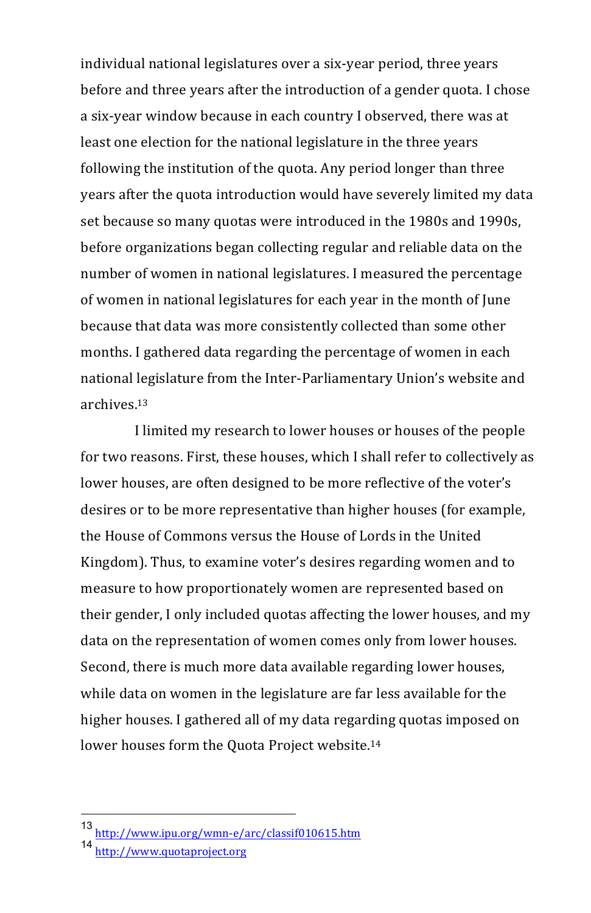individual national legislatures over a six-year period, three years before and three years after the introduction of a gender quota. I chose a six-year window because in each country I observed, there was at least one election for the national legislature in the three years following the institution of the quota. Any period longer than three years after the quota introduction would have severely limited my data set because so many quotas were introduced in the 1980s and 1990s, before organizations began collecting regular and reliable data on the number of women in national legislatures. I measured the percentage of women in national legislatures for each year in the month of June because that data was more consistently collected than some other months. I gathered data regarding the percentage of women in each national legislature from the Inter-Parliamentary Union's website and archives.[13]

I limited my research to lower houses or houses of the people for two reasons. First, these houses, which I shall refer to collectively as lower houses, are often designed to be more reflective of the voter's desires or to be more representative than higher houses (for example, the House of Commons versus the House of Lords in the United Kingdom). Thus, to examine voter's desires regarding women and to measure to how proportionately women are represented based on their gender, I only included quotas affecting the lower houses, and my data on the representation of women comes only from lower houses. Second, there is much more data available regarding lower houses, while data on women in the legislature are far less available for the higher houses. I gathered all of my data regarding quotas imposed on lower houses form the Quota Project website.[14]

---

[13] http://www.ipu.org/wmn-e/arc/classif010615.htm

[14] http://www.quotaproject.org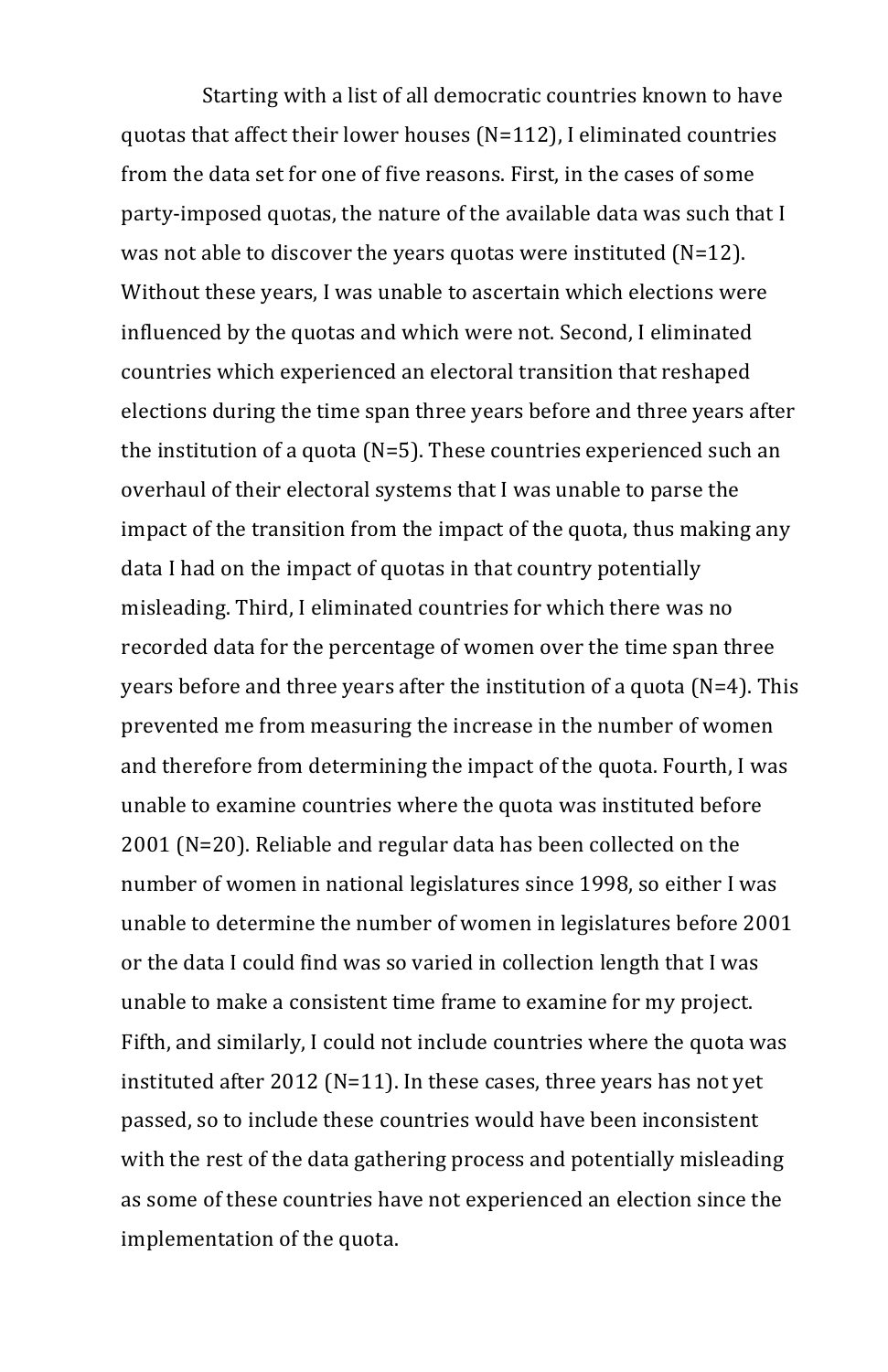Starting with a list of all democratic countries known to have quotas that affect their lower houses (N=112), I eliminated countries from the data set for one of five reasons. First, in the cases of some party-imposed quotas, the nature of the available data was such that I was not able to discover the years quotas were instituted (N=12). Without these years, I was unable to ascertain which elections were influenced by the quotas and which were not. Second, I eliminated countries which experienced an electoral transition that reshaped elections during the time span three years before and three years after the institution of a quota (N=5). These countries experienced such an overhaul of their electoral systems that I was unable to parse the impact of the transition from the impact of the quota, thus making any data I had on the impact of quotas in that country potentially misleading. Third, I eliminated countries for which there was no recorded data for the percentage of women over the time span three years before and three years after the institution of a quota (N=4). This prevented me from measuring the increase in the number of women and therefore from determining the impact of the quota. Fourth, I was unable to examine countries where the quota was instituted before 2001 (N=20). Reliable and regular data has been collected on the number of women in national legislatures since 1998, so either I was unable to determine the number of women in legislatures before 2001 or the data I could find was so varied in collection length that I was unable to make a consistent time frame to examine for my project. Fifth, and similarly, I could not include countries where the quota was instituted after 2012 (N=11). In these cases, three years has not yet passed, so to include these countries would have been inconsistent with the rest of the data gathering process and potentially misleading as some of these countries have not experienced an election since the implementation of the quota.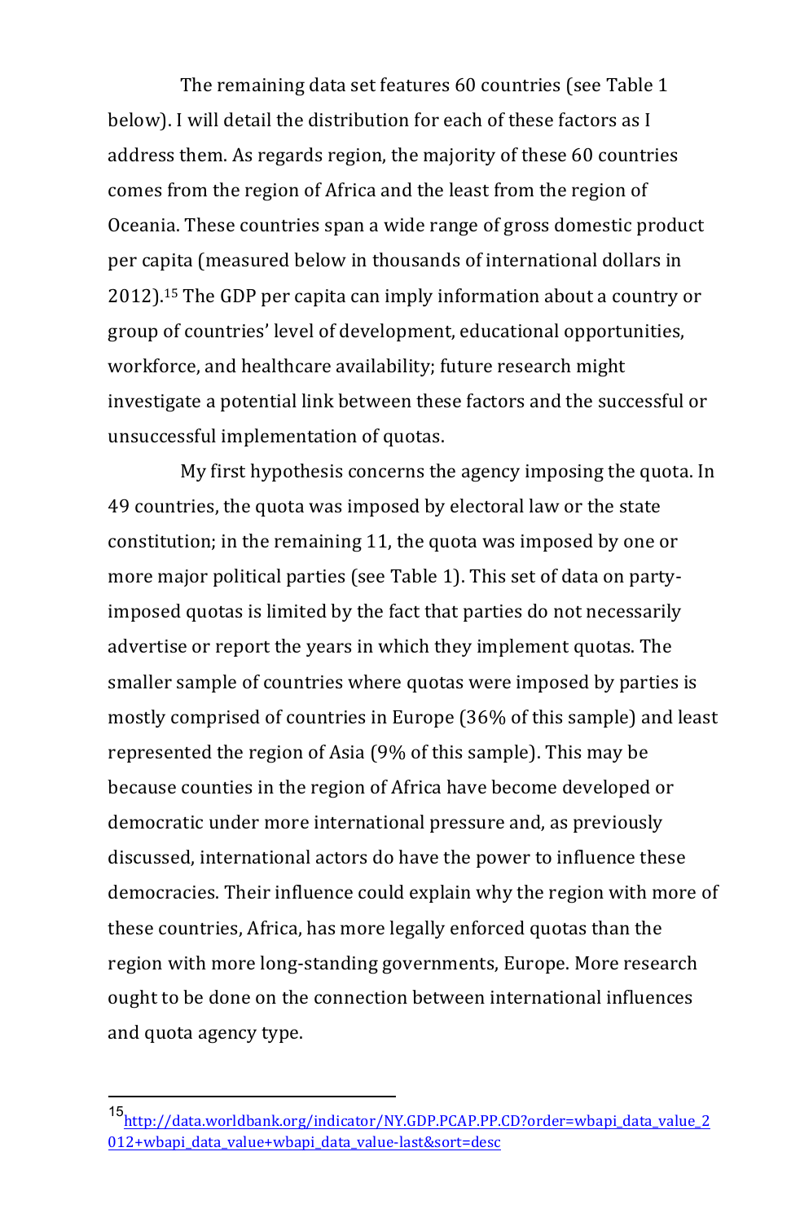The remaining data set features 60 countries (see Table 1 below). I will detail the distribution for each of these factors as I address them. As regards region, the majority of these 60 countries comes from the region of Africa and the least from the region of Oceania. These countries span a wide range of gross domestic product per capita (measured below in thousands of international dollars in 2012).[15] The GDP per capita can imply information about a country or group of countries' level of development, educational opportunities, workforce, and healthcare availability; future research might investigate a potential link between these factors and the successful or unsuccessful implementation of quotas.

My first hypothesis concerns the agency imposing the quota. In 49 countries, the quota was imposed by electoral law or the state constitution; in the remaining 11, the quota was imposed by one or more major political parties (see Table 1). This set of data on party-imposed quotas is limited by the fact that parties do not necessarily advertise or report the years in which they implement quotas. The smaller sample of countries where quotas were imposed by parties is mostly comprised of countries in Europe (36% of this sample) and least represented the region of Asia (9% of this sample). This may be because counties in the region of Africa have become developed or democratic under more international pressure and, as previously discussed, international actors do have the power to influence these democracies. Their influence could explain why the region with more of these countries, Africa, has more legally enforced quotas than the region with more long-standing governments, Europe. More research ought to be done on the connection between international influences and quota agency type.

---

[15] http://data.worldbank.org/indicator/NY.GDP.PCAP.PP.CD?order=wbapi_data_value_2012+wbapi_data_value+wbapi_data_value-last&sort=desc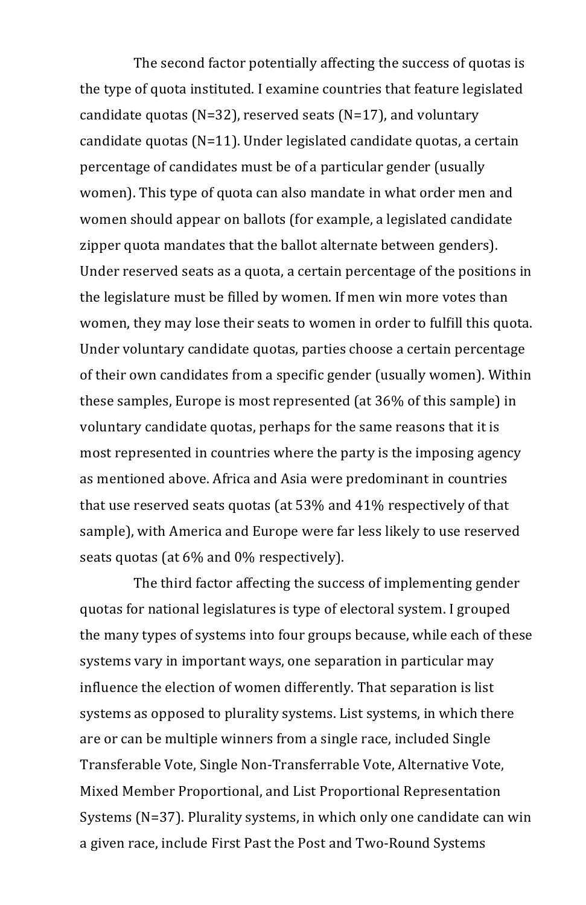The second factor potentially affecting the success of quotas is the type of quota instituted. I examine countries that feature legislated candidate quotas (N=32), reserved seats (N=17), and voluntary candidate quotas (N=11). Under legislated candidate quotas, a certain percentage of candidates must be of a particular gender (usually women). This type of quota can also mandate in what order men and women should appear on ballots (for example, a legislated candidate zipper quota mandates that the ballot alternate between genders). Under reserved seats as a quota, a certain percentage of the positions in the legislature must be filled by women. If men win more votes than women, they may lose their seats to women in order to fulfill this quota. Under voluntary candidate quotas, parties choose a certain percentage of their own candidates from a specific gender (usually women). Within these samples, Europe is most represented (at 36% of this sample) in voluntary candidate quotas, perhaps for the same reasons that it is most represented in countries where the party is the imposing agency as mentioned above. Africa and Asia were predominant in countries that use reserved seats quotas (at 53% and 41% respectively of that sample), with America and Europe were far less likely to use reserved seats quotas (at 6% and 0% respectively).

The third factor affecting the success of implementing gender quotas for national legislatures is type of electoral system. I grouped the many types of systems into four groups because, while each of these systems vary in important ways, one separation in particular may influence the election of women differently. That separation is list systems as opposed to plurality systems. List systems, in which there are or can be multiple winners from a single race, included Single Transferable Vote, Single Non-Transferrable Vote, Alternative Vote, Mixed Member Proportional, and List Proportional Representation Systems (N=37). Plurality systems, in which only one candidate can win a given race, include First Past the Post and Two-Round Systems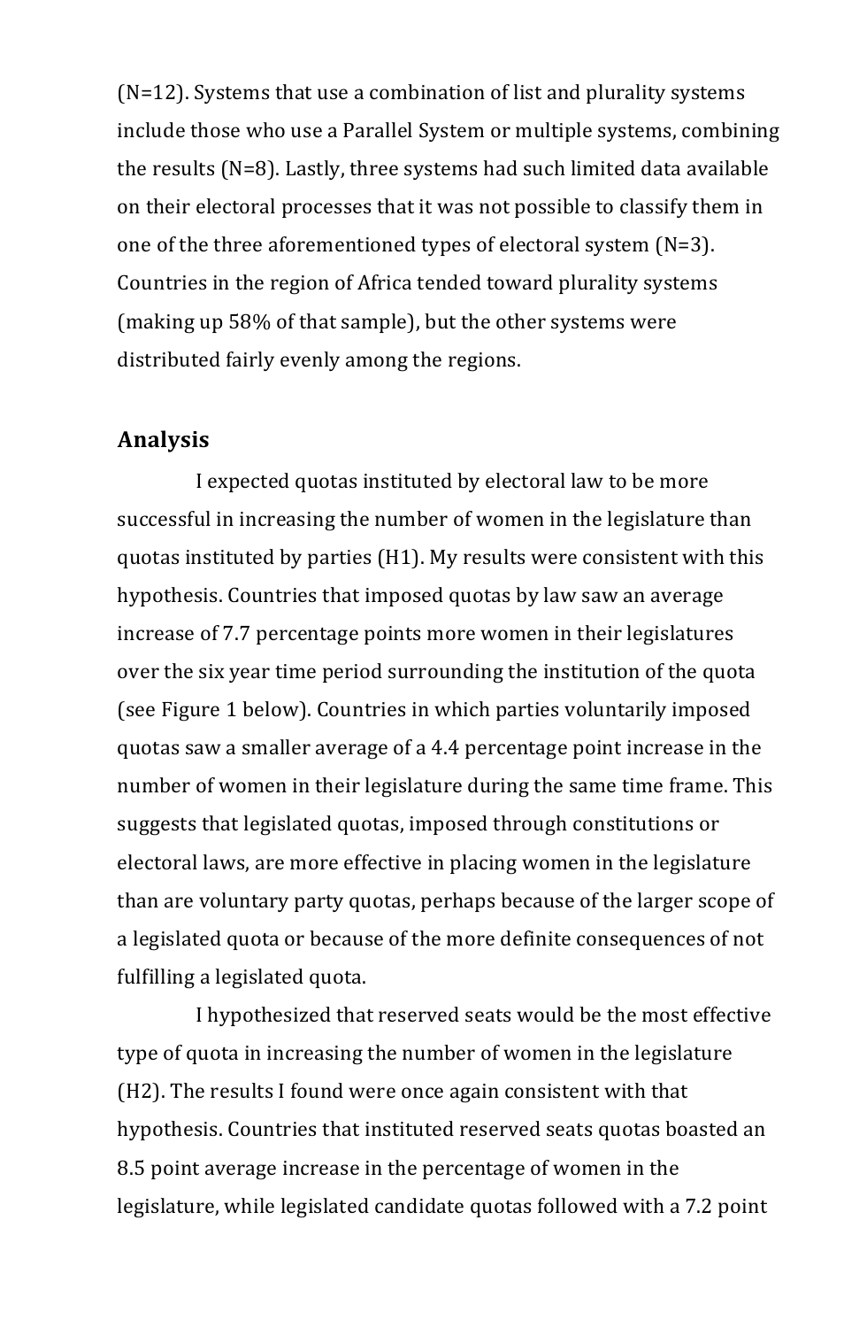(N=12). Systems that use a combination of list and plurality systems include those who use a Parallel System or multiple systems, combining the results (N=8). Lastly, three systems had such limited data available on their electoral processes that it was not possible to classify them in one of the three aforementioned types of electoral system (N=3). Countries in the region of Africa tended toward plurality systems (making up 58% of that sample), but the other systems were distributed fairly evenly among the regions.

## Analysis

I expected quotas instituted by electoral law to be more successful in increasing the number of women in the legislature than quotas instituted by parties (H1). My results were consistent with this hypothesis. Countries that imposed quotas by law saw an average increase of 7.7 percentage points more women in their legislatures over the six year time period surrounding the institution of the quota (see Figure 1 below). Countries in which parties voluntarily imposed quotas saw a smaller average of a 4.4 percentage point increase in the number of women in their legislature during the same time frame. This suggests that legislated quotas, imposed through constitutions or electoral laws, are more effective in placing women in the legislature than are voluntary party quotas, perhaps because of the larger scope of a legislated quota or because of the more definite consequences of not fulfilling a legislated quota.

I hypothesized that reserved seats would be the most effective type of quota in increasing the number of women in the legislature (H2). The results I found were once again consistent with that hypothesis. Countries that instituted reserved seats quotas boasted an 8.5 point average increase in the percentage of women in the legislature, while legislated candidate quotas followed with a 7.2 point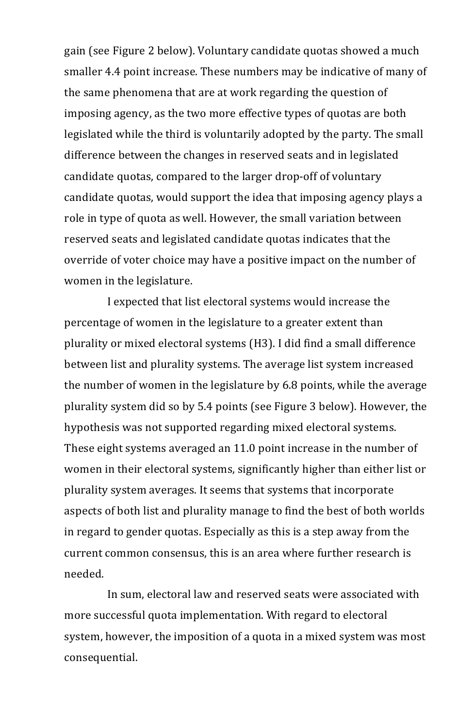gain (see Figure 2 below). Voluntary candidate quotas showed a much smaller 4.4 point increase. These numbers may be indicative of many of the same phenomena that are at work regarding the question of imposing agency, as the two more effective types of quotas are both legislated while the third is voluntarily adopted by the party. The small difference between the changes in reserved seats and in legislated candidate quotas, compared to the larger drop-off of voluntary candidate quotas, would support the idea that imposing agency plays a role in type of quota as well. However, the small variation between reserved seats and legislated candidate quotas indicates that the override of voter choice may have a positive impact on the number of women in the legislature.

I expected that list electoral systems would increase the percentage of women in the legislature to a greater extent than plurality or mixed electoral systems (H3). I did find a small difference between list and plurality systems. The average list system increased the number of women in the legislature by 6.8 points, while the average plurality system did so by 5.4 points (see Figure 3 below). However, the hypothesis was not supported regarding mixed electoral systems. These eight systems averaged an 11.0 point increase in the number of women in their electoral systems, significantly higher than either list or plurality system averages. It seems that systems that incorporate aspects of both list and plurality manage to find the best of both worlds in regard to gender quotas. Especially as this is a step away from the current common consensus, this is an area where further research is needed.

In sum, electoral law and reserved seats were associated with more successful quota implementation. With regard to electoral system, however, the imposition of a quota in a mixed system was most consequential.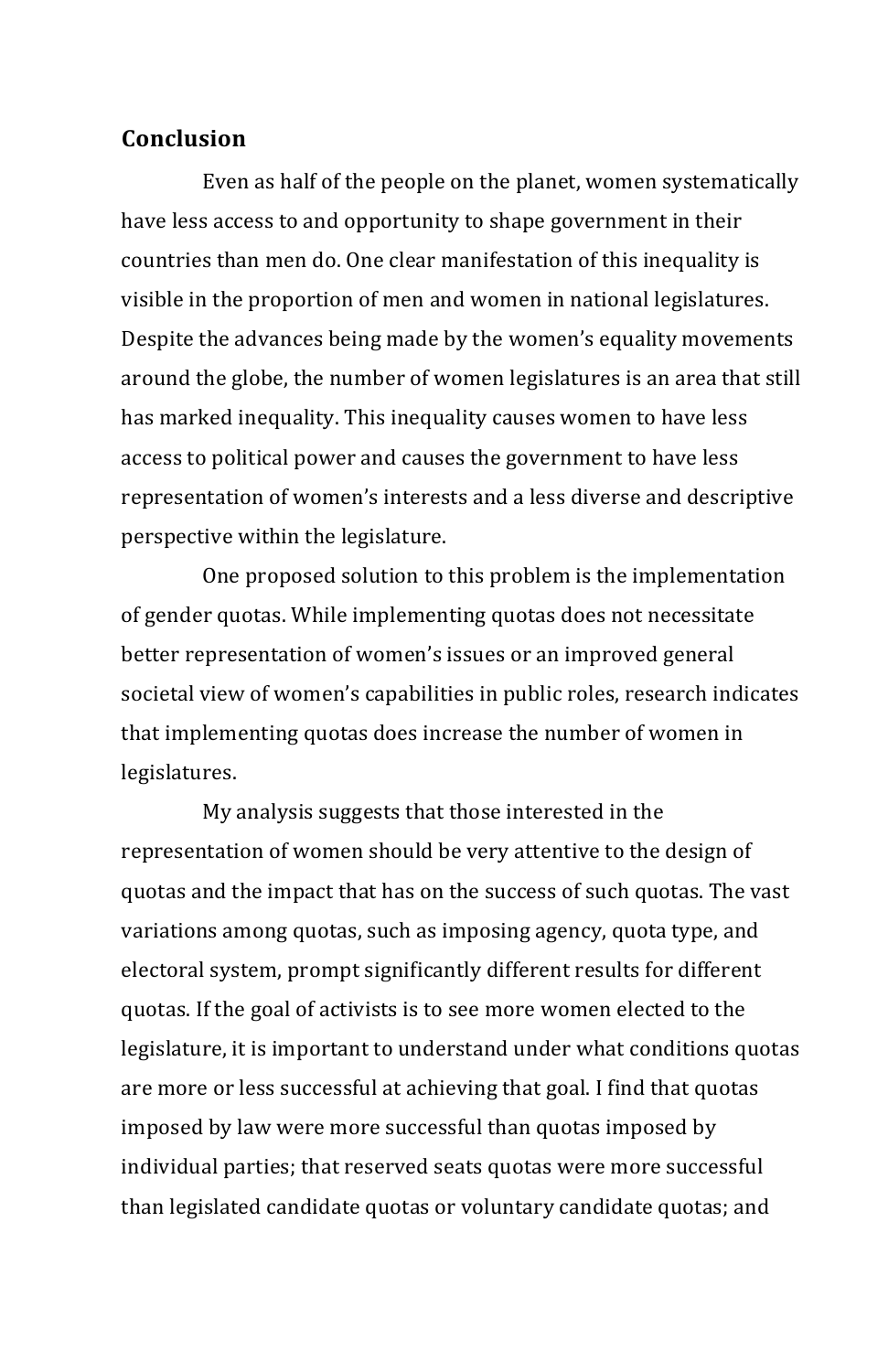## Conclusion

Even as half of the people on the planet, women systematically have less access to and opportunity to shape government in their countries than men do. One clear manifestation of this inequality is visible in the proportion of men and women in national legislatures. Despite the advances being made by the women's equality movements around the globe, the number of women legislatures is an area that still has marked inequality. This inequality causes women to have less access to political power and causes the government to have less representation of women's interests and a less diverse and descriptive perspective within the legislature.

One proposed solution to this problem is the implementation of gender quotas. While implementing quotas does not necessitate better representation of women's issues or an improved general societal view of women's capabilities in public roles, research indicates that implementing quotas does increase the number of women in legislatures.

My analysis suggests that those interested in the representation of women should be very attentive to the design of quotas and the impact that has on the success of such quotas. The vast variations among quotas, such as imposing agency, quota type, and electoral system, prompt significantly different results for different quotas. If the goal of activists is to see more women elected to the legislature, it is important to understand under what conditions quotas are more or less successful at achieving that goal. I find that quotas imposed by law were more successful than quotas imposed by individual parties; that reserved seats quotas were more successful than legislated candidate quotas or voluntary candidate quotas; and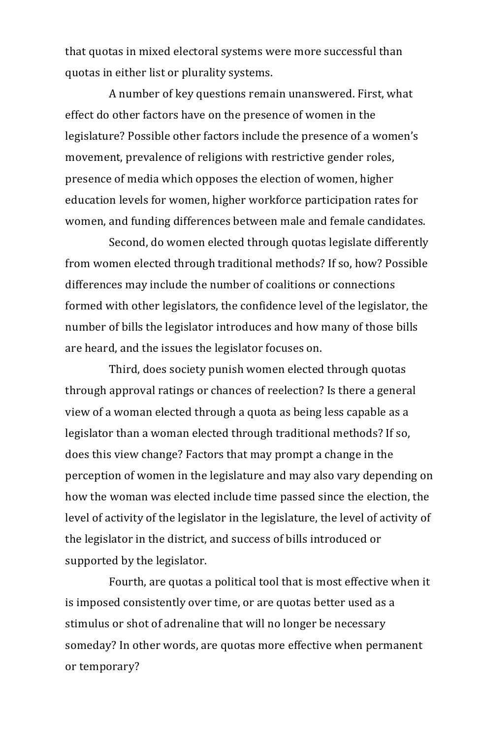that quotas in mixed electoral systems were more successful than quotas in either list or plurality systems.

A number of key questions remain unanswered. First, what effect do other factors have on the presence of women in the legislature? Possible other factors include the presence of a women's movement, prevalence of religions with restrictive gender roles, presence of media which opposes the election of women, higher education levels for women, higher workforce participation rates for women, and funding differences between male and female candidates.

Second, do women elected through quotas legislate differently from women elected through traditional methods? If so, how? Possible differences may include the number of coalitions or connections formed with other legislators, the confidence level of the legislator, the number of bills the legislator introduces and how many of those bills are heard, and the issues the legislator focuses on.

Third, does society punish women elected through quotas through approval ratings or chances of reelection? Is there a general view of a woman elected through a quota as being less capable as a legislator than a woman elected through traditional methods? If so, does this view change? Factors that may prompt a change in the perception of women in the legislature and may also vary depending on how the woman was elected include time passed since the election, the level of activity of the legislator in the legislature, the level of activity of the legislator in the district, and success of bills introduced or supported by the legislator.

Fourth, are quotas a political tool that is most effective when it is imposed consistently over time, or are quotas better used as a stimulus or shot of adrenaline that will no longer be necessary someday? In other words, are quotas more effective when permanent or temporary?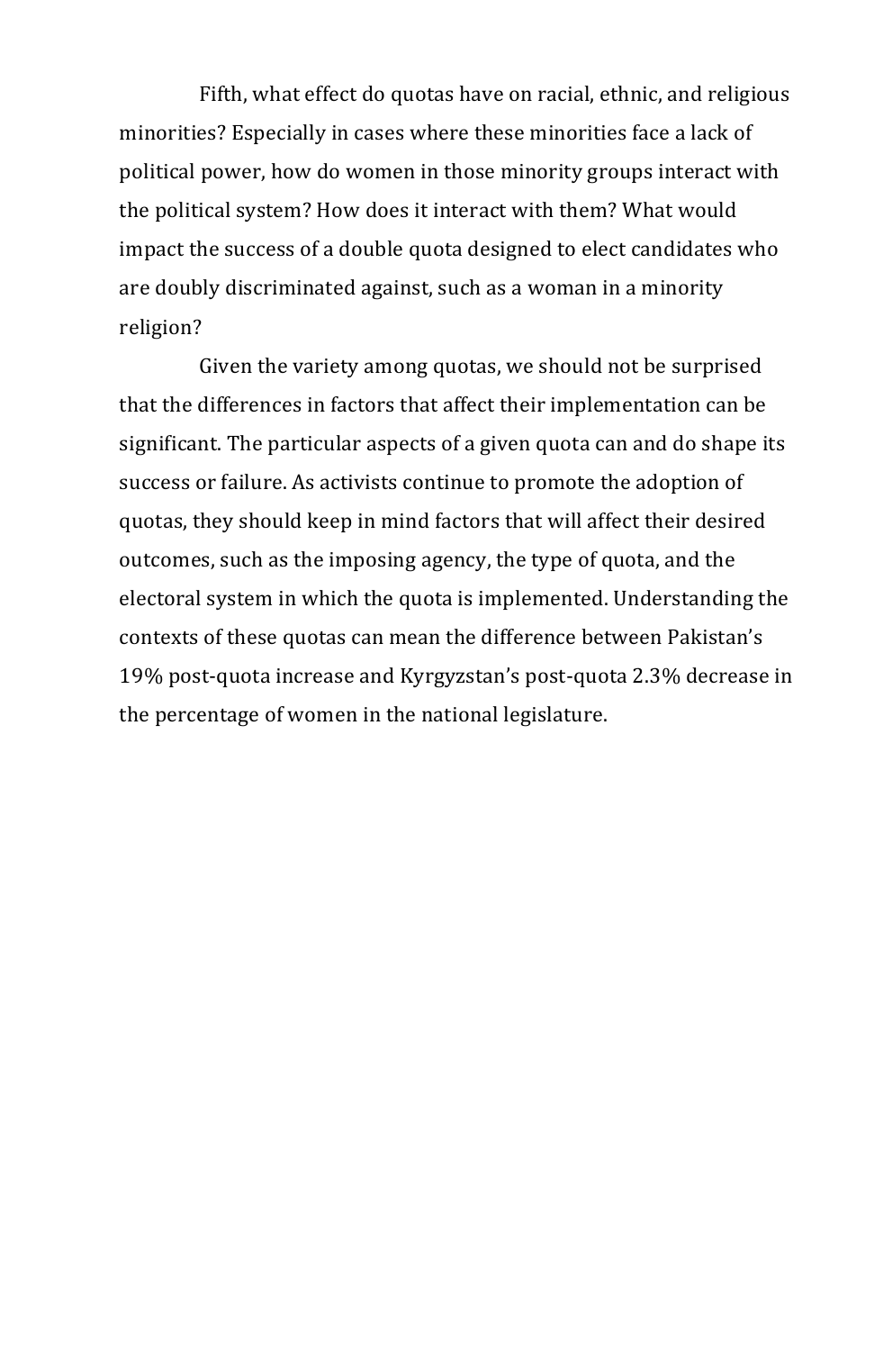Fifth, what effect do quotas have on racial, ethnic, and religious minorities? Especially in cases where these minorities face a lack of political power, how do women in those minority groups interact with the political system? How does it interact with them? What would impact the success of a double quota designed to elect candidates who are doubly discriminated against, such as a woman in a minority religion?

Given the variety among quotas, we should not be surprised that the differences in factors that affect their implementation can be significant. The particular aspects of a given quota can and do shape its success or failure. As activists continue to promote the adoption of quotas, they should keep in mind factors that will affect their desired outcomes, such as the imposing agency, the type of quota, and the electoral system in which the quota is implemented. Understanding the contexts of these quotas can mean the difference between Pakistan's 19% post-quota increase and Kyrgyzstan's post-quota 2.3% decrease in the percentage of women in the national legislature.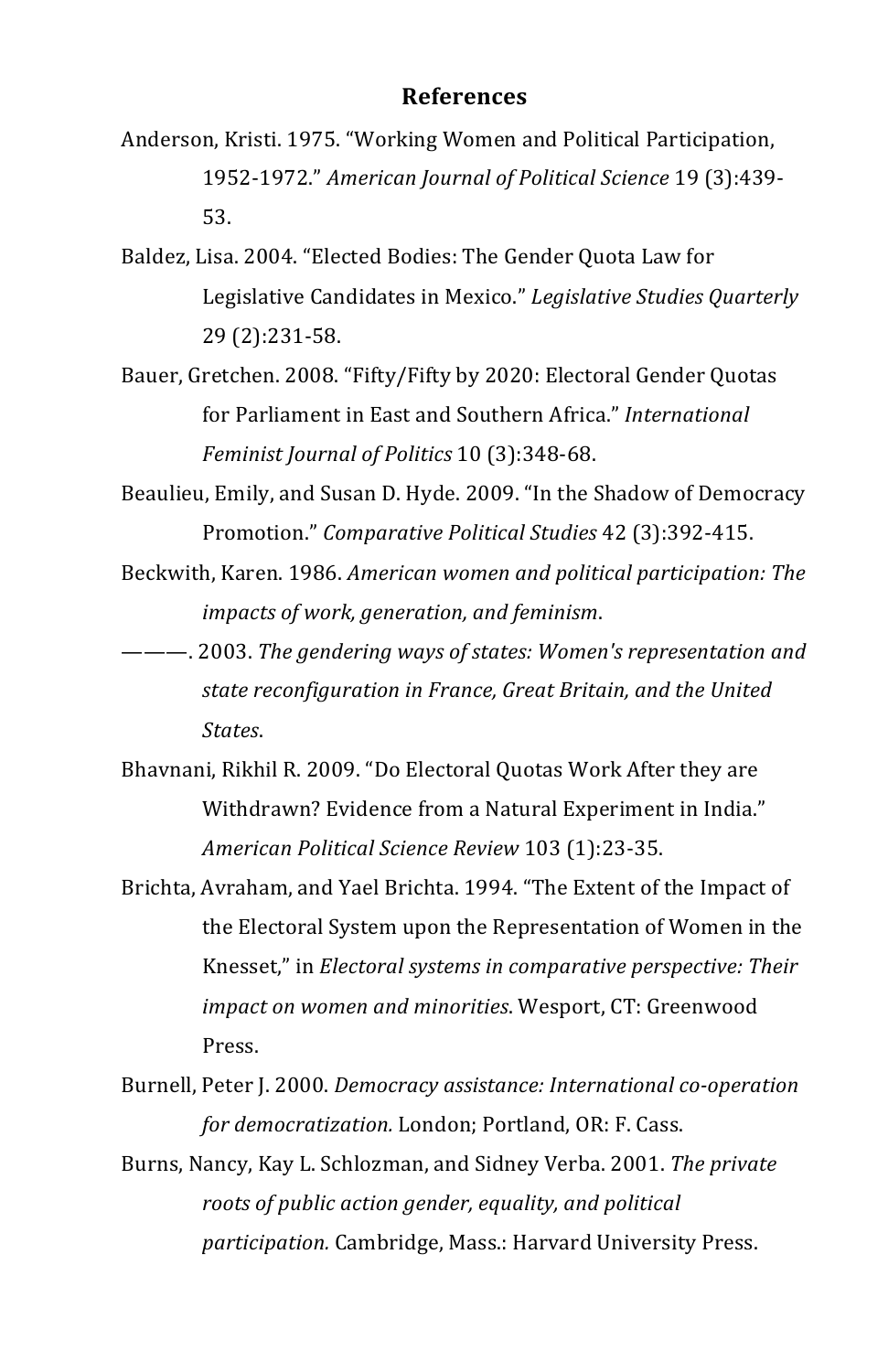## References

Anderson, Kristi. 1975. "Working Women and Political Participation, 1952-1972." *American Journal of Political Science* 19 (3):439-53.

Baldez, Lisa. 2004. "Elected Bodies: The Gender Quota Law for Legislative Candidates in Mexico." *Legislative Studies Quarterly* 29 (2):231-58.

Bauer, Gretchen. 2008. "Fifty/Fifty by 2020: Electoral Gender Quotas for Parliament in East and Southern Africa." *International Feminist Journal of Politics* 10 (3):348-68.

Beaulieu, Emily, and Susan D. Hyde. 2009. "In the Shadow of Democracy Promotion." *Comparative Political Studies* 42 (3):392-415.

Beckwith, Karen. 1986. *American women and political participation: The impacts of work, generation, and feminism*.

———. 2003. *The gendering ways of states: Women's representation and state reconfiguration in France, Great Britain, and the United States*.

Bhavnani, Rikhil R. 2009. "Do Electoral Quotas Work After they are Withdrawn? Evidence from a Natural Experiment in India." *American Political Science Review* 103 (1):23-35.

Brichta, Avraham, and Yael Brichta. 1994. "The Extent of the Impact of the Electoral System upon the Representation of Women in the Knesset," in *Electoral systems in comparative perspective: Their impact on women and minorities*. Wesport, CT: Greenwood Press.

Burnell, Peter J. 2000. *Democracy assistance: International co-operation for democratization.* London; Portland, OR: F. Cass.

Burns, Nancy, Kay L. Schlozman, and Sidney Verba. 2001. *The private roots of public action gender, equality, and political participation.* Cambridge, Mass.: Harvard University Press.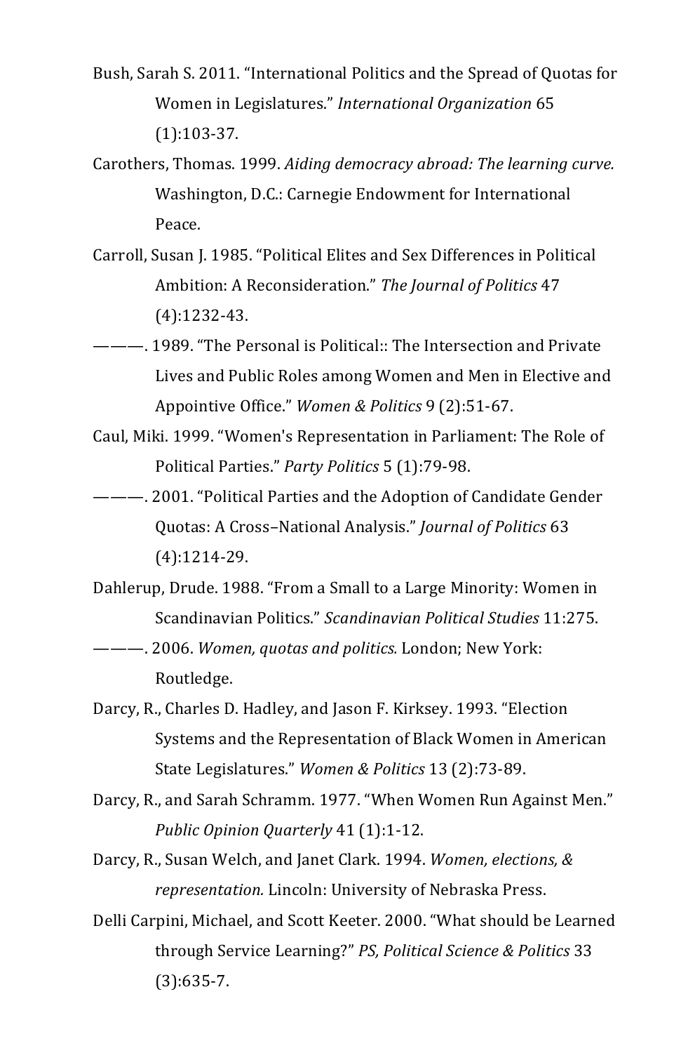Bush, Sarah S. 2011. "International Politics and the Spread of Quotas for Women in Legislatures." *International Organization* 65 (1):103-37.

Carothers, Thomas. 1999. *Aiding democracy abroad: The learning curve.* Washington, D.C.: Carnegie Endowment for International Peace.

Carroll, Susan J. 1985. "Political Elites and Sex Differences in Political Ambition: A Reconsideration." *The Journal of Politics* 47 (4):1232-43.

———. 1989. "The Personal is Political:: The Intersection and Private Lives and Public Roles among Women and Men in Elective and Appointive Office." *Women & Politics* 9 (2):51-67.

Caul, Miki. 1999. "Women's Representation in Parliament: The Role of Political Parties." *Party Politics* 5 (1):79-98.

———. 2001. "Political Parties and the Adoption of Candidate Gender Quotas: A Cross–National Analysis." *Journal of Politics* 63 (4):1214-29.

Dahlerup, Drude. 1988. "From a Small to a Large Minority: Women in Scandinavian Politics." *Scandinavian Political Studies* 11:275.

———. 2006. *Women, quotas and politics.* London; New York: Routledge.

Darcy, R., Charles D. Hadley, and Jason F. Kirksey. 1993. "Election Systems and the Representation of Black Women in American State Legislatures." *Women & Politics* 13 (2):73-89.

Darcy, R., and Sarah Schramm. 1977. "When Women Run Against Men." *Public Opinion Quarterly* 41 (1):1-12.

Darcy, R., Susan Welch, and Janet Clark. 1994. *Women, elections, & representation.* Lincoln: University of Nebraska Press.

Delli Carpini, Michael, and Scott Keeter. 2000. "What should be Learned through Service Learning?" *PS, Political Science & Politics* 33 (3):635-7.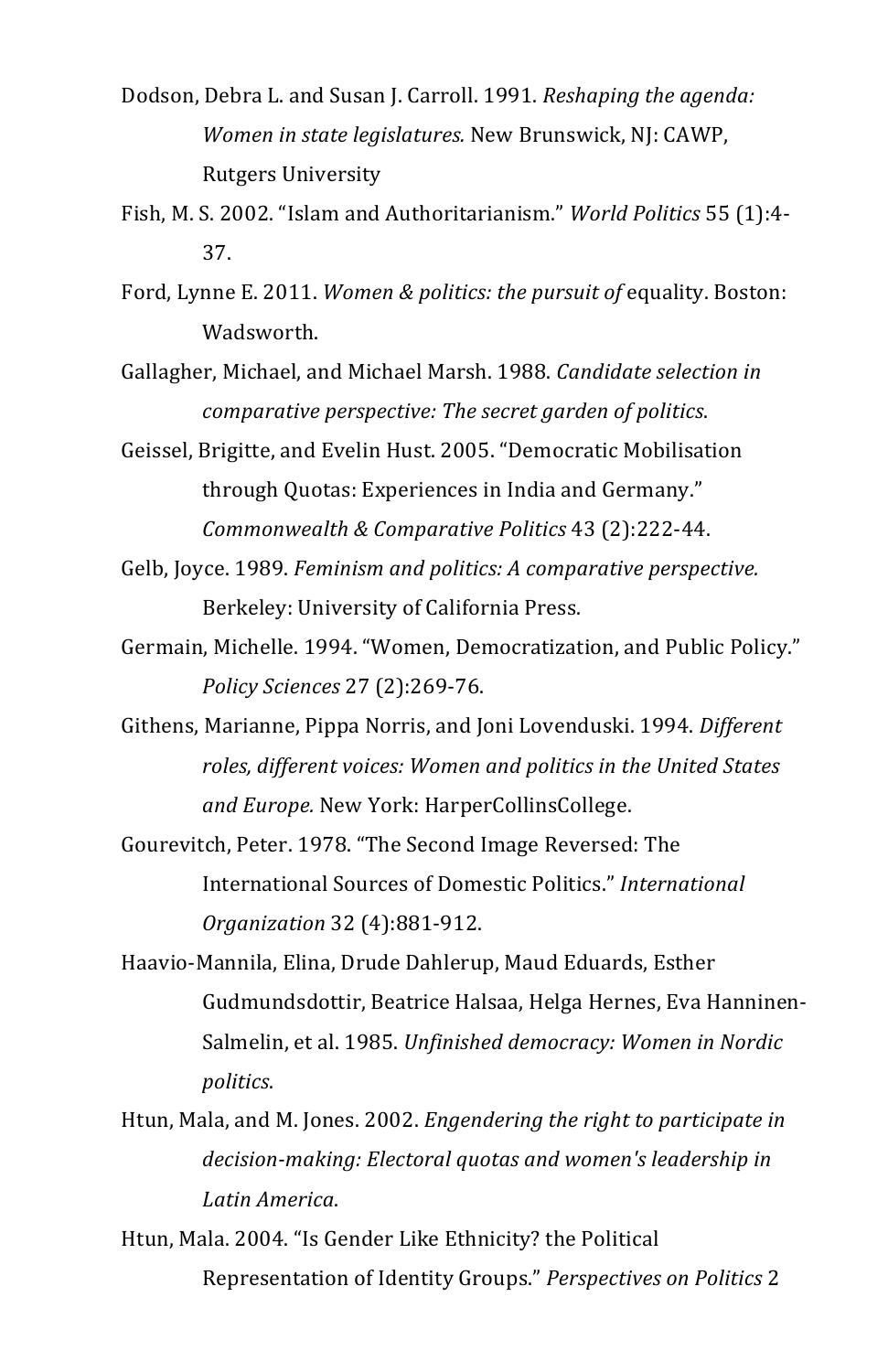Dodson, Debra L. and Susan J. Carroll. 1991. *Reshaping the agenda: Women in state legislatures.* New Brunswick, NJ: CAWP, Rutgers University

Fish, M. S. 2002. "Islam and Authoritarianism." *World Politics* 55 (1):4-37.

Ford, Lynne E. 2011. *Women & politics: the pursuit of* equality. Boston: Wadsworth.

Gallagher, Michael, and Michael Marsh. 1988. *Candidate selection in comparative perspective: The secret garden of politics*.

Geissel, Brigitte, and Evelin Hust. 2005. "Democratic Mobilisation through Quotas: Experiences in India and Germany." *Commonwealth & Comparative Politics* 43 (2):222-44.

Gelb, Joyce. 1989. *Feminism and politics: A comparative perspective.* Berkeley: University of California Press.

Germain, Michelle. 1994. "Women, Democratization, and Public Policy." *Policy Sciences* 27 (2):269-76.

Githens, Marianne, Pippa Norris, and Joni Lovenduski. 1994. *Different roles, different voices: Women and politics in the United States and Europe.* New York: HarperCollinsCollege.

Gourevitch, Peter. 1978. "The Second Image Reversed: The International Sources of Domestic Politics." *International Organization* 32 (4):881-912.

Haavio-Mannila, Elina, Drude Dahlerup, Maud Eduards, Esther Gudmundsdottir, Beatrice Halsaa, Helga Hernes, Eva Hanninen-Salmelin, et al. 1985. *Unfinished democracy: Women in Nordic politics*.

Htun, Mala, and M. Jones. 2002. *Engendering the right to participate in decision-making: Electoral quotas and women's leadership in Latin America*.

Htun, Mala. 2004. "Is Gender Like Ethnicity? the Political Representation of Identity Groups." *Perspectives on Politics* 2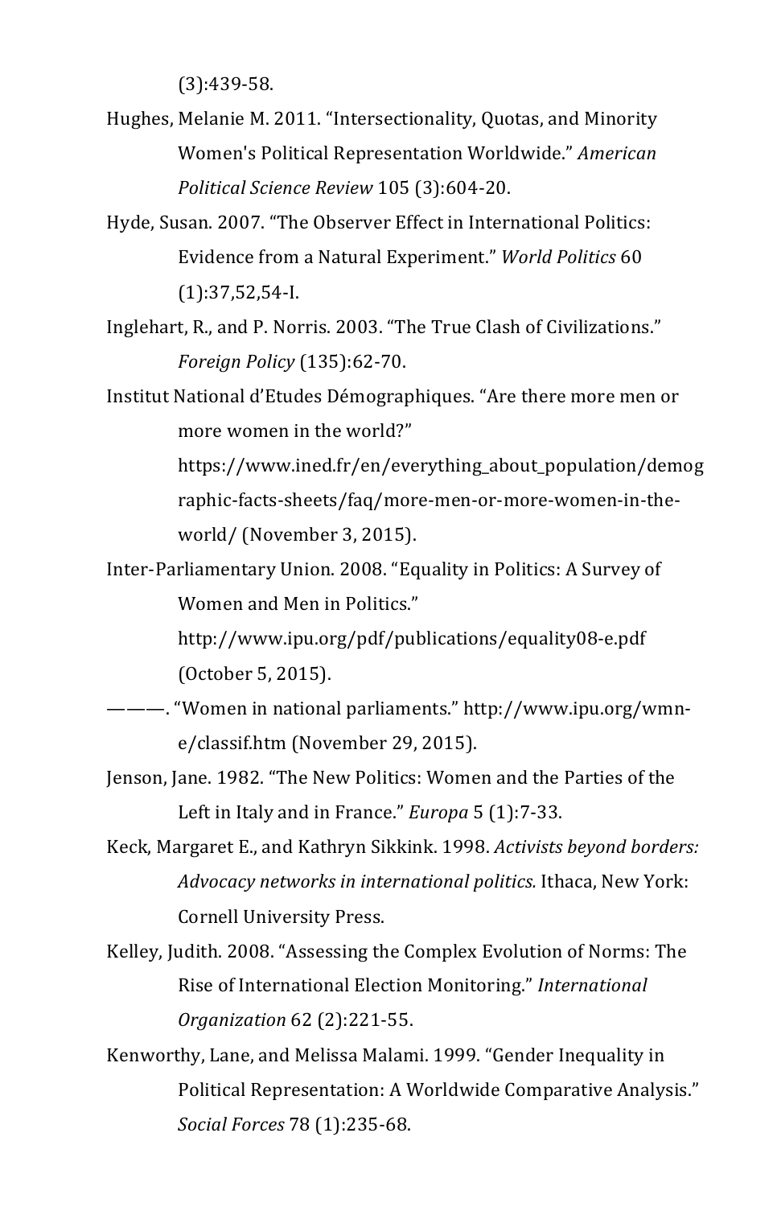(3):439-58.

Hughes, Melanie M. 2011. “Intersectionality, Quotas, and Minority Women's Political Representation Worldwide.” *American Political Science Review* 105 (3):604-20.

Hyde, Susan. 2007. “The Observer Effect in International Politics: Evidence from a Natural Experiment.” *World Politics* 60 (1):37,52,54-I.

Inglehart, R., and P. Norris. 2003. “The True Clash of Civilizations.” *Foreign Policy* (135):62-70.

Institut National d’Etudes Démographiques. “Are there more men or more women in the world?” https://www.ined.fr/en/everything_about_population/demographic-facts-sheets/faq/more-men-or-more-women-in-the-world/ (November 3, 2015).

Inter-Parliamentary Union. 2008. “Equality in Politics: A Survey of Women and Men in Politics.” http://www.ipu.org/pdf/publications/equality08-e.pdf (October 5, 2015).

———. “Women in national parliaments.” http://www.ipu.org/wmn-e/classif.htm (November 29, 2015).

Jenson, Jane. 1982. “The New Politics: Women and the Parties of the Left in Italy and in France.” *Europa* 5 (1):7-33.

Keck, Margaret E., and Kathryn Sikkink. 1998. *Activists beyond borders: Advocacy networks in international politics.* Ithaca, New York: Cornell University Press.

Kelley, Judith. 2008. “Assessing the Complex Evolution of Norms: The Rise of International Election Monitoring.” *International Organization* 62 (2):221-55.

Kenworthy, Lane, and Melissa Malami. 1999. “Gender Inequality in Political Representation: A Worldwide Comparative Analysis.” *Social Forces* 78 (1):235-68.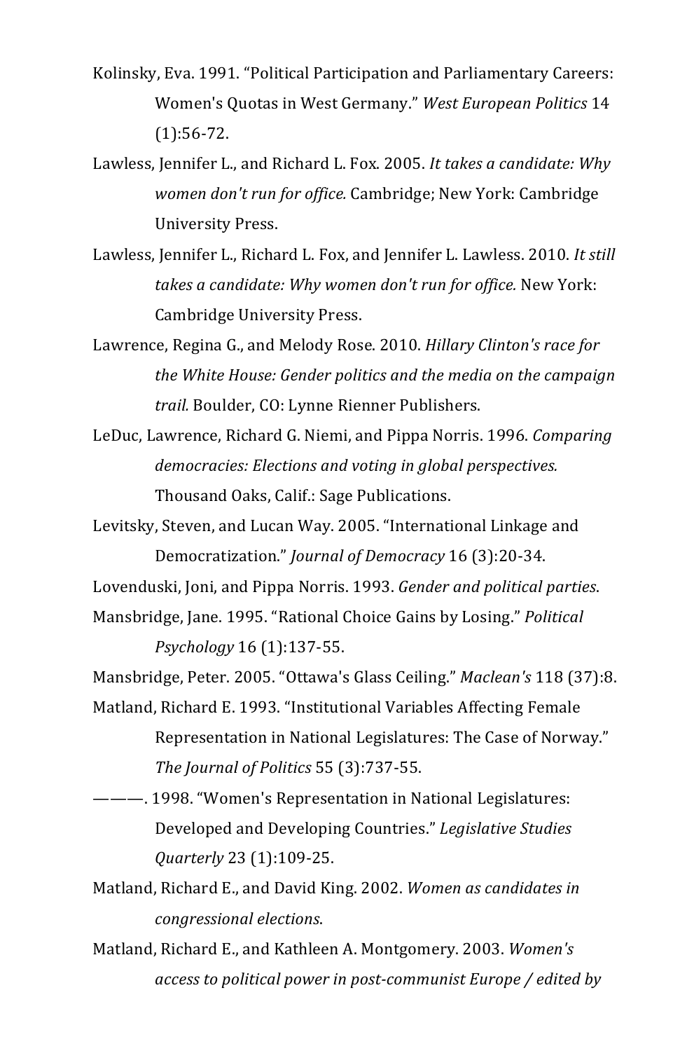Kolinsky, Eva. 1991. "Political Participation and Parliamentary Careers: Women's Quotas in West Germany." *West European Politics* 14 (1):56-72.

Lawless, Jennifer L., and Richard L. Fox. 2005. *It takes a candidate: Why women don't run for office.* Cambridge; New York: Cambridge University Press.

Lawless, Jennifer L., Richard L. Fox, and Jennifer L. Lawless. 2010. *It still takes a candidate: Why women don't run for office.* New York: Cambridge University Press.

Lawrence, Regina G., and Melody Rose. 2010. *Hillary Clinton's race for the White House: Gender politics and the media on the campaign trail.* Boulder, CO: Lynne Rienner Publishers.

LeDuc, Lawrence, Richard G. Niemi, and Pippa Norris. 1996. *Comparing democracies: Elections and voting in global perspectives.* Thousand Oaks, Calif.: Sage Publications.

Levitsky, Steven, and Lucan Way. 2005. "International Linkage and Democratization." *Journal of Democracy* 16 (3):20-34.

Lovenduski, Joni, and Pippa Norris. 1993. *Gender and political parties*.

Mansbridge, Jane. 1995. "Rational Choice Gains by Losing." *Political Psychology* 16 (1):137-55.

Mansbridge, Peter. 2005. "Ottawa's Glass Ceiling." *Maclean's* 118 (37):8.

Matland, Richard E. 1993. "Institutional Variables Affecting Female Representation in National Legislatures: The Case of Norway." *The Journal of Politics* 55 (3):737-55.

———. 1998. "Women's Representation in National Legislatures: Developed and Developing Countries." *Legislative Studies Quarterly* 23 (1):109-25.

Matland, Richard E., and David King. 2002. *Women as candidates in congressional elections*.

Matland, Richard E., and Kathleen A. Montgomery. 2003. *Women's access to political power in post-communist Europe / edited by*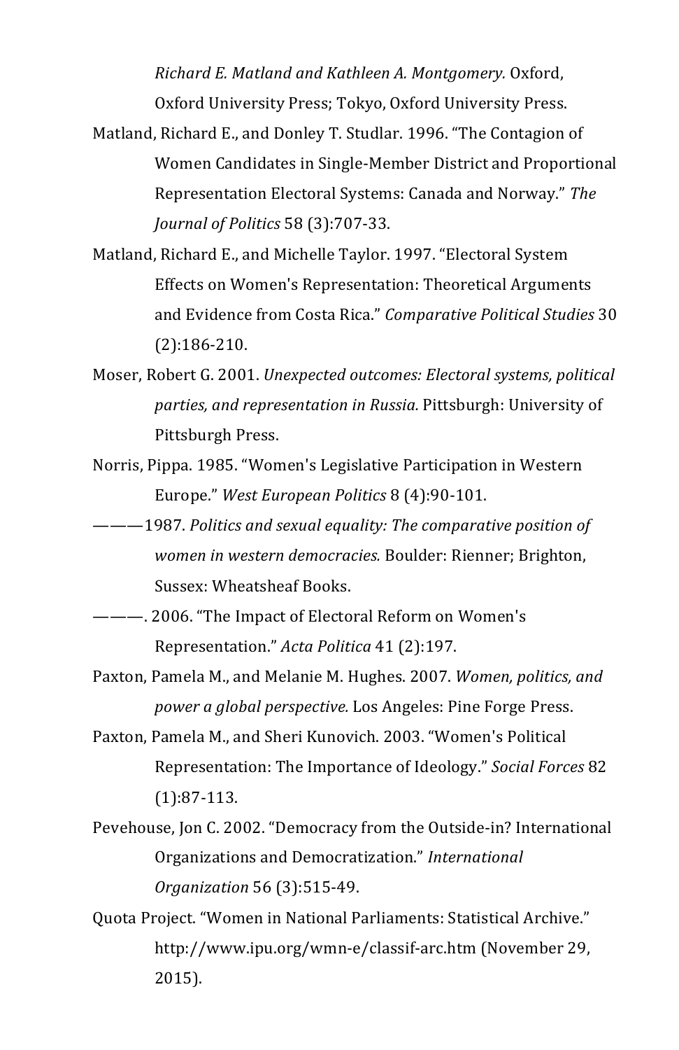*Richard E. Matland and Kathleen A. Montgomery.* Oxford, Oxford University Press; Tokyo, Oxford University Press.

Matland, Richard E., and Donley T. Studlar. 1996. "The Contagion of Women Candidates in Single-Member District and Proportional Representation Electoral Systems: Canada and Norway." *The Journal of Politics* 58 (3):707-33.

Matland, Richard E., and Michelle Taylor. 1997. "Electoral System Effects on Women's Representation: Theoretical Arguments and Evidence from Costa Rica." *Comparative Political Studies* 30 (2):186-210.

Moser, Robert G. 2001. *Unexpected outcomes: Electoral systems, political parties, and representation in Russia.* Pittsburgh: University of Pittsburgh Press.

Norris, Pippa. 1985. "Women's Legislative Participation in Western Europe." *West European Politics* 8 (4):90-101.

———1987. *Politics and sexual equality: The comparative position of women in western democracies.* Boulder: Rienner; Brighton, Sussex: Wheatsheaf Books.

———. 2006. "The Impact of Electoral Reform on Women's Representation." *Acta Politica* 41 (2):197.

Paxton, Pamela M., and Melanie M. Hughes. 2007. *Women, politics, and power a global perspective.* Los Angeles: Pine Forge Press.

Paxton, Pamela M., and Sheri Kunovich. 2003. "Women's Political Representation: The Importance of Ideology." *Social Forces* 82 (1):87-113.

Pevehouse, Jon C. 2002. "Democracy from the Outside-in? International Organizations and Democratization." *International Organization* 56 (3):515-49.

Quota Project. "Women in National Parliaments: Statistical Archive." http://www.ipu.org/wmn-e/classif-arc.htm (November 29, 2015).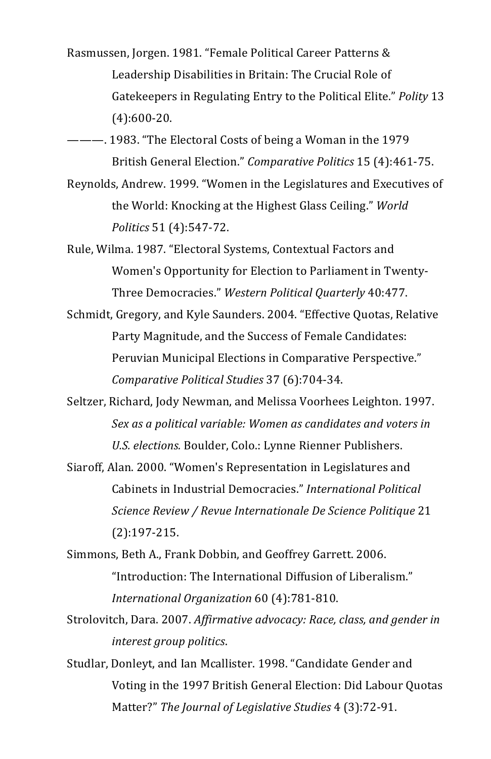Rasmussen, Jorgen. 1981. "Female Political Career Patterns & Leadership Disabilities in Britain: The Crucial Role of Gatekeepers in Regulating Entry to the Political Elite." *Polity* 13 (4):600-20.

———. 1983. "The Electoral Costs of being a Woman in the 1979 British General Election." *Comparative Politics* 15 (4):461-75.

Reynolds, Andrew. 1999. "Women in the Legislatures and Executives of the World: Knocking at the Highest Glass Ceiling." *World Politics* 51 (4):547-72.

Rule, Wilma. 1987. "Electoral Systems, Contextual Factors and Women's Opportunity for Election to Parliament in Twenty-Three Democracies." *Western Political Quarterly* 40:477.

Schmidt, Gregory, and Kyle Saunders. 2004. "Effective Quotas, Relative Party Magnitude, and the Success of Female Candidates: Peruvian Municipal Elections in Comparative Perspective." *Comparative Political Studies* 37 (6):704-34.

Seltzer, Richard, Jody Newman, and Melissa Voorhees Leighton. 1997. *Sex as a political variable: Women as candidates and voters in U.S. elections.* Boulder, Colo.: Lynne Rienner Publishers.

Siaroff, Alan. 2000. "Women's Representation in Legislatures and Cabinets in Industrial Democracies." *International Political Science Review / Revue Internationale De Science Politique* 21 (2):197-215.

Simmons, Beth A., Frank Dobbin, and Geoffrey Garrett. 2006. "Introduction: The International Diffusion of Liberalism." *International Organization* 60 (4):781-810.

Strolovitch, Dara. 2007. *Affirmative advocacy: Race, class, and gender in interest group politics*.

Studlar, Donleyt, and Ian Mcallister. 1998. "Candidate Gender and Voting in the 1997 British General Election: Did Labour Quotas Matter?" *The Journal of Legislative Studies* 4 (3):72-91.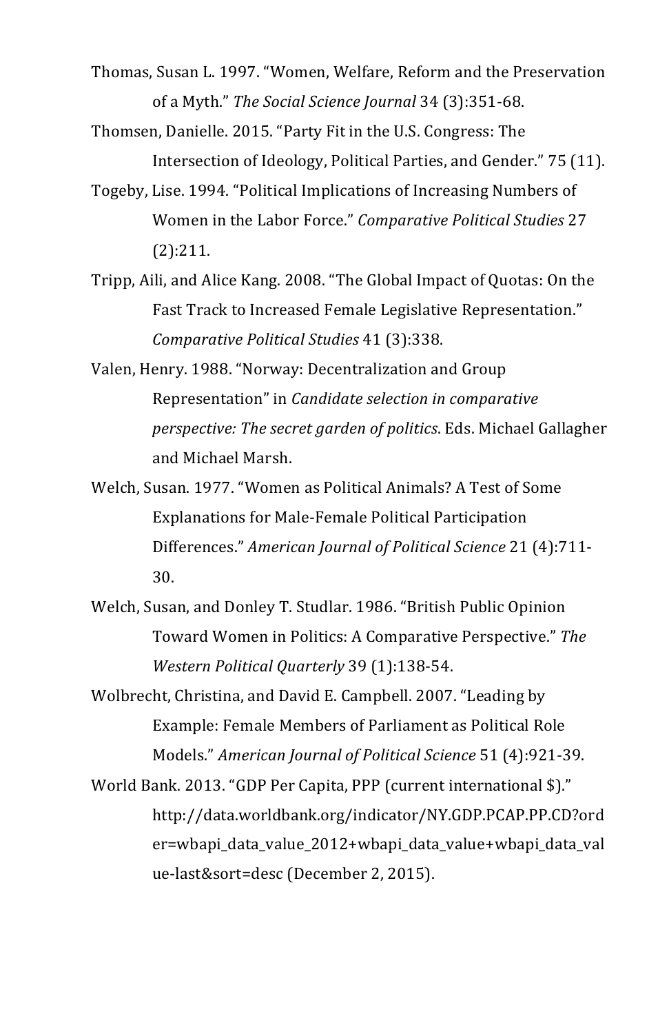Thomas, Susan L. 1997. "Women, Welfare, Reform and the Preservation of a Myth." *The Social Science Journal* 34 (3):351-68.

Thomsen, Danielle. 2015. "Party Fit in the U.S. Congress: The Intersection of Ideology, Political Parties, and Gender." 75 (11).

Togeby, Lise. 1994. "Political Implications of Increasing Numbers of Women in the Labor Force." *Comparative Political Studies* 27 (2):211.

Tripp, Aili, and Alice Kang. 2008. "The Global Impact of Quotas: On the Fast Track to Increased Female Legislative Representation." *Comparative Political Studies* 41 (3):338.

Valen, Henry. 1988. "Norway: Decentralization and Group Representation" in *Candidate selection in comparative perspective: The secret garden of politics*. Eds. Michael Gallagher and Michael Marsh.

Welch, Susan. 1977. "Women as Political Animals? A Test of Some Explanations for Male-Female Political Participation Differences." *American Journal of Political Science* 21 (4):711-30.

Welch, Susan, and Donley T. Studlar. 1986. "British Public Opinion Toward Women in Politics: A Comparative Perspective." *The Western Political Quarterly* 39 (1):138-54.

Wolbrecht, Christina, and David E. Campbell. 2007. "Leading by Example: Female Members of Parliament as Political Role Models." *American Journal of Political Science* 51 (4):921-39.

World Bank. 2013. "GDP Per Capita, PPP (current international $)." http://data.worldbank.org/indicator/NY.GDP.PCAP.PP.CD?order=wbapi_data_value_2012+wbapi_data_value+wbapi_data_value-last&sort=desc (December 2, 2015).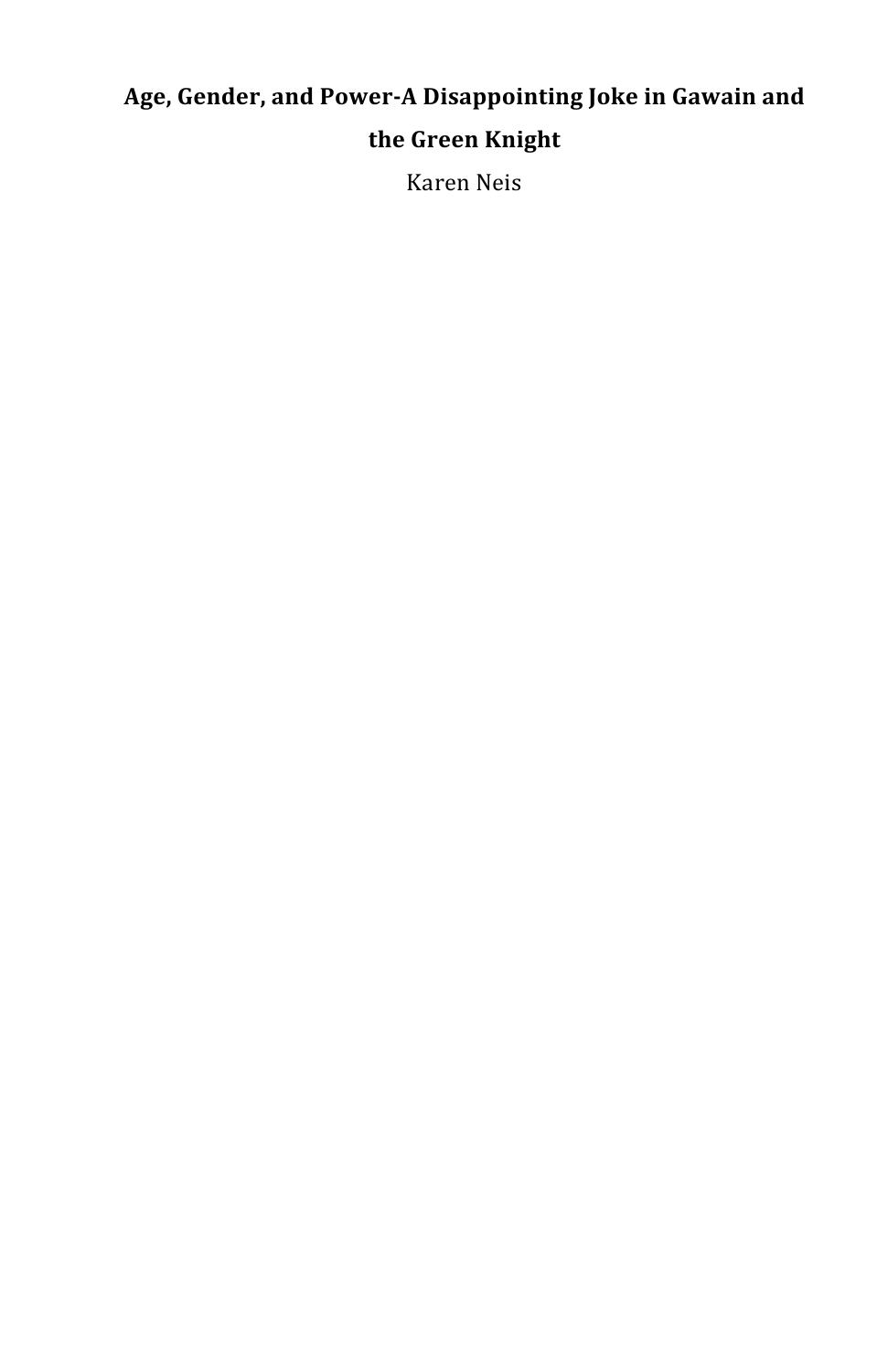# Age, Gender, and Power-A Disappointing Joke in Gawain and the Green Knight

Karen Neis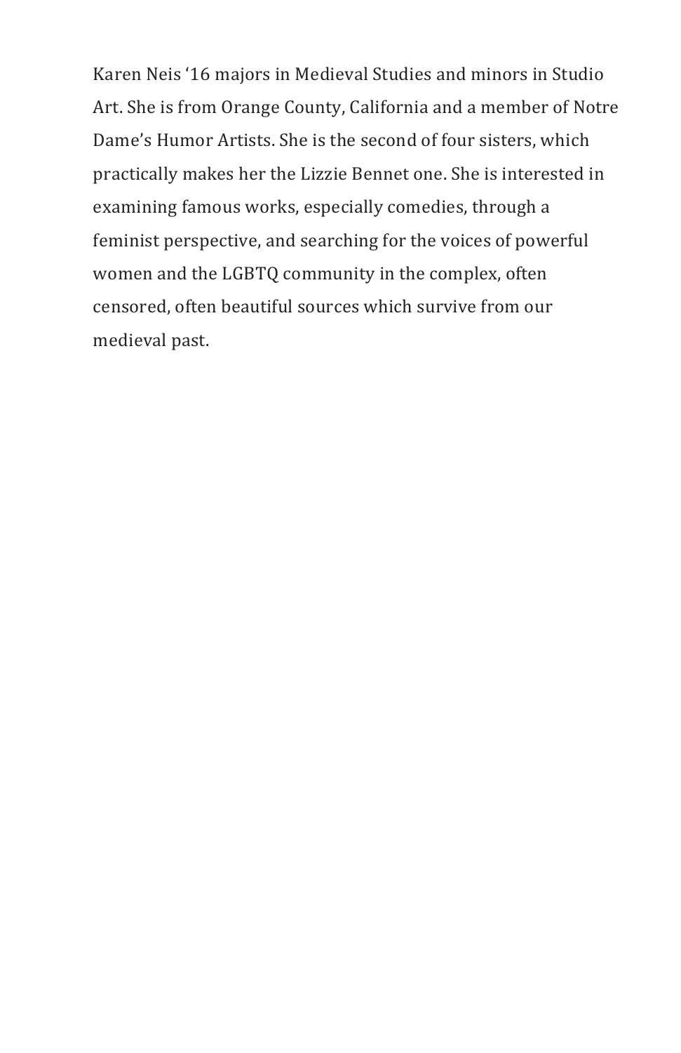Karen Neis ‘16 majors in Medieval Studies and minors in Studio Art. She is from Orange County, California and a member of Notre Dame’s Humor Artists. She is the second of four sisters, which practically makes her the Lizzie Bennet one. She is interested in examining famous works, especially comedies, through a feminist perspective, and searching for the voices of powerful women and the LGBTQ community in the complex, often censored, often beautiful sources which survive from our medieval past.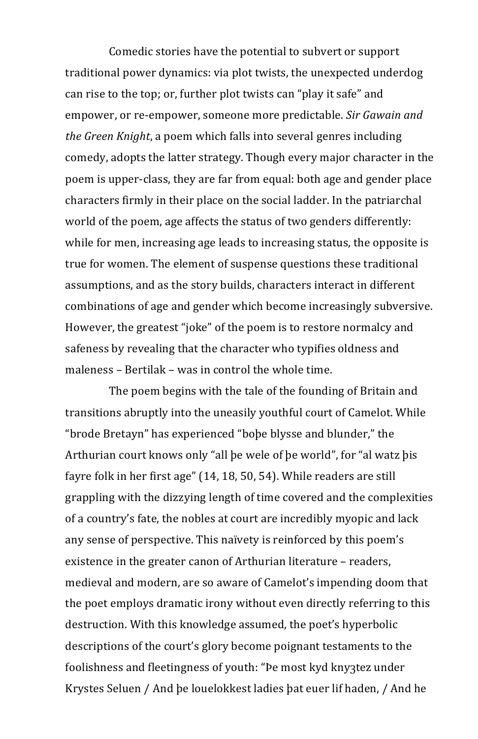Comedic stories have the potential to subvert or support traditional power dynamics: via plot twists, the unexpected underdog can rise to the top; or, further plot twists can "play it safe" and empower, or re-empower, someone more predictable. *Sir Gawain and the Green Knight*, a poem which falls into several genres including comedy, adopts the latter strategy. Though every major character in the poem is upper-class, they are far from equal: both age and gender place characters firmly in their place on the social ladder. In the patriarchal world of the poem, age affects the status of two genders differently: while for men, increasing age leads to increasing status, the opposite is true for women. The element of suspense questions these traditional assumptions, and as the story builds, characters interact in different combinations of age and gender which become increasingly subversive. However, the greatest "joke" of the poem is to restore normalcy and safeness by revealing that the character who typifies oldness and maleness – Bertilak – was in control the whole time.

The poem begins with the tale of the founding of Britain and transitions abruptly into the uneasily youthful court of Camelot. While "brode Bretayn" has experienced "boþe blysse and blunder," the Arthurian court knows only "all þe wele of þe world", for "al watz þis fayre folk in her first age" (14, 18, 50, 54). While readers are still grappling with the dizzying length of time covered and the complexities of a country's fate, the nobles at court are incredibly myopic and lack any sense of perspective. This naïvety is reinforced by this poem's existence in the greater canon of Arthurian literature – readers, medieval and modern, are so aware of Camelot's impending doom that the poet employs dramatic irony without even directly referring to this destruction. With this knowledge assumed, the poet's hyperbolic descriptions of the court's glory become poignant testaments to the foolishness and fleetingness of youth: "Þe most kyd knyȝtez under Krystes Seluen / And þe louelokkest ladies þat euer lif haden, / And he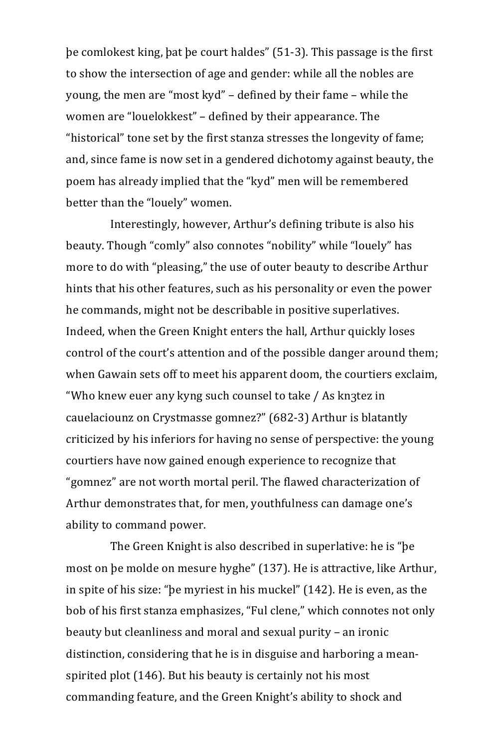þe comlokest king, þat þe court haldes" (51-3). This passage is the first to show the intersection of age and gender: while all the nobles are young, the men are "most kyd" – defined by their fame – while the women are "louelokkest" – defined by their appearance. The "historical" tone set by the first stanza stresses the longevity of fame; and, since fame is now set in a gendered dichotomy against beauty, the poem has already implied that the "kyd" men will be remembered better than the "louely" women.

Interestingly, however, Arthur's defining tribute is also his beauty. Though "comly" also connotes "nobility" while "louely" has more to do with "pleasing," the use of outer beauty to describe Arthur hints that his other features, such as his personality or even the power he commands, might not be describable in positive superlatives. Indeed, when the Green Knight enters the hall, Arthur quickly loses control of the court's attention and of the possible danger around them; when Gawain sets off to meet his apparent doom, the courtiers exclaim, "Who knew euer any kyng such counsel to take / As knȝtez in cauelaciounz on Crystmasse gomnez?" (682-3) Arthur is blatantly criticized by his inferiors for having no sense of perspective: the young courtiers have now gained enough experience to recognize that "gomnez" are not worth mortal peril. The flawed characterization of Arthur demonstrates that, for men, youthfulness can damage one's ability to command power.

The Green Knight is also described in superlative: he is "þe most on þe molde on mesure hyghe" (137). He is attractive, like Arthur, in spite of his size: "þe myriest in his muckel" (142). He is even, as the bob of his first stanza emphasizes, "Ful clene," which connotes not only beauty but cleanliness and moral and sexual purity – an ironic distinction, considering that he is in disguise and harboring a mean-spirited plot (146). But his beauty is certainly not his most commanding feature, and the Green Knight's ability to shock and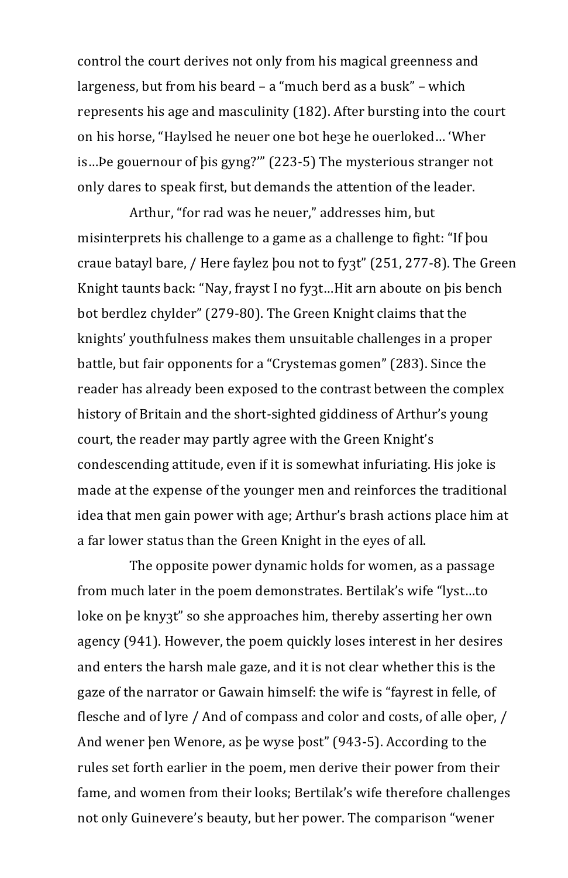control the court derives not only from his magical greenness and largeness, but from his beard – a "much berd as a busk" – which represents his age and masculinity (182). After bursting into the court on his horse, "Haylsed he neuer one bot heȝe he ouerloked… 'Wher is…Þe gouernour of þis gyng?'" (223-5) The mysterious stranger not only dares to speak first, but demands the attention of the leader.

Arthur, "for rad was he neuer," addresses him, but misinterprets his challenge to a game as a challenge to fight: "If þou craue batayl bare, / Here faylez þou not to fyȝt" (251, 277-8). The Green Knight taunts back: "Nay, frayst I no fyȝt…Hit arn aboute on þis bench bot berdlez chylder" (279-80). The Green Knight claims that the knights' youthfulness makes them unsuitable challenges in a proper battle, but fair opponents for a "Crystemas gomen" (283). Since the reader has already been exposed to the contrast between the complex history of Britain and the short-sighted giddiness of Arthur's young court, the reader may partly agree with the Green Knight's condescending attitude, even if it is somewhat infuriating. His joke is made at the expense of the younger men and reinforces the traditional idea that men gain power with age; Arthur's brash actions place him at a far lower status than the Green Knight in the eyes of all.

The opposite power dynamic holds for women, as a passage from much later in the poem demonstrates. Bertilak's wife "lyst…to loke on þe knyȝt" so she approaches him, thereby asserting her own agency (941). However, the poem quickly loses interest in her desires and enters the harsh male gaze, and it is not clear whether this is the gaze of the narrator or Gawain himself: the wife is "fayrest in felle, of flesche and of lyre / And of compass and color and costs, of alle oþer, / And wener þen Wenore, as þe wyse þost" (943-5). According to the rules set forth earlier in the poem, men derive their power from their fame, and women from their looks; Bertilak's wife therefore challenges not only Guinevere's beauty, but her power. The comparison "wener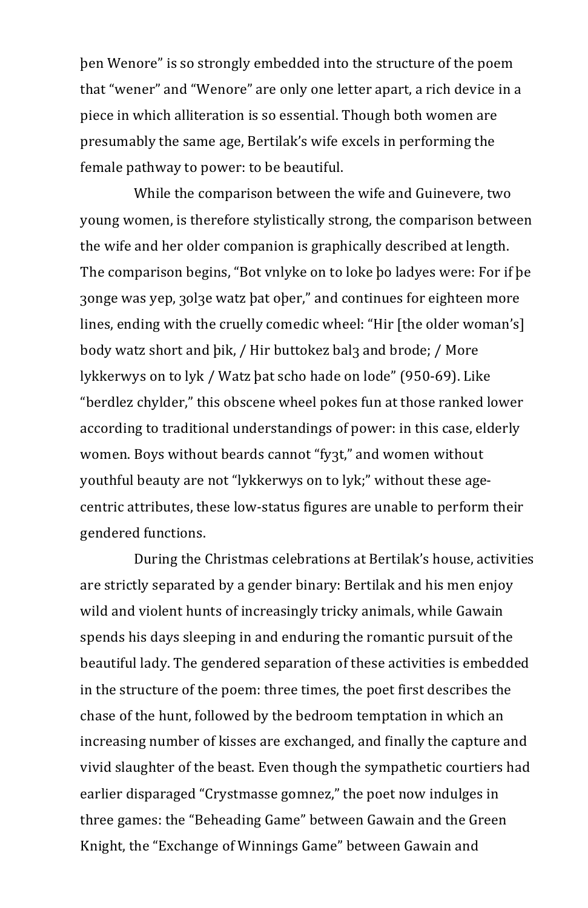þen Wenore" is so strongly embedded into the structure of the poem that "wener" and "Wenore" are only one letter apart, a rich device in a piece in which alliteration is so essential. Though both women are presumably the same age, Bertilak's wife excels in performing the female pathway to power: to be beautiful.

While the comparison between the wife and Guinevere, two young women, is therefore stylistically strong, the comparison between the wife and her older companion is graphically described at length. The comparison begins, "Bot vnlyke on to loke þo ladyes were: For if þe ȝonge was yep, ȝolȝe watz þat oþer," and continues for eighteen more lines, ending with the cruelly comedic wheel: "Hir [the older woman's] body watz short and þik, / Hir buttokez balȝ and brode; / More lykkerwys on to lyk / Watz þat scho hade on lode" (950-69). Like "berdlez chylder," this obscene wheel pokes fun at those ranked lower according to traditional understandings of power: in this case, elderly women. Boys without beards cannot "fyȝt," and women without youthful beauty are not "lykkerwys on to lyk;" without these age-centric attributes, these low-status figures are unable to perform their gendered functions.

During the Christmas celebrations at Bertilak's house, activities are strictly separated by a gender binary: Bertilak and his men enjoy wild and violent hunts of increasingly tricky animals, while Gawain spends his days sleeping in and enduring the romantic pursuit of the beautiful lady. The gendered separation of these activities is embedded in the structure of the poem: three times, the poet first describes the chase of the hunt, followed by the bedroom temptation in which an increasing number of kisses are exchanged, and finally the capture and vivid slaughter of the beast. Even though the sympathetic courtiers had earlier disparaged "Crystmasse gomnez," the poet now indulges in three games: the "Beheading Game" between Gawain and the Green Knight, the "Exchange of Winnings Game" between Gawain and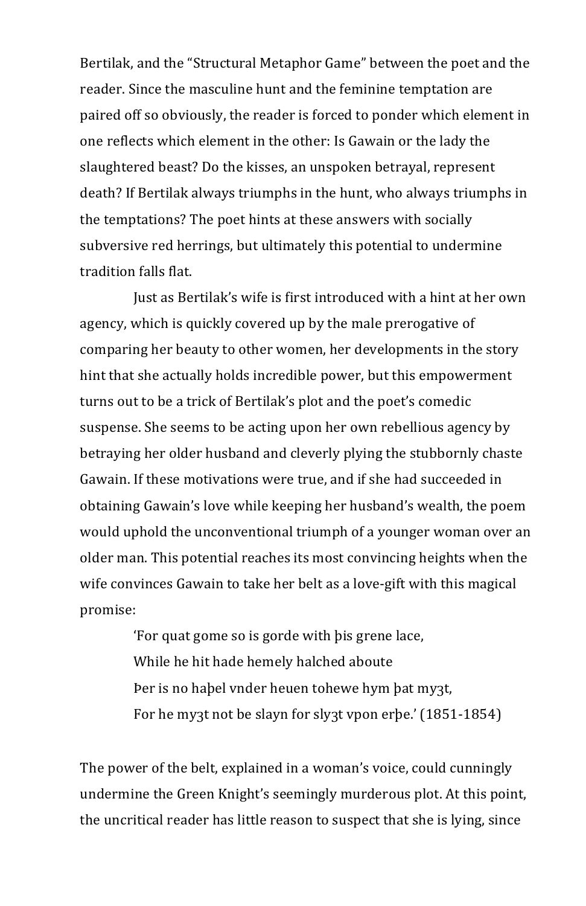Bertilak, and the "Structural Metaphor Game" between the poet and the reader. Since the masculine hunt and the feminine temptation are paired off so obviously, the reader is forced to ponder which element in one reflects which element in the other: Is Gawain or the lady the slaughtered beast? Do the kisses, an unspoken betrayal, represent death? If Bertilak always triumphs in the hunt, who always triumphs in the temptations? The poet hints at these answers with socially subversive red herrings, but ultimately this potential to undermine tradition falls flat.

Just as Bertilak's wife is first introduced with a hint at her own agency, which is quickly covered up by the male prerogative of comparing her beauty to other women, her developments in the story hint that she actually holds incredible power, but this empowerment turns out to be a trick of Bertilak's plot and the poet's comedic suspense. She seems to be acting upon her own rebellious agency by betraying her older husband and cleverly plying the stubbornly chaste Gawain. If these motivations were true, and if she had succeeded in obtaining Gawain's love while keeping her husband's wealth, the poem would uphold the unconventional triumph of a younger woman over an older man. This potential reaches its most convincing heights when the wife convinces Gawain to take her belt as a love-gift with this magical promise:

> 'For quat gome so is gorde with þis grene lace,
> While he hit hade hemely halched aboute
> Þer is no haþel vnder heuen tohewe hym þat myȝt,
> For he myȝt not be slayn for slyȝt vpon erþe.' (1851-1854)

The power of the belt, explained in a woman's voice, could cunningly undermine the Green Knight's seemingly murderous plot. At this point, the uncritical reader has little reason to suspect that she is lying, since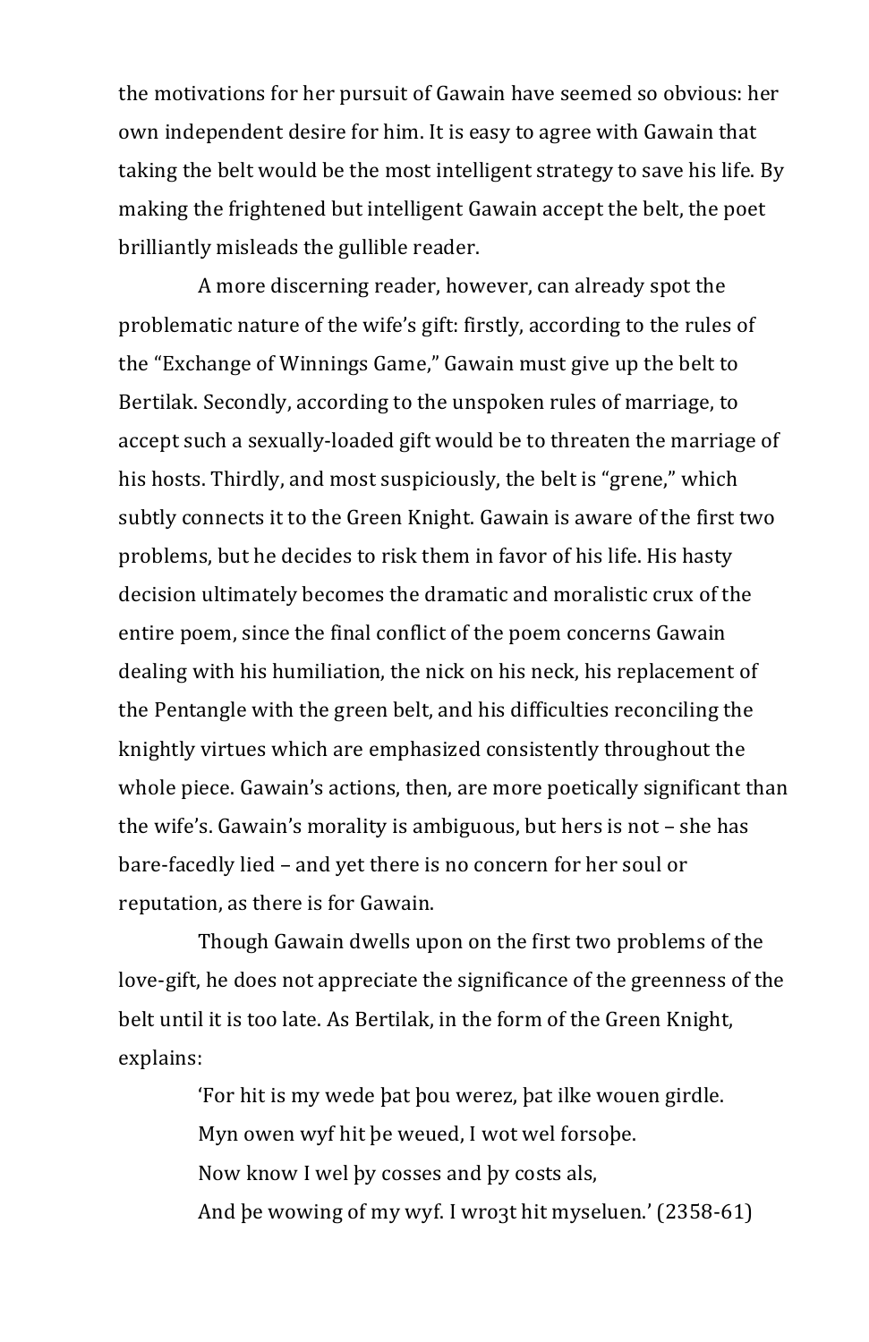the motivations for her pursuit of Gawain have seemed so obvious: her own independent desire for him. It is easy to agree with Gawain that taking the belt would be the most intelligent strategy to save his life. By making the frightened but intelligent Gawain accept the belt, the poet brilliantly misleads the gullible reader.

A more discerning reader, however, can already spot the problematic nature of the wife's gift: firstly, according to the rules of the "Exchange of Winnings Game," Gawain must give up the belt to Bertilak. Secondly, according to the unspoken rules of marriage, to accept such a sexually-loaded gift would be to threaten the marriage of his hosts. Thirdly, and most suspiciously, the belt is "grene," which subtly connects it to the Green Knight. Gawain is aware of the first two problems, but he decides to risk them in favor of his life. His hasty decision ultimately becomes the dramatic and moralistic crux of the entire poem, since the final conflict of the poem concerns Gawain dealing with his humiliation, the nick on his neck, his replacement of the Pentangle with the green belt, and his difficulties reconciling the knightly virtues which are emphasized consistently throughout the whole piece. Gawain's actions, then, are more poetically significant than the wife's. Gawain's morality is ambiguous, but hers is not – she has bare-facedly lied – and yet there is no concern for her soul or reputation, as there is for Gawain.

Though Gawain dwells upon on the first two problems of the love-gift, he does not appreciate the significance of the greenness of the belt until it is too late. As Bertilak, in the form of the Green Knight, explains:

> 'For hit is my wede þat þou werez, þat ilke wouen girdle.
> Myn owen wyf hit þe weued, I wot wel forsoþe.
> Now know I wel þy cosses and þy costs als,
> And þe wowing of my wyf. I wroȝt hit myseluen.' (2358-61)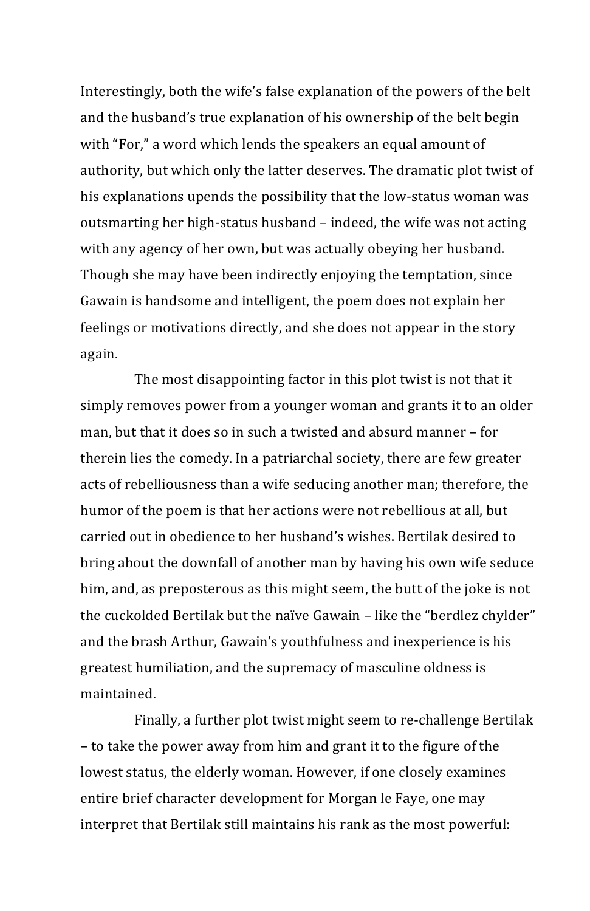Interestingly, both the wife's false explanation of the powers of the belt and the husband's true explanation of his ownership of the belt begin with "For," a word which lends the speakers an equal amount of authority, but which only the latter deserves. The dramatic plot twist of his explanations upends the possibility that the low-status woman was outsmarting her high-status husband – indeed, the wife was not acting with any agency of her own, but was actually obeying her husband. Though she may have been indirectly enjoying the temptation, since Gawain is handsome and intelligent, the poem does not explain her feelings or motivations directly, and she does not appear in the story again.

The most disappointing factor in this plot twist is not that it simply removes power from a younger woman and grants it to an older man, but that it does so in such a twisted and absurd manner – for therein lies the comedy. In a patriarchal society, there are few greater acts of rebelliousness than a wife seducing another man; therefore, the humor of the poem is that her actions were not rebellious at all, but carried out in obedience to her husband's wishes. Bertilak desired to bring about the downfall of another man by having his own wife seduce him, and, as preposterous as this might seem, the butt of the joke is not the cuckolded Bertilak but the naïve Gawain – like the "berdlez chylder" and the brash Arthur, Gawain's youthfulness and inexperience is his greatest humiliation, and the supremacy of masculine oldness is maintained.

Finally, a further plot twist might seem to re-challenge Bertilak – to take the power away from him and grant it to the figure of the lowest status, the elderly woman. However, if one closely examines entire brief character development for Morgan le Faye, one may interpret that Bertilak still maintains his rank as the most powerful: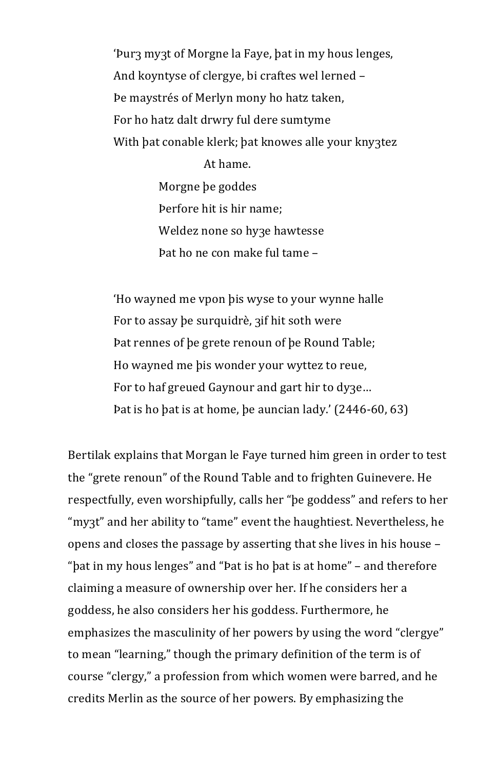> 'Þurȝ myȝt of Morgne la Faye, þat in my hous lenges,
> And koyntyse of clergye, bi craftes wel lerned –
> Þe maystrés of Merlyn mony ho hatz taken,
> For ho hatz dalt drwry ful dere sumtyme
> With þat conable klerk; þat knowes alle your knyȝtez
>                         At hame.
>                 Morgne þe goddes
>                 Þerfore hit is hir name;
>                 Weldez none so hyȝe hawtesse
>                 Þat ho ne con make ful tame –
>
> 'Ho wayned me vpon þis wyse to your wynne halle
> For to assay þe surquidrè, ȝif hit soth were
> Þat rennes of þe grete renoun of þe Round Table;
> Ho wayned me þis wonder your wyttez to reue,
> For to haf greued Gaynour and gart hir to dyȝe…
> Þat is ho þat is at home, þe auncian lady.' (2446-60, 63)

Bertilak explains that Morgan le Faye turned him green in order to test the "grete renoun" of the Round Table and to frighten Guinevere. He respectfully, even worshipfully, calls her "þe goddess" and refers to her "myȝt" and her ability to "tame" event the haughtiest. Nevertheless, he opens and closes the passage by asserting that she lives in his house – "þat in my hous lenges" and "Þat is ho þat is at home" – and therefore claiming a measure of ownership over her. If he considers her a goddess, he also considers her his goddess. Furthermore, he emphasizes the masculinity of her powers by using the word "clergye" to mean "learning," though the primary definition of the term is of course "clergy," a profession from which women were barred, and he credits Merlin as the source of her powers. By emphasizing the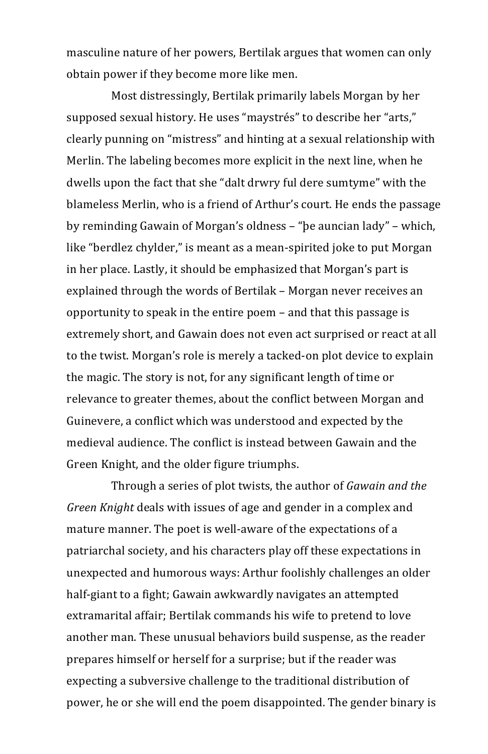masculine nature of her powers, Bertilak argues that women can only obtain power if they become more like men.

Most distressingly, Bertilak primarily labels Morgan by her supposed sexual history. He uses "maystrés" to describe her "arts," clearly punning on "mistress" and hinting at a sexual relationship with Merlin. The labeling becomes more explicit in the next line, when he dwells upon the fact that she "dalt drwry ful dere sumtyme" with the blameless Merlin, who is a friend of Arthur's court. He ends the passage by reminding Gawain of Morgan's oldness – "þe auncian lady" – which, like "berdlez chylder," is meant as a mean-spirited joke to put Morgan in her place. Lastly, it should be emphasized that Morgan's part is explained through the words of Bertilak – Morgan never receives an opportunity to speak in the entire poem – and that this passage is extremely short, and Gawain does not even act surprised or react at all to the twist. Morgan's role is merely a tacked-on plot device to explain the magic. The story is not, for any significant length of time or relevance to greater themes, about the conflict between Morgan and Guinevere, a conflict which was understood and expected by the medieval audience. The conflict is instead between Gawain and the Green Knight, and the older figure triumphs.

Through a series of plot twists, the author of *Gawain and the Green Knight* deals with issues of age and gender in a complex and mature manner. The poet is well-aware of the expectations of a patriarchal society, and his characters play off these expectations in unexpected and humorous ways: Arthur foolishly challenges an older half-giant to a fight; Gawain awkwardly navigates an attempted extramarital affair; Bertilak commands his wife to pretend to love another man. These unusual behaviors build suspense, as the reader prepares himself or herself for a surprise; but if the reader was expecting a subversive challenge to the traditional distribution of power, he or she will end the poem disappointed. The gender binary is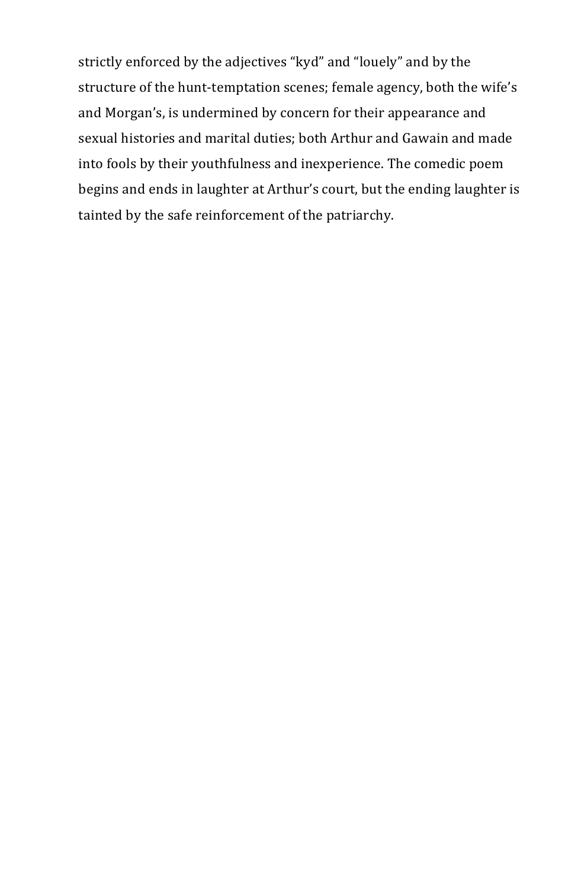strictly enforced by the adjectives "kyd" and "louely" and by the structure of the hunt-temptation scenes; female agency, both the wife's and Morgan's, is undermined by concern for their appearance and sexual histories and marital duties; both Arthur and Gawain and made into fools by their youthfulness and inexperience. The comedic poem begins and ends in laughter at Arthur's court, but the ending laughter is tainted by the safe reinforcement of the patriarchy.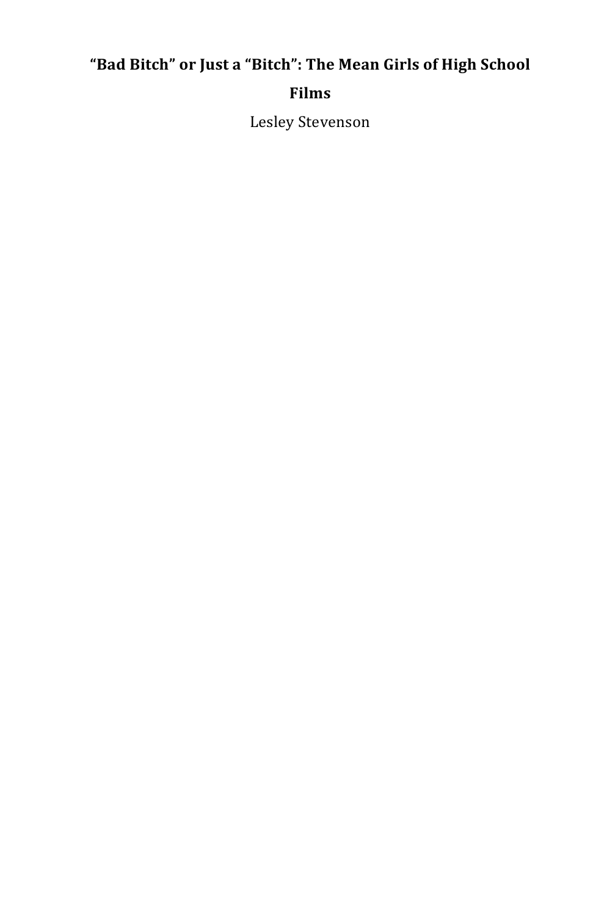# "Bad Bitch" or Just a "Bitch": The Mean Girls of High School Films

Lesley Stevenson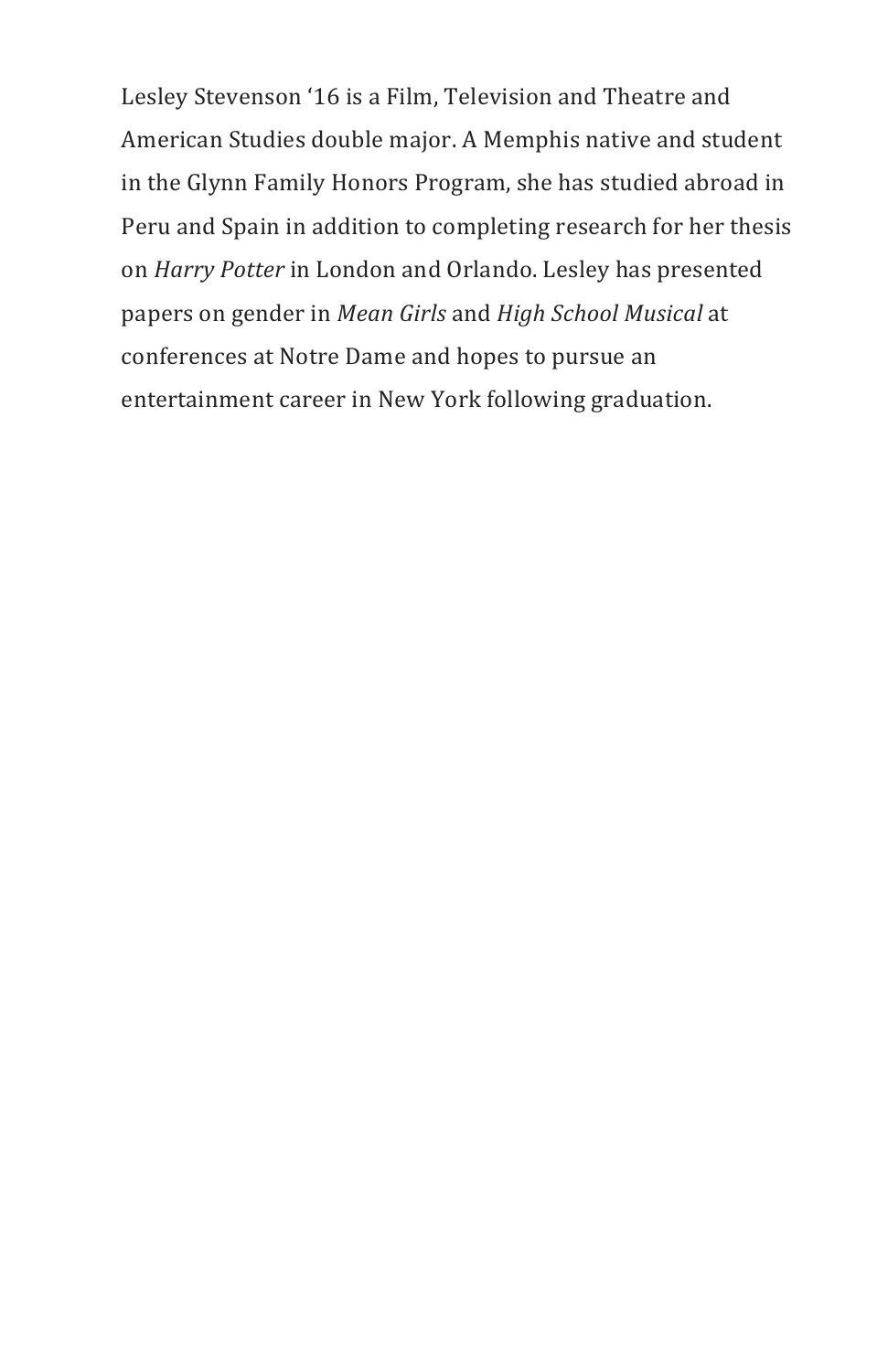Lesley Stevenson ‘16 is a Film, Television and Theatre and American Studies double major. A Memphis native and student in the Glynn Family Honors Program, she has studied abroad in Peru and Spain in addition to completing research for her thesis on *Harry Potter* in London and Orlando. Lesley has presented papers on gender in *Mean Girls* and *High School Musical* at conferences at Notre Dame and hopes to pursue an entertainment career in New York following graduation.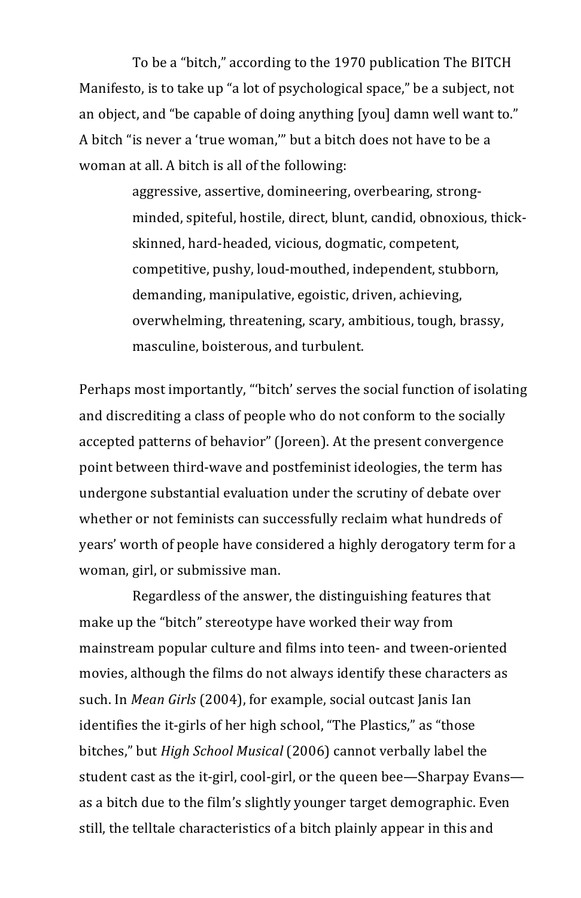To be a "bitch," according to the 1970 publication The BITCH Manifesto, is to take up "a lot of psychological space," be a subject, not an object, and "be capable of doing anything [you] damn well want to." A bitch "is never a 'true woman,'" but a bitch does not have to be a woman at all. A bitch is all of the following:

> aggressive, assertive, domineering, overbearing, strong-minded, spiteful, hostile, direct, blunt, candid, obnoxious, thick-skinned, hard-headed, vicious, dogmatic, competent, competitive, pushy, loud-mouthed, independent, stubborn, demanding, manipulative, egoistic, driven, achieving, overwhelming, threatening, scary, ambitious, tough, brassy, masculine, boisterous, and turbulent.

Perhaps most importantly, "'bitch' serves the social function of isolating and discrediting a class of people who do not conform to the socially accepted patterns of behavior" (Joreen). At the present convergence point between third-wave and postfeminist ideologies, the term has undergone substantial evaluation under the scrutiny of debate over whether or not feminists can successfully reclaim what hundreds of years' worth of people have considered a highly derogatory term for a woman, girl, or submissive man.

Regardless of the answer, the distinguishing features that make up the "bitch" stereotype have worked their way from mainstream popular culture and films into teen- and tween-oriented movies, although the films do not always identify these characters as such. In *Mean Girls* (2004), for example, social outcast Janis Ian identifies the it-girls of her high school, "The Plastics," as "those bitches," but *High School Musical* (2006) cannot verbally label the student cast as the it-girl, cool-girl, or the queen bee—Sharpay Evans—as a bitch due to the film's slightly younger target demographic. Even still, the telltale characteristics of a bitch plainly appear in this and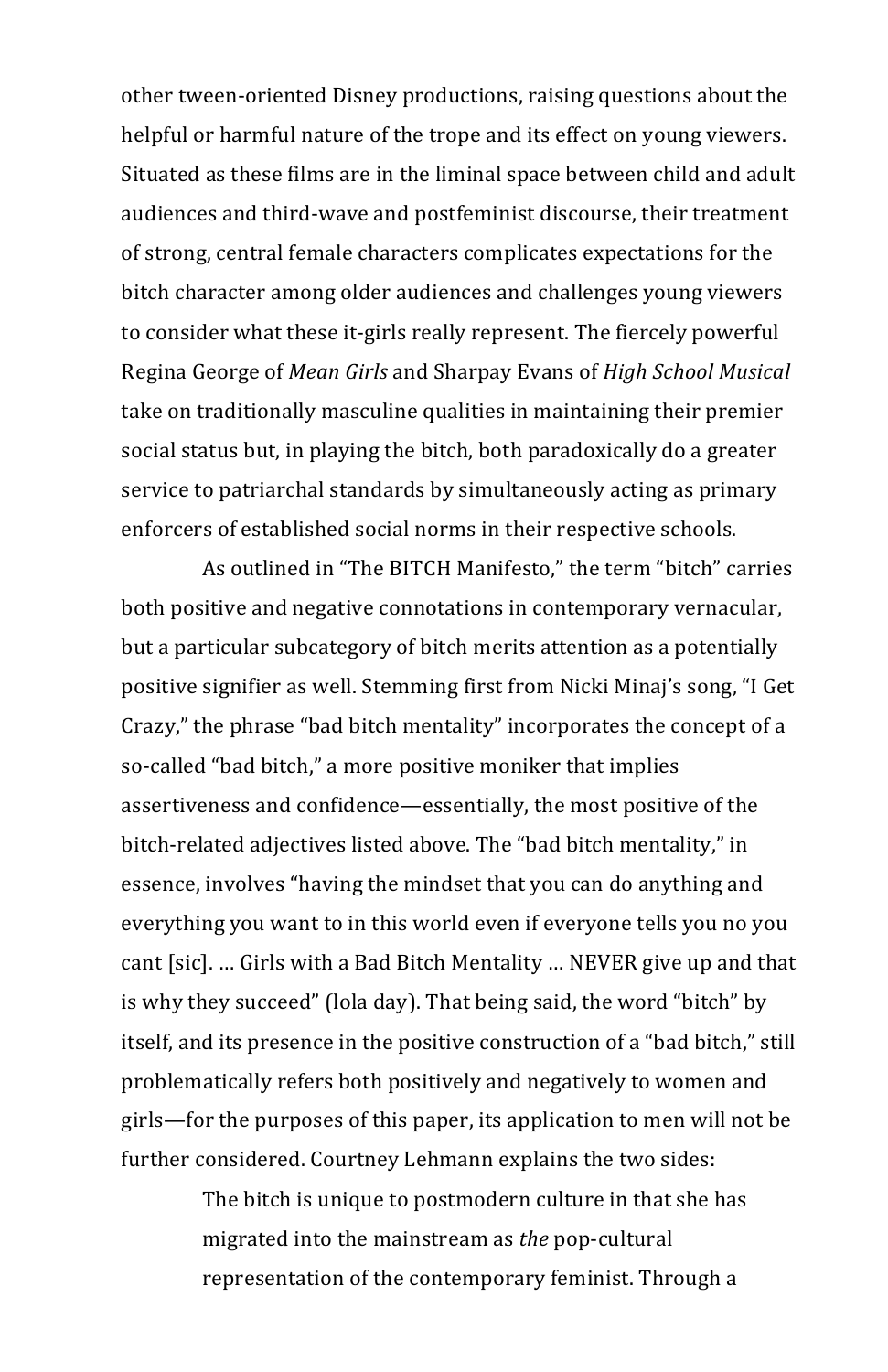other tween-oriented Disney productions, raising questions about the helpful or harmful nature of the trope and its effect on young viewers. Situated as these films are in the liminal space between child and adult audiences and third-wave and postfeminist discourse, their treatment of strong, central female characters complicates expectations for the bitch character among older audiences and challenges young viewers to consider what these it-girls really represent. The fiercely powerful Regina George of *Mean Girls* and Sharpay Evans of *High School Musical* take on traditionally masculine qualities in maintaining their premier social status but, in playing the bitch, both paradoxically do a greater service to patriarchal standards by simultaneously acting as primary enforcers of established social norms in their respective schools.

As outlined in "The BITCH Manifesto," the term "bitch" carries both positive and negative connotations in contemporary vernacular, but a particular subcategory of bitch merits attention as a potentially positive signifier as well. Stemming first from Nicki Minaj's song, "I Get Crazy," the phrase "bad bitch mentality" incorporates the concept of a so-called "bad bitch," a more positive moniker that implies assertiveness and confidence—essentially, the most positive of the bitch-related adjectives listed above. The "bad bitch mentality," in essence, involves "having the mindset that you can do anything and everything you want to in this world even if everyone tells you no you cant [sic]. … Girls with a Bad Bitch Mentality … NEVER give up and that is why they succeed" (lola day). That being said, the word "bitch" by itself, and its presence in the positive construction of a "bad bitch," still problematically refers both positively and negatively to women and girls—for the purposes of this paper, its application to men will not be further considered. Courtney Lehmann explains the two sides:

> The bitch is unique to postmodern culture in that she has migrated into the mainstream as *the* pop-cultural representation of the contemporary feminist. Through a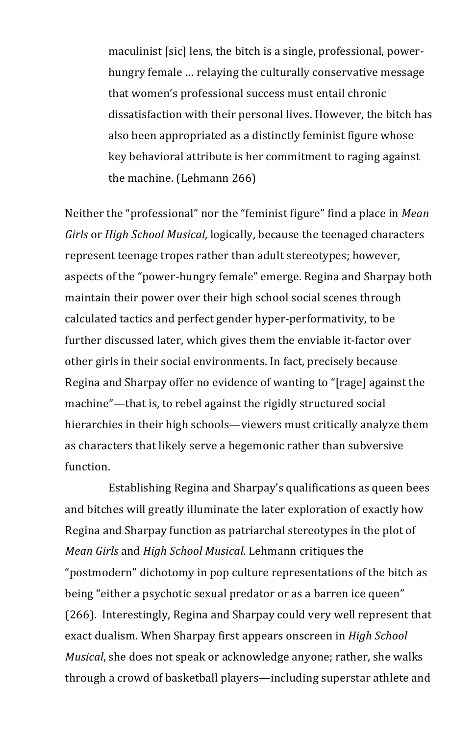> maculinist [sic] lens, the bitch is a single, professional, power-hungry female … relaying the culturally conservative message that women's professional success must entail chronic dissatisfaction with their personal lives. However, the bitch has also been appropriated as a distinctly feminist figure whose key behavioral attribute is her commitment to raging against the machine. (Lehmann 266)

Neither the "professional" nor the "feminist figure" find a place in *Mean Girls* or *High School Musical*, logically, because the teenaged characters represent teenage tropes rather than adult stereotypes; however, aspects of the "power-hungry female" emerge. Regina and Sharpay both maintain their power over their high school social scenes through calculated tactics and perfect gender hyper-performativity, to be further discussed later, which gives them the enviable it-factor over other girls in their social environments. In fact, precisely because Regina and Sharpay offer no evidence of wanting to "[rage] against the machine"—that is, to rebel against the rigidly structured social hierarchies in their high schools—viewers must critically analyze them as characters that likely serve a hegemonic rather than subversive function.

Establishing Regina and Sharpay's qualifications as queen bees and bitches will greatly illuminate the later exploration of exactly how Regina and Sharpay function as patriarchal stereotypes in the plot of *Mean Girls* and *High School Musical*. Lehmann critiques the "postmodern" dichotomy in pop culture representations of the bitch as being "either a psychotic sexual predator or as a barren ice queen" (266). Interestingly, Regina and Sharpay could very well represent that exact dualism. When Sharpay first appears onscreen in *High School Musical*, she does not speak or acknowledge anyone; rather, she walks through a crowd of basketball players—including superstar athlete and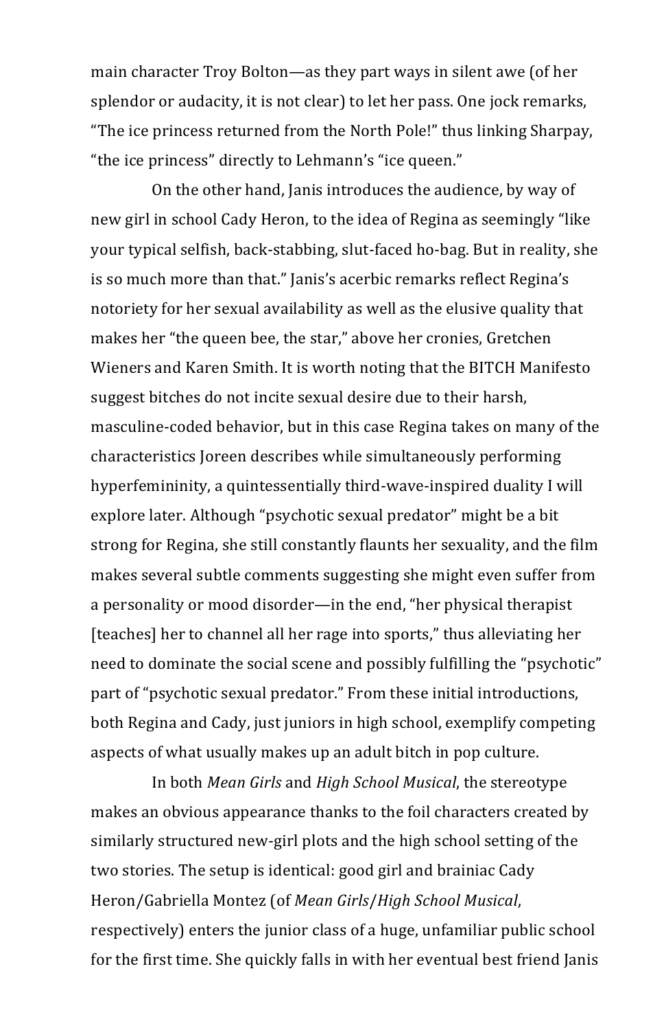main character Troy Bolton—as they part ways in silent awe (of her splendor or audacity, it is not clear) to let her pass. One jock remarks, “The ice princess returned from the North Pole!” thus linking Sharpay, “the ice princess” directly to Lehmann’s “ice queen.”

On the other hand, Janis introduces the audience, by way of new girl in school Cady Heron, to the idea of Regina as seemingly “like your typical selfish, back-stabbing, slut-faced ho-bag. But in reality, she is so much more than that.” Janis’s acerbic remarks reflect Regina’s notoriety for her sexual availability as well as the elusive quality that makes her “the queen bee, the star,” above her cronies, Gretchen Wieners and Karen Smith. It is worth noting that the BITCH Manifesto suggest bitches do not incite sexual desire due to their harsh, masculine-coded behavior, but in this case Regina takes on many of the characteristics Joreen describes while simultaneously performing hyperfemininity, a quintessentially third-wave-inspired duality I will explore later. Although “psychotic sexual predator” might be a bit strong for Regina, she still constantly flaunts her sexuality, and the film makes several subtle comments suggesting she might even suffer from a personality or mood disorder—in the end, “her physical therapist [teaches] her to channel all her rage into sports,” thus alleviating her need to dominate the social scene and possibly fulfilling the “psychotic” part of “psychotic sexual predator.” From these initial introductions, both Regina and Cady, just juniors in high school, exemplify competing aspects of what usually makes up an adult bitch in pop culture.

In both *Mean Girls* and *High School Musical*, the stereotype makes an obvious appearance thanks to the foil characters created by similarly structured new-girl plots and the high school setting of the two stories. The setup is identical: good girl and brainiac Cady Heron/Gabriella Montez (of *Mean Girls*/*High School Musical*, respectively) enters the junior class of a huge, unfamiliar public school for the first time. She quickly falls in with her eventual best friend Janis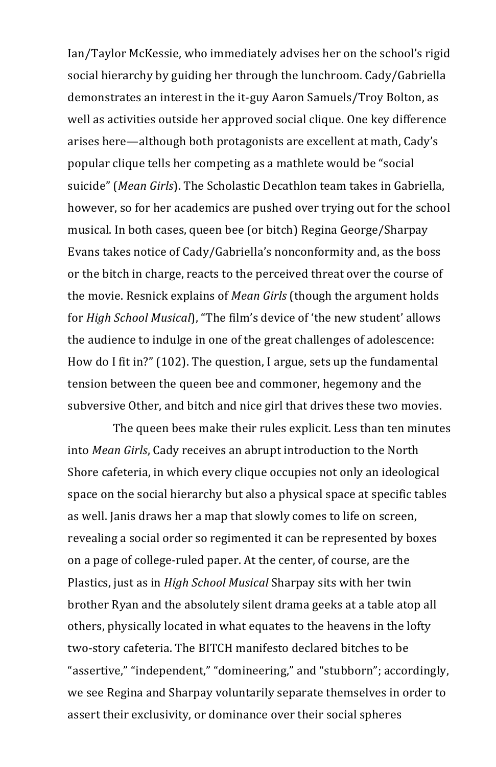Ian/Taylor McKessie, who immediately advises her on the school's rigid social hierarchy by guiding her through the lunchroom. Cady/Gabriella demonstrates an interest in the it-guy Aaron Samuels/Troy Bolton, as well as activities outside her approved social clique. One key difference arises here—although both protagonists are excellent at math, Cady's popular clique tells her competing as a mathlete would be "social suicide" (*Mean Girls*). The Scholastic Decathlon team takes in Gabriella, however, so for her academics are pushed over trying out for the school musical. In both cases, queen bee (or bitch) Regina George/Sharpay Evans takes notice of Cady/Gabriella's nonconformity and, as the boss or the bitch in charge, reacts to the perceived threat over the course of the movie. Resnick explains of *Mean Girls* (though the argument holds for *High School Musical*), "The film's device of 'the new student' allows the audience to indulge in one of the great challenges of adolescence: How do I fit in?" (102). The question, I argue, sets up the fundamental tension between the queen bee and commoner, hegemony and the subversive Other, and bitch and nice girl that drives these two movies.

The queen bees make their rules explicit. Less than ten minutes into *Mean Girls*, Cady receives an abrupt introduction to the North Shore cafeteria, in which every clique occupies not only an ideological space on the social hierarchy but also a physical space at specific tables as well. Janis draws her a map that slowly comes to life on screen, revealing a social order so regimented it can be represented by boxes on a page of college-ruled paper. At the center, of course, are the Plastics, just as in *High School Musical* Sharpay sits with her twin brother Ryan and the absolutely silent drama geeks at a table atop all others, physically located in what equates to the heavens in the lofty two-story cafeteria. The BITCH manifesto declared bitches to be "assertive," "independent," "domineering," and "stubborn"; accordingly, we see Regina and Sharpay voluntarily separate themselves in order to assert their exclusivity, or dominance over their social spheres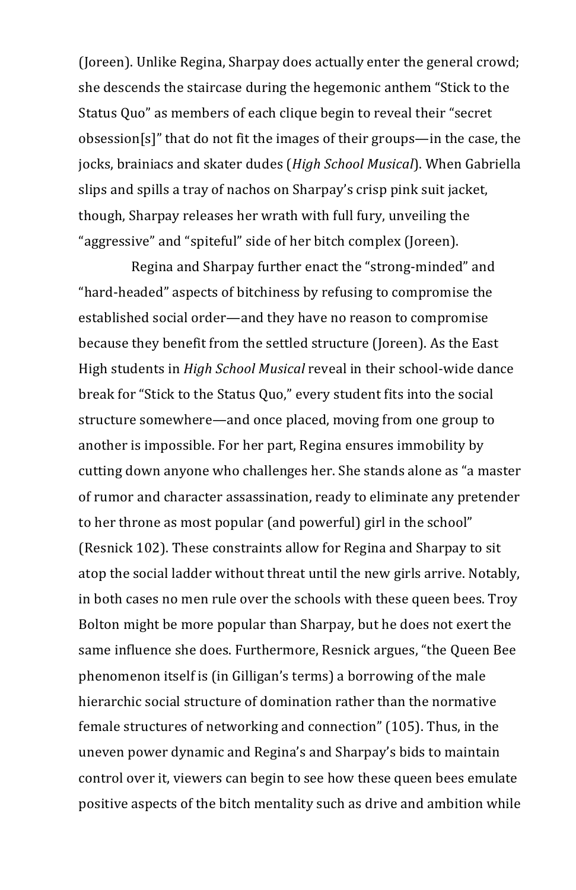(Joreen). Unlike Regina, Sharpay does actually enter the general crowd; she descends the staircase during the hegemonic anthem "Stick to the Status Quo" as members of each clique begin to reveal their "secret obsession[s]" that do not fit the images of their groups—in the case, the jocks, brainiacs and skater dudes (*High School Musical*). When Gabriella slips and spills a tray of nachos on Sharpay's crisp pink suit jacket, though, Sharpay releases her wrath with full fury, unveiling the "aggressive" and "spiteful" side of her bitch complex (Joreen).

Regina and Sharpay further enact the "strong-minded" and "hard-headed" aspects of bitchiness by refusing to compromise the established social order—and they have no reason to compromise because they benefit from the settled structure (Joreen). As the East High students in *High School Musical* reveal in their school-wide dance break for "Stick to the Status Quo," every student fits into the social structure somewhere—and once placed, moving from one group to another is impossible. For her part, Regina ensures immobility by cutting down anyone who challenges her. She stands alone as "a master of rumor and character assassination, ready to eliminate any pretender to her throne as most popular (and powerful) girl in the school" (Resnick 102). These constraints allow for Regina and Sharpay to sit atop the social ladder without threat until the new girls arrive. Notably, in both cases no men rule over the schools with these queen bees. Troy Bolton might be more popular than Sharpay, but he does not exert the same influence she does. Furthermore, Resnick argues, "the Queen Bee phenomenon itself is (in Gilligan's terms) a borrowing of the male hierarchic social structure of domination rather than the normative female structures of networking and connection" (105). Thus, in the uneven power dynamic and Regina's and Sharpay's bids to maintain control over it, viewers can begin to see how these queen bees emulate positive aspects of the bitch mentality such as drive and ambition while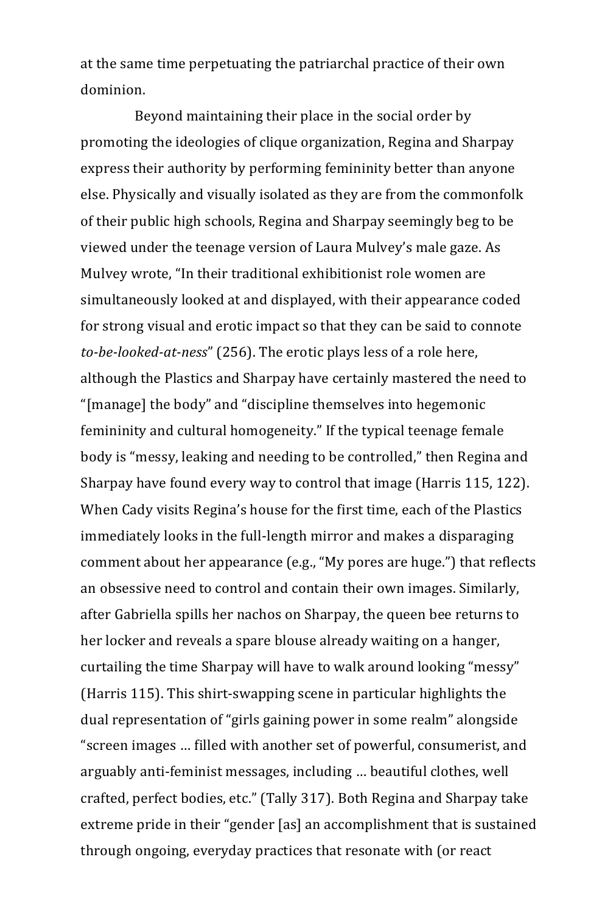at the same time perpetuating the patriarchal practice of their own dominion.

Beyond maintaining their place in the social order by promoting the ideologies of clique organization, Regina and Sharpay express their authority by performing femininity better than anyone else. Physically and visually isolated as they are from the commonfolk of their public high schools, Regina and Sharpay seemingly beg to be viewed under the teenage version of Laura Mulvey's male gaze. As Mulvey wrote, "In their traditional exhibitionist role women are simultaneously looked at and displayed, with their appearance coded for strong visual and erotic impact so that they can be said to connote *to-be-looked-at-ness*" (256). The erotic plays less of a role here, although the Plastics and Sharpay have certainly mastered the need to "[manage] the body" and "discipline themselves into hegemonic femininity and cultural homogeneity." If the typical teenage female body is "messy, leaking and needing to be controlled," then Regina and Sharpay have found every way to control that image (Harris 115, 122). When Cady visits Regina's house for the first time, each of the Plastics immediately looks in the full-length mirror and makes a disparaging comment about her appearance (e.g., "My pores are huge.") that reflects an obsessive need to control and contain their own images. Similarly, after Gabriella spills her nachos on Sharpay, the queen bee returns to her locker and reveals a spare blouse already waiting on a hanger, curtailing the time Sharpay will have to walk around looking "messy" (Harris 115). This shirt-swapping scene in particular highlights the dual representation of "girls gaining power in some realm" alongside "screen images … filled with another set of powerful, consumerist, and arguably anti-feminist messages, including … beautiful clothes, well crafted, perfect bodies, etc." (Tally 317). Both Regina and Sharpay take extreme pride in their "gender [as] an accomplishment that is sustained through ongoing, everyday practices that resonate with (or react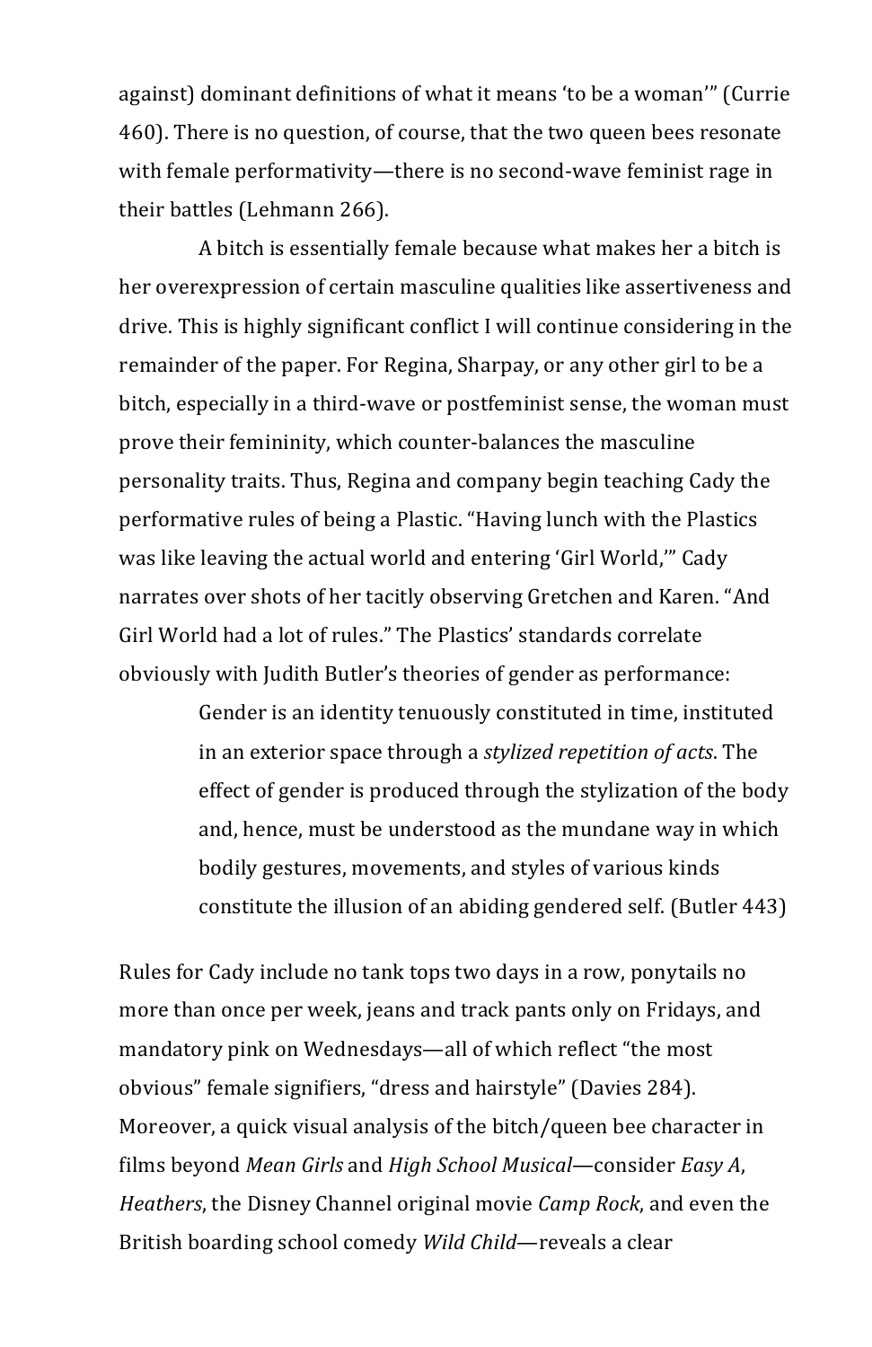against) dominant definitions of what it means 'to be a woman'" (Currie 460). There is no question, of course, that the two queen bees resonate with female performativity—there is no second-wave feminist rage in their battles (Lehmann 266).

A bitch is essentially female because what makes her a bitch is her overexpression of certain masculine qualities like assertiveness and drive. This is highly significant conflict I will continue considering in the remainder of the paper. For Regina, Sharpay, or any other girl to be a bitch, especially in a third-wave or postfeminist sense, the woman must prove their femininity, which counter-balances the masculine personality traits. Thus, Regina and company begin teaching Cady the performative rules of being a Plastic. "Having lunch with the Plastics was like leaving the actual world and entering 'Girl World,'" Cady narrates over shots of her tacitly observing Gretchen and Karen. "And Girl World had a lot of rules." The Plastics' standards correlate obviously with Judith Butler's theories of gender as performance:

> Gender is an identity tenuously constituted in time, instituted in an exterior space through a *stylized repetition of acts*. The effect of gender is produced through the stylization of the body and, hence, must be understood as the mundane way in which bodily gestures, movements, and styles of various kinds constitute the illusion of an abiding gendered self. (Butler 443)

Rules for Cady include no tank tops two days in a row, ponytails no more than once per week, jeans and track pants only on Fridays, and mandatory pink on Wednesdays—all of which reflect "the most obvious" female signifiers, "dress and hairstyle" (Davies 284). Moreover, a quick visual analysis of the bitch/queen bee character in films beyond *Mean Girls* and *High School Musical*—consider *Easy A*, *Heathers*, the Disney Channel original movie *Camp Rock*, and even the British boarding school comedy *Wild Child*—reveals a clear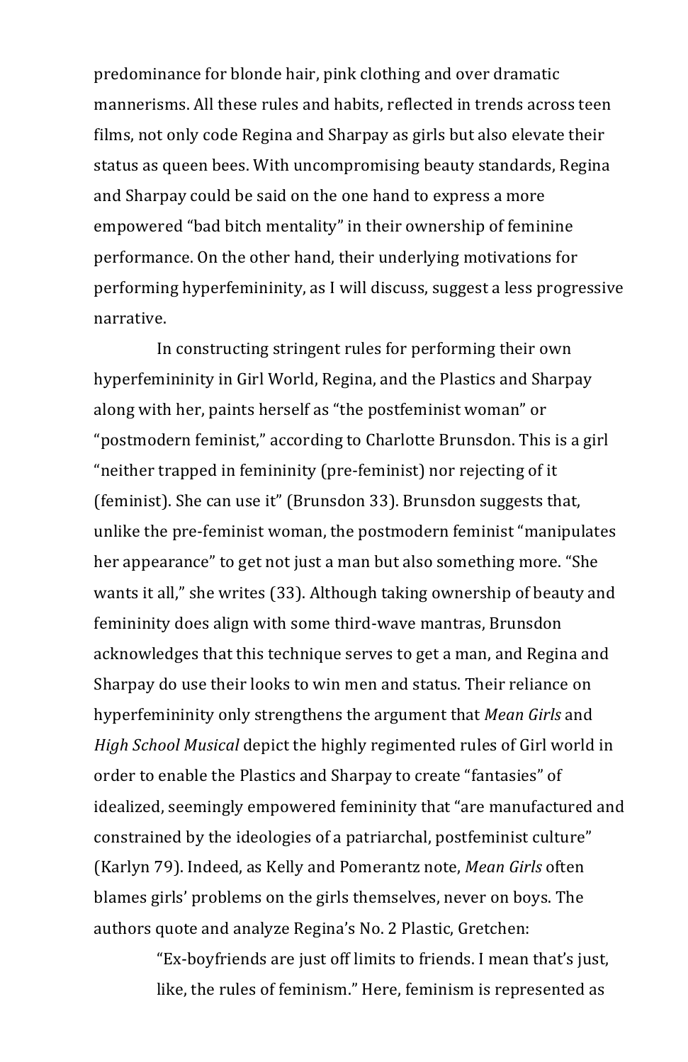predominance for blonde hair, pink clothing and over dramatic mannerisms. All these rules and habits, reflected in trends across teen films, not only code Regina and Sharpay as girls but also elevate their status as queen bees. With uncompromising beauty standards, Regina and Sharpay could be said on the one hand to express a more empowered "bad bitch mentality" in their ownership of feminine performance. On the other hand, their underlying motivations for performing hyperfemininity, as I will discuss, suggest a less progressive narrative.

In constructing stringent rules for performing their own hyperfemininity in Girl World, Regina, and the Plastics and Sharpay along with her, paints herself as "the postfeminist woman" or "postmodern feminist," according to Charlotte Brunsdon. This is a girl "neither trapped in femininity (pre-feminist) nor rejecting of it (feminist). She can use it" (Brunsdon 33). Brunsdon suggests that, unlike the pre-feminist woman, the postmodern feminist "manipulates her appearance" to get not just a man but also something more. "She wants it all," she writes (33). Although taking ownership of beauty and femininity does align with some third-wave mantras, Brunsdon acknowledges that this technique serves to get a man, and Regina and Sharpay do use their looks to win men and status. Their reliance on hyperfemininity only strengthens the argument that *Mean Girls* and *High School Musical* depict the highly regimented rules of Girl world in order to enable the Plastics and Sharpay to create "fantasies" of idealized, seemingly empowered femininity that "are manufactured and constrained by the ideologies of a patriarchal, postfeminist culture" (Karlyn 79). Indeed, as Kelly and Pomerantz note, *Mean Girls* often blames girls' problems on the girls themselves, never on boys. The authors quote and analyze Regina's No. 2 Plastic, Gretchen:

> "Ex-boyfriends are just off limits to friends. I mean that's just, like, the rules of feminism." Here, feminism is represented as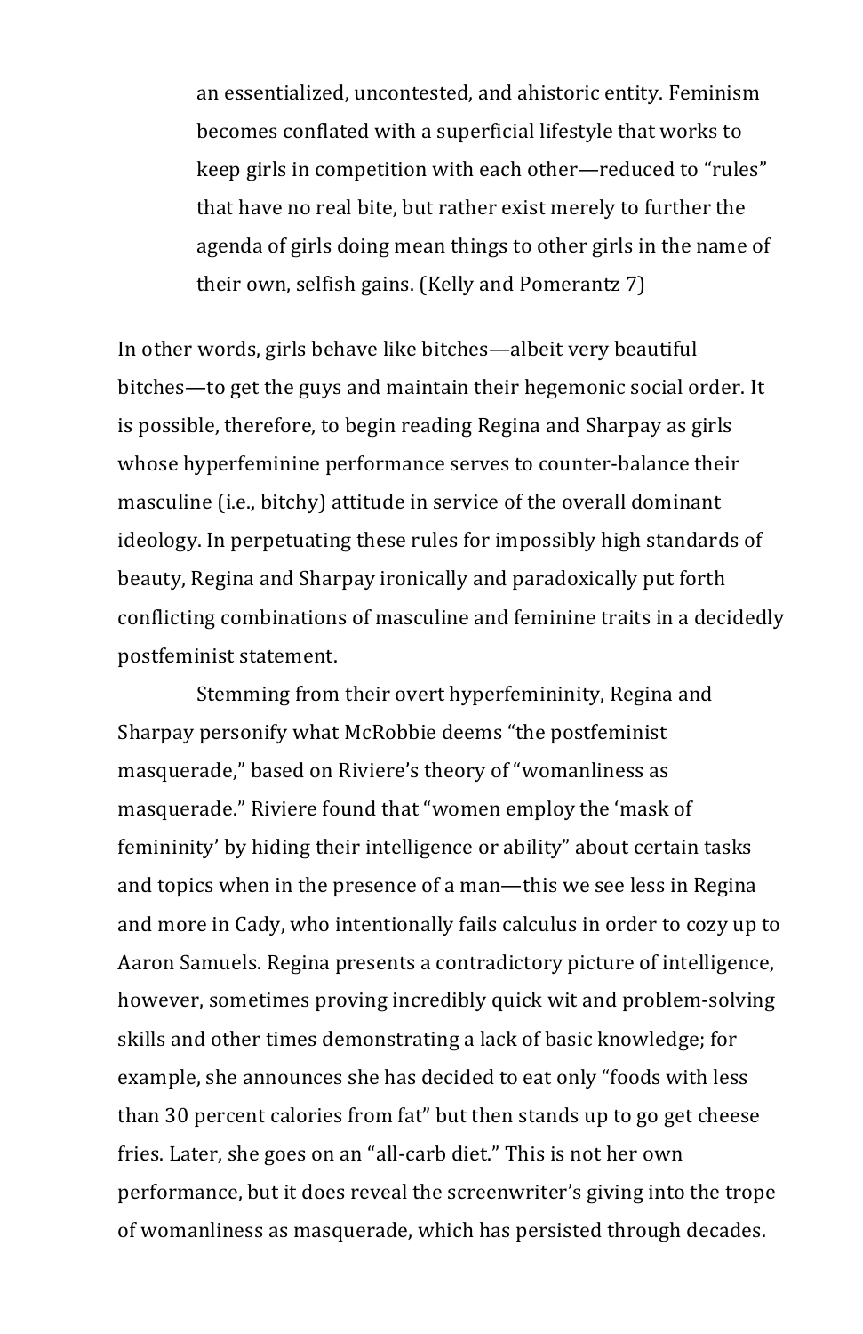> an essentialized, uncontested, and ahistoric entity. Feminism becomes conflated with a superficial lifestyle that works to keep girls in competition with each other—reduced to "rules" that have no real bite, but rather exist merely to further the agenda of girls doing mean things to other girls in the name of their own, selfish gains. (Kelly and Pomerantz 7)

In other words, girls behave like bitches—albeit very beautiful bitches—to get the guys and maintain their hegemonic social order. It is possible, therefore, to begin reading Regina and Sharpay as girls whose hyperfeminine performance serves to counter-balance their masculine (i.e., bitchy) attitude in service of the overall dominant ideology. In perpetuating these rules for impossibly high standards of beauty, Regina and Sharpay ironically and paradoxically put forth conflicting combinations of masculine and feminine traits in a decidedly postfeminist statement.

Stemming from their overt hyperfemininity, Regina and Sharpay personify what McRobbie deems "the postfeminist masquerade," based on Riviere's theory of "womanliness as masquerade." Riviere found that "women employ the 'mask of femininity' by hiding their intelligence or ability" about certain tasks and topics when in the presence of a man—this we see less in Regina and more in Cady, who intentionally fails calculus in order to cozy up to Aaron Samuels. Regina presents a contradictory picture of intelligence, however, sometimes proving incredibly quick wit and problem-solving skills and other times demonstrating a lack of basic knowledge; for example, she announces she has decided to eat only "foods with less than 30 percent calories from fat" but then stands up to go get cheese fries. Later, she goes on an "all-carb diet." This is not her own performance, but it does reveal the screenwriter's giving into the trope of womanliness as masquerade, which has persisted through decades.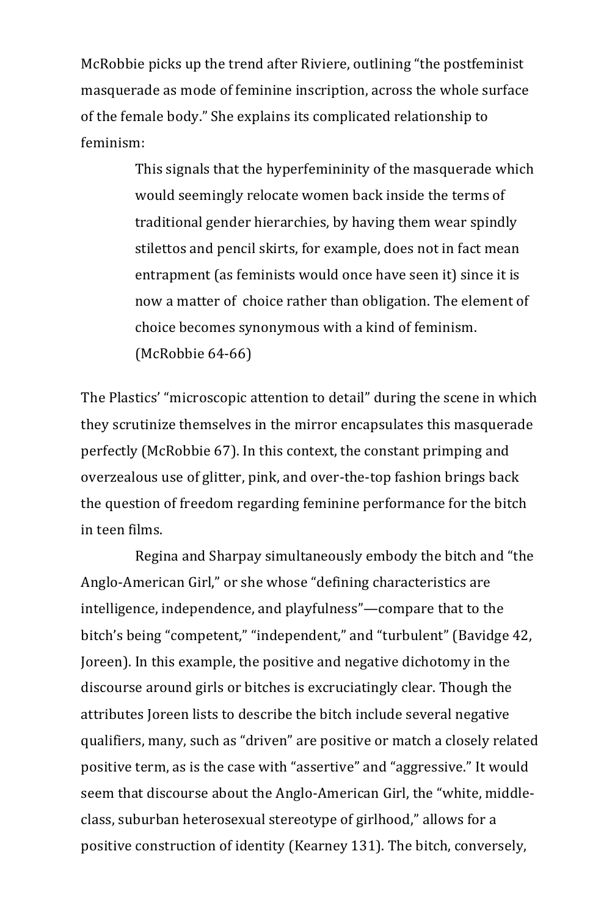McRobbie picks up the trend after Riviere, outlining "the postfeminist masquerade as mode of feminine inscription, across the whole surface of the female body." She explains its complicated relationship to feminism:

> This signals that the hyperfemininity of the masquerade which would seemingly relocate women back inside the terms of traditional gender hierarchies, by having them wear spindly stilettos and pencil skirts, for example, does not in fact mean entrapment (as feminists would once have seen it) since it is now a matter of choice rather than obligation. The element of choice becomes synonymous with a kind of feminism. (McRobbie 64-66)

The Plastics' "microscopic attention to detail" during the scene in which they scrutinize themselves in the mirror encapsulates this masquerade perfectly (McRobbie 67). In this context, the constant primping and overzealous use of glitter, pink, and over-the-top fashion brings back the question of freedom regarding feminine performance for the bitch in teen films.

Regina and Sharpay simultaneously embody the bitch and "the Anglo-American Girl," or she whose "defining characteristics are intelligence, independence, and playfulness"—compare that to the bitch's being "competent," "independent," and "turbulent" (Bavidge 42, Joreen). In this example, the positive and negative dichotomy in the discourse around girls or bitches is excruciatingly clear. Though the attributes Joreen lists to describe the bitch include several negative qualifiers, many, such as "driven" are positive or match a closely related positive term, as is the case with "assertive" and "aggressive." It would seem that discourse about the Anglo-American Girl, the "white, middle-class, suburban heterosexual stereotype of girlhood," allows for a positive construction of identity (Kearney 131). The bitch, conversely,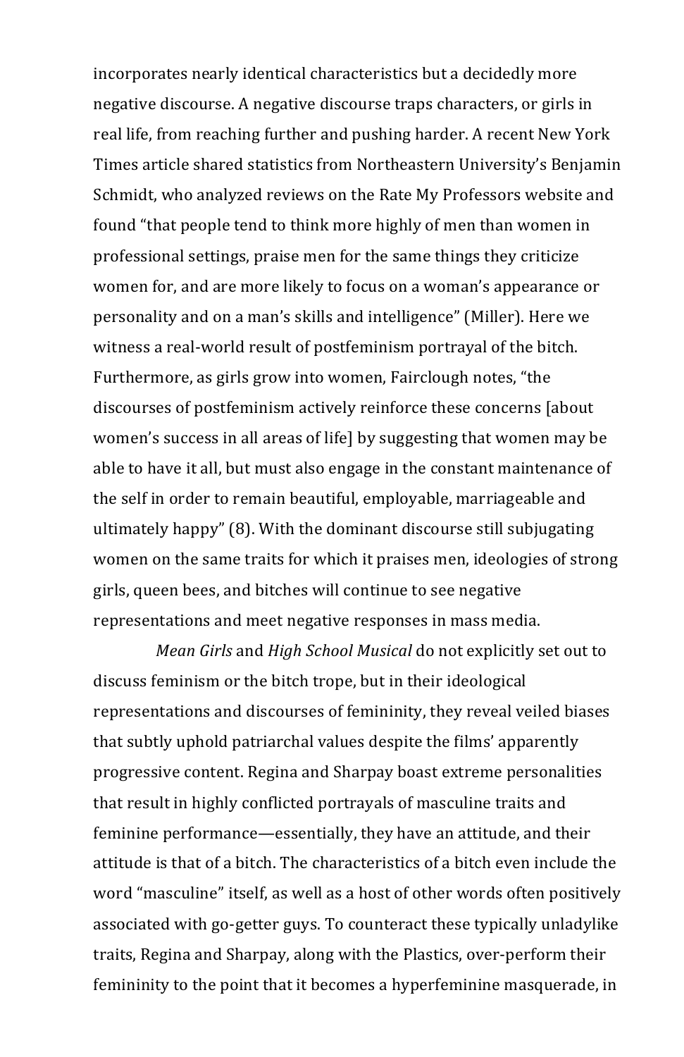incorporates nearly identical characteristics but a decidedly more negative discourse. A negative discourse traps characters, or girls in real life, from reaching further and pushing harder. A recent New York Times article shared statistics from Northeastern University's Benjamin Schmidt, who analyzed reviews on the Rate My Professors website and found "that people tend to think more highly of men than women in professional settings, praise men for the same things they criticize women for, and are more likely to focus on a woman's appearance or personality and on a man's skills and intelligence" (Miller). Here we witness a real-world result of postfeminism portrayal of the bitch. Furthermore, as girls grow into women, Fairclough notes, "the discourses of postfeminism actively reinforce these concerns [about women's success in all areas of life] by suggesting that women may be able to have it all, but must also engage in the constant maintenance of the self in order to remain beautiful, employable, marriageable and ultimately happy" (8). With the dominant discourse still subjugating women on the same traits for which it praises men, ideologies of strong girls, queen bees, and bitches will continue to see negative representations and meet negative responses in mass media.

*Mean Girls* and *High School Musical* do not explicitly set out to discuss feminism or the bitch trope, but in their ideological representations and discourses of femininity, they reveal veiled biases that subtly uphold patriarchal values despite the films' apparently progressive content. Regina and Sharpay boast extreme personalities that result in highly conflicted portrayals of masculine traits and feminine performance—essentially, they have an attitude, and their attitude is that of a bitch. The characteristics of a bitch even include the word "masculine" itself, as well as a host of other words often positively associated with go-getter guys. To counteract these typically unladylike traits, Regina and Sharpay, along with the Plastics, over-perform their femininity to the point that it becomes a hyperfeminine masquerade, in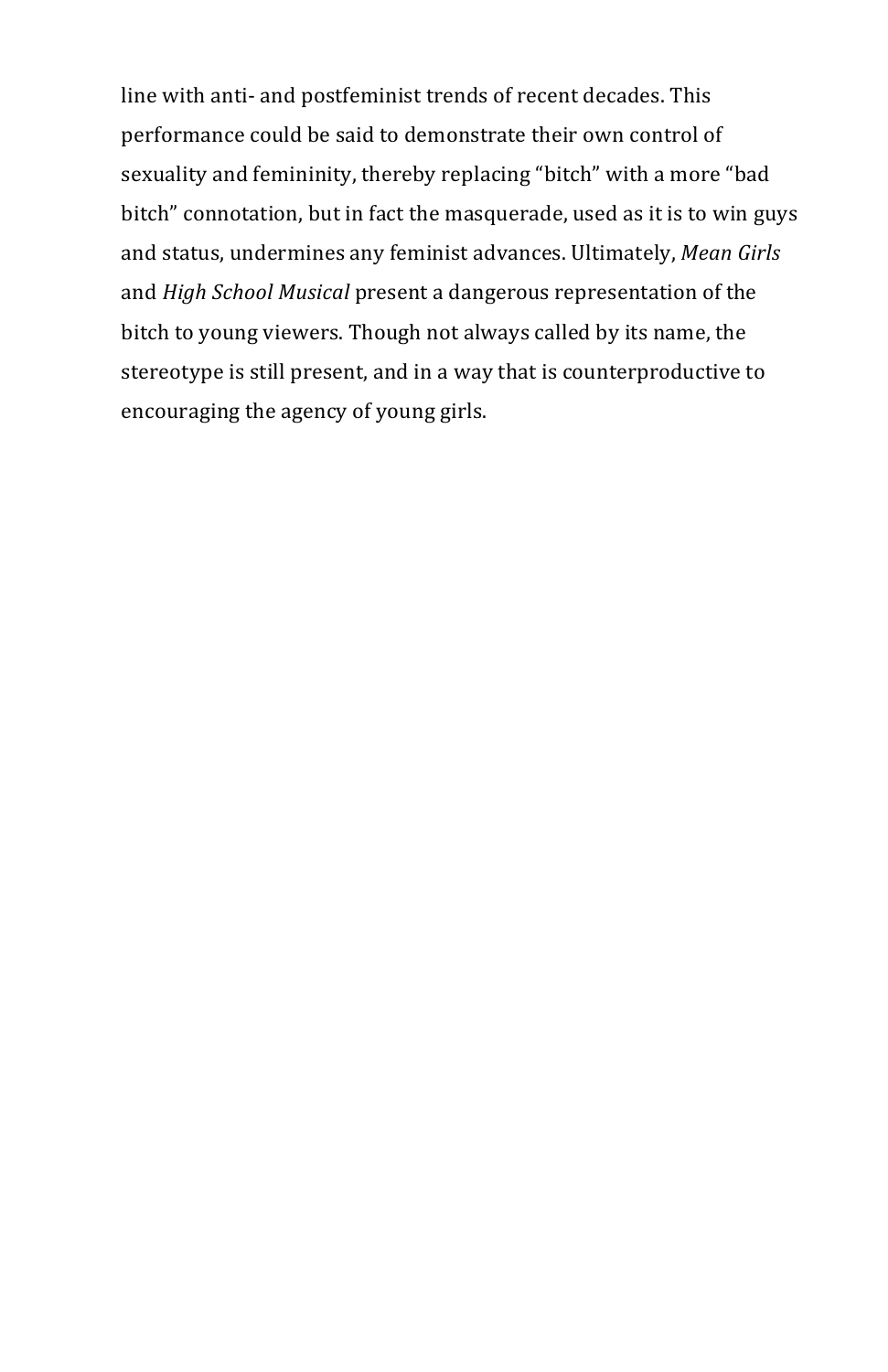line with anti- and postfeminist trends of recent decades. This performance could be said to demonstrate their own control of sexuality and femininity, thereby replacing "bitch" with a more "bad bitch" connotation, but in fact the masquerade, used as it is to win guys and status, undermines any feminist advances. Ultimately, *Mean Girls* and *High School Musical* present a dangerous representation of the bitch to young viewers. Though not always called by its name, the stereotype is still present, and in a way that is counterproductive to encouraging the agency of young girls.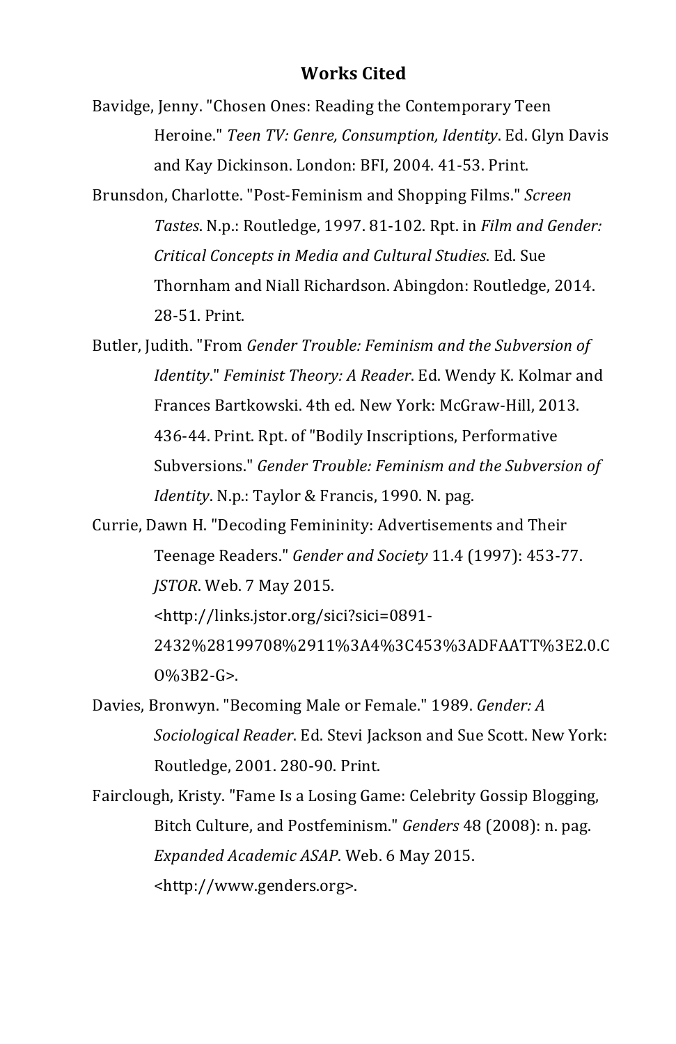# Works Cited

Bavidge, Jenny. "Chosen Ones: Reading the Contemporary Teen Heroine." *Teen TV: Genre, Consumption, Identity*. Ed. Glyn Davis and Kay Dickinson. London: BFI, 2004. 41-53. Print.

Brunsdon, Charlotte. "Post-Feminism and Shopping Films." *Screen Tastes*. N.p.: Routledge, 1997. 81-102. Rpt. in *Film and Gender: Critical Concepts in Media and Cultural Studies*. Ed. Sue Thornham and Niall Richardson. Abingdon: Routledge, 2014. 28-51. Print.

Butler, Judith. "From *Gender Trouble: Feminism and the Subversion of Identity*." *Feminist Theory: A Reader*. Ed. Wendy K. Kolmar and Frances Bartkowski. 4th ed. New York: McGraw-Hill, 2013. 436-44. Print. Rpt. of "Bodily Inscriptions, Performative Subversions." *Gender Trouble: Feminism and the Subversion of Identity*. N.p.: Taylor & Francis, 1990. N. pag.

Currie, Dawn H. "Decoding Femininity: Advertisements and Their Teenage Readers." *Gender and Society* 11.4 (1997): 453-77. *JSTOR*. Web. 7 May 2015. <http://links.jstor.org/sici?sici=0891-2432%28199708%2911%3A4%3C453%3ADFAATT%3E2.0.CO%3B2-G>.

Davies, Bronwyn. "Becoming Male or Female." 1989. *Gender: A Sociological Reader*. Ed. Stevi Jackson and Sue Scott. New York: Routledge, 2001. 280-90. Print.

Fairclough, Kristy. "Fame Is a Losing Game: Celebrity Gossip Blogging, Bitch Culture, and Postfeminism." *Genders* 48 (2008): n. pag. *Expanded Academic ASAP*. Web. 6 May 2015. <http://www.genders.org>.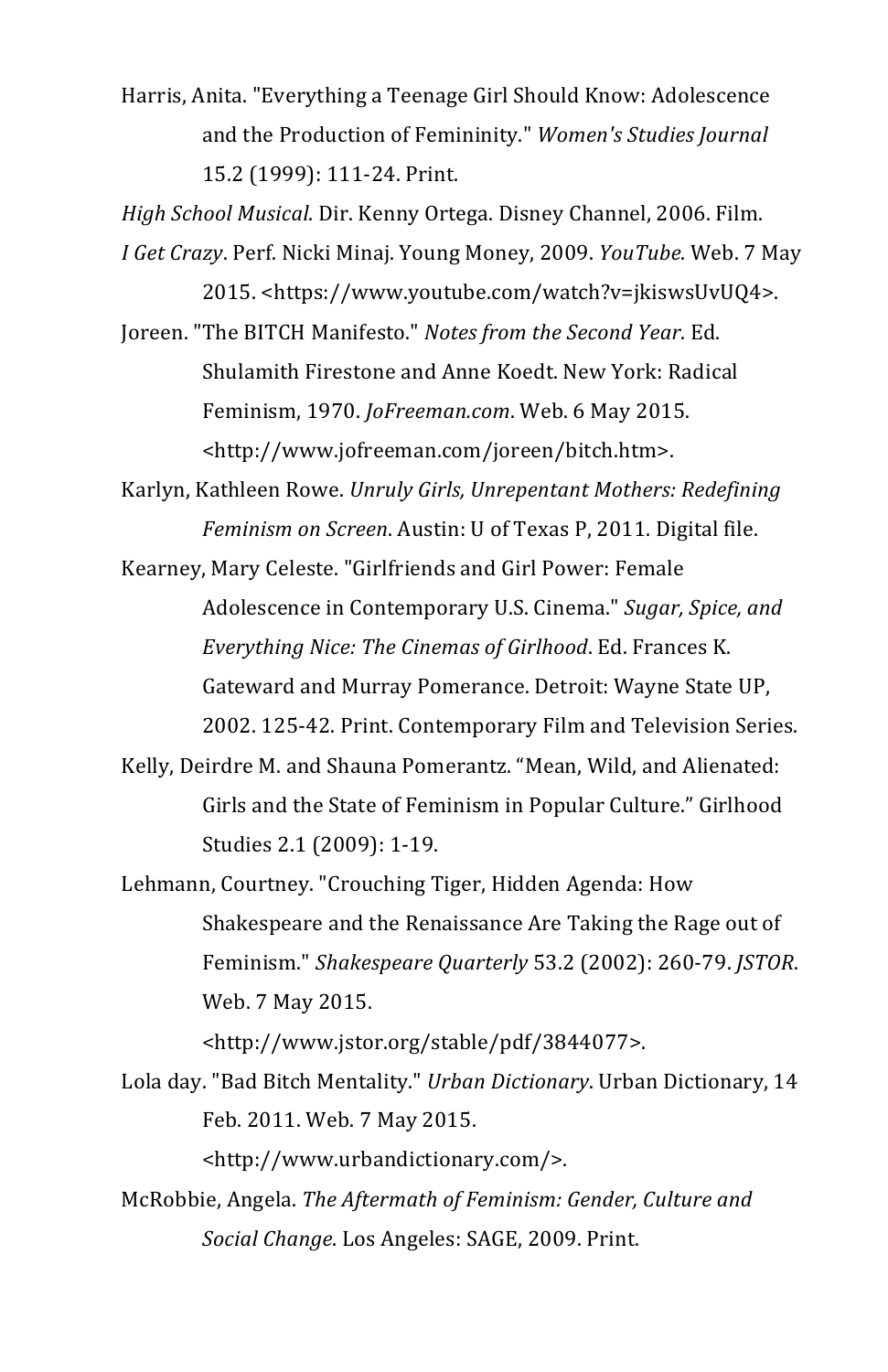Harris, Anita. "Everything a Teenage Girl Should Know: Adolescence and the Production of Femininity." *Women's Studies Journal* 15.2 (1999): 111-24. Print.

*High School Musical*. Dir. Kenny Ortega. Disney Channel, 2006. Film.

*I Get Crazy*. Perf. Nicki Minaj. Young Money, 2009. *YouTube*. Web. 7 May 2015. <https://www.youtube.com/watch?v=jkiswsUvUQ4>.

Joreen. "The BITCH Manifesto." *Notes from the Second Year*. Ed. Shulamith Firestone and Anne Koedt. New York: Radical Feminism, 1970. *JoFreeman.com*. Web. 6 May 2015. <http://www.jofreeman.com/joreen/bitch.htm>.

Karlyn, Kathleen Rowe. *Unruly Girls, Unrepentant Mothers: Redefining Feminism on Screen*. Austin: U of Texas P, 2011. Digital file.

Kearney, Mary Celeste. "Girlfriends and Girl Power: Female Adolescence in Contemporary U.S. Cinema." *Sugar, Spice, and Everything Nice: The Cinemas of Girlhood*. Ed. Frances K. Gateward and Murray Pomerance. Detroit: Wayne State UP, 2002. 125-42. Print. Contemporary Film and Television Series.

Kelly, Deirdre M. and Shauna Pomerantz. "Mean, Wild, and Alienated: Girls and the State of Feminism in Popular Culture." Girlhood Studies 2.1 (2009): 1-19.

Lehmann, Courtney. "Crouching Tiger, Hidden Agenda: How Shakespeare and the Renaissance Are Taking the Rage out of Feminism." *Shakespeare Quarterly* 53.2 (2002): 260-79. *JSTOR*. Web. 7 May 2015. <http://www.jstor.org/stable/pdf/3844077>.

Lola day. "Bad Bitch Mentality." *Urban Dictionary*. Urban Dictionary, 14 Feb. 2011. Web. 7 May 2015. <http://www.urbandictionary.com/>.

McRobbie, Angela. *The Aftermath of Feminism: Gender, Culture and Social Change*. Los Angeles: SAGE, 2009. Print.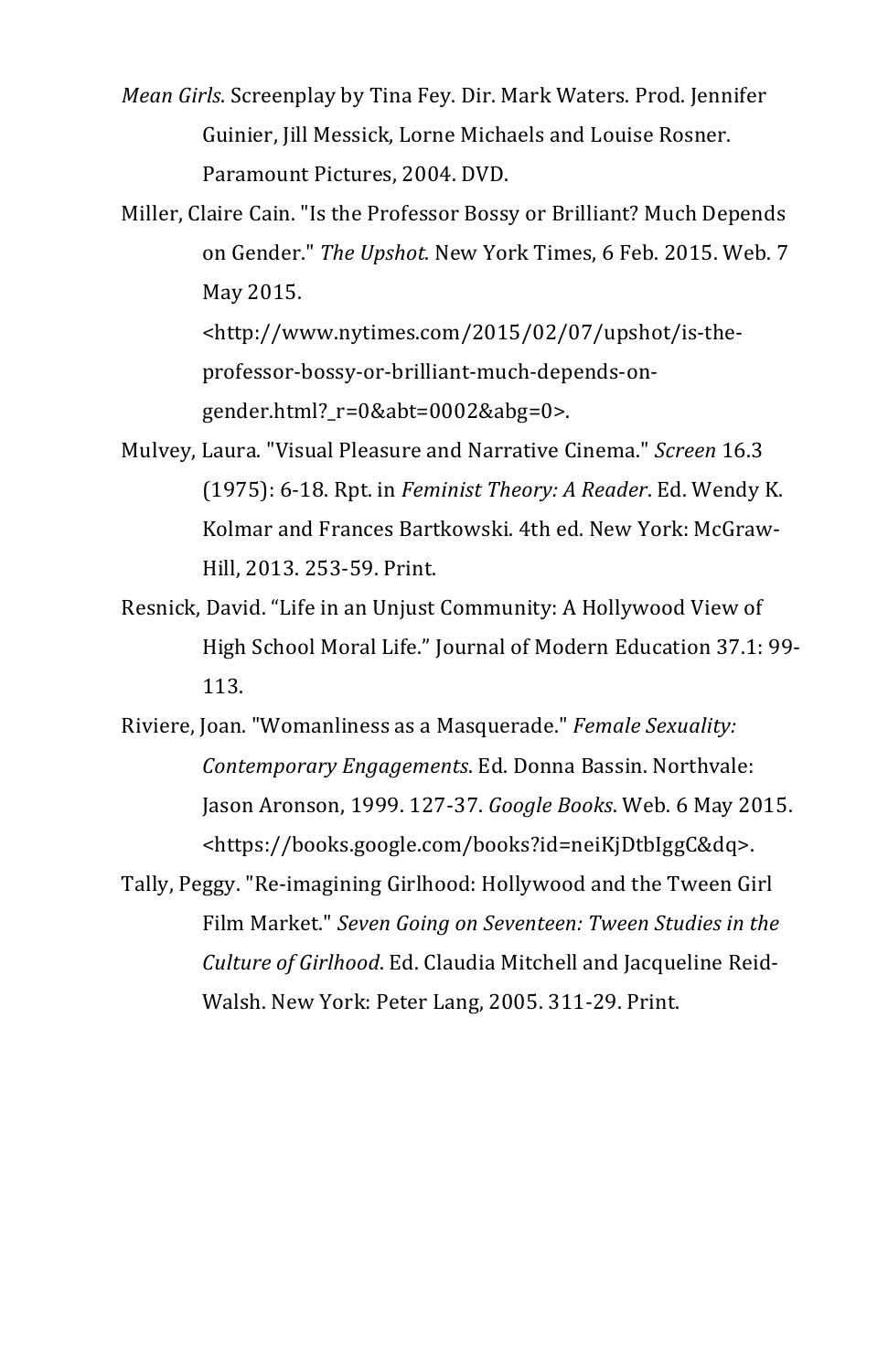*Mean Girls*. Screenplay by Tina Fey. Dir. Mark Waters. Prod. Jennifer Guinier, Jill Messick, Lorne Michaels and Louise Rosner. Paramount Pictures, 2004. DVD.

Miller, Claire Cain. "Is the Professor Bossy or Brilliant? Much Depends on Gender." *The Upshot*. New York Times, 6 Feb. 2015. Web. 7 May 2015. <http://www.nytimes.com/2015/02/07/upshot/is-the-professor-bossy-or-brilliant-much-depends-on-gender.html?_r=0&abt=0002&abg=0>.

Mulvey, Laura. "Visual Pleasure and Narrative Cinema." *Screen* 16.3 (1975): 6-18. Rpt. in *Feminist Theory: A Reader*. Ed. Wendy K. Kolmar and Frances Bartkowski. 4th ed. New York: McGraw-Hill, 2013. 253-59. Print.

Resnick, David. "Life in an Unjust Community: A Hollywood View of High School Moral Life." Journal of Modern Education 37.1: 99-113.

Riviere, Joan. "Womanliness as a Masquerade." *Female Sexuality: Contemporary Engagements*. Ed. Donna Bassin. Northvale: Jason Aronson, 1999. 127-37. *Google Books*. Web. 6 May 2015. <https://books.google.com/books?id=neiKjDtbIggC&dq>.

Tally, Peggy. "Re-imagining Girlhood: Hollywood and the Tween Girl Film Market." *Seven Going on Seventeen: Tween Studies in the Culture of Girlhood*. Ed. Claudia Mitchell and Jacqueline Reid-Walsh. New York: Peter Lang, 2005. 311-29. Print.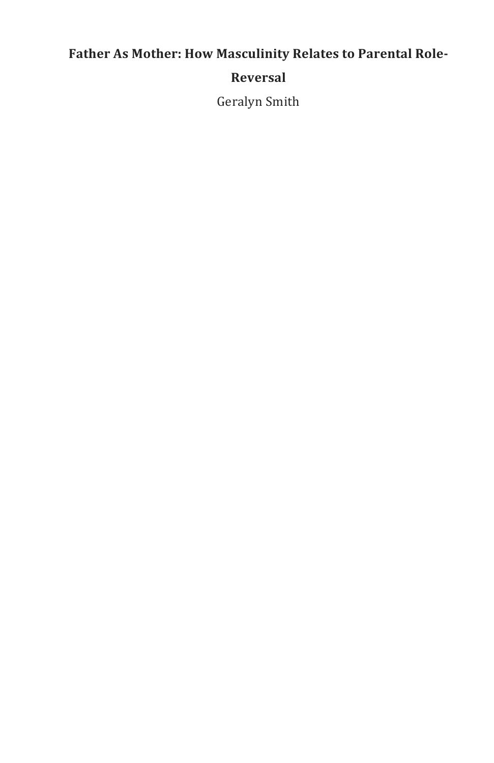# Father As Mother: How Masculinity Relates to Parental Role-Reversal

Geralyn Smith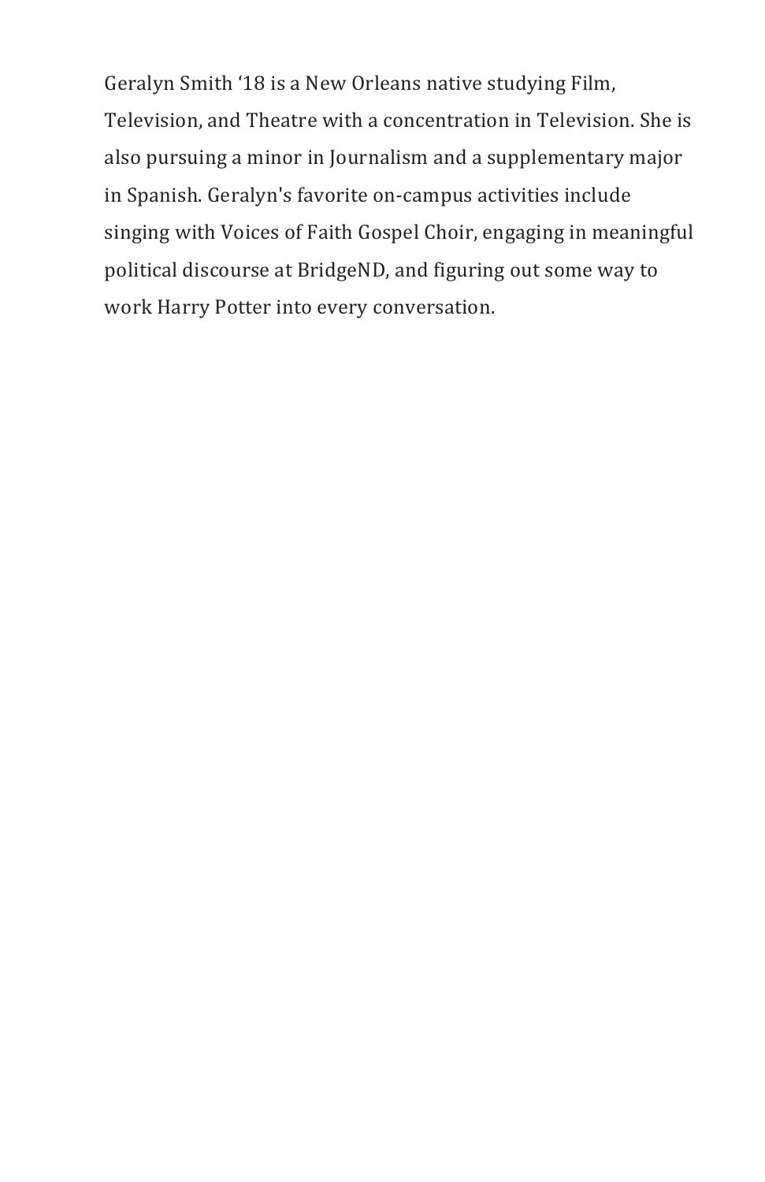Geralyn Smith ‘18 is a New Orleans native studying Film, Television, and Theatre with a concentration in Television. She is also pursuing a minor in Journalism and a supplementary major in Spanish. Geralyn's favorite on-campus activities include singing with Voices of Faith Gospel Choir, engaging in meaningful political discourse at BridgeND, and figuring out some way to work Harry Potter into every conversation.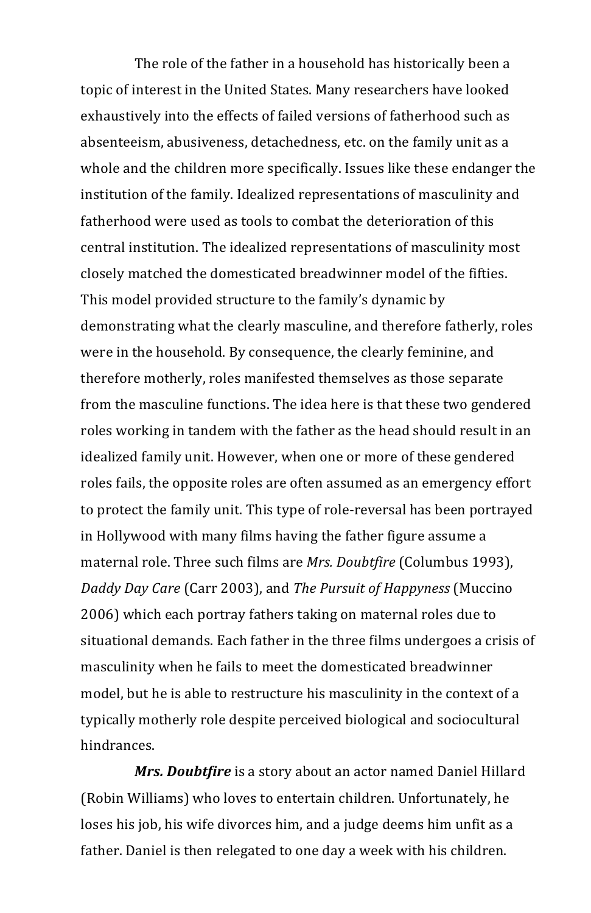The role of the father in a household has historically been a topic of interest in the United States. Many researchers have looked exhaustively into the effects of failed versions of fatherhood such as absenteeism, abusiveness, detachedness, etc. on the family unit as a whole and the children more specifically. Issues like these endanger the institution of the family. Idealized representations of masculinity and fatherhood were used as tools to combat the deterioration of this central institution. The idealized representations of masculinity most closely matched the domesticated breadwinner model of the fifties. This model provided structure to the family's dynamic by demonstrating what the clearly masculine, and therefore fatherly, roles were in the household. By consequence, the clearly feminine, and therefore motherly, roles manifested themselves as those separate from the masculine functions. The idea here is that these two gendered roles working in tandem with the father as the head should result in an idealized family unit. However, when one or more of these gendered roles fails, the opposite roles are often assumed as an emergency effort to protect the family unit. This type of role-reversal has been portrayed in Hollywood with many films having the father figure assume a maternal role. Three such films are *Mrs. Doubtfire* (Columbus 1993), *Daddy Day Care* (Carr 2003), and *The Pursuit of Happyness* (Muccino 2006) which each portray fathers taking on maternal roles due to situational demands. Each father in the three films undergoes a crisis of masculinity when he fails to meet the domesticated breadwinner model, but he is able to restructure his masculinity in the context of a typically motherly role despite perceived biological and sociocultural hindrances.

***Mrs. Doubtfire*** is a story about an actor named Daniel Hillard (Robin Williams) who loves to entertain children. Unfortunately, he loses his job, his wife divorces him, and a judge deems him unfit as a father. Daniel is then relegated to one day a week with his children.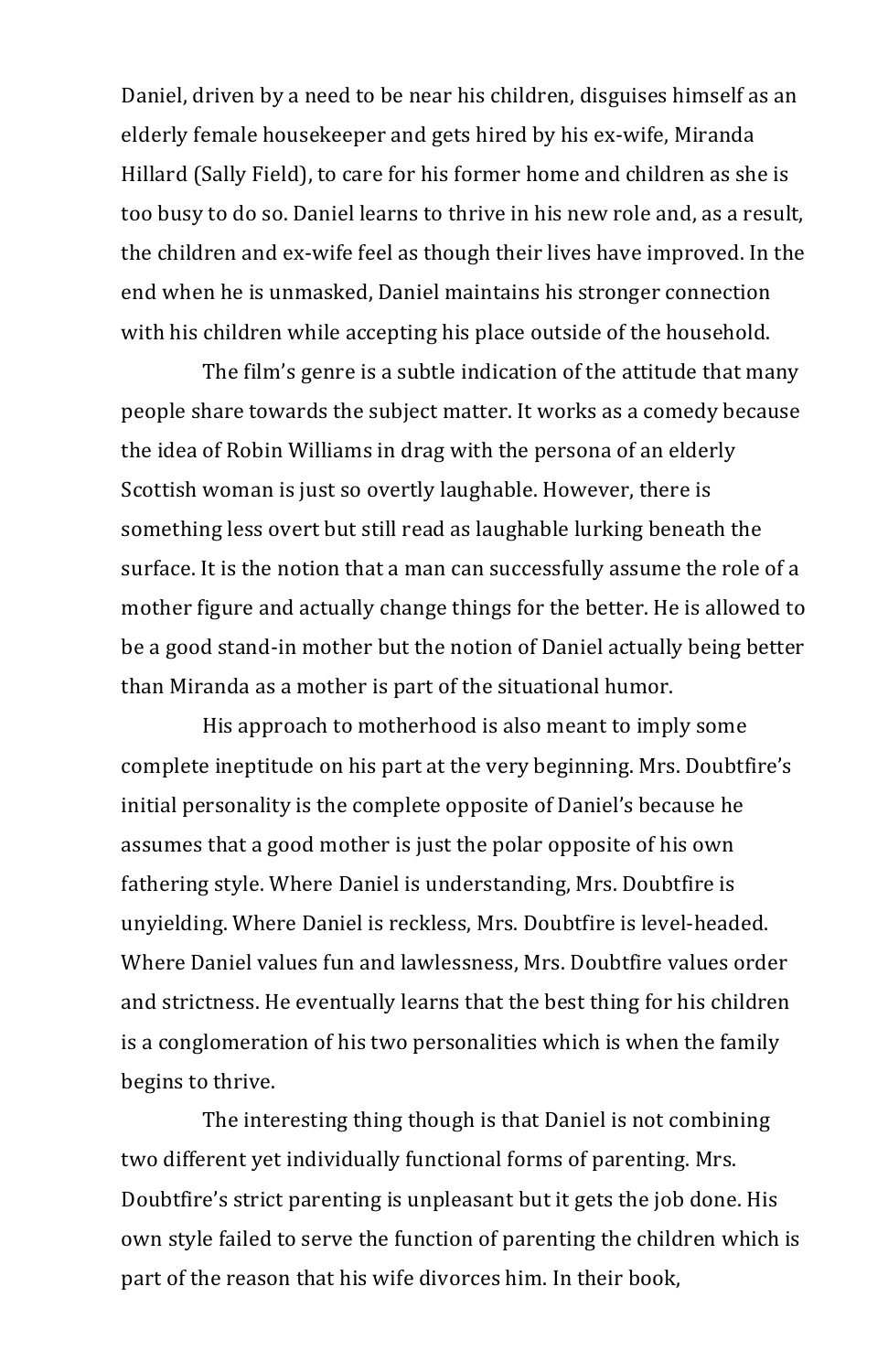Daniel, driven by a need to be near his children, disguises himself as an elderly female housekeeper and gets hired by his ex-wife, Miranda Hillard (Sally Field), to care for his former home and children as she is too busy to do so. Daniel learns to thrive in his new role and, as a result, the children and ex-wife feel as though their lives have improved. In the end when he is unmasked, Daniel maintains his stronger connection with his children while accepting his place outside of the household.

The film's genre is a subtle indication of the attitude that many people share towards the subject matter. It works as a comedy because the idea of Robin Williams in drag with the persona of an elderly Scottish woman is just so overtly laughable. However, there is something less overt but still read as laughable lurking beneath the surface. It is the notion that a man can successfully assume the role of a mother figure and actually change things for the better. He is allowed to be a good stand-in mother but the notion of Daniel actually being better than Miranda as a mother is part of the situational humor.

His approach to motherhood is also meant to imply some complete ineptitude on his part at the very beginning. Mrs. Doubtfire's initial personality is the complete opposite of Daniel's because he assumes that a good mother is just the polar opposite of his own fathering style. Where Daniel is understanding, Mrs. Doubtfire is unyielding. Where Daniel is reckless, Mrs. Doubtfire is level-headed. Where Daniel values fun and lawlessness, Mrs. Doubtfire values order and strictness. He eventually learns that the best thing for his children is a conglomeration of his two personalities which is when the family begins to thrive.

The interesting thing though is that Daniel is not combining two different yet individually functional forms of parenting. Mrs. Doubtfire's strict parenting is unpleasant but it gets the job done. His own style failed to serve the function of parenting the children which is part of the reason that his wife divorces him. In their book,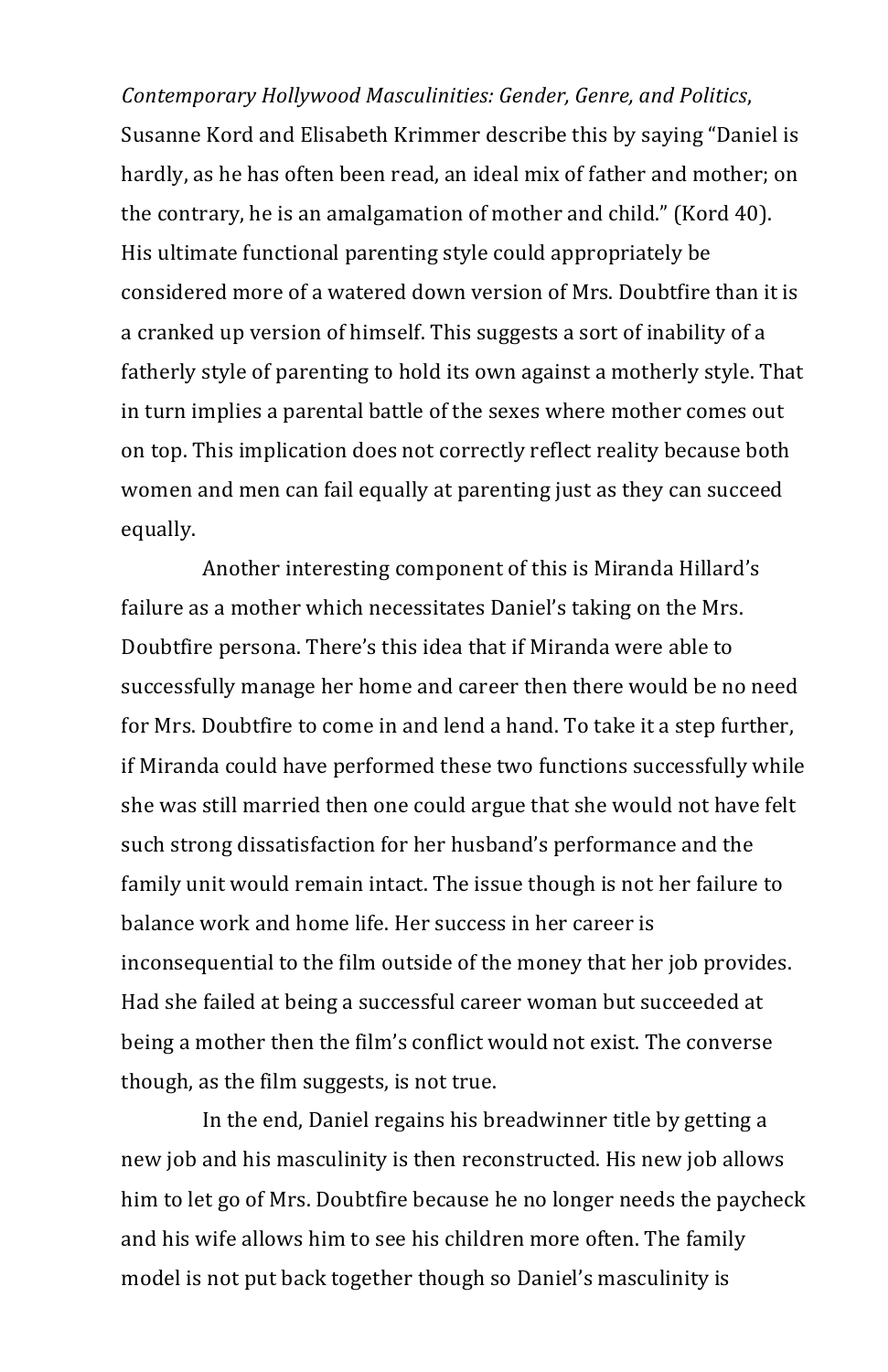*Contemporary Hollywood Masculinities: Gender, Genre, and Politics*, Susanne Kord and Elisabeth Krimmer describe this by saying "Daniel is hardly, as he has often been read, an ideal mix of father and mother; on the contrary, he is an amalgamation of mother and child." (Kord 40). His ultimate functional parenting style could appropriately be considered more of a watered down version of Mrs. Doubtfire than it is a cranked up version of himself. This suggests a sort of inability of a fatherly style of parenting to hold its own against a motherly style. That in turn implies a parental battle of the sexes where mother comes out on top. This implication does not correctly reflect reality because both women and men can fail equally at parenting just as they can succeed equally.

Another interesting component of this is Miranda Hillard's failure as a mother which necessitates Daniel's taking on the Mrs. Doubtfire persona. There's this idea that if Miranda were able to successfully manage her home and career then there would be no need for Mrs. Doubtfire to come in and lend a hand. To take it a step further, if Miranda could have performed these two functions successfully while she was still married then one could argue that she would not have felt such strong dissatisfaction for her husband's performance and the family unit would remain intact. The issue though is not her failure to balance work and home life. Her success in her career is inconsequential to the film outside of the money that her job provides. Had she failed at being a successful career woman but succeeded at being a mother then the film's conflict would not exist. The converse though, as the film suggests, is not true.

In the end, Daniel regains his breadwinner title by getting a new job and his masculinity is then reconstructed. His new job allows him to let go of Mrs. Doubtfire because he no longer needs the paycheck and his wife allows him to see his children more often. The family model is not put back together though so Daniel's masculinity is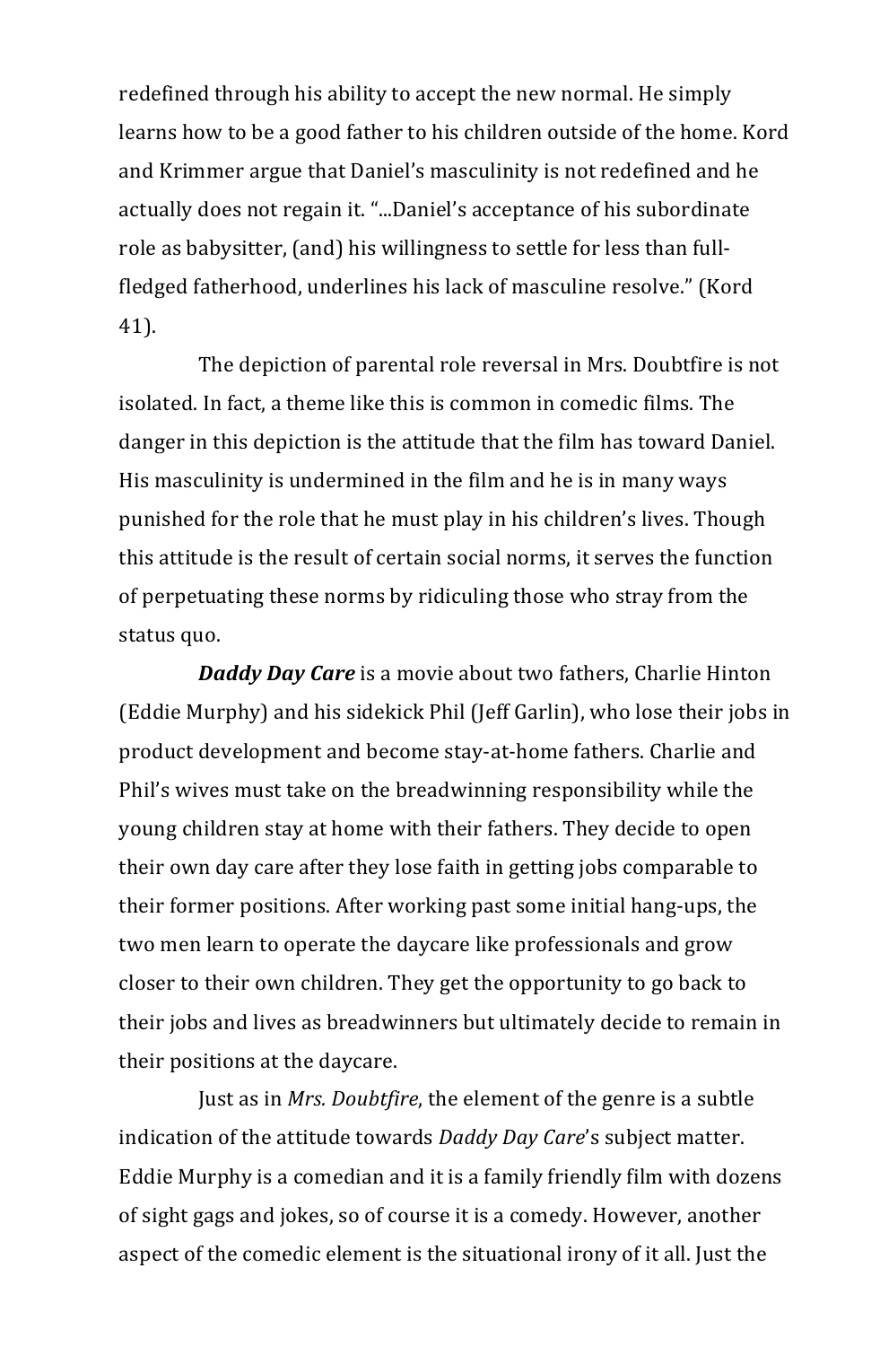redefined through his ability to accept the new normal. He simply learns how to be a good father to his children outside of the home. Kord and Krimmer argue that Daniel's masculinity is not redefined and he actually does not regain it. "...Daniel's acceptance of his subordinate role as babysitter, (and) his willingness to settle for less than full-fledged fatherhood, underlines his lack of masculine resolve." (Kord 41).

The depiction of parental role reversal in Mrs. Doubtfire is not isolated. In fact, a theme like this is common in comedic films. The danger in this depiction is the attitude that the film has toward Daniel. His masculinity is undermined in the film and he is in many ways punished for the role that he must play in his children's lives. Though this attitude is the result of certain social norms, it serves the function of perpetuating these norms by ridiculing those who stray from the status quo.

***Daddy Day Care*** is a movie about two fathers, Charlie Hinton (Eddie Murphy) and his sidekick Phil (Jeff Garlin), who lose their jobs in product development and become stay-at-home fathers. Charlie and Phil's wives must take on the breadwinning responsibility while the young children stay at home with their fathers. They decide to open their own day care after they lose faith in getting jobs comparable to their former positions. After working past some initial hang-ups, the two men learn to operate the daycare like professionals and grow closer to their own children. They get the opportunity to go back to their jobs and lives as breadwinners but ultimately decide to remain in their positions at the daycare.

Just as in *Mrs. Doubtfire*, the element of the genre is a subtle indication of the attitude towards *Daddy Day Care*'s subject matter. Eddie Murphy is a comedian and it is a family friendly film with dozens of sight gags and jokes, so of course it is a comedy. However, another aspect of the comedic element is the situational irony of it all. Just the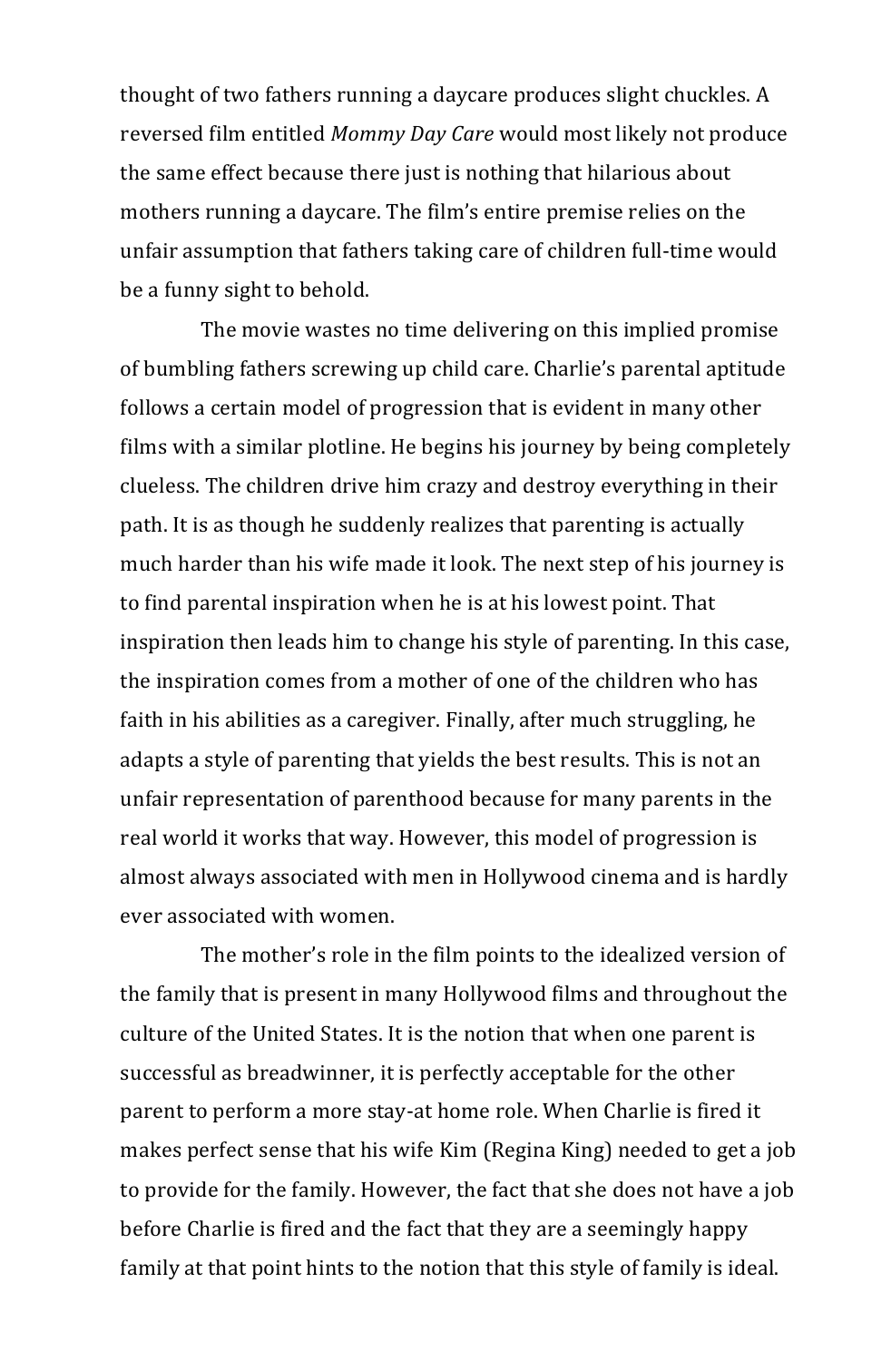thought of two fathers running a daycare produces slight chuckles. A reversed film entitled *Mommy Day Care* would most likely not produce the same effect because there just is nothing that hilarious about mothers running a daycare. The film's entire premise relies on the unfair assumption that fathers taking care of children full-time would be a funny sight to behold.

The movie wastes no time delivering on this implied promise of bumbling fathers screwing up child care. Charlie's parental aptitude follows a certain model of progression that is evident in many other films with a similar plotline. He begins his journey by being completely clueless. The children drive him crazy and destroy everything in their path. It is as though he suddenly realizes that parenting is actually much harder than his wife made it look. The next step of his journey is to find parental inspiration when he is at his lowest point. That inspiration then leads him to change his style of parenting. In this case, the inspiration comes from a mother of one of the children who has faith in his abilities as a caregiver. Finally, after much struggling, he adapts a style of parenting that yields the best results. This is not an unfair representation of parenthood because for many parents in the real world it works that way. However, this model of progression is almost always associated with men in Hollywood cinema and is hardly ever associated with women.

The mother's role in the film points to the idealized version of the family that is present in many Hollywood films and throughout the culture of the United States. It is the notion that when one parent is successful as breadwinner, it is perfectly acceptable for the other parent to perform a more stay-at home role. When Charlie is fired it makes perfect sense that his wife Kim (Regina King) needed to get a job to provide for the family. However, the fact that she does not have a job before Charlie is fired and the fact that they are a seemingly happy family at that point hints to the notion that this style of family is ideal.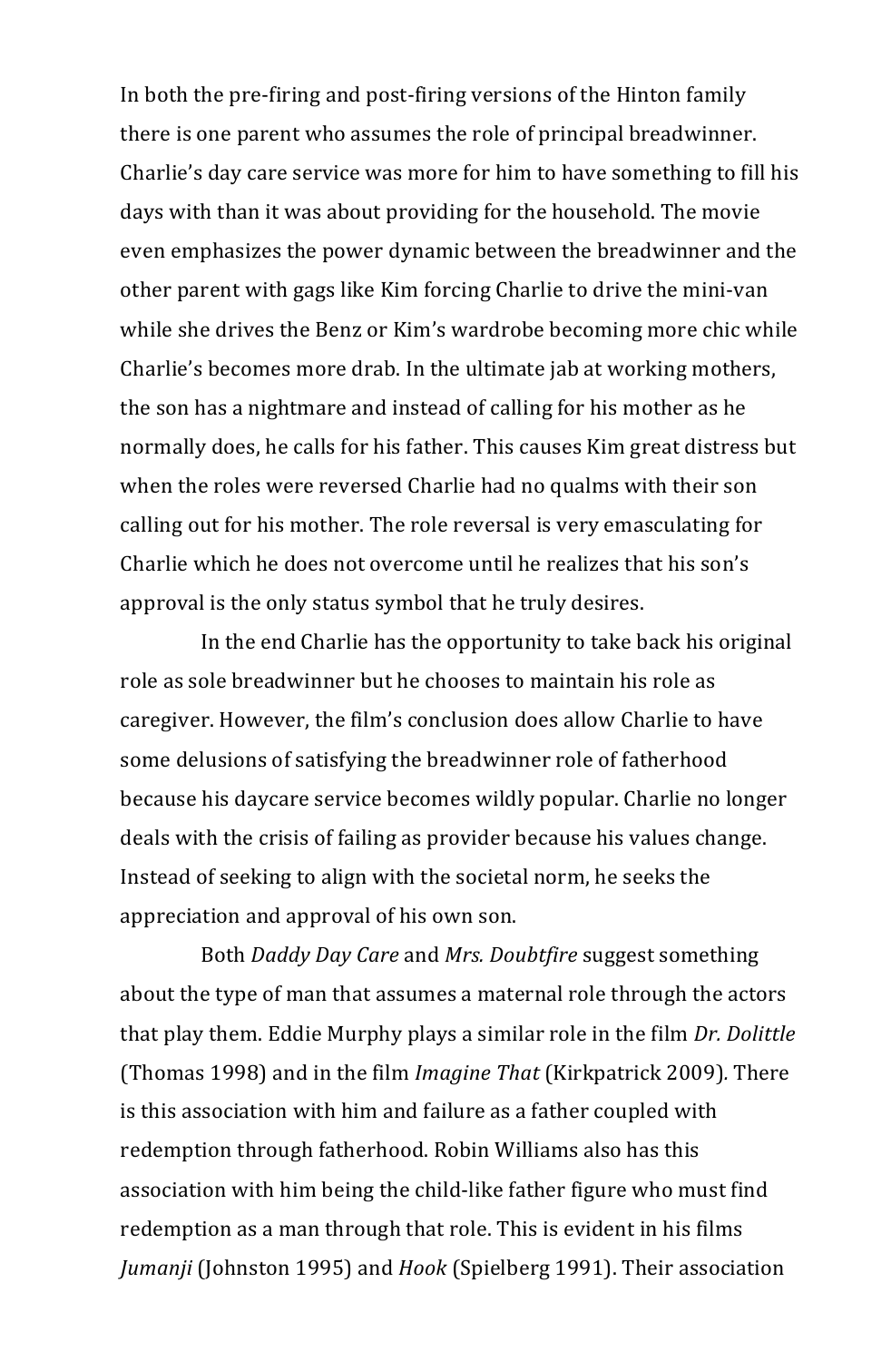In both the pre-firing and post-firing versions of the Hinton family there is one parent who assumes the role of principal breadwinner. Charlie's day care service was more for him to have something to fill his days with than it was about providing for the household. The movie even emphasizes the power dynamic between the breadwinner and the other parent with gags like Kim forcing Charlie to drive the mini-van while she drives the Benz or Kim's wardrobe becoming more chic while Charlie's becomes more drab. In the ultimate jab at working mothers, the son has a nightmare and instead of calling for his mother as he normally does, he calls for his father. This causes Kim great distress but when the roles were reversed Charlie had no qualms with their son calling out for his mother. The role reversal is very emasculating for Charlie which he does not overcome until he realizes that his son's approval is the only status symbol that he truly desires.

In the end Charlie has the opportunity to take back his original role as sole breadwinner but he chooses to maintain his role as caregiver. However, the film's conclusion does allow Charlie to have some delusions of satisfying the breadwinner role of fatherhood because his daycare service becomes wildly popular. Charlie no longer deals with the crisis of failing as provider because his values change. Instead of seeking to align with the societal norm, he seeks the appreciation and approval of his own son.

Both *Daddy Day Care* and *Mrs. Doubtfire* suggest something about the type of man that assumes a maternal role through the actors that play them. Eddie Murphy plays a similar role in the film *Dr. Dolittle* (Thomas 1998) and in the film *Imagine That* (Kirkpatrick 2009). There is this association with him and failure as a father coupled with redemption through fatherhood. Robin Williams also has this association with him being the child-like father figure who must find redemption as a man through that role. This is evident in his films *Jumanji* (Johnston 1995) and *Hook* (Spielberg 1991). Their association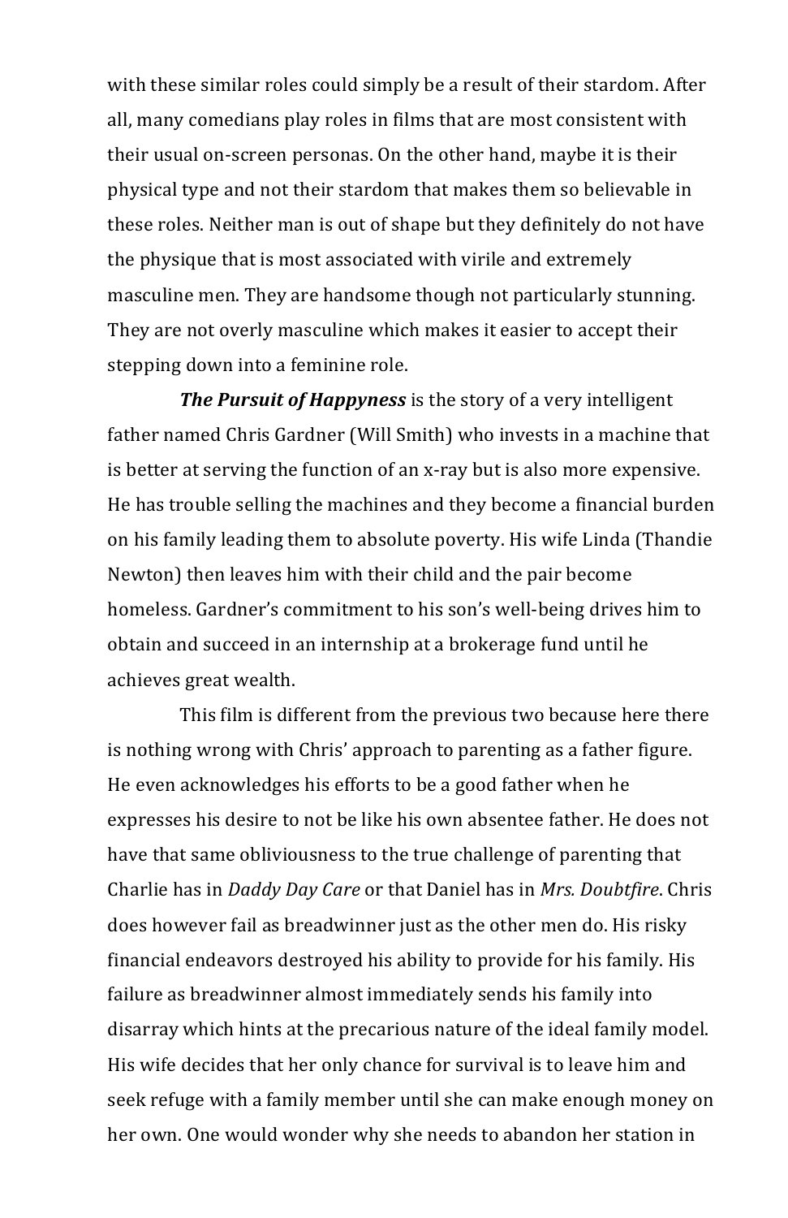with these similar roles could simply be a result of their stardom. After all, many comedians play roles in films that are most consistent with their usual on-screen personas. On the other hand, maybe it is their physical type and not their stardom that makes them so believable in these roles. Neither man is out of shape but they definitely do not have the physique that is most associated with virile and extremely masculine men. They are handsome though not particularly stunning. They are not overly masculine which makes it easier to accept their stepping down into a feminine role.

***The Pursuit of Happyness*** is the story of a very intelligent father named Chris Gardner (Will Smith) who invests in a machine that is better at serving the function of an x-ray but is also more expensive. He has trouble selling the machines and they become a financial burden on his family leading them to absolute poverty. His wife Linda (Thandie Newton) then leaves him with their child and the pair become homeless. Gardner's commitment to his son's well-being drives him to obtain and succeed in an internship at a brokerage fund until he achieves great wealth.

This film is different from the previous two because here there is nothing wrong with Chris' approach to parenting as a father figure. He even acknowledges his efforts to be a good father when he expresses his desire to not be like his own absentee father. He does not have that same obliviousness to the true challenge of parenting that Charlie has in *Daddy Day Care* or that Daniel has in *Mrs. Doubtfire*. Chris does however fail as breadwinner just as the other men do. His risky financial endeavors destroyed his ability to provide for his family. His failure as breadwinner almost immediately sends his family into disarray which hints at the precarious nature of the ideal family model. His wife decides that her only chance for survival is to leave him and seek refuge with a family member until she can make enough money on her own. One would wonder why she needs to abandon her station in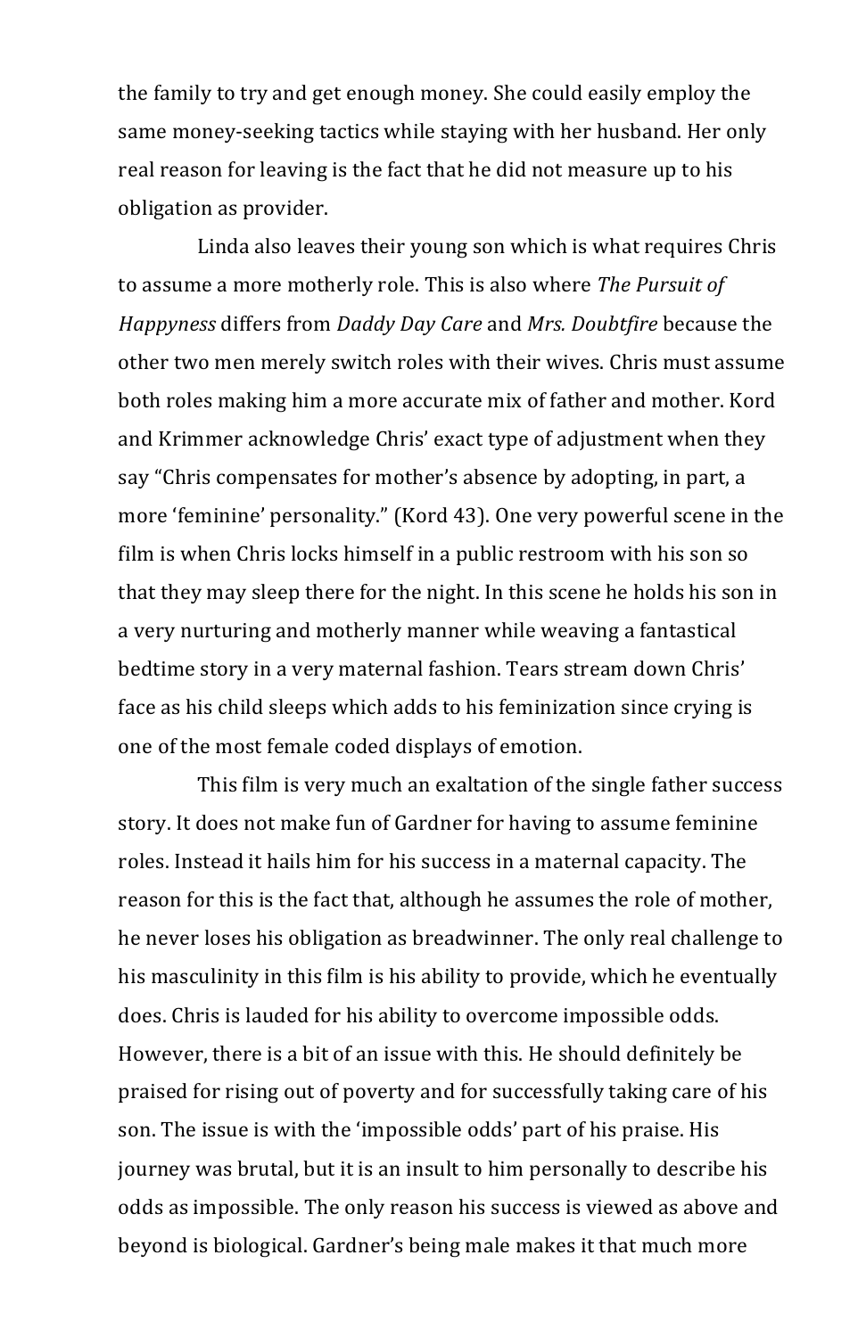the family to try and get enough money. She could easily employ the same money-seeking tactics while staying with her husband. Her only real reason for leaving is the fact that he did not measure up to his obligation as provider.

Linda also leaves their young son which is what requires Chris to assume a more motherly role. This is also where *The Pursuit of Happyness* differs from *Daddy Day Care* and *Mrs. Doubtfire* because the other two men merely switch roles with their wives. Chris must assume both roles making him a more accurate mix of father and mother. Kord and Krimmer acknowledge Chris' exact type of adjustment when they say "Chris compensates for mother's absence by adopting, in part, a more 'feminine' personality." (Kord 43). One very powerful scene in the film is when Chris locks himself in a public restroom with his son so that they may sleep there for the night. In this scene he holds his son in a very nurturing and motherly manner while weaving a fantastical bedtime story in a very maternal fashion. Tears stream down Chris' face as his child sleeps which adds to his feminization since crying is one of the most female coded displays of emotion.

This film is very much an exaltation of the single father success story. It does not make fun of Gardner for having to assume feminine roles. Instead it hails him for his success in a maternal capacity. The reason for this is the fact that, although he assumes the role of mother, he never loses his obligation as breadwinner. The only real challenge to his masculinity in this film is his ability to provide, which he eventually does. Chris is lauded for his ability to overcome impossible odds. However, there is a bit of an issue with this. He should definitely be praised for rising out of poverty and for successfully taking care of his son. The issue is with the 'impossible odds' part of his praise. His journey was brutal, but it is an insult to him personally to describe his odds as impossible. The only reason his success is viewed as above and beyond is biological. Gardner's being male makes it that much more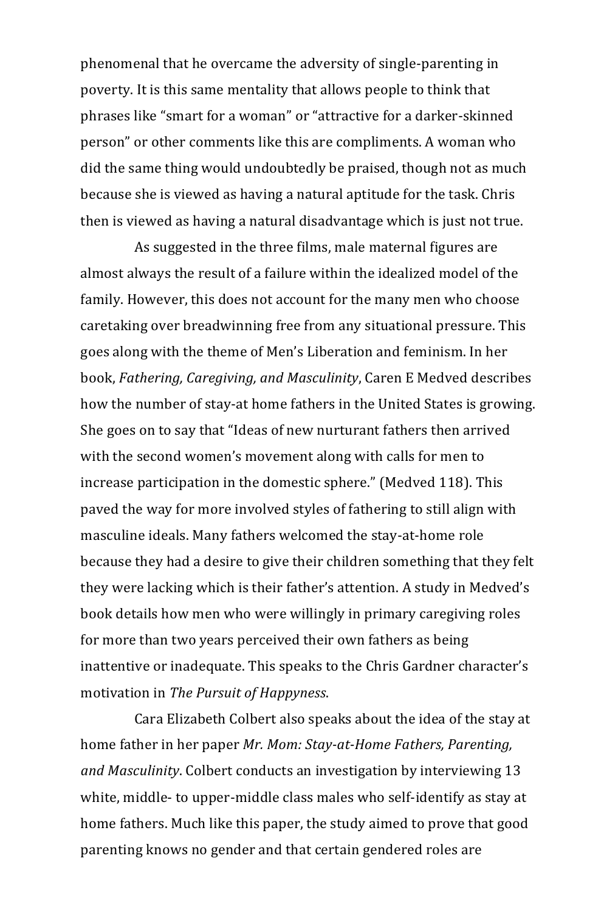phenomenal that he overcame the adversity of single-parenting in poverty. It is this same mentality that allows people to think that phrases like "smart for a woman" or "attractive for a darker-skinned person" or other comments like this are compliments. A woman who did the same thing would undoubtedly be praised, though not as much because she is viewed as having a natural aptitude for the task. Chris then is viewed as having a natural disadvantage which is just not true.

As suggested in the three films, male maternal figures are almost always the result of a failure within the idealized model of the family. However, this does not account for the many men who choose caretaking over breadwinning free from any situational pressure. This goes along with the theme of Men's Liberation and feminism. In her book, *Fathering, Caregiving, and Masculinity*, Caren E Medved describes how the number of stay-at home fathers in the United States is growing. She goes on to say that "Ideas of new nurturant fathers then arrived with the second women's movement along with calls for men to increase participation in the domestic sphere." (Medved 118). This paved the way for more involved styles of fathering to still align with masculine ideals. Many fathers welcomed the stay-at-home role because they had a desire to give their children something that they felt they were lacking which is their father's attention. A study in Medved's book details how men who were willingly in primary caregiving roles for more than two years perceived their own fathers as being inattentive or inadequate. This speaks to the Chris Gardner character's motivation in *The Pursuit of Happyness*.

Cara Elizabeth Colbert also speaks about the idea of the stay at home father in her paper *Mr. Mom: Stay-at-Home Fathers, Parenting, and Masculinity*. Colbert conducts an investigation by interviewing 13 white, middle- to upper-middle class males who self-identify as stay at home fathers. Much like this paper, the study aimed to prove that good parenting knows no gender and that certain gendered roles are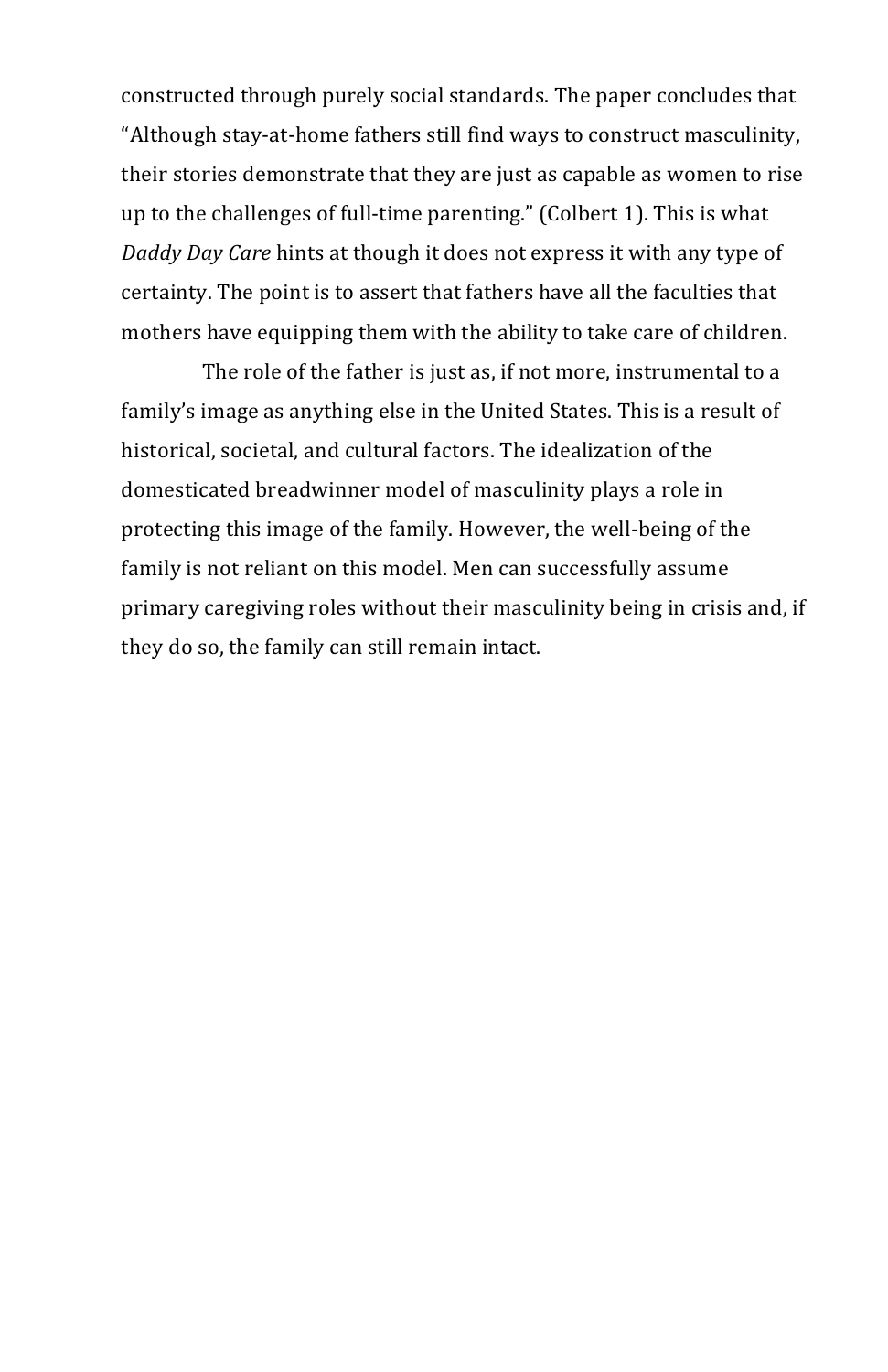constructed through purely social standards. The paper concludes that "Although stay-at-home fathers still find ways to construct masculinity, their stories demonstrate that they are just as capable as women to rise up to the challenges of full-time parenting." (Colbert 1). This is what *Daddy Day Care* hints at though it does not express it with any type of certainty. The point is to assert that fathers have all the faculties that mothers have equipping them with the ability to take care of children.

The role of the father is just as, if not more, instrumental to a family's image as anything else in the United States. This is a result of historical, societal, and cultural factors. The idealization of the domesticated breadwinner model of masculinity plays a role in protecting this image of the family. However, the well-being of the family is not reliant on this model. Men can successfully assume primary caregiving roles without their masculinity being in crisis and, if they do so, the family can still remain intact.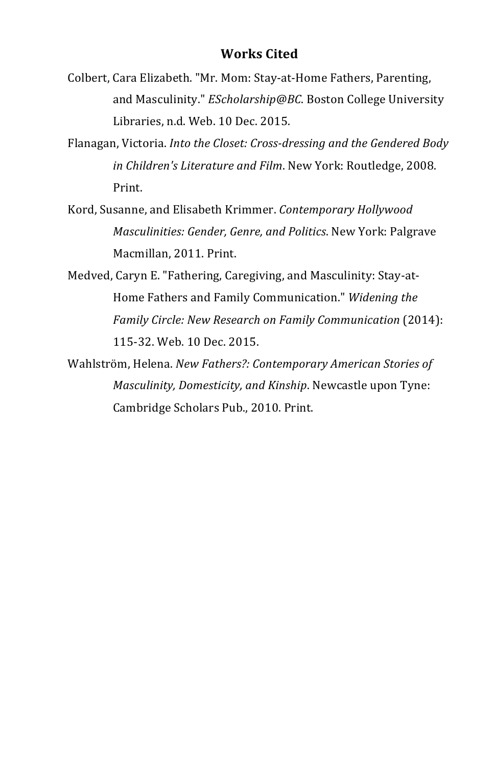## Works Cited

Colbert, Cara Elizabeth. "Mr. Mom: Stay-at-Home Fathers, Parenting, and Masculinity." *EScholarship@BC*. Boston College University Libraries, n.d. Web. 10 Dec. 2015.

Flanagan, Victoria. *Into the Closet: Cross-dressing and the Gendered Body in Children's Literature and Film*. New York: Routledge, 2008. Print.

Kord, Susanne, and Elisabeth Krimmer. *Contemporary Hollywood Masculinities: Gender, Genre, and Politics*. New York: Palgrave Macmillan, 2011. Print.

Medved, Caryn E. "Fathering, Caregiving, and Masculinity: Stay-at-Home Fathers and Family Communication." *Widening the Family Circle: New Research on Family Communication* (2014): 115-32. Web. 10 Dec. 2015.

Wahlström, Helena. *New Fathers?: Contemporary American Stories of Masculinity, Domesticity, and Kinship*. Newcastle upon Tyne: Cambridge Scholars Pub., 2010. Print.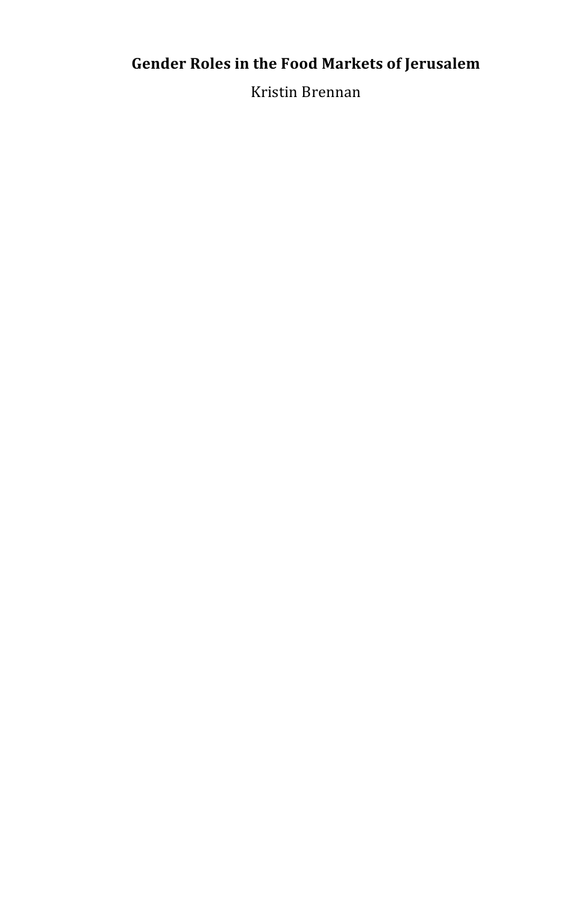# Gender Roles in the Food Markets of Jerusalem

Kristin Brennan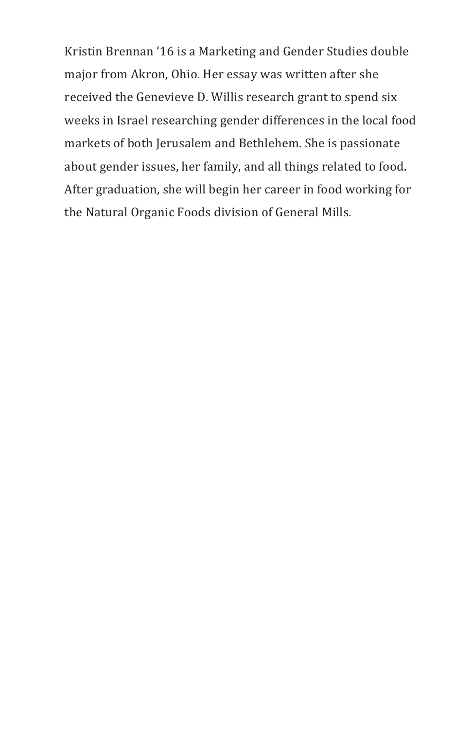Kristin Brennan ‘16 is a Marketing and Gender Studies double major from Akron, Ohio. Her essay was written after she received the Genevieve D. Willis research grant to spend six weeks in Israel researching gender differences in the local food markets of both Jerusalem and Bethlehem. She is passionate about gender issues, her family, and all things related to food. After graduation, she will begin her career in food working for the Natural Organic Foods division of General Mills.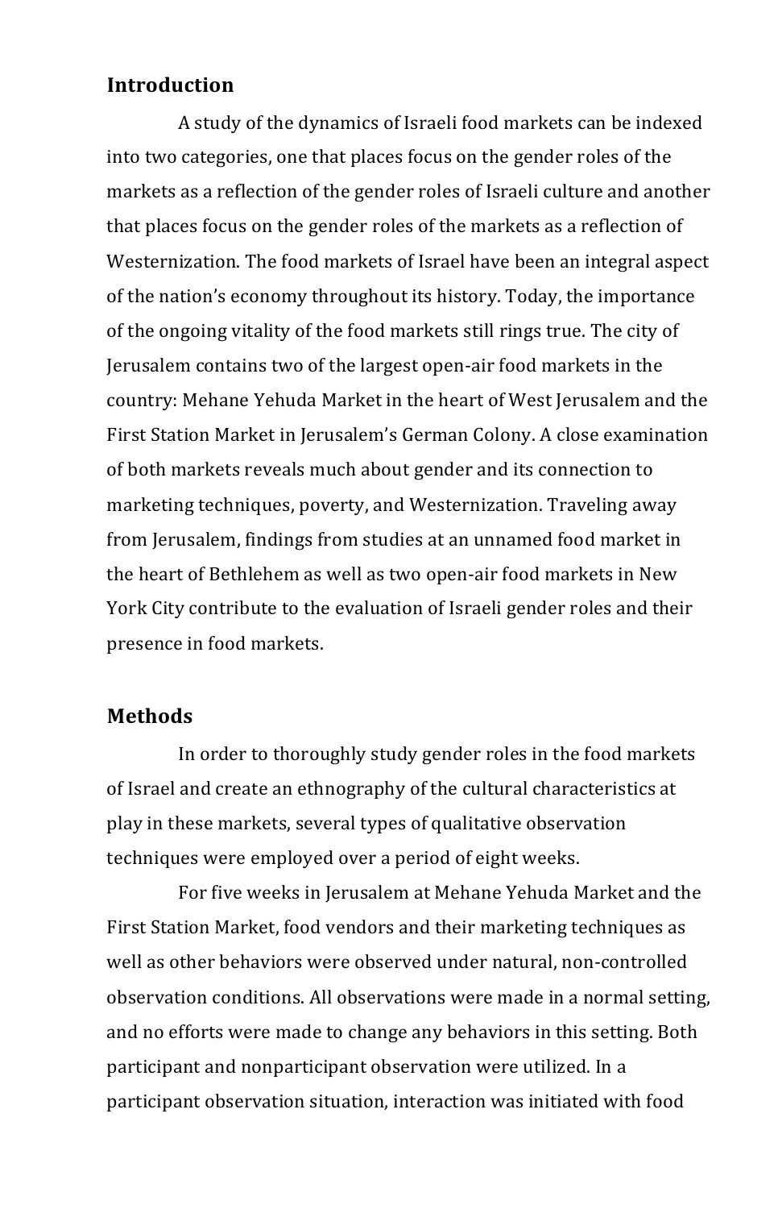## Introduction

A study of the dynamics of Israeli food markets can be indexed into two categories, one that places focus on the gender roles of the markets as a reflection of the gender roles of Israeli culture and another that places focus on the gender roles of the markets as a reflection of Westernization. The food markets of Israel have been an integral aspect of the nation's economy throughout its history. Today, the importance of the ongoing vitality of the food markets still rings true. The city of Jerusalem contains two of the largest open-air food markets in the country: Mehane Yehuda Market in the heart of West Jerusalem and the First Station Market in Jerusalem's German Colony. A close examination of both markets reveals much about gender and its connection to marketing techniques, poverty, and Westernization. Traveling away from Jerusalem, findings from studies at an unnamed food market in the heart of Bethlehem as well as two open-air food markets in New York City contribute to the evaluation of Israeli gender roles and their presence in food markets.

## Methods

In order to thoroughly study gender roles in the food markets of Israel and create an ethnography of the cultural characteristics at play in these markets, several types of qualitative observation techniques were employed over a period of eight weeks.

For five weeks in Jerusalem at Mehane Yehuda Market and the First Station Market, food vendors and their marketing techniques as well as other behaviors were observed under natural, non-controlled observation conditions. All observations were made in a normal setting, and no efforts were made to change any behaviors in this setting. Both participant and nonparticipant observation were utilized. In a participant observation situation, interaction was initiated with food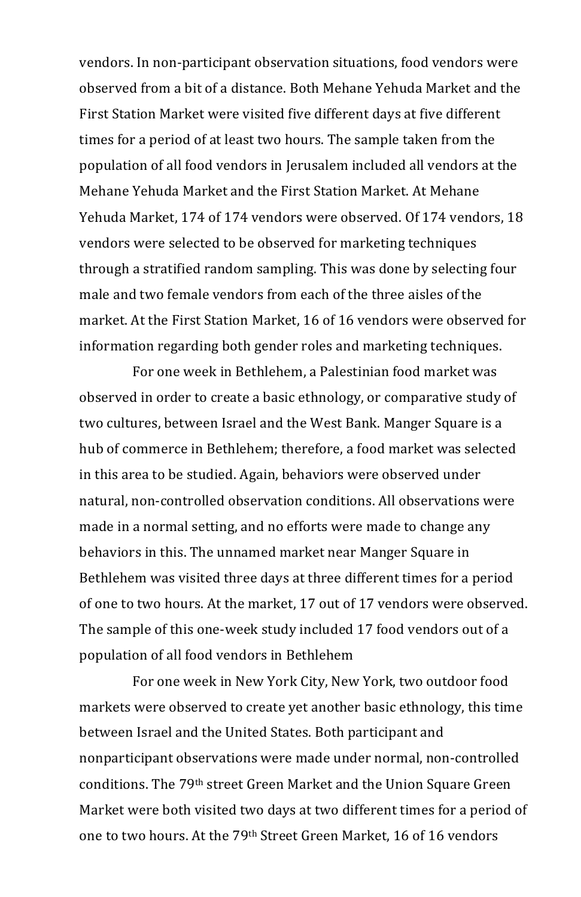vendors. In non-participant observation situations, food vendors were observed from a bit of a distance. Both Mehane Yehuda Market and the First Station Market were visited five different days at five different times for a period of at least two hours. The sample taken from the population of all food vendors in Jerusalem included all vendors at the Mehane Yehuda Market and the First Station Market. At Mehane Yehuda Market, 174 of 174 vendors were observed. Of 174 vendors, 18 vendors were selected to be observed for marketing techniques through a stratified random sampling. This was done by selecting four male and two female vendors from each of the three aisles of the market. At the First Station Market, 16 of 16 vendors were observed for information regarding both gender roles and marketing techniques.

For one week in Bethlehem, a Palestinian food market was observed in order to create a basic ethnology, or comparative study of two cultures, between Israel and the West Bank. Manger Square is a hub of commerce in Bethlehem; therefore, a food market was selected in this area to be studied. Again, behaviors were observed under natural, non-controlled observation conditions. All observations were made in a normal setting, and no efforts were made to change any behaviors in this. The unnamed market near Manger Square in Bethlehem was visited three days at three different times for a period of one to two hours. At the market, 17 out of 17 vendors were observed. The sample of this one-week study included 17 food vendors out of a population of all food vendors in Bethlehem

For one week in New York City, New York, two outdoor food markets were observed to create yet another basic ethnology, this time between Israel and the United States. Both participant and nonparticipant observations were made under normal, non-controlled conditions. The 79th street Green Market and the Union Square Green Market were both visited two days at two different times for a period of one to two hours. At the 79th Street Green Market, 16 of 16 vendors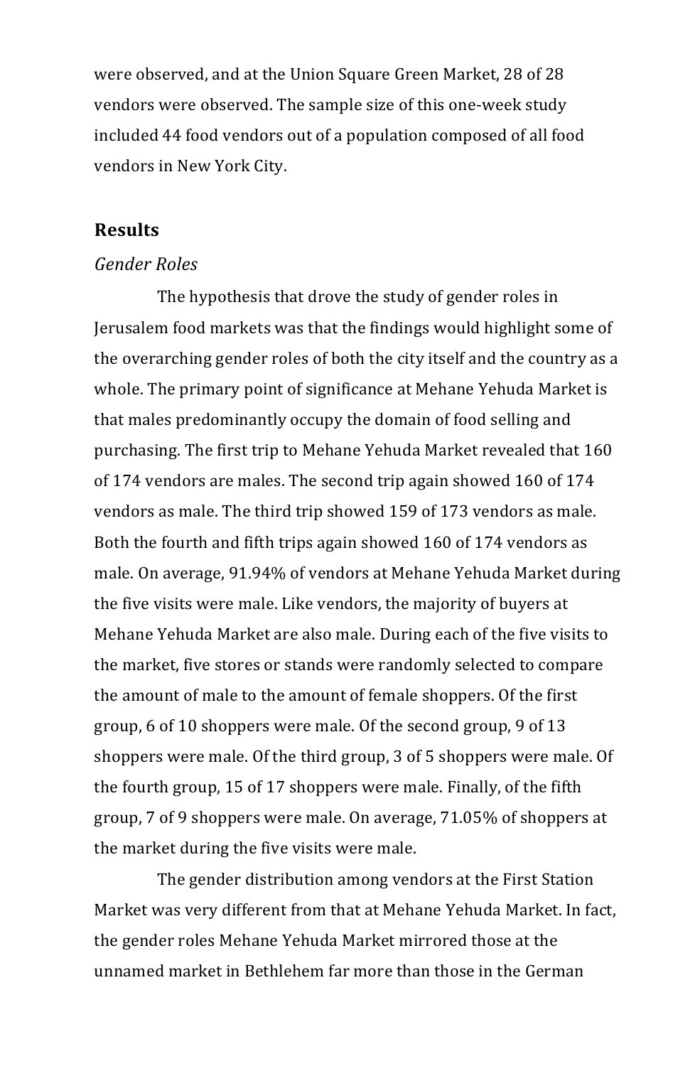were observed, and at the Union Square Green Market, 28 of 28 vendors were observed. The sample size of this one-week study included 44 food vendors out of a population composed of all food vendors in New York City.

## Results

### *Gender Roles*

The hypothesis that drove the study of gender roles in Jerusalem food markets was that the findings would highlight some of the overarching gender roles of both the city itself and the country as a whole. The primary point of significance at Mehane Yehuda Market is that males predominantly occupy the domain of food selling and purchasing. The first trip to Mehane Yehuda Market revealed that 160 of 174 vendors are males. The second trip again showed 160 of 174 vendors as male. The third trip showed 159 of 173 vendors as male. Both the fourth and fifth trips again showed 160 of 174 vendors as male. On average, 91.94% of vendors at Mehane Yehuda Market during the five visits were male. Like vendors, the majority of buyers at Mehane Yehuda Market are also male. During each of the five visits to the market, five stores or stands were randomly selected to compare the amount of male to the amount of female shoppers. Of the first group, 6 of 10 shoppers were male. Of the second group, 9 of 13 shoppers were male. Of the third group, 3 of 5 shoppers were male. Of the fourth group, 15 of 17 shoppers were male. Finally, of the fifth group, 7 of 9 shoppers were male. On average, 71.05% of shoppers at the market during the five visits were male.

The gender distribution among vendors at the First Station Market was very different from that at Mehane Yehuda Market. In fact, the gender roles Mehane Yehuda Market mirrored those at the unnamed market in Bethlehem far more than those in the German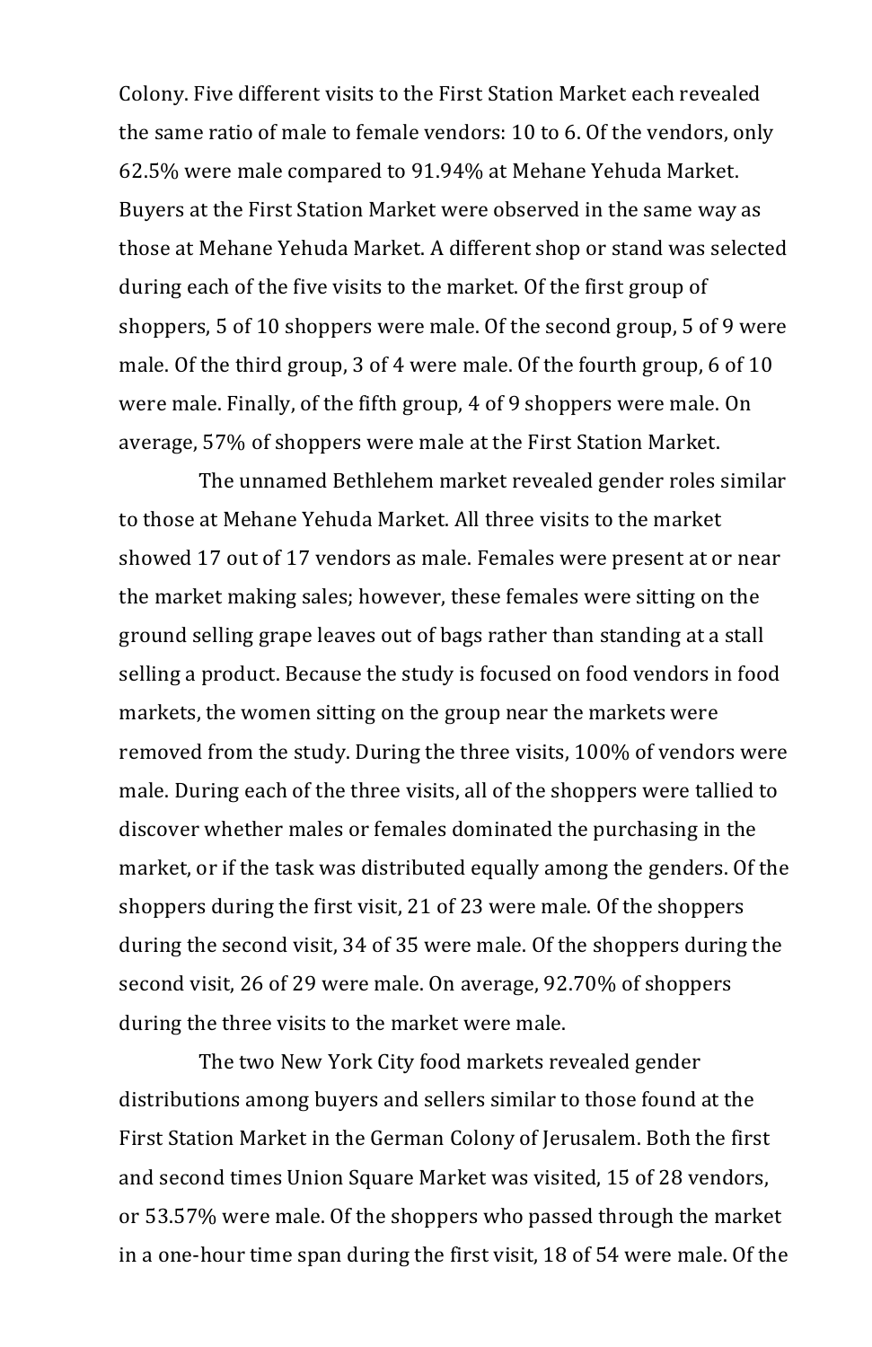Colony. Five different visits to the First Station Market each revealed the same ratio of male to female vendors: 10 to 6. Of the vendors, only 62.5% were male compared to 91.94% at Mehane Yehuda Market. Buyers at the First Station Market were observed in the same way as those at Mehane Yehuda Market. A different shop or stand was selected during each of the five visits to the market. Of the first group of shoppers, 5 of 10 shoppers were male. Of the second group, 5 of 9 were male. Of the third group, 3 of 4 were male. Of the fourth group, 6 of 10 were male. Finally, of the fifth group, 4 of 9 shoppers were male. On average, 57% of shoppers were male at the First Station Market.

The unnamed Bethlehem market revealed gender roles similar to those at Mehane Yehuda Market. All three visits to the market showed 17 out of 17 vendors as male. Females were present at or near the market making sales; however, these females were sitting on the ground selling grape leaves out of bags rather than standing at a stall selling a product. Because the study is focused on food vendors in food markets, the women sitting on the group near the markets were removed from the study. During the three visits, 100% of vendors were male. During each of the three visits, all of the shoppers were tallied to discover whether males or females dominated the purchasing in the market, or if the task was distributed equally among the genders. Of the shoppers during the first visit, 21 of 23 were male. Of the shoppers during the second visit, 34 of 35 were male. Of the shoppers during the second visit, 26 of 29 were male. On average, 92.70% of shoppers during the three visits to the market were male.

The two New York City food markets revealed gender distributions among buyers and sellers similar to those found at the First Station Market in the German Colony of Jerusalem. Both the first and second times Union Square Market was visited, 15 of 28 vendors, or 53.57% were male. Of the shoppers who passed through the market in a one-hour time span during the first visit, 18 of 54 were male. Of the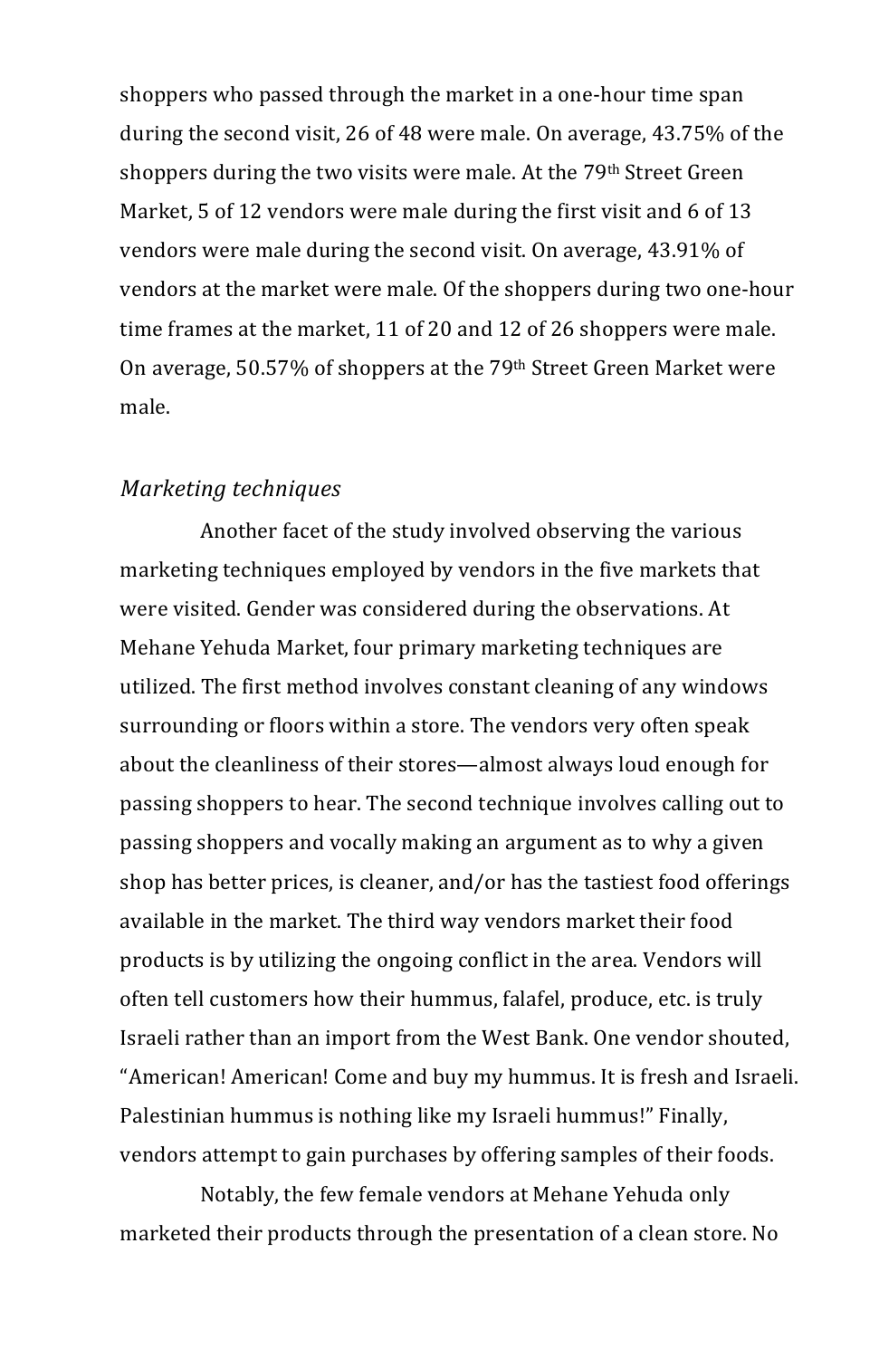shoppers who passed through the market in a one-hour time span during the second visit, 26 of 48 were male. On average, 43.75% of the shoppers during the two visits were male. At the 79th Street Green Market, 5 of 12 vendors were male during the first visit and 6 of 13 vendors were male during the second visit. On average, 43.91% of vendors at the market were male. Of the shoppers during two one-hour time frames at the market, 11 of 20 and 12 of 26 shoppers were male. On average, 50.57% of shoppers at the 79th Street Green Market were male.

*Marketing techniques*

Another facet of the study involved observing the various marketing techniques employed by vendors in the five markets that were visited. Gender was considered during the observations. At Mehane Yehuda Market, four primary marketing techniques are utilized. The first method involves constant cleaning of any windows surrounding or floors within a store. The vendors very often speak about the cleanliness of their stores—almost always loud enough for passing shoppers to hear. The second technique involves calling out to passing shoppers and vocally making an argument as to why a given shop has better prices, is cleaner, and/or has the tastiest food offerings available in the market. The third way vendors market their food products is by utilizing the ongoing conflict in the area. Vendors will often tell customers how their hummus, falafel, produce, etc. is truly Israeli rather than an import from the West Bank. One vendor shouted, "American! American! Come and buy my hummus. It is fresh and Israeli. Palestinian hummus is nothing like my Israeli hummus!" Finally, vendors attempt to gain purchases by offering samples of their foods.

Notably, the few female vendors at Mehane Yehuda only marketed their products through the presentation of a clean store. No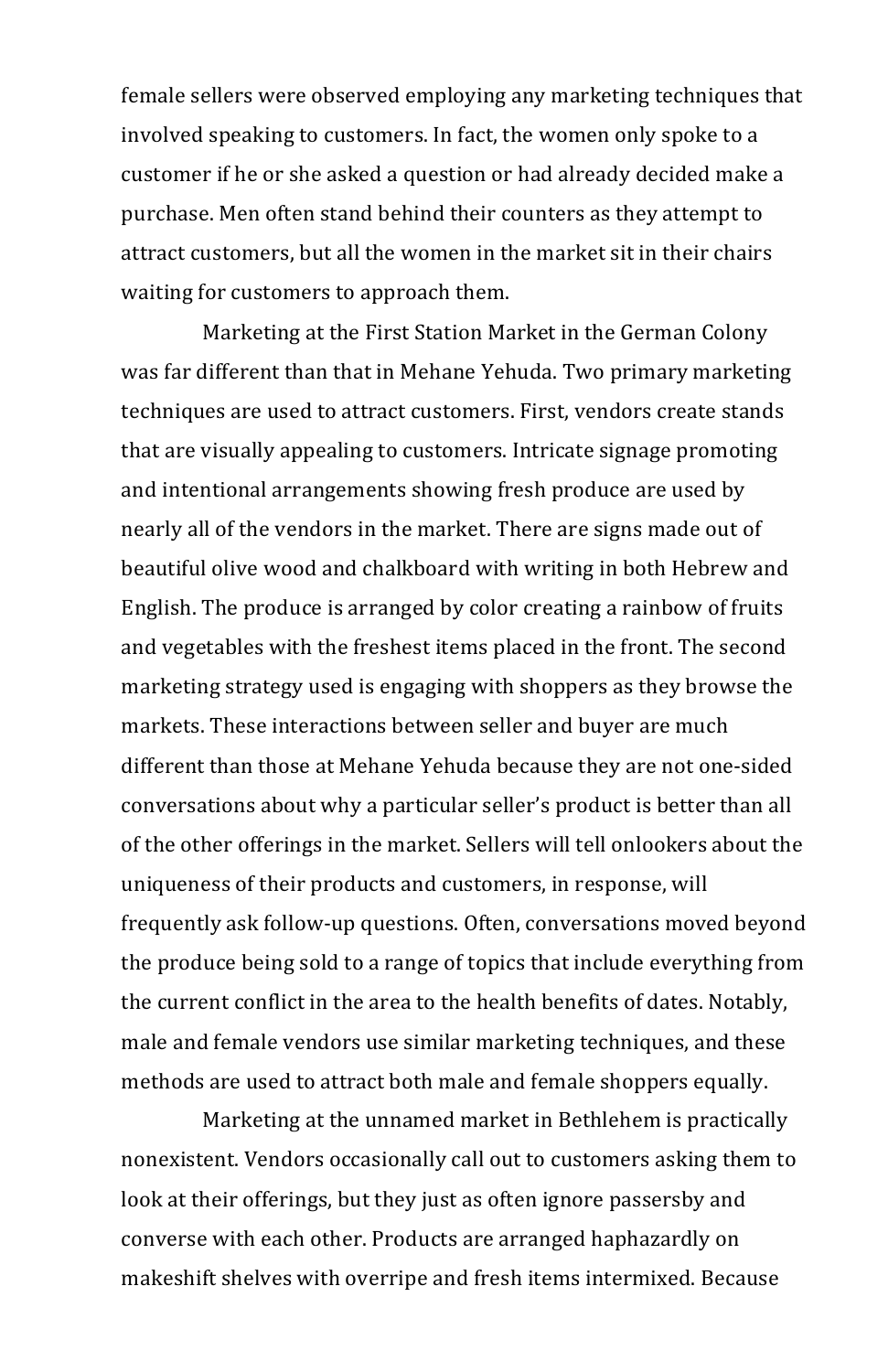female sellers were observed employing any marketing techniques that involved speaking to customers. In fact, the women only spoke to a customer if he or she asked a question or had already decided make a purchase. Men often stand behind their counters as they attempt to attract customers, but all the women in the market sit in their chairs waiting for customers to approach them.

Marketing at the First Station Market in the German Colony was far different than that in Mehane Yehuda. Two primary marketing techniques are used to attract customers. First, vendors create stands that are visually appealing to customers. Intricate signage promoting and intentional arrangements showing fresh produce are used by nearly all of the vendors in the market. There are signs made out of beautiful olive wood and chalkboard with writing in both Hebrew and English. The produce is arranged by color creating a rainbow of fruits and vegetables with the freshest items placed in the front. The second marketing strategy used is engaging with shoppers as they browse the markets. These interactions between seller and buyer are much different than those at Mehane Yehuda because they are not one-sided conversations about why a particular seller's product is better than all of the other offerings in the market. Sellers will tell onlookers about the uniqueness of their products and customers, in response, will frequently ask follow-up questions. Often, conversations moved beyond the produce being sold to a range of topics that include everything from the current conflict in the area to the health benefits of dates. Notably, male and female vendors use similar marketing techniques, and these methods are used to attract both male and female shoppers equally.

Marketing at the unnamed market in Bethlehem is practically nonexistent. Vendors occasionally call out to customers asking them to look at their offerings, but they just as often ignore passersby and converse with each other. Products are arranged haphazardly on makeshift shelves with overripe and fresh items intermixed. Because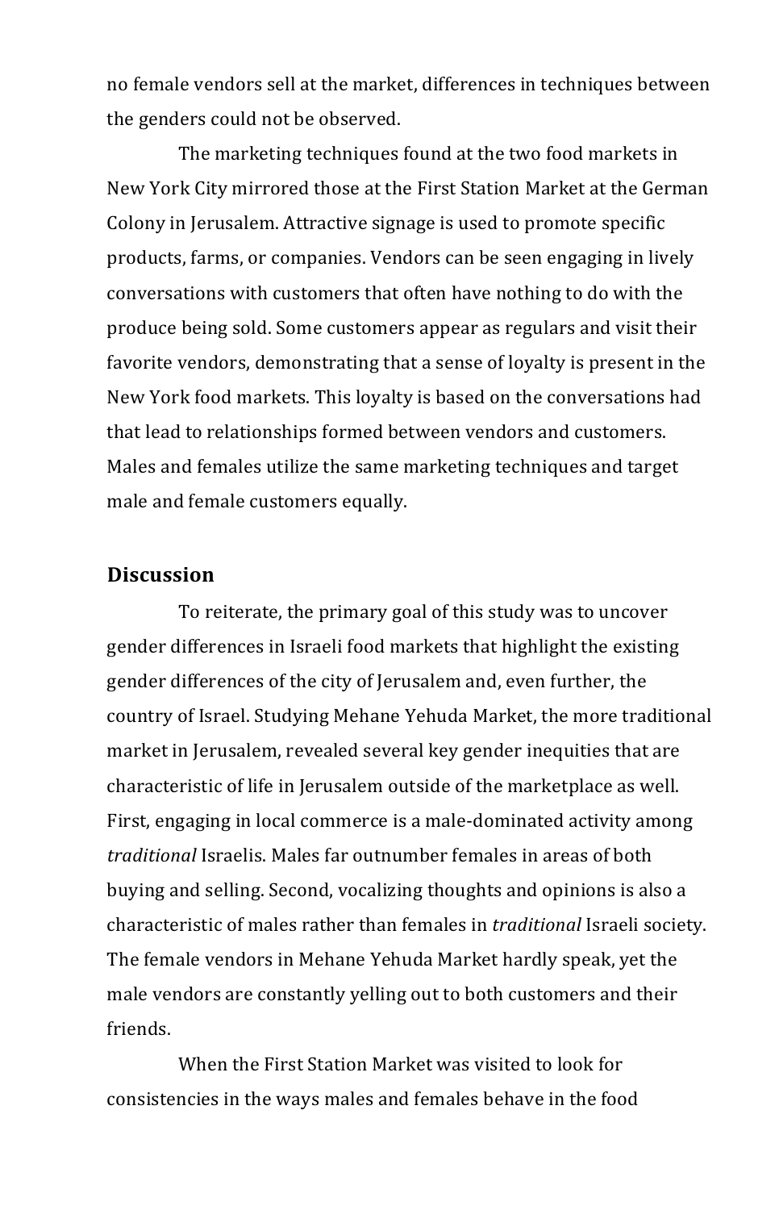no female vendors sell at the market, differences in techniques between the genders could not be observed.

The marketing techniques found at the two food markets in New York City mirrored those at the First Station Market at the German Colony in Jerusalem. Attractive signage is used to promote specific products, farms, or companies. Vendors can be seen engaging in lively conversations with customers that often have nothing to do with the produce being sold. Some customers appear as regulars and visit their favorite vendors, demonstrating that a sense of loyalty is present in the New York food markets. This loyalty is based on the conversations had that lead to relationships formed between vendors and customers. Males and females utilize the same marketing techniques and target male and female customers equally.

## Discussion

To reiterate, the primary goal of this study was to uncover gender differences in Israeli food markets that highlight the existing gender differences of the city of Jerusalem and, even further, the country of Israel. Studying Mehane Yehuda Market, the more traditional market in Jerusalem, revealed several key gender inequities that are characteristic of life in Jerusalem outside of the marketplace as well. First, engaging in local commerce is a male-dominated activity among *traditional* Israelis. Males far outnumber females in areas of both buying and selling. Second, vocalizing thoughts and opinions is also a characteristic of males rather than females in *traditional* Israeli society. The female vendors in Mehane Yehuda Market hardly speak, yet the male vendors are constantly yelling out to both customers and their friends.

When the First Station Market was visited to look for consistencies in the ways males and females behave in the food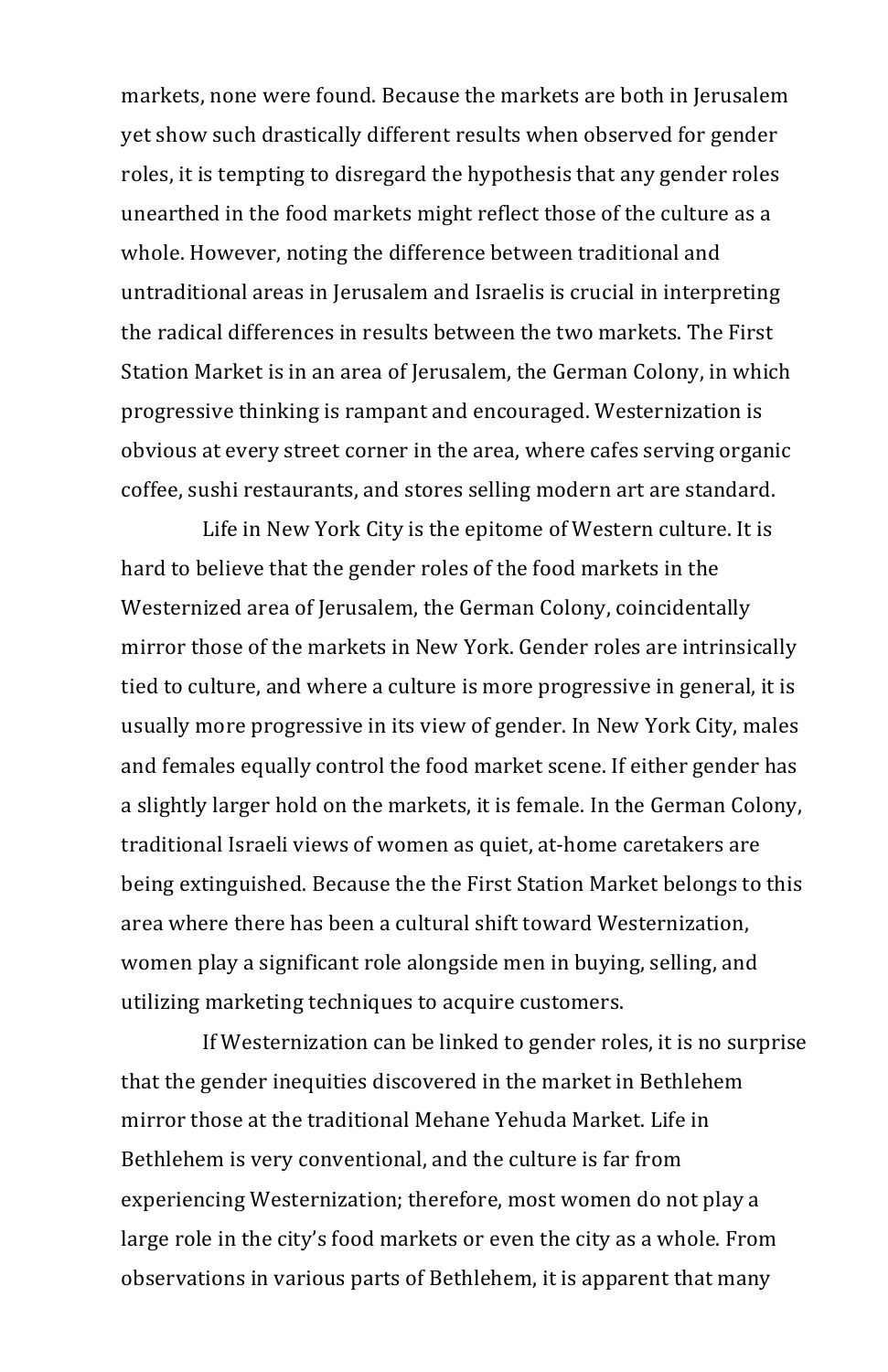markets, none were found. Because the markets are both in Jerusalem yet show such drastically different results when observed for gender roles, it is tempting to disregard the hypothesis that any gender roles unearthed in the food markets might reflect those of the culture as a whole. However, noting the difference between traditional and untraditional areas in Jerusalem and Israelis is crucial in interpreting the radical differences in results between the two markets. The First Station Market is in an area of Jerusalem, the German Colony, in which progressive thinking is rampant and encouraged. Westernization is obvious at every street corner in the area, where cafes serving organic coffee, sushi restaurants, and stores selling modern art are standard.

Life in New York City is the epitome of Western culture. It is hard to believe that the gender roles of the food markets in the Westernized area of Jerusalem, the German Colony, coincidentally mirror those of the markets in New York. Gender roles are intrinsically tied to culture, and where a culture is more progressive in general, it is usually more progressive in its view of gender. In New York City, males and females equally control the food market scene. If either gender has a slightly larger hold on the markets, it is female. In the German Colony, traditional Israeli views of women as quiet, at-home caretakers are being extinguished. Because the the First Station Market belongs to this area where there has been a cultural shift toward Westernization, women play a significant role alongside men in buying, selling, and utilizing marketing techniques to acquire customers.

If Westernization can be linked to gender roles, it is no surprise that the gender inequities discovered in the market in Bethlehem mirror those at the traditional Mehane Yehuda Market. Life in Bethlehem is very conventional, and the culture is far from experiencing Westernization; therefore, most women do not play a large role in the city's food markets or even the city as a whole. From observations in various parts of Bethlehem, it is apparent that many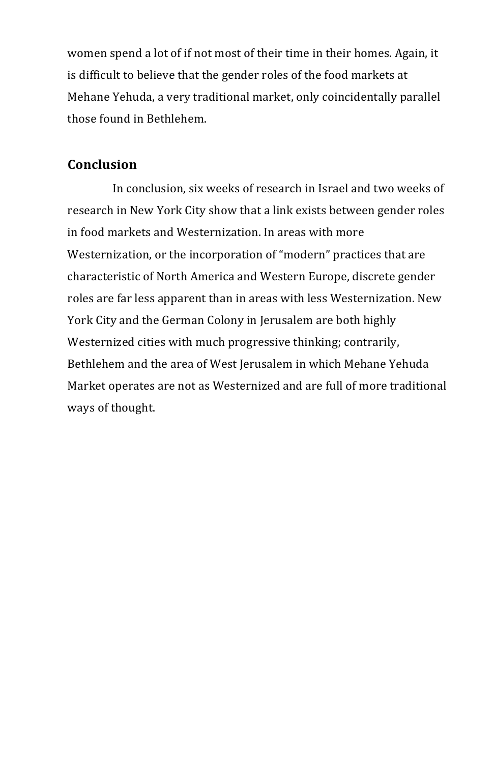women spend a lot of if not most of their time in their homes. Again, it is difficult to believe that the gender roles of the food markets at Mehane Yehuda, a very traditional market, only coincidentally parallel those found in Bethlehem.

## Conclusion

In conclusion, six weeks of research in Israel and two weeks of research in New York City show that a link exists between gender roles in food markets and Westernization. In areas with more Westernization, or the incorporation of "modern" practices that are characteristic of North America and Western Europe, discrete gender roles are far less apparent than in areas with less Westernization. New York City and the German Colony in Jerusalem are both highly Westernized cities with much progressive thinking; contrarily, Bethlehem and the area of West Jerusalem in which Mehane Yehuda Market operates are not as Westernized and are full of more traditional ways of thought.